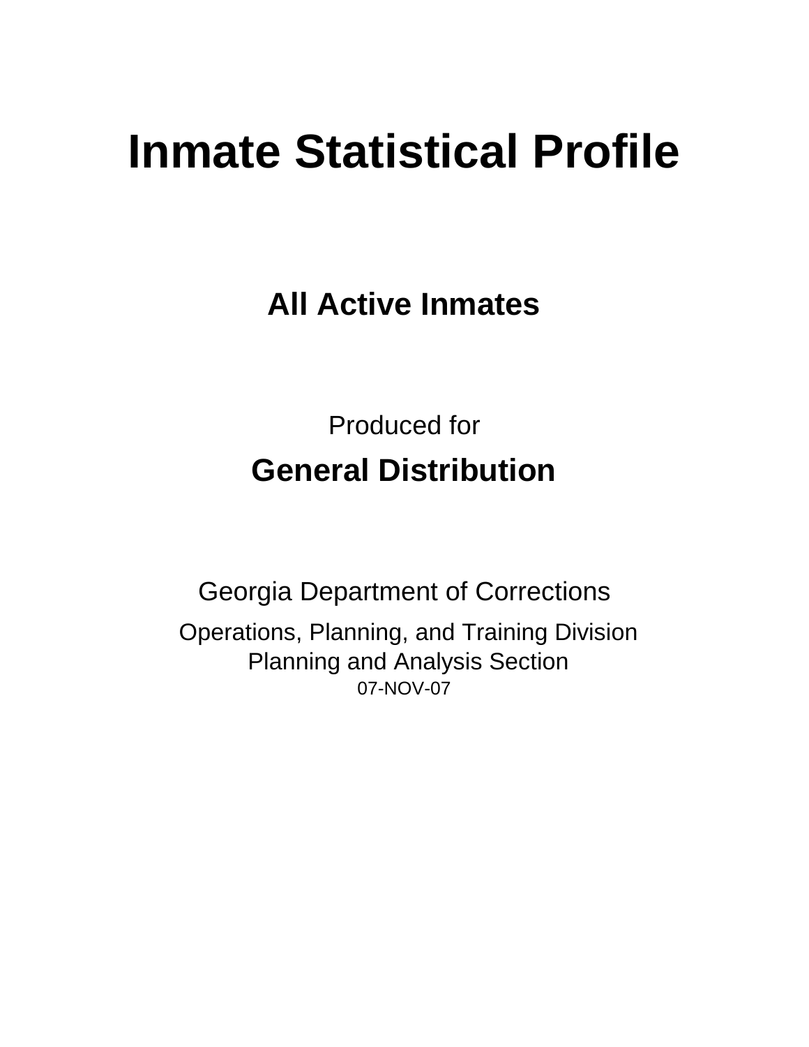# Inmate Statistical Profile

## All Active Inmates

Produced for

## General Distribution

Georgia Department of Corrections

Operations, Planning, and Training Division
Planning and Analysis Section
07-NOV-07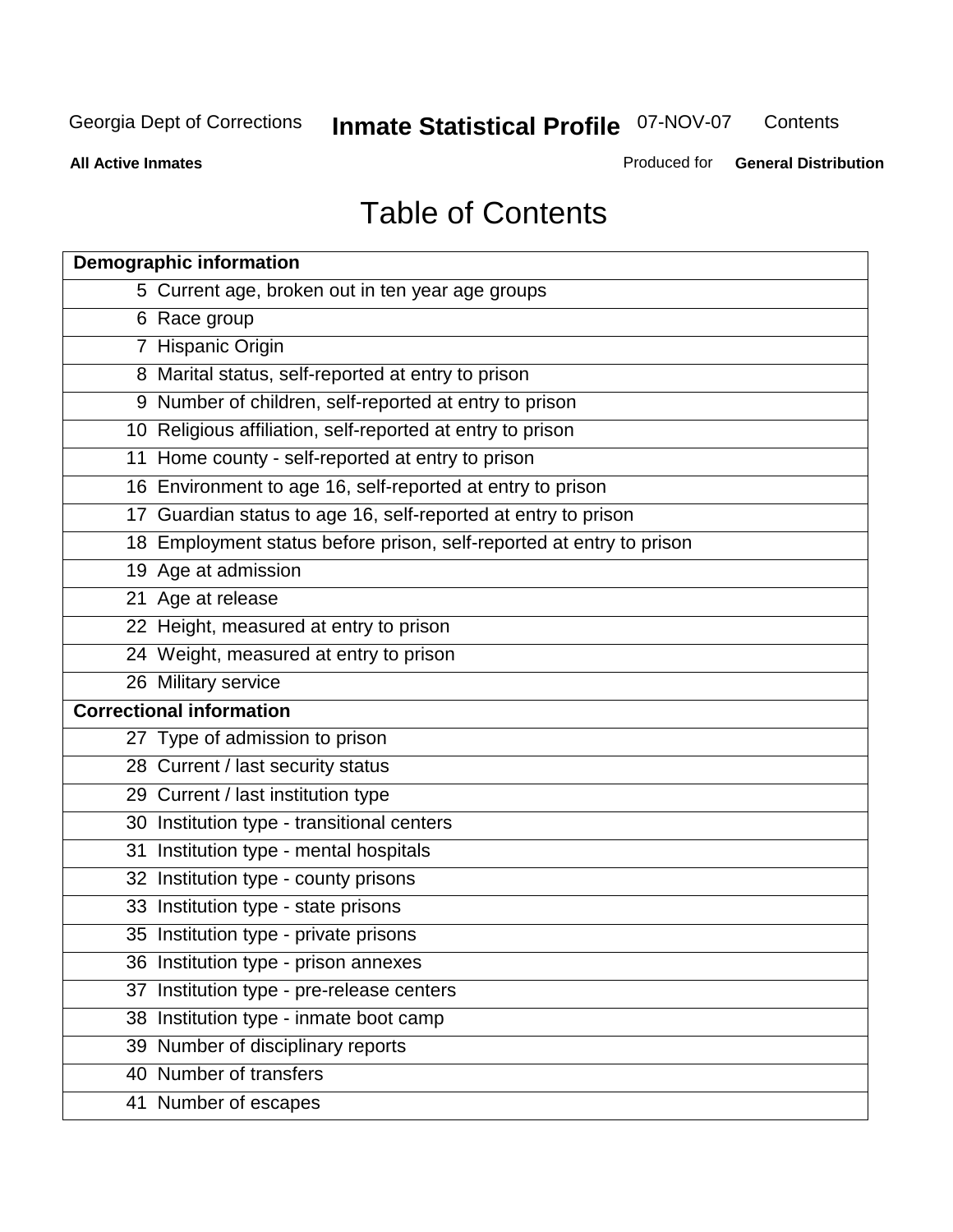Georgia Dept of Corrections **Inmate Statistical Profile** 07-NOV-07 Contents

**All Active Inmates** Produced for **General Distribution**

# Table of Contents

| **Demographic information** | |
|---|---|
| 5 | Current age, broken out in ten year age groups |
| 6 | Race group |
| 7 | Hispanic Origin |
| 8 | Marital status, self-reported at entry to prison |
| 9 | Number of children, self-reported at entry to prison |
| 10 | Religious affiliation, self-reported at entry to prison |
| 11 | Home county - self-reported at entry to prison |
| 16 | Environment to age 16, self-reported at entry to prison |
| 17 | Guardian status to age 16, self-reported at entry to prison |
| 18 | Employment status before prison, self-reported at entry to prison |
| 19 | Age at admission |
| 21 | Age at release |
| 22 | Height, measured at entry to prison |
| 24 | Weight, measured at entry to prison |
| 26 | Military service |
| **Correctional information** | |
| 27 | Type of admission to prison |
| 28 | Current / last security status |
| 29 | Current / last institution type |
| 30 | Institution type - transitional centers |
| 31 | Institution type - mental hospitals |
| 32 | Institution type - county prisons |
| 33 | Institution type - state prisons |
| 35 | Institution type - private prisons |
| 36 | Institution type - prison annexes |
| 37 | Institution type - pre-release centers |
| 38 | Institution type - inmate boot camp |
| 39 | Number of disciplinary reports |
| 40 | Number of transfers |
| 41 | Number of escapes |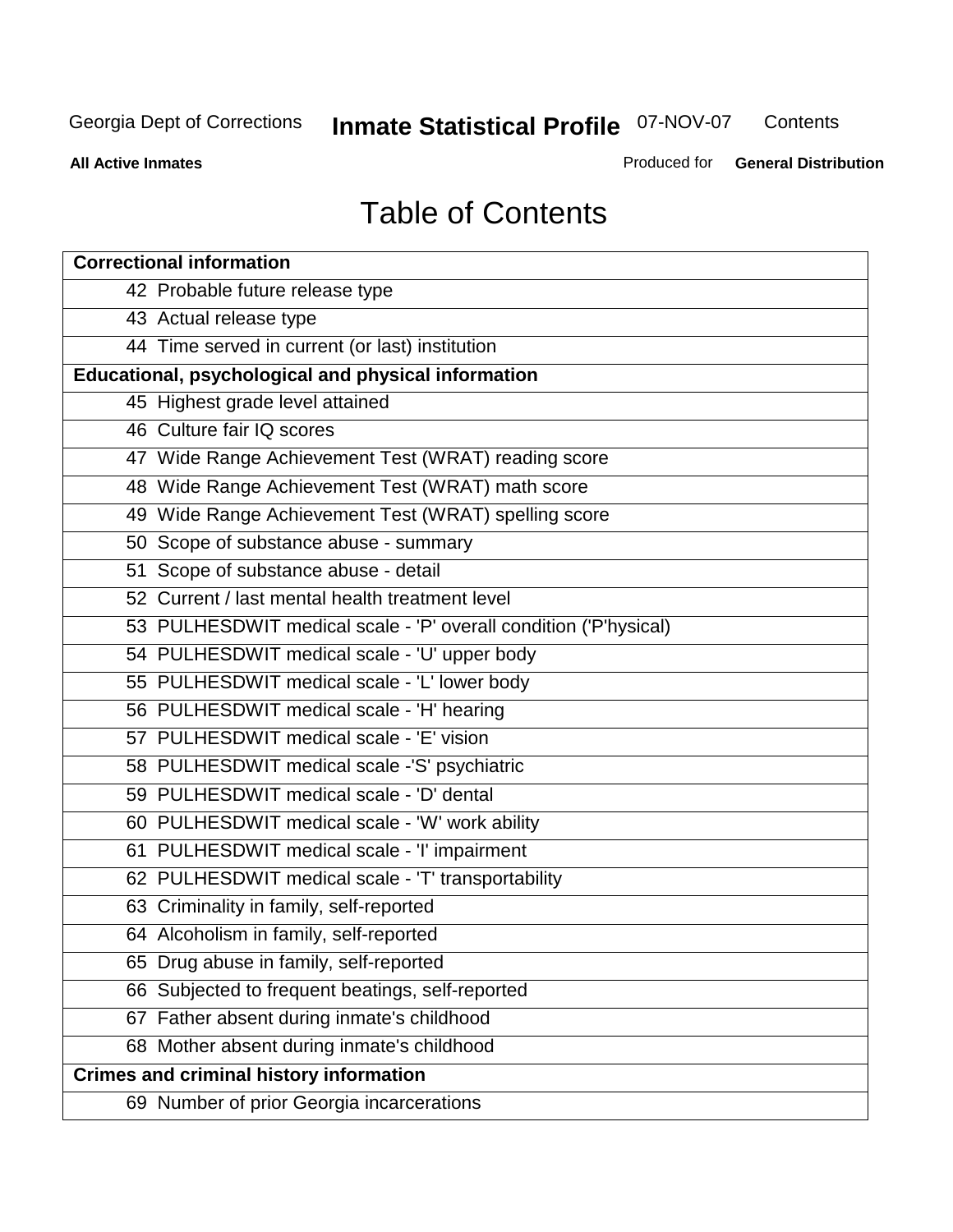# Table of Contents

| Correctional information | |
|---|---|
| 42 | Probable future release type |
| 43 | Actual release type |
| 44 | Time served in current (or last) institution |
| **Educational, psychological and physical information** | |
| 45 | Highest grade level attained |
| 46 | Culture fair IQ scores |
| 47 | Wide Range Achievement Test (WRAT) reading score |
| 48 | Wide Range Achievement Test (WRAT) math score |
| 49 | Wide Range Achievement Test (WRAT) spelling score |
| 50 | Scope of substance abuse - summary |
| 51 | Scope of substance abuse - detail |
| 52 | Current / last mental health treatment level |
| 53 | PULHESDWIT medical scale - 'P' overall condition ('P'hysical) |
| 54 | PULHESDWIT medical scale - 'U' upper body |
| 55 | PULHESDWIT medical scale - 'L' lower body |
| 56 | PULHESDWIT medical scale - 'H' hearing |
| 57 | PULHESDWIT medical scale - 'E' vision |
| 58 | PULHESDWIT medical scale -'S' psychiatric |
| 59 | PULHESDWIT medical scale - 'D' dental |
| 60 | PULHESDWIT medical scale - 'W' work ability |
| 61 | PULHESDWIT medical scale - 'I' impairment |
| 62 | PULHESDWIT medical scale - 'T' transportability |
| 63 | Criminality in family, self-reported |
| 64 | Alcoholism in family, self-reported |
| 65 | Drug abuse in family, self-reported |
| 66 | Subjected to frequent beatings, self-reported |
| 67 | Father absent during inmate's childhood |
| 68 | Mother absent during inmate's childhood |
| **Crimes and criminal history information** | |
| 69 | Number of prior Georgia incarcerations |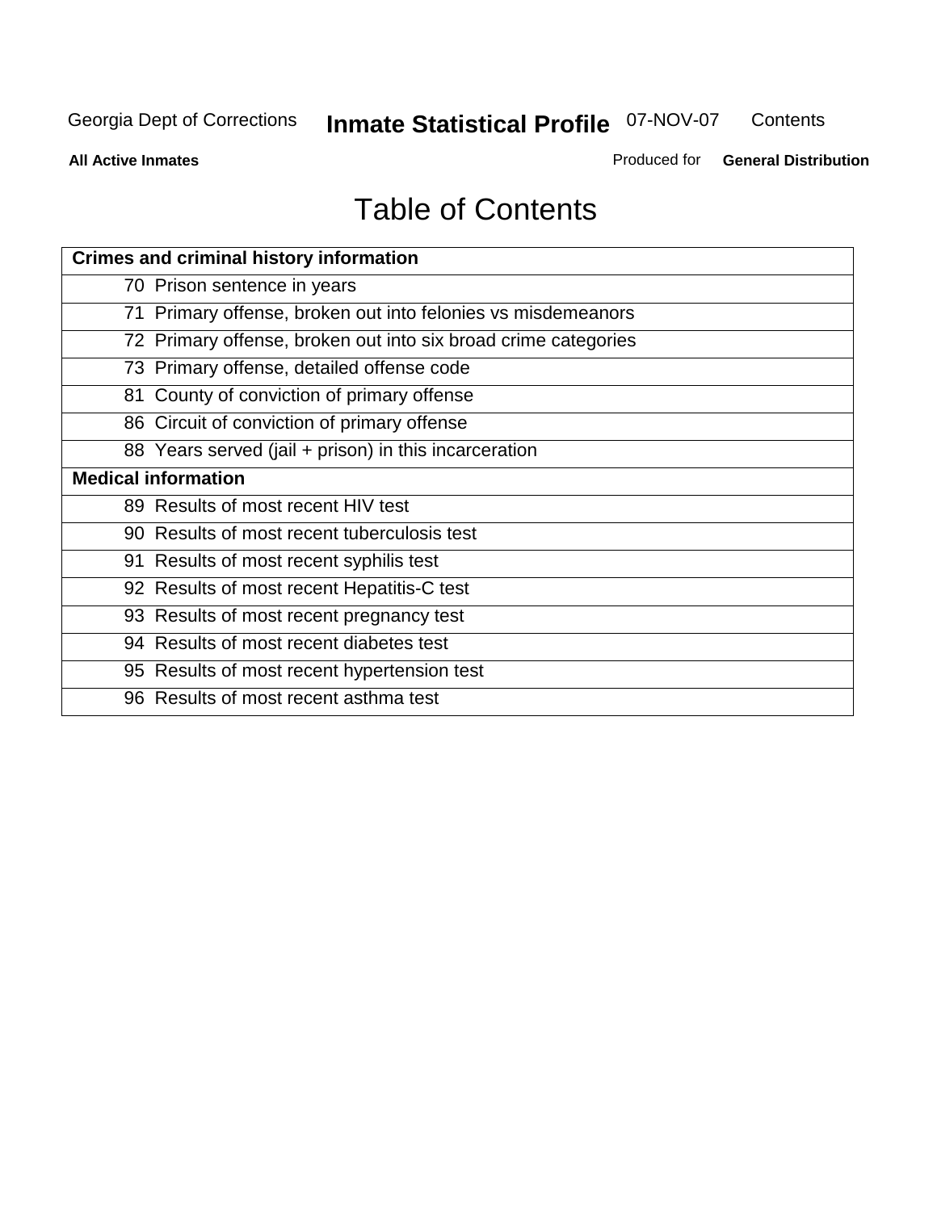# Table of Contents

| Crimes and criminal history information |
|---|
| 70 Prison sentence in years |
| 71 Primary offense, broken out into felonies vs misdemeanors |
| 72 Primary offense, broken out into six broad crime categories |
| 73 Primary offense, detailed offense code |
| 81 County of conviction of primary offense |
| 86 Circuit of conviction of primary offense |
| 88 Years served (jail + prison) in this incarceration |
| **Medical information** |
| 89 Results of most recent HIV test |
| 90 Results of most recent tuberculosis test |
| 91 Results of most recent syphilis test |
| 92 Results of most recent Hepatitis-C test |
| 93 Results of most recent pregnancy test |
| 94 Results of most recent diabetes test |
| 95 Results of most recent hypertension test |
| 96 Results of most recent asthma test |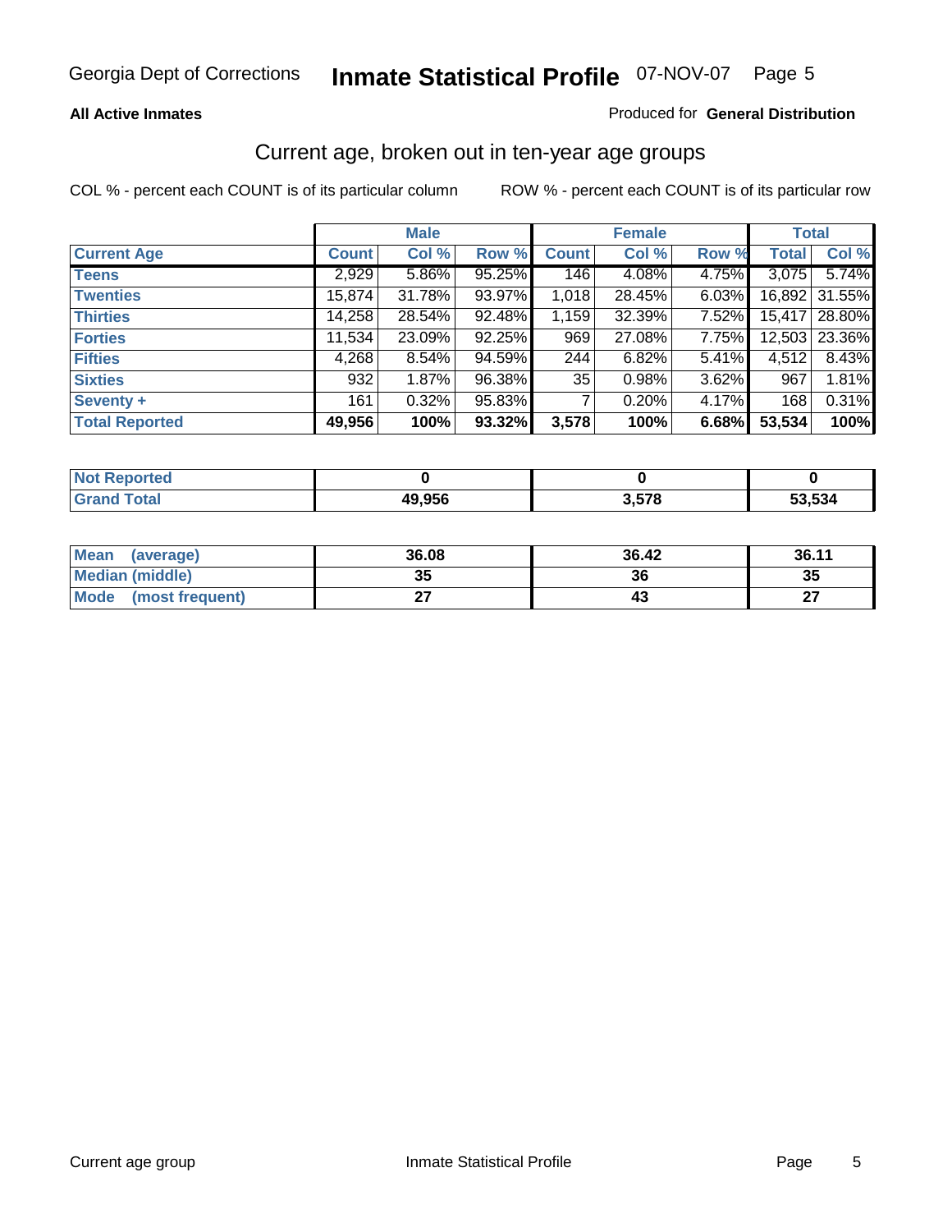## Current age, broken out in ten-year age groups

COL % - percent each COUNT is of its particular column    ROW % - percent each COUNT is of its particular row

| | Male | | | Female | | | Total | |
|---|---|---|---|---|---|---|---|---|
| **Current Age** | **Count** | **Col %** | **Row %** | **Count** | **Col %** | **Row %** | **Total** | **Col %** |
| **Teens** | 2,929 | 5.86% | 95.25% | 146 | 4.08% | 4.75% | 3,075 | 5.74% |
| **Twenties** | 15,874 | 31.78% | 93.97% | 1,018 | 28.45% | 6.03% | 16,892 | 31.55% |
| **Thirties** | 14,258 | 28.54% | 92.48% | 1,159 | 32.39% | 7.52% | 15,417 | 28.80% |
| **Forties** | 11,534 | 23.09% | 92.25% | 969 | 27.08% | 7.75% | 12,503 | 23.36% |
| **Fifties** | 4,268 | 8.54% | 94.59% | 244 | 6.82% | 5.41% | 4,512 | 8.43% |
| **Sixties** | 932 | 1.87% | 96.38% | 35 | 0.98% | 3.62% | 967 | 1.81% |
| **Seventy +** | 161 | 0.32% | 95.83% | 7 | 0.20% | 4.17% | 168 | 0.31% |
| **Total Reported** | **49,956** | **100%** | **93.32%** | **3,578** | **100%** | **6.68%** | **53,534** | **100%** |

| | Male | Female | Total |
|---|---|---|---|
| **Not Reported** | **0** | **0** | **0** |
| **Grand Total** | **49,956** | **3,578** | **53,534** |

| | Male | Female | Total |
|---|---|---|---|
| **Mean (average)** | **36.08** | **36.42** | **36.11** |
| **Median (middle)** | **35** | **36** | **35** |
| **Mode (most frequent)** | **27** | **43** | **27** |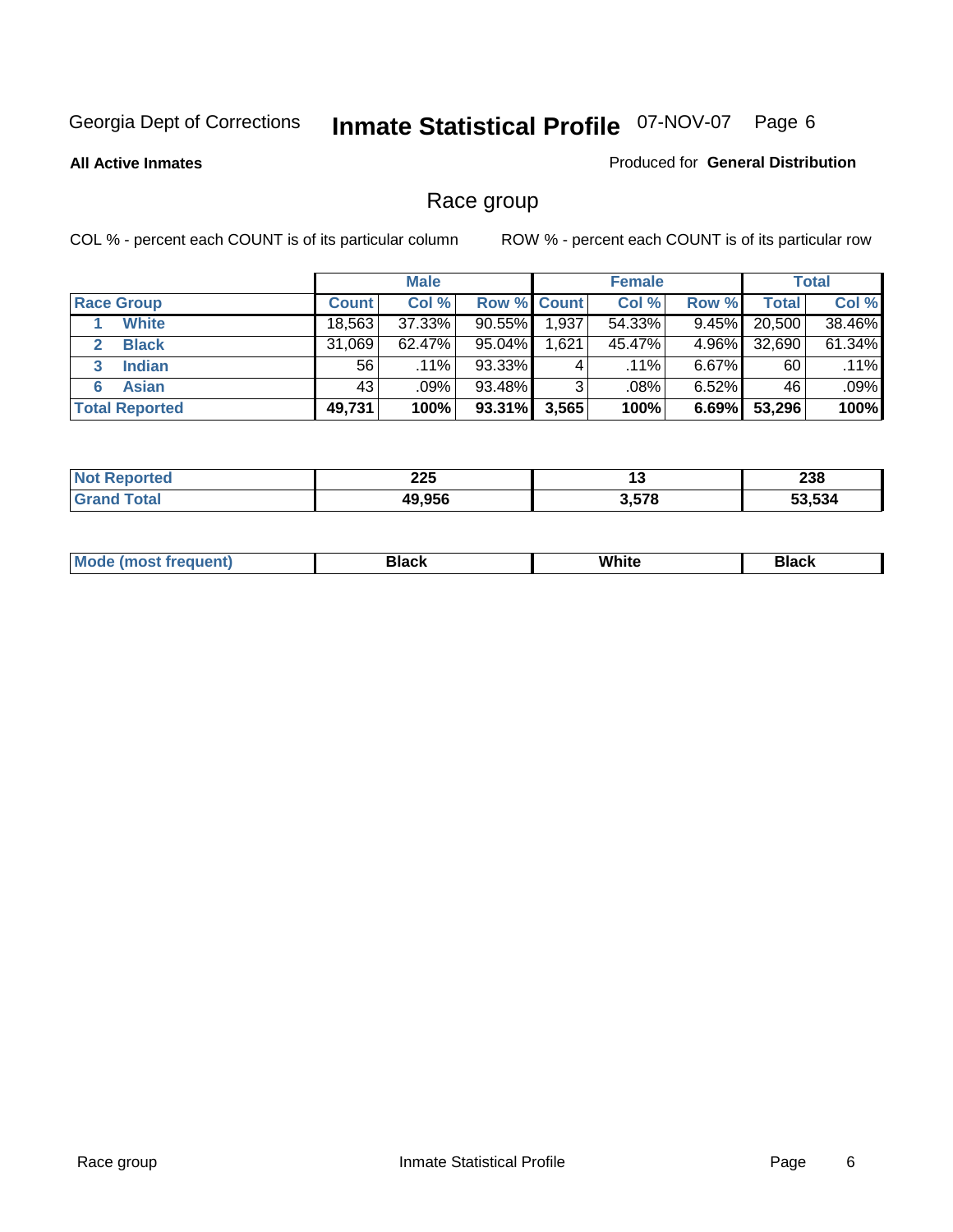Georgia Dept of Corrections **Inmate Statistical Profile** 07-NOV-07

**All Active Inmates**

Produced for **General Distribution**

## Race group

COL % - percent each COUNT is of its particular column

ROW % - percent each COUNT is of its particular row

| | Male | | | Female | | | Total | |
|---|---|---|---|---|---|---|---|---|
| Race Group | Count | Col % | Row % | Count | Col % | Row % | Total | Col % |
| 1 White | 18,563 | 37.33% | 90.55% | 1,937 | 54.33% | 9.45% | 20,500 | 38.46% |
| 2 Black | 31,069 | 62.47% | 95.04% | 1,621 | 45.47% | 4.96% | 32,690 | 61.34% |
| 3 Indian | 56 | .11% | 93.33% | 4 | .11% | 6.67% | 60 | .11% |
| 6 Asian | 43 | .09% | 93.48% | 3 | .08% | 6.52% | 46 | .09% |
| **Total Reported** | **49,731** | **100%** | **93.31%** | **3,565** | **100%** | **6.69%** | **53,296** | **100%** |

| | Male | Female | Total |
|---|---|---|---|
| Not Reported | 225 | 13 | 238 |
| Grand Total | 49,956 | 3,578 | 53,534 |

| | Male | Female | Total |
|---|---|---|---|
| Mode (most frequent) | Black | White | Black |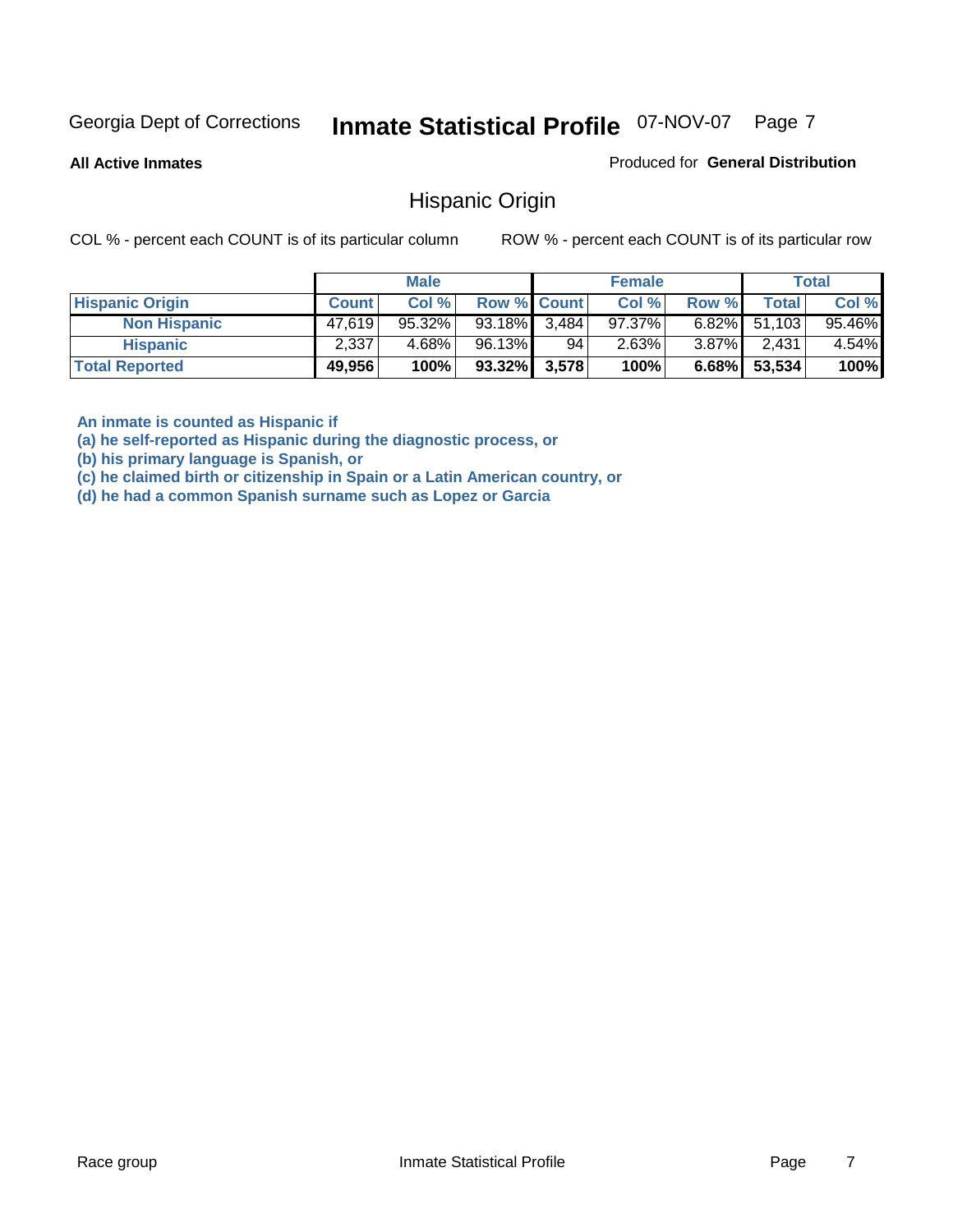Georgia Dept of Corrections **Inmate Statistical Profile** 07-NOV-07 Page 7

**All Active Inmates**

Produced for **General Distribution**

## Hispanic Origin

COL % - percent each COUNT is of its particular column

ROW % - percent each COUNT is of its particular row

| | Male | | | Female | | | Total | |
|---|---|---|---|---|---|---|---|---|
| **Hispanic Origin** | **Count** | **Col %** | **Row %** | **Count** | **Col %** | **Row %** | **Total** | **Col %** |
| **Non Hispanic** | 47,619 | 95.32% | 93.18% | 3,484 | 97.37% | 6.82% | 51,103 | 95.46% |
| **Hispanic** | 2,337 | 4.68% | 96.13% | 94 | 2.63% | 3.87% | 2,431 | 4.54% |
| **Total Reported** | **49,956** | **100%** | **93.32%** | **3,578** | **100%** | **6.68%** | **53,534** | **100%** |

**An inmate is counted as Hispanic if**
**(a) he self-reported as Hispanic during the diagnostic process, or**
**(b) his primary language is Spanish, or**
**(c) he claimed birth or citizenship in Spain or a Latin American country, or**
**(d) he had a common Spanish surname such as Lopez or Garcia**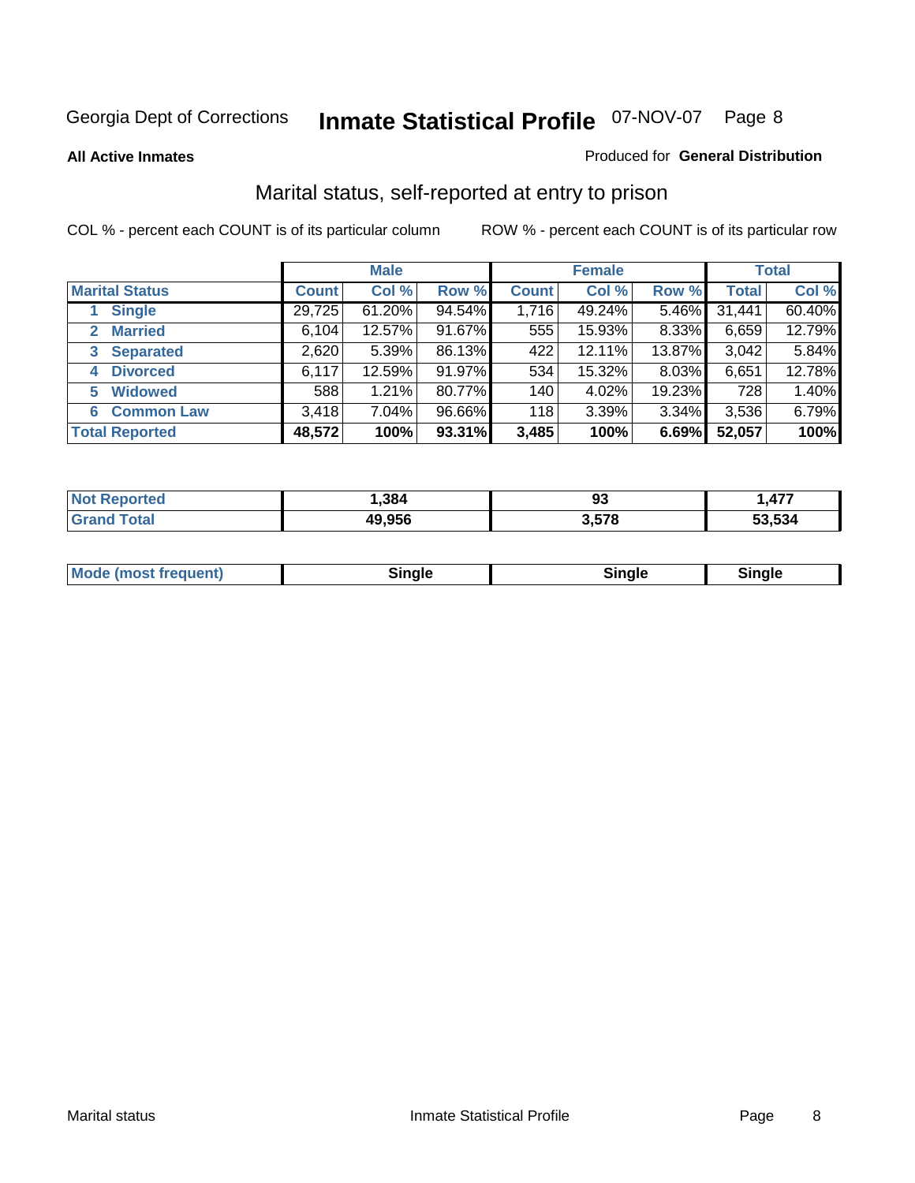Georgia Dept of Corrections **Inmate Statistical Profile** 07-NOV-07

**All Active Inmates**

Produced for **General Distribution**

## Marital status, self-reported at entry to prison

COL % - percent each COUNT is of its particular column

ROW % - percent each COUNT is of its particular row

| | Male | | | Female | | | Total | |
|---|---|---|---|---|---|---|---|---|
| **Marital Status** | **Count** | **Col %** | **Row %** | **Count** | **Col %** | **Row %** | **Total** | **Col %** |
| 1 Single | 29,725 | 61.20% | 94.54% | 1,716 | 49.24% | 5.46% | 31,441 | 60.40% |
| 2 Married | 6,104 | 12.57% | 91.67% | 555 | 15.93% | 8.33% | 6,659 | 12.79% |
| 3 Separated | 2,620 | 5.39% | 86.13% | 422 | 12.11% | 13.87% | 3,042 | 5.84% |
| 4 Divorced | 6,117 | 12.59% | 91.97% | 534 | 15.32% | 8.03% | 6,651 | 12.78% |
| 5 Widowed | 588 | 1.21% | 80.77% | 140 | 4.02% | 19.23% | 728 | 1.40% |
| 6 Common Law | 3,418 | 7.04% | 96.66% | 118 | 3.39% | 3.34% | 3,536 | 6.79% |
| **Total Reported** | **48,572** | **100%** | **93.31%** | **3,485** | **100%** | **6.69%** | **52,057** | **100%** |

| | Male | Female | Total |
|---|---|---|---|
| Not Reported | 1,384 | 93 | 1,477 |
| Grand Total | 49,956 | 3,578 | 53,534 |

| | Male | Female | Total |
|---|---|---|---|
| Mode (most frequent) | Single | Single | Single |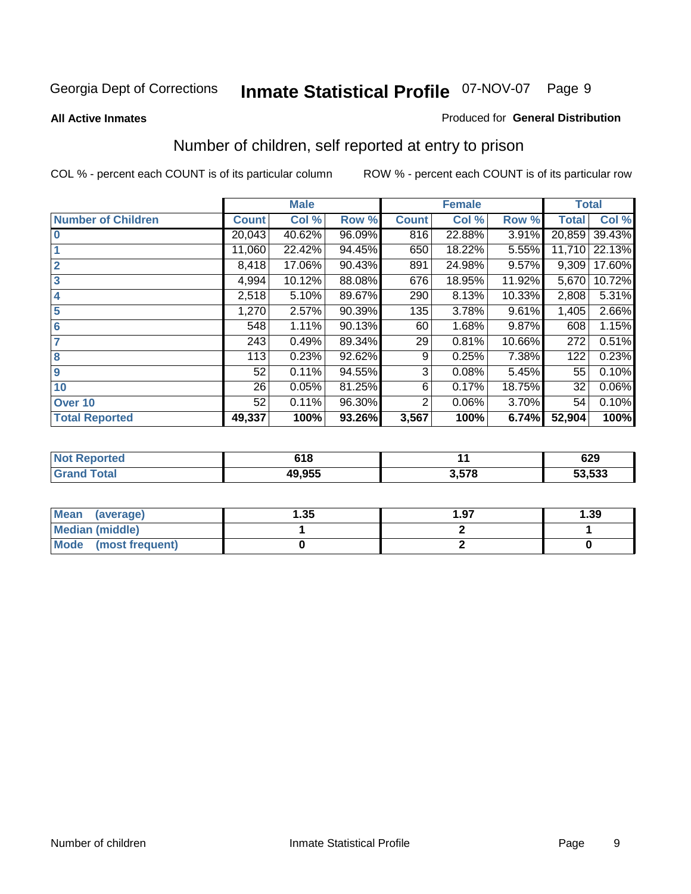Georgia Dept of Corrections **Inmate Statistical Profile** 07-NOV-07

**All Active Inmates**

Produced for **General Distribution**

## Number of children, self reported at entry to prison

COL % - percent each COUNT is of its particular column

ROW % - percent each COUNT is of its particular row

| | Male | | | Female | | | Total | |
|---|---|---|---|---|---|---|---|---|
| **Number of Children** | **Count** | **Col %** | **Row %** | **Count** | **Col %** | **Row %** | **Total** | **Col %** |
| **0** | 20,043 | 40.62% | 96.09% | 816 | 22.88% | 3.91% | 20,859 | 39.43% |
| **1** | 11,060 | 22.42% | 94.45% | 650 | 18.22% | 5.55% | 11,710 | 22.13% |
| **2** | 8,418 | 17.06% | 90.43% | 891 | 24.98% | 9.57% | 9,309 | 17.60% |
| **3** | 4,994 | 10.12% | 88.08% | 676 | 18.95% | 11.92% | 5,670 | 10.72% |
| **4** | 2,518 | 5.10% | 89.67% | 290 | 8.13% | 10.33% | 2,808 | 5.31% |
| **5** | 1,270 | 2.57% | 90.39% | 135 | 3.78% | 9.61% | 1,405 | 2.66% |
| **6** | 548 | 1.11% | 90.13% | 60 | 1.68% | 9.87% | 608 | 1.15% |
| **7** | 243 | 0.49% | 89.34% | 29 | 0.81% | 10.66% | 272 | 0.51% |
| **8** | 113 | 0.23% | 92.62% | 9 | 0.25% | 7.38% | 122 | 0.23% |
| **9** | 52 | 0.11% | 94.55% | 3 | 0.08% | 5.45% | 55 | 0.10% |
| **10** | 26 | 0.05% | 81.25% | 6 | 0.17% | 18.75% | 32 | 0.06% |
| **Over 10** | 52 | 0.11% | 96.30% | 2 | 0.06% | 3.70% | 54 | 0.10% |
| **Total Reported** | **49,337** | **100%** | **93.26%** | **3,567** | **100%** | **6.74%** | **52,904** | **100%** |

| | Male | Female | Total |
|---|---|---|---|
| **Not Reported** | **618** | **11** | **629** |
| **Grand Total** | **49,955** | **3,578** | **53,533** |

| | Male | Female | Total |
|---|---|---|---|
| **Mean (average)** | **1.35** | **1.97** | **1.39** |
| **Median (middle)** | **1** | **2** | **1** |
| **Mode (most frequent)** | **0** | **2** | **0** |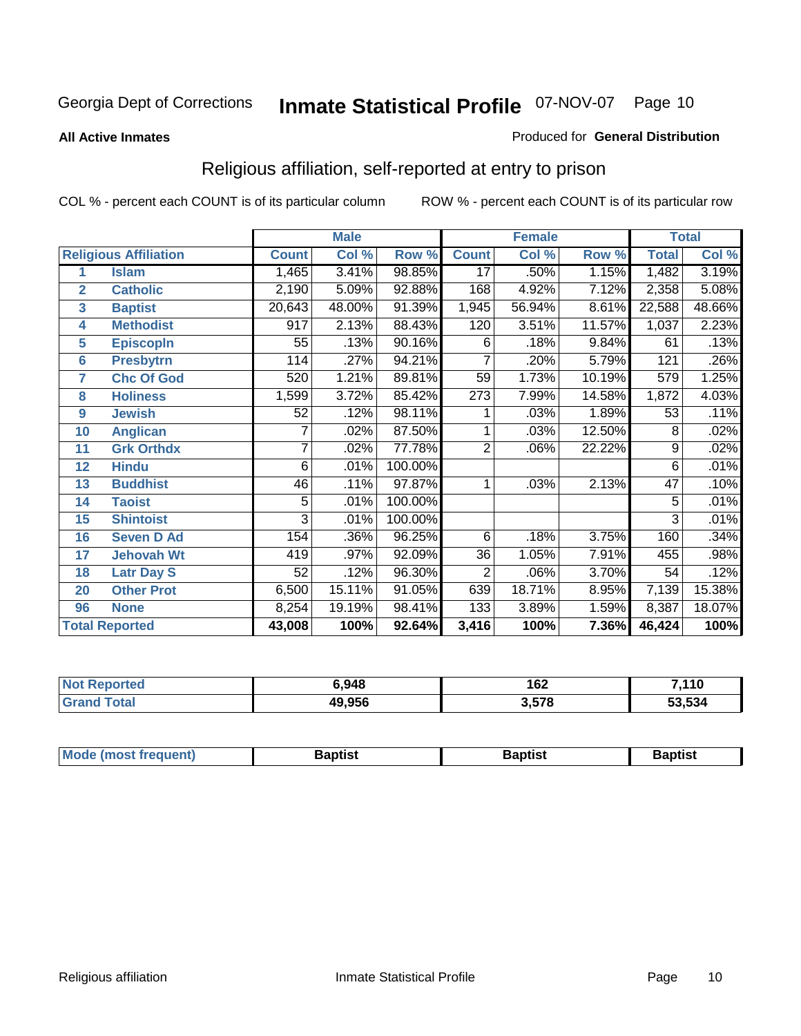Georgia Dept of Corrections **Inmate Statistical Profile** 07-NOV-07

**All Active Inmates**

Produced for **General Distribution**

## Religious affiliation, self-reported at entry to prison

COL % - percent each COUNT is of its particular column

ROW % - percent each COUNT is of its particular row

| | | Male | | | Female | | | Total | |
|---|---|---|---|---|---|---|---|---|---|
| **Religious Affiliation** | | **Count** | **Col %** | **Row %** | **Count** | **Col %** | **Row %** | **Total** | **Col %** |
| 1 | Islam | 1,465 | 3.41% | 98.85% | 17 | .50% | 1.15% | 1,482 | 3.19% |
| 2 | Catholic | 2,190 | 5.09% | 92.88% | 168 | 4.92% | 7.12% | 2,358 | 5.08% |
| 3 | Baptist | 20,643 | 48.00% | 91.39% | 1,945 | 56.94% | 8.61% | 22,588 | 48.66% |
| 4 | Methodist | 917 | 2.13% | 88.43% | 120 | 3.51% | 11.57% | 1,037 | 2.23% |
| 5 | Episcopln | 55 | .13% | 90.16% | 6 | .18% | 9.84% | 61 | .13% |
| 6 | Presbytrn | 114 | .27% | 94.21% | 7 | .20% | 5.79% | 121 | .26% |
| 7 | Chc Of God | 520 | 1.21% | 89.81% | 59 | 1.73% | 10.19% | 579 | 1.25% |
| 8 | Holiness | 1,599 | 3.72% | 85.42% | 273 | 7.99% | 14.58% | 1,872 | 4.03% |
| 9 | Jewish | 52 | .12% | 98.11% | 1 | .03% | 1.89% | 53 | .11% |
| 10 | Anglican | 7 | .02% | 87.50% | 1 | .03% | 12.50% | 8 | .02% |
| 11 | Grk Orthdx | 7 | .02% | 77.78% | 2 | .06% | 22.22% | 9 | .02% |
| 12 | Hindu | 6 | .01% | 100.00% | | | | 6 | .01% |
| 13 | Buddhist | 46 | .11% | 97.87% | 1 | .03% | 2.13% | 47 | .10% |
| 14 | Taoist | 5 | .01% | 100.00% | | | | 5 | .01% |
| 15 | Shintoist | 3 | .01% | 100.00% | | | | 3 | .01% |
| 16 | Seven D Ad | 154 | .36% | 96.25% | 6 | .18% | 3.75% | 160 | .34% |
| 17 | Jehovah Wt | 419 | .97% | 92.09% | 36 | 1.05% | 7.91% | 455 | .98% |
| 18 | Latr Day S | 52 | .12% | 96.30% | 2 | .06% | 3.70% | 54 | .12% |
| 20 | Other Prot | 6,500 | 15.11% | 91.05% | 639 | 18.71% | 8.95% | 7,139 | 15.38% |
| 96 | None | 8,254 | 19.19% | 98.41% | 133 | 3.89% | 1.59% | 8,387 | 18.07% |
| **Total Reported** | | **43,008** | **100%** | **92.64%** | **3,416** | **100%** | **7.36%** | **46,424** | **100%** |

| | Male | Female | Total |
|---|---|---|---|
| Not Reported | 6,948 | 162 | 7,110 |
| Grand Total | 49,956 | 3,578 | 53,534 |

| | Male | Female | Total |
|---|---|---|---|
| Mode (most frequent) | Baptist | Baptist | Baptist |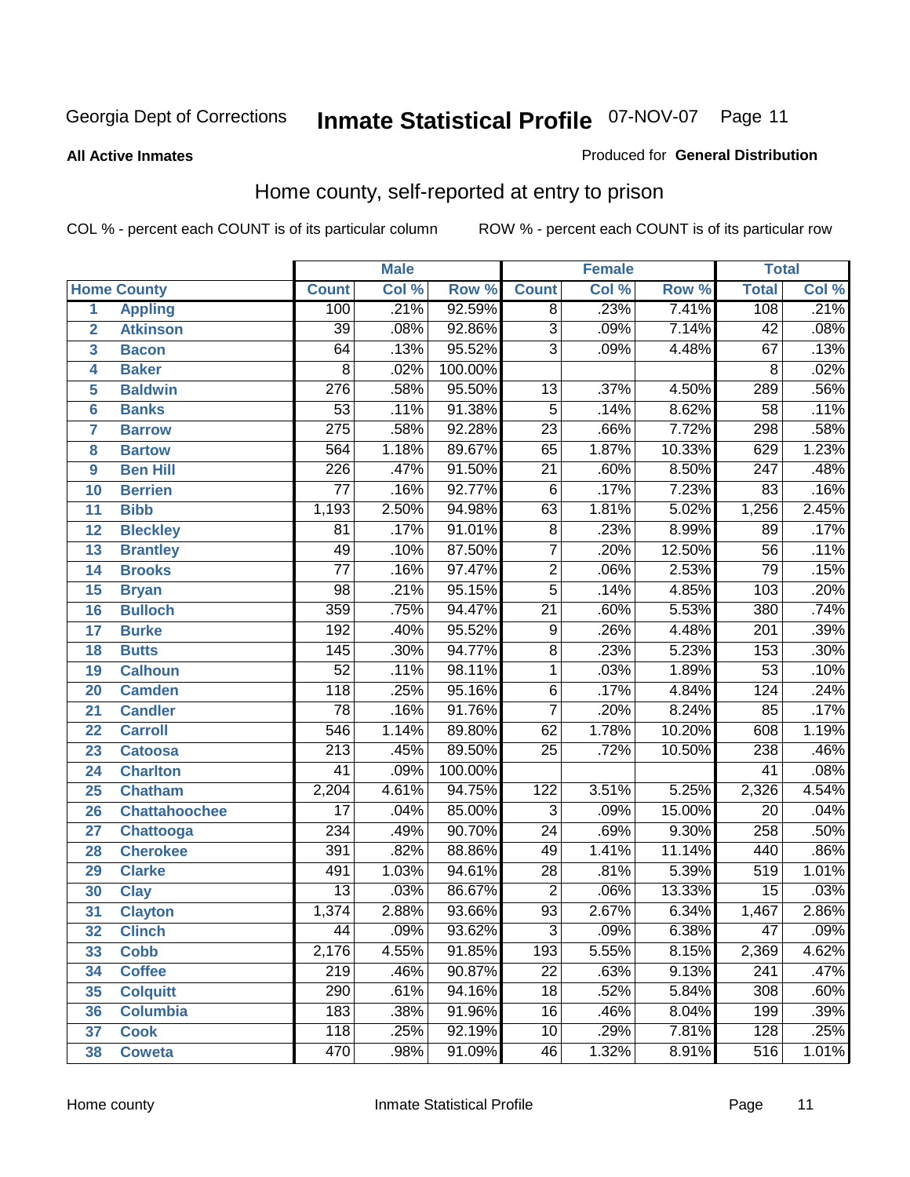Georgia Dept of Corrections **Inmate Statistical Profile** 07-NOV-07

**All Active Inmates** Produced for **General Distribution**

## Home county, self-reported at entry to prison

COL % - percent each COUNT is of its particular column ROW % - percent each COUNT is of its particular row

| | | Male | | | Female | | | Total | |
|---|---|---|---|---|---|---|---|---|---|
| **Home County** | | **Count** | **Col %** | **Row %** | **Count** | **Col %** | **Row %** | **Total** | **Col %** |
| 1 | Appling | 100 | .21% | 92.59% | 8 | .23% | 7.41% | 108 | .21% |
| 2 | Atkinson | 39 | .08% | 92.86% | 3 | .09% | 7.14% | 42 | .08% |
| 3 | Bacon | 64 | .13% | 95.52% | 3 | .09% | 4.48% | 67 | .13% |
| 4 | Baker | 8 | .02% | 100.00% | | | | 8 | .02% |
| 5 | Baldwin | 276 | .58% | 95.50% | 13 | .37% | 4.50% | 289 | .56% |
| 6 | Banks | 53 | .11% | 91.38% | 5 | .14% | 8.62% | 58 | .11% |
| 7 | Barrow | 275 | .58% | 92.28% | 23 | .66% | 7.72% | 298 | .58% |
| 8 | Bartow | 564 | 1.18% | 89.67% | 65 | 1.87% | 10.33% | 629 | 1.23% |
| 9 | Ben Hill | 226 | .47% | 91.50% | 21 | .60% | 8.50% | 247 | .48% |
| 10 | Berrien | 77 | .16% | 92.77% | 6 | .17% | 7.23% | 83 | .16% |
| 11 | Bibb | 1,193 | 2.50% | 94.98% | 63 | 1.81% | 5.02% | 1,256 | 2.45% |
| 12 | Bleckley | 81 | .17% | 91.01% | 8 | .23% | 8.99% | 89 | .17% |
| 13 | Brantley | 49 | .10% | 87.50% | 7 | .20% | 12.50% | 56 | .11% |
| 14 | Brooks | 77 | .16% | 97.47% | 2 | .06% | 2.53% | 79 | .15% |
| 15 | Bryan | 98 | .21% | 95.15% | 5 | .14% | 4.85% | 103 | .20% |
| 16 | Bulloch | 359 | .75% | 94.47% | 21 | .60% | 5.53% | 380 | .74% |
| 17 | Burke | 192 | .40% | 95.52% | 9 | .26% | 4.48% | 201 | .39% |
| 18 | Butts | 145 | .30% | 94.77% | 8 | .23% | 5.23% | 153 | .30% |
| 19 | Calhoun | 52 | .11% | 98.11% | 1 | .03% | 1.89% | 53 | .10% |
| 20 | Camden | 118 | .25% | 95.16% | 6 | .17% | 4.84% | 124 | .24% |
| 21 | Candler | 78 | .16% | 91.76% | 7 | .20% | 8.24% | 85 | .17% |
| 22 | Carroll | 546 | 1.14% | 89.80% | 62 | 1.78% | 10.20% | 608 | 1.19% |
| 23 | Catoosa | 213 | .45% | 89.50% | 25 | .72% | 10.50% | 238 | .46% |
| 24 | Charlton | 41 | .09% | 100.00% | | | | 41 | .08% |
| 25 | Chatham | 2,204 | 4.61% | 94.75% | 122 | 3.51% | 5.25% | 2,326 | 4.54% |
| 26 | Chattahoochee | 17 | .04% | 85.00% | 3 | .09% | 15.00% | 20 | .04% |
| 27 | Chattooga | 234 | .49% | 90.70% | 24 | .69% | 9.30% | 258 | .50% |
| 28 | Cherokee | 391 | .82% | 88.86% | 49 | 1.41% | 11.14% | 440 | .86% |
| 29 | Clarke | 491 | 1.03% | 94.61% | 28 | .81% | 5.39% | 519 | 1.01% |
| 30 | Clay | 13 | .03% | 86.67% | 2 | .06% | 13.33% | 15 | .03% |
| 31 | Clayton | 1,374 | 2.88% | 93.66% | 93 | 2.67% | 6.34% | 1,467 | 2.86% |
| 32 | Clinch | 44 | .09% | 93.62% | 3 | .09% | 6.38% | 47 | .09% |
| 33 | Cobb | 2,176 | 4.55% | 91.85% | 193 | 5.55% | 8.15% | 2,369 | 4.62% |
| 34 | Coffee | 219 | .46% | 90.87% | 22 | .63% | 9.13% | 241 | .47% |
| 35 | Colquitt | 290 | .61% | 94.16% | 18 | .52% | 5.84% | 308 | .60% |
| 36 | Columbia | 183 | .38% | 91.96% | 16 | .46% | 8.04% | 199 | .39% |
| 37 | Cook | 118 | .25% | 92.19% | 10 | .29% | 7.81% | 128 | .25% |
| 38 | Coweta | 470 | .98% | 91.09% | 46 | 1.32% | 8.91% | 516 | 1.01% |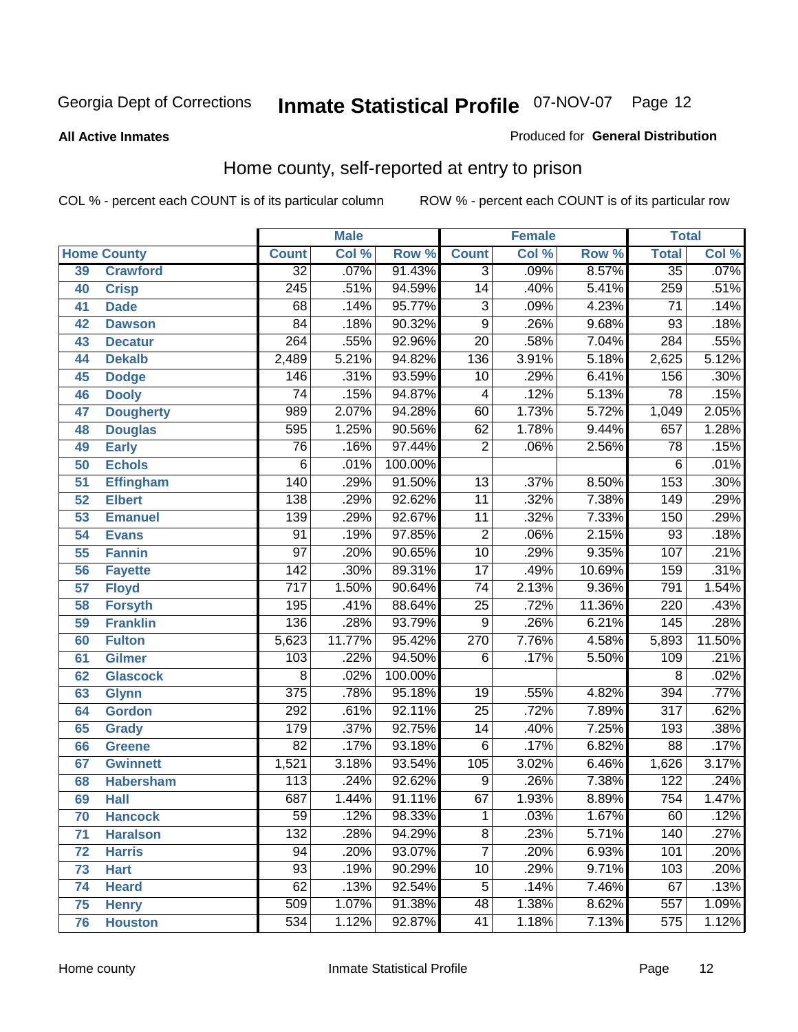Georgia Dept of Corrections **Inmate Statistical Profile** 07-NOV-07

**All Active Inmates** Produced for **General Distribution**

## Home county, self-reported at entry to prison

COL % - percent each COUNT is of its particular column ROW % - percent each COUNT is of its particular row

| Home County | | Male | | | Female | | | Total | |
|---|---|---|---|---|---|---|---|---|---|
| | | Count | Col % | Row % | Count | Col % | Row % | Total | Col % |
| 39 | Crawford | 32 | .07% | 91.43% | 3 | .09% | 8.57% | 35 | .07% |
| 40 | Crisp | 245 | .51% | 94.59% | 14 | .40% | 5.41% | 259 | .51% |
| 41 | Dade | 68 | .14% | 95.77% | 3 | .09% | 4.23% | 71 | .14% |
| 42 | Dawson | 84 | .18% | 90.32% | 9 | .26% | 9.68% | 93 | .18% |
| 43 | Decatur | 264 | .55% | 92.96% | 20 | .58% | 7.04% | 284 | .55% |
| 44 | Dekalb | 2,489 | 5.21% | 94.82% | 136 | 3.91% | 5.18% | 2,625 | 5.12% |
| 45 | Dodge | 146 | .31% | 93.59% | 10 | .29% | 6.41% | 156 | .30% |
| 46 | Dooly | 74 | .15% | 94.87% | 4 | .12% | 5.13% | 78 | .15% |
| 47 | Dougherty | 989 | 2.07% | 94.28% | 60 | 1.73% | 5.72% | 1,049 | 2.05% |
| 48 | Douglas | 595 | 1.25% | 90.56% | 62 | 1.78% | 9.44% | 657 | 1.28% |
| 49 | Early | 76 | .16% | 97.44% | 2 | .06% | 2.56% | 78 | .15% |
| 50 | Echols | 6 | .01% | 100.00% | | | | 6 | .01% |
| 51 | Effingham | 140 | .29% | 91.50% | 13 | .37% | 8.50% | 153 | .30% |
| 52 | Elbert | 138 | .29% | 92.62% | 11 | .32% | 7.38% | 149 | .29% |
| 53 | Emanuel | 139 | .29% | 92.67% | 11 | .32% | 7.33% | 150 | .29% |
| 54 | Evans | 91 | .19% | 97.85% | 2 | .06% | 2.15% | 93 | .18% |
| 55 | Fannin | 97 | .20% | 90.65% | 10 | .29% | 9.35% | 107 | .21% |
| 56 | Fayette | 142 | .30% | 89.31% | 17 | .49% | 10.69% | 159 | .31% |
| 57 | Floyd | 717 | 1.50% | 90.64% | 74 | 2.13% | 9.36% | 791 | 1.54% |
| 58 | Forsyth | 195 | .41% | 88.64% | 25 | .72% | 11.36% | 220 | .43% |
| 59 | Franklin | 136 | .28% | 93.79% | 9 | .26% | 6.21% | 145 | .28% |
| 60 | Fulton | 5,623 | 11.77% | 95.42% | 270 | 7.76% | 4.58% | 5,893 | 11.50% |
| 61 | Gilmer | 103 | .22% | 94.50% | 6 | .17% | 5.50% | 109 | .21% |
| 62 | Glascock | 8 | .02% | 100.00% | | | | 8 | .02% |
| 63 | Glynn | 375 | .78% | 95.18% | 19 | .55% | 4.82% | 394 | .77% |
| 64 | Gordon | 292 | .61% | 92.11% | 25 | .72% | 7.89% | 317 | .62% |
| 65 | Grady | 179 | .37% | 92.75% | 14 | .40% | 7.25% | 193 | .38% |
| 66 | Greene | 82 | .17% | 93.18% | 6 | .17% | 6.82% | 88 | .17% |
| 67 | Gwinnett | 1,521 | 3.18% | 93.54% | 105 | 3.02% | 6.46% | 1,626 | 3.17% |
| 68 | Habersham | 113 | .24% | 92.62% | 9 | .26% | 7.38% | 122 | .24% |
| 69 | Hall | 687 | 1.44% | 91.11% | 67 | 1.93% | 8.89% | 754 | 1.47% |
| 70 | Hancock | 59 | .12% | 98.33% | 1 | .03% | 1.67% | 60 | .12% |
| 71 | Haralson | 132 | .28% | 94.29% | 8 | .23% | 5.71% | 140 | .27% |
| 72 | Harris | 94 | .20% | 93.07% | 7 | .20% | 6.93% | 101 | .20% |
| 73 | Hart | 93 | .19% | 90.29% | 10 | .29% | 9.71% | 103 | .20% |
| 74 | Heard | 62 | .13% | 92.54% | 5 | .14% | 7.46% | 67 | .13% |
| 75 | Henry | 509 | 1.07% | 91.38% | 48 | 1.38% | 8.62% | 557 | 1.09% |
| 76 | Houston | 534 | 1.12% | 92.87% | 41 | 1.18% | 7.13% | 575 | 1.12% |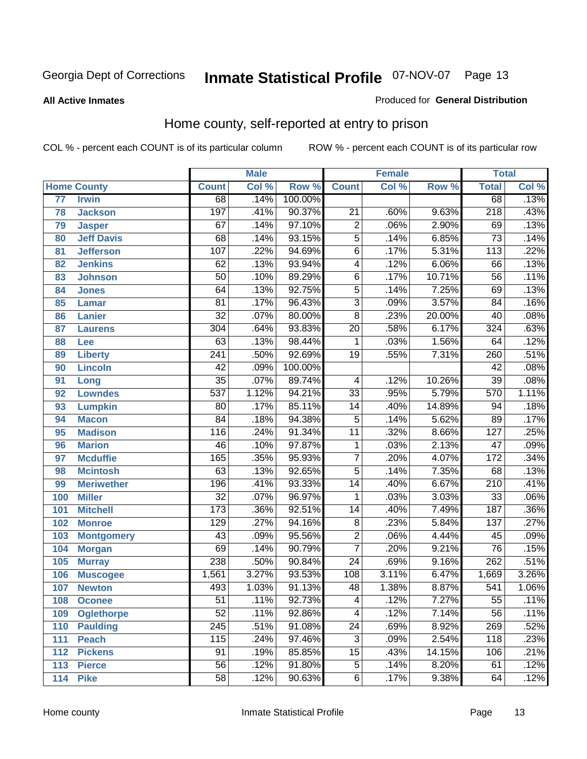Georgia Dept of Corrections **Inmate Statistical Profile** 07-NOV-07 Page 13

**All Active Inmates**

Produced for **General Distribution**

## Home county, self-reported at entry to prison

COL % - percent each COUNT is of its particular column    ROW % - percent each COUNT is of its particular row

| | | Male | | | Female | | | Total | |
|---|---|---|---|---|---|---|---|---|---|
| Home County | | Count | Col % | Row % | Count | Col % | Row % | Total | Col % |
| 77 | Irwin | 68 | .14% | 100.00% | | | | 68 | .13% |
| 78 | Jackson | 197 | .41% | 90.37% | 21 | .60% | 9.63% | 218 | .43% |
| 79 | Jasper | 67 | .14% | 97.10% | 2 | .06% | 2.90% | 69 | .13% |
| 80 | Jeff Davis | 68 | .14% | 93.15% | 5 | .14% | 6.85% | 73 | .14% |
| 81 | Jefferson | 107 | .22% | 94.69% | 6 | .17% | 5.31% | 113 | .22% |
| 82 | Jenkins | 62 | .13% | 93.94% | 4 | .12% | 6.06% | 66 | .13% |
| 83 | Johnson | 50 | .10% | 89.29% | 6 | .17% | 10.71% | 56 | .11% |
| 84 | Jones | 64 | .13% | 92.75% | 5 | .14% | 7.25% | 69 | .13% |
| 85 | Lamar | 81 | .17% | 96.43% | 3 | .09% | 3.57% | 84 | .16% |
| 86 | Lanier | 32 | .07% | 80.00% | 8 | .23% | 20.00% | 40 | .08% |
| 87 | Laurens | 304 | .64% | 93.83% | 20 | .58% | 6.17% | 324 | .63% |
| 88 | Lee | 63 | .13% | 98.44% | 1 | .03% | 1.56% | 64 | .12% |
| 89 | Liberty | 241 | .50% | 92.69% | 19 | .55% | 7.31% | 260 | .51% |
| 90 | Lincoln | 42 | .09% | 100.00% | | | | 42 | .08% |
| 91 | Long | 35 | .07% | 89.74% | 4 | .12% | 10.26% | 39 | .08% |
| 92 | Lowndes | 537 | 1.12% | 94.21% | 33 | .95% | 5.79% | 570 | 1.11% |
| 93 | Lumpkin | 80 | .17% | 85.11% | 14 | .40% | 14.89% | 94 | .18% |
| 94 | Macon | 84 | .18% | 94.38% | 5 | .14% | 5.62% | 89 | .17% |
| 95 | Madison | 116 | .24% | 91.34% | 11 | .32% | 8.66% | 127 | .25% |
| 96 | Marion | 46 | .10% | 97.87% | 1 | .03% | 2.13% | 47 | .09% |
| 97 | Mcduffie | 165 | .35% | 95.93% | 7 | .20% | 4.07% | 172 | .34% |
| 98 | Mcintosh | 63 | .13% | 92.65% | 5 | .14% | 7.35% | 68 | .13% |
| 99 | Meriwether | 196 | .41% | 93.33% | 14 | .40% | 6.67% | 210 | .41% |
| 100 | Miller | 32 | .07% | 96.97% | 1 | .03% | 3.03% | 33 | .06% |
| 101 | Mitchell | 173 | .36% | 92.51% | 14 | .40% | 7.49% | 187 | .36% |
| 102 | Monroe | 129 | .27% | 94.16% | 8 | .23% | 5.84% | 137 | .27% |
| 103 | Montgomery | 43 | .09% | 95.56% | 2 | .06% | 4.44% | 45 | .09% |
| 104 | Morgan | 69 | .14% | 90.79% | 7 | .20% | 9.21% | 76 | .15% |
| 105 | Murray | 238 | .50% | 90.84% | 24 | .69% | 9.16% | 262 | .51% |
| 106 | Muscogee | 1,561 | 3.27% | 93.53% | 108 | 3.11% | 6.47% | 1,669 | 3.26% |
| 107 | Newton | 493 | 1.03% | 91.13% | 48 | 1.38% | 8.87% | 541 | 1.06% |
| 108 | Oconee | 51 | .11% | 92.73% | 4 | .12% | 7.27% | 55 | .11% |
| 109 | Oglethorpe | 52 | .11% | 92.86% | 4 | .12% | 7.14% | 56 | .11% |
| 110 | Paulding | 245 | .51% | 91.08% | 24 | .69% | 8.92% | 269 | .52% |
| 111 | Peach | 115 | .24% | 97.46% | 3 | .09% | 2.54% | 118 | .23% |
| 112 | Pickens | 91 | .19% | 85.85% | 15 | .43% | 14.15% | 106 | .21% |
| 113 | Pierce | 56 | .12% | 91.80% | 5 | .14% | 8.20% | 61 | .12% |
| 114 | Pike | 58 | .12% | 90.63% | 6 | .17% | 9.38% | 64 | .12% |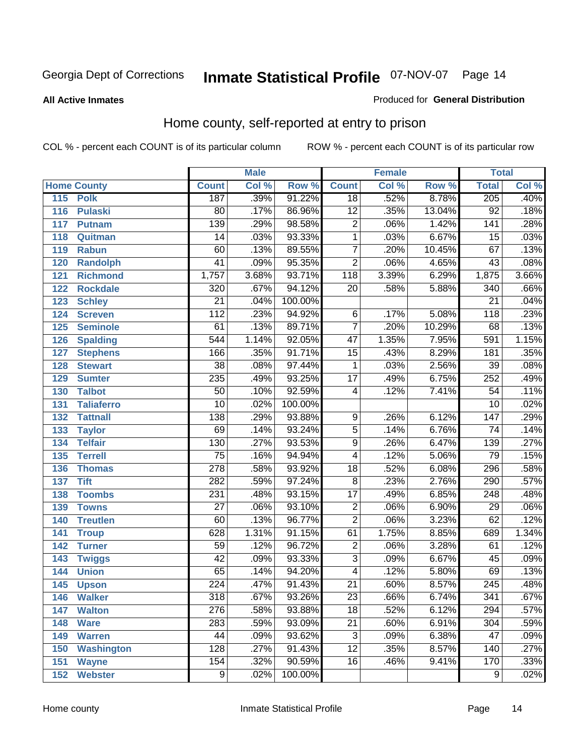Georgia Dept of Corrections **Inmate Statistical Profile** 07-NOV-07

**All Active Inmates**

Produced for **General Distribution**

## Home county, self-reported at entry to prison

COL % - percent each COUNT is of its particular column ROW % - percent each COUNT is of its particular row

| Home County | | Male | | | Female | | | Total | |
|---|---|---|---|---|---|---|---|---|---|
| | | Count | Col % | Row % | Count | Col % | Row % | Total | Col % |
| 115 | Polk | 187 | .39% | 91.22% | 18 | .52% | 8.78% | 205 | .40% |
| 116 | Pulaski | 80 | .17% | 86.96% | 12 | .35% | 13.04% | 92 | .18% |
| 117 | Putnam | 139 | .29% | 98.58% | 2 | .06% | 1.42% | 141 | .28% |
| 118 | Quitman | 14 | .03% | 93.33% | 1 | .03% | 6.67% | 15 | .03% |
| 119 | Rabun | 60 | .13% | 89.55% | 7 | .20% | 10.45% | 67 | .13% |
| 120 | Randolph | 41 | .09% | 95.35% | 2 | .06% | 4.65% | 43 | .08% |
| 121 | Richmond | 1,757 | 3.68% | 93.71% | 118 | 3.39% | 6.29% | 1,875 | 3.66% |
| 122 | Rockdale | 320 | .67% | 94.12% | 20 | .58% | 5.88% | 340 | .66% |
| 123 | Schley | 21 | .04% | 100.00% | | | | 21 | .04% |
| 124 | Screven | 112 | .23% | 94.92% | 6 | .17% | 5.08% | 118 | .23% |
| 125 | Seminole | 61 | .13% | 89.71% | 7 | .20% | 10.29% | 68 | .13% |
| 126 | Spalding | 544 | 1.14% | 92.05% | 47 | 1.35% | 7.95% | 591 | 1.15% |
| 127 | Stephens | 166 | .35% | 91.71% | 15 | .43% | 8.29% | 181 | .35% |
| 128 | Stewart | 38 | .08% | 97.44% | 1 | .03% | 2.56% | 39 | .08% |
| 129 | Sumter | 235 | .49% | 93.25% | 17 | .49% | 6.75% | 252 | .49% |
| 130 | Talbot | 50 | .10% | 92.59% | 4 | .12% | 7.41% | 54 | .11% |
| 131 | Taliaferro | 10 | .02% | 100.00% | | | | 10 | .02% |
| 132 | Tattnall | 138 | .29% | 93.88% | 9 | .26% | 6.12% | 147 | .29% |
| 133 | Taylor | 69 | .14% | 93.24% | 5 | .14% | 6.76% | 74 | .14% |
| 134 | Telfair | 130 | .27% | 93.53% | 9 | .26% | 6.47% | 139 | .27% |
| 135 | Terrell | 75 | .16% | 94.94% | 4 | .12% | 5.06% | 79 | .15% |
| 136 | Thomas | 278 | .58% | 93.92% | 18 | .52% | 6.08% | 296 | .58% |
| 137 | Tift | 282 | .59% | 97.24% | 8 | .23% | 2.76% | 290 | .57% |
| 138 | Toombs | 231 | .48% | 93.15% | 17 | .49% | 6.85% | 248 | .48% |
| 139 | Towns | 27 | .06% | 93.10% | 2 | .06% | 6.90% | 29 | .06% |
| 140 | Treutlen | 60 | .13% | 96.77% | 2 | .06% | 3.23% | 62 | .12% |
| 141 | Troup | 628 | 1.31% | 91.15% | 61 | 1.75% | 8.85% | 689 | 1.34% |
| 142 | Turner | 59 | .12% | 96.72% | 2 | .06% | 3.28% | 61 | .12% |
| 143 | Twiggs | 42 | .09% | 93.33% | 3 | .09% | 6.67% | 45 | .09% |
| 144 | Union | 65 | .14% | 94.20% | 4 | .12% | 5.80% | 69 | .13% |
| 145 | Upson | 224 | .47% | 91.43% | 21 | .60% | 8.57% | 245 | .48% |
| 146 | Walker | 318 | .67% | 93.26% | 23 | .66% | 6.74% | 341 | .67% |
| 147 | Walton | 276 | .58% | 93.88% | 18 | .52% | 6.12% | 294 | .57% |
| 148 | Ware | 283 | .59% | 93.09% | 21 | .60% | 6.91% | 304 | .59% |
| 149 | Warren | 44 | .09% | 93.62% | 3 | .09% | 6.38% | 47 | .09% |
| 150 | Washington | 128 | .27% | 91.43% | 12 | .35% | 8.57% | 140 | .27% |
| 151 | Wayne | 154 | .32% | 90.59% | 16 | .46% | 9.41% | 170 | .33% |
| 152 | Webster | 9 | .02% | 100.00% | | | | 9 | .02% |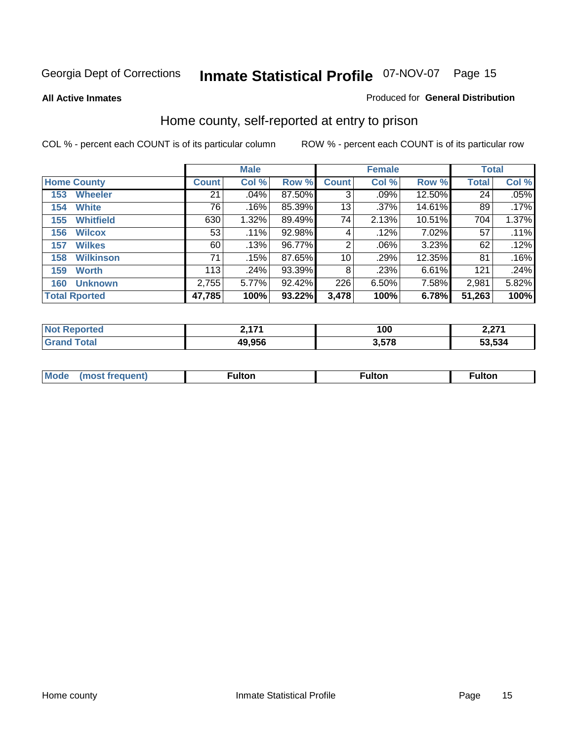Georgia Dept of Corrections **Inmate Statistical Profile** 07-NOV-07

**All Active Inmates**

Produced for **General Distribution**

## Home county, self-reported at entry to prison

COL % - percent each COUNT is of its particular column

ROW % - percent each COUNT is of its particular row

| | Male | | | Female | | | Total | |
|---|---|---|---|---|---|---|---|---|
| **Home County** | **Count** | **Col %** | **Row %** | **Count** | **Col %** | **Row %** | **Total** | **Col %** |
| 153 Wheeler | 21 | .04% | 87.50% | 3 | .09% | 12.50% | 24 | .05% |
| 154 White | 76 | .16% | 85.39% | 13 | .37% | 14.61% | 89 | .17% |
| 155 Whitfield | 630 | 1.32% | 89.49% | 74 | 2.13% | 10.51% | 704 | 1.37% |
| 156 Wilcox | 53 | .11% | 92.98% | 4 | .12% | 7.02% | 57 | .11% |
| 157 Wilkes | 60 | .13% | 96.77% | 2 | .06% | 3.23% | 62 | .12% |
| 158 Wilkinson | 71 | .15% | 87.65% | 10 | .29% | 12.35% | 81 | .16% |
| 159 Worth | 113 | .24% | 93.39% | 8 | .23% | 6.61% | 121 | .24% |
| 160 Unknown | 2,755 | 5.77% | 92.42% | 226 | 6.50% | 7.58% | 2,981 | 5.82% |
| **Total Rported** | **47,785** | **100%** | **93.22%** | **3,478** | **100%** | **6.78%** | **51,263** | **100%** |

| | Male | Female | Total |
|---|---|---|---|
| **Not Reported** | **2,171** | **100** | **2,271** |
| **Grand Total** | **49,956** | **3,578** | **53,534** |

| | Male | Female | Total |
|---|---|---|---|
| **Mode (most frequent)** | **Fulton** | **Fulton** | **Fulton** |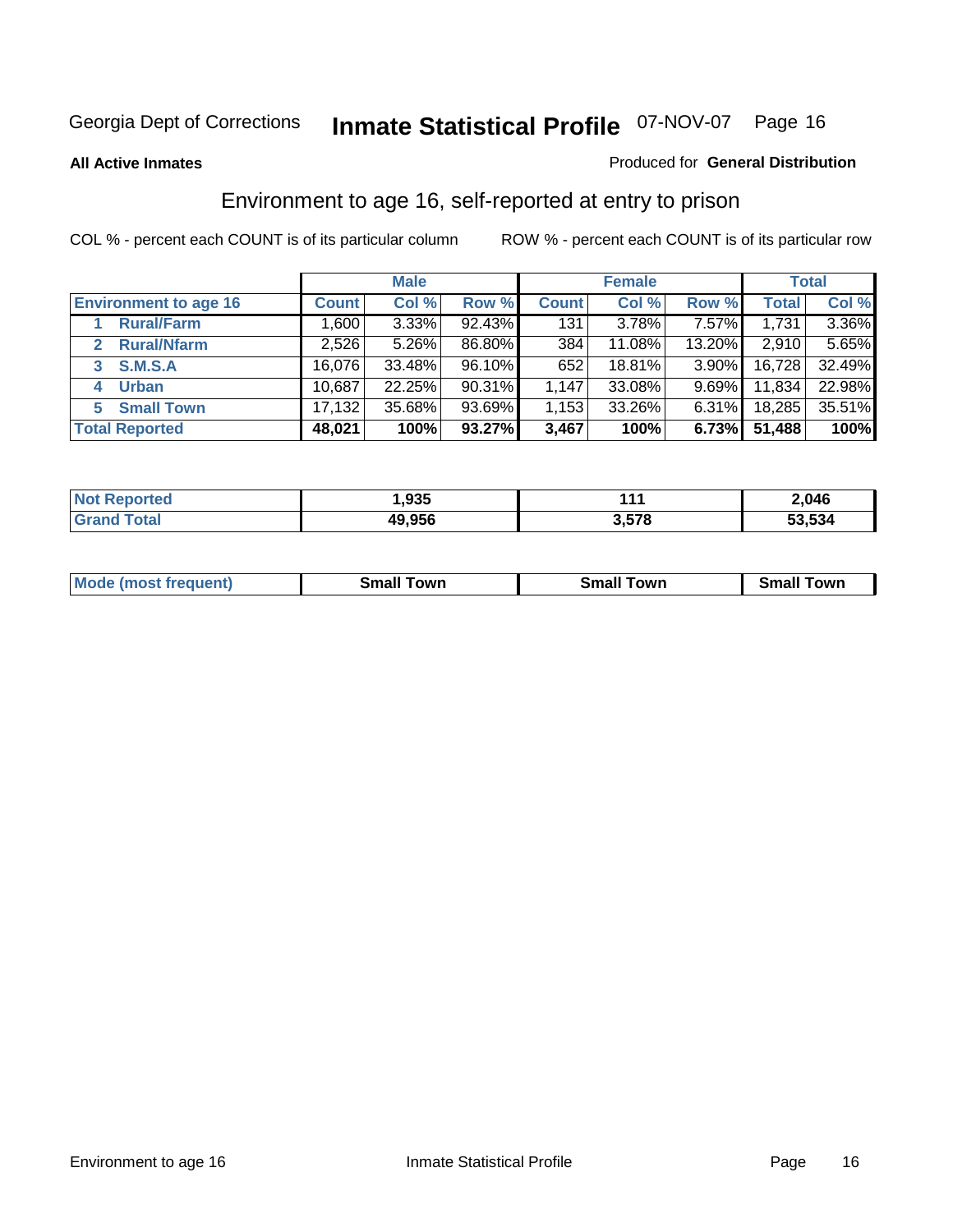Georgia Dept of Corrections **Inmate Statistical Profile** 07-NOV-07 Page 16

**All Active Inmates**

Produced for **General Distribution**

## Environment to age 16, self-reported at entry to prison

COL % - percent each COUNT is of its particular column ROW % - percent each COUNT is of its particular row

| | Male | | | Female | | | Total | |
|---|---|---|---|---|---|---|---|---|
| **Environment to age 16** | **Count** | **Col %** | **Row %** | **Count** | **Col %** | **Row %** | **Total** | **Col %** |
| 1 **Rural/Farm** | 1,600 | 3.33% | 92.43% | 131 | 3.78% | 7.57% | 1,731 | 3.36% |
| 2 **Rural/Nfarm** | 2,526 | 5.26% | 86.80% | 384 | 11.08% | 13.20% | 2,910 | 5.65% |
| 3 **S.M.S.A** | 16,076 | 33.48% | 96.10% | 652 | 18.81% | 3.90% | 16,728 | 32.49% |
| 4 **Urban** | 10,687 | 22.25% | 90.31% | 1,147 | 33.08% | 9.69% | 11,834 | 22.98% |
| 5 **Small Town** | 17,132 | 35.68% | 93.69% | 1,153 | 33.26% | 6.31% | 18,285 | 35.51% |
| **Total Reported** | **48,021** | **100%** | **93.27%** | **3,467** | **100%** | **6.73%** | **51,488** | **100%** |

| | Male | Female | Total |
|---|---|---|---|
| **Not Reported** | **1,935** | **111** | **2,046** |
| **Grand Total** | **49,956** | **3,578** | **53,534** |

| | Male | Female | Total |
|---|---|---|---|
| **Mode (most frequent)** | **Small Town** | **Small Town** | **Small Town** |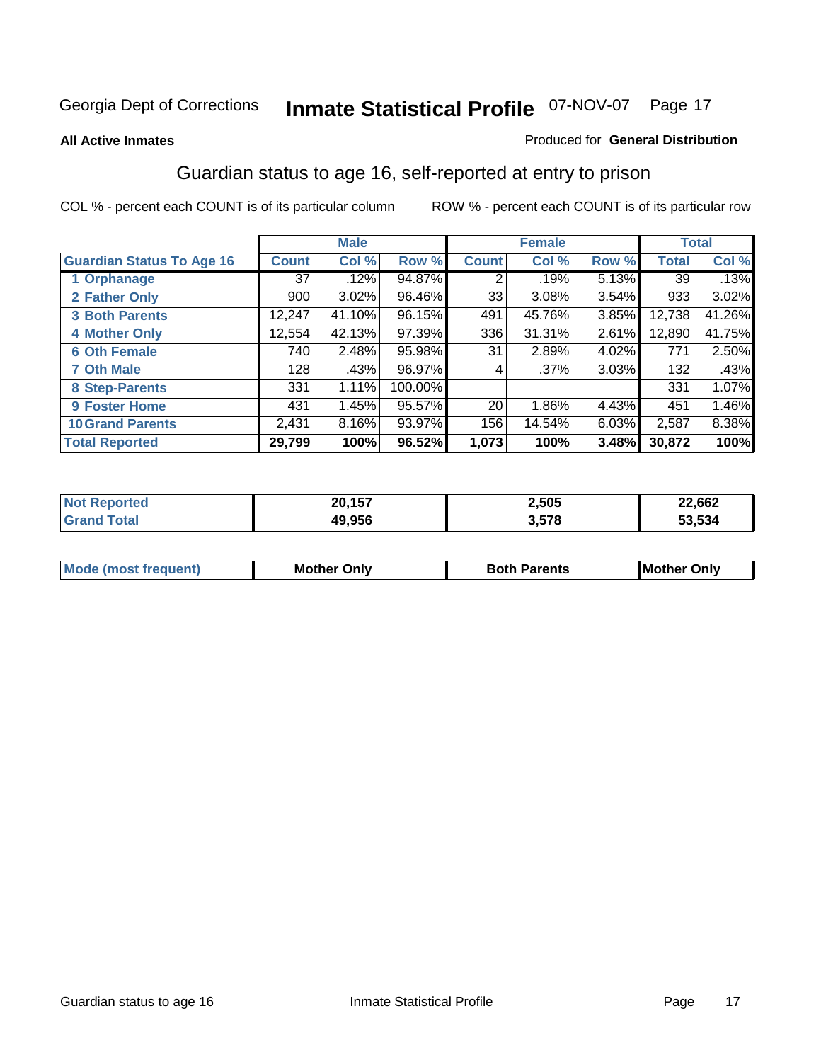Georgia Dept of Corrections **Inmate Statistical Profile** 07-NOV-07

**All Active Inmates**

Produced for **General Distribution**

## Guardian status to age 16, self-reported at entry to prison

COL % - percent each COUNT is of its particular column    ROW % - percent each COUNT is of its particular row

| | Male | | | Female | | | Total | |
|---|---|---|---|---|---|---|---|---|
| **Guardian Status To Age 16** | **Count** | **Col %** | **Row %** | **Count** | **Col %** | **Row %** | **Total** | **Col %** |
| 1 Orphanage | 37 | .12% | 94.87% | 2 | .19% | 5.13% | 39 | .13% |
| 2 Father Only | 900 | 3.02% | 96.46% | 33 | 3.08% | 3.54% | 933 | 3.02% |
| 3 Both Parents | 12,247 | 41.10% | 96.15% | 491 | 45.76% | 3.85% | 12,738 | 41.26% |
| 4 Mother Only | 12,554 | 42.13% | 97.39% | 336 | 31.31% | 2.61% | 12,890 | 41.75% |
| 6 Oth Female | 740 | 2.48% | 95.98% | 31 | 2.89% | 4.02% | 771 | 2.50% |
| 7 Oth Male | 128 | .43% | 96.97% | 4 | .37% | 3.03% | 132 | .43% |
| 8 Step-Parents | 331 | 1.11% | 100.00% | | | | 331 | 1.07% |
| 9 Foster Home | 431 | 1.45% | 95.57% | 20 | 1.86% | 4.43% | 451 | 1.46% |
| 10 Grand Parents | 2,431 | 8.16% | 93.97% | 156 | 14.54% | 6.03% | 2,587 | 8.38% |
| **Total Reported** | **29,799** | **100%** | **96.52%** | **1,073** | **100%** | **3.48%** | **30,872** | **100%** |

| | Male | Female | Total |
|---|---|---|---|
| Not Reported | 20,157 | 2,505 | 22,662 |
| Grand Total | 49,956 | 3,578 | 53,534 |

| | Male | Female | Total |
|---|---|---|---|
| Mode (most frequent) | Mother Only | Both Parents | Mother Only |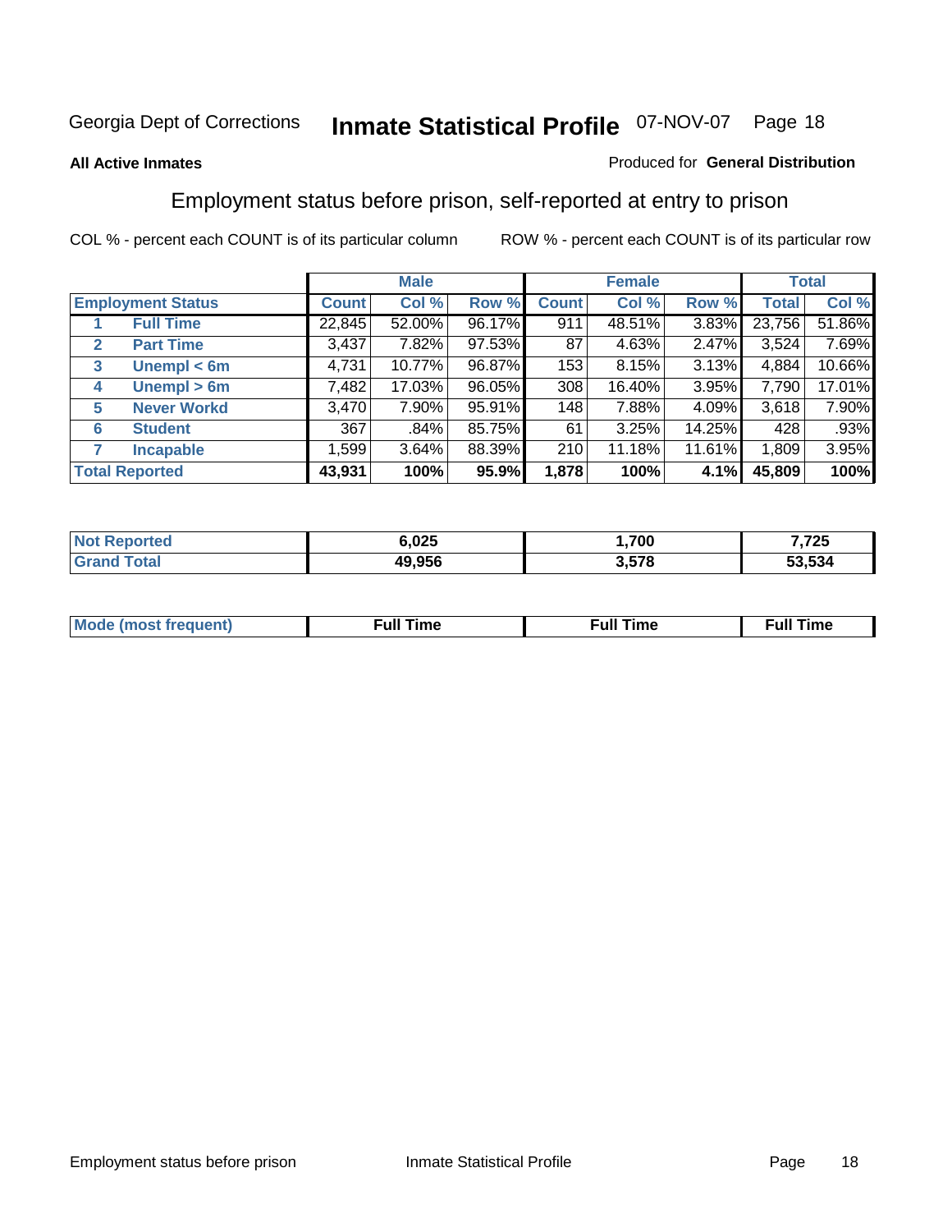Georgia Dept of Corrections **Inmate Statistical Profile** 07-NOV-07

**All Active Inmates**

Produced for **General Distribution**

## Employment status before prison, self-reported at entry to prison

COL % - percent each COUNT is of its particular column    ROW % - percent each COUNT is of its particular row

| | | Male | | | Female | | | Total | |
|---|---|---|---|---|---|---|---|---|---|
| **Employment Status** | | **Count** | **Col %** | **Row %** | **Count** | **Col %** | **Row %** | **Total** | **Col %** |
| 1 | **Full Time** | 22,845 | 52.00% | 96.17% | 911 | 48.51% | 3.83% | 23,756 | 51.86% |
| 2 | **Part Time** | 3,437 | 7.82% | 97.53% | 87 | 4.63% | 2.47% | 3,524 | 7.69% |
| 3 | **Unempl < 6m** | 4,731 | 10.77% | 96.87% | 153 | 8.15% | 3.13% | 4,884 | 10.66% |
| 4 | **Unempl > 6m** | 7,482 | 17.03% | 96.05% | 308 | 16.40% | 3.95% | 7,790 | 17.01% |
| 5 | **Never Workd** | 3,470 | 7.90% | 95.91% | 148 | 7.88% | 4.09% | 3,618 | 7.90% |
| 6 | **Student** | 367 | .84% | 85.75% | 61 | 3.25% | 14.25% | 428 | .93% |
| 7 | **Incapable** | 1,599 | 3.64% | 88.39% | 210 | 11.18% | 11.61% | 1,809 | 3.95% |
| **Total Reported** | | **43,931** | **100%** | **95.9%** | **1,878** | **100%** | **4.1%** | **45,809** | **100%** |

| | Male | Female | Total |
|---|---|---|---|
| **Not Reported** | **6,025** | **1,700** | **7,725** |
| **Grand Total** | **49,956** | **3,578** | **53,534** |

| | Male | Female | Total |
|---|---|---|---|
| **Mode (most frequent)** | **Full Time** | **Full Time** | **Full Time** |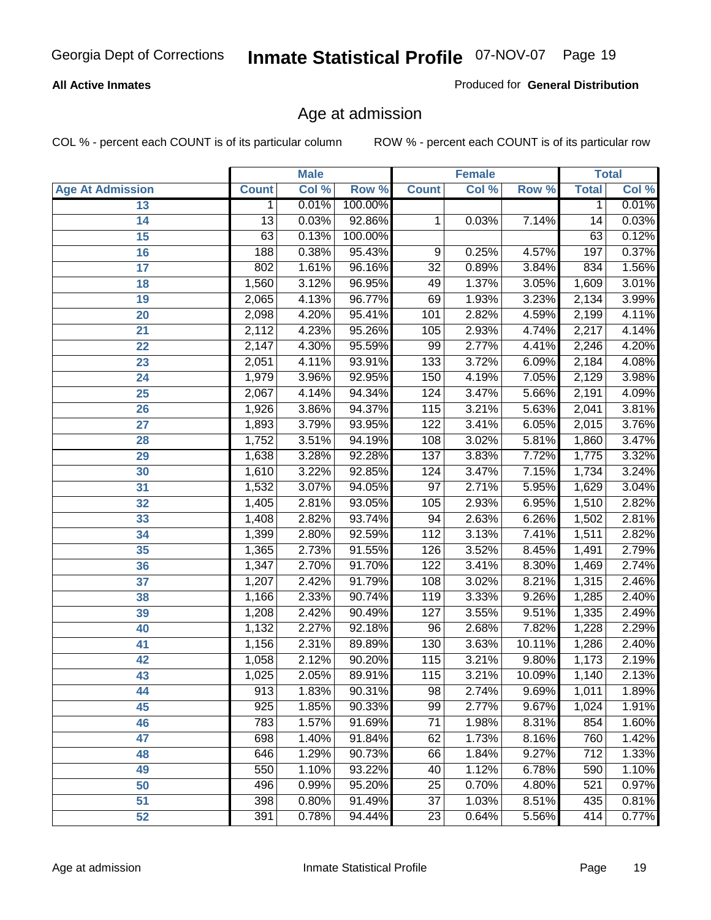Georgia Dept of Corrections **Inmate Statistical Profile** 07-NOV-07

**All Active Inmates**

Produced for **General Distribution**

## Age at admission

COL % - percent each COUNT is of its particular column ROW % - percent each COUNT is of its particular row

| | Male | | | Female | | | Total | |
|---|---|---|---|---|---|---|---|---|
| Age At Admission | Count | Col % | Row % | Count | Col % | Row % | Total | Col % |
| 13 | 1 | 0.01% | 100.00% | | | | 1 | 0.01% |
| 14 | 13 | 0.03% | 92.86% | 1 | 0.03% | 7.14% | 14 | 0.03% |
| 15 | 63 | 0.13% | 100.00% | | | | 63 | 0.12% |
| 16 | 188 | 0.38% | 95.43% | 9 | 0.25% | 4.57% | 197 | 0.37% |
| 17 | 802 | 1.61% | 96.16% | 32 | 0.89% | 3.84% | 834 | 1.56% |
| 18 | 1,560 | 3.12% | 96.95% | 49 | 1.37% | 3.05% | 1,609 | 3.01% |
| 19 | 2,065 | 4.13% | 96.77% | 69 | 1.93% | 3.23% | 2,134 | 3.99% |
| 20 | 2,098 | 4.20% | 95.41% | 101 | 2.82% | 4.59% | 2,199 | 4.11% |
| 21 | 2,112 | 4.23% | 95.26% | 105 | 2.93% | 4.74% | 2,217 | 4.14% |
| 22 | 2,147 | 4.30% | 95.59% | 99 | 2.77% | 4.41% | 2,246 | 4.20% |
| 23 | 2,051 | 4.11% | 93.91% | 133 | 3.72% | 6.09% | 2,184 | 4.08% |
| 24 | 1,979 | 3.96% | 92.95% | 150 | 4.19% | 7.05% | 2,129 | 3.98% |
| 25 | 2,067 | 4.14% | 94.34% | 124 | 3.47% | 5.66% | 2,191 | 4.09% |
| 26 | 1,926 | 3.86% | 94.37% | 115 | 3.21% | 5.63% | 2,041 | 3.81% |
| 27 | 1,893 | 3.79% | 93.95% | 122 | 3.41% | 6.05% | 2,015 | 3.76% |
| 28 | 1,752 | 3.51% | 94.19% | 108 | 3.02% | 5.81% | 1,860 | 3.47% |
| 29 | 1,638 | 3.28% | 92.28% | 137 | 3.83% | 7.72% | 1,775 | 3.32% |
| 30 | 1,610 | 3.22% | 92.85% | 124 | 3.47% | 7.15% | 1,734 | 3.24% |
| 31 | 1,532 | 3.07% | 94.05% | 97 | 2.71% | 5.95% | 1,629 | 3.04% |
| 32 | 1,405 | 2.81% | 93.05% | 105 | 2.93% | 6.95% | 1,510 | 2.82% |
| 33 | 1,408 | 2.82% | 93.74% | 94 | 2.63% | 6.26% | 1,502 | 2.81% |
| 34 | 1,399 | 2.80% | 92.59% | 112 | 3.13% | 7.41% | 1,511 | 2.82% |
| 35 | 1,365 | 2.73% | 91.55% | 126 | 3.52% | 8.45% | 1,491 | 2.79% |
| 36 | 1,347 | 2.70% | 91.70% | 122 | 3.41% | 8.30% | 1,469 | 2.74% |
| 37 | 1,207 | 2.42% | 91.79% | 108 | 3.02% | 8.21% | 1,315 | 2.46% |
| 38 | 1,166 | 2.33% | 90.74% | 119 | 3.33% | 9.26% | 1,285 | 2.40% |
| 39 | 1,208 | 2.42% | 90.49% | 127 | 3.55% | 9.51% | 1,335 | 2.49% |
| 40 | 1,132 | 2.27% | 92.18% | 96 | 2.68% | 7.82% | 1,228 | 2.29% |
| 41 | 1,156 | 2.31% | 89.89% | 130 | 3.63% | 10.11% | 1,286 | 2.40% |
| 42 | 1,058 | 2.12% | 90.20% | 115 | 3.21% | 9.80% | 1,173 | 2.19% |
| 43 | 1,025 | 2.05% | 89.91% | 115 | 3.21% | 10.09% | 1,140 | 2.13% |
| 44 | 913 | 1.83% | 90.31% | 98 | 2.74% | 9.69% | 1,011 | 1.89% |
| 45 | 925 | 1.85% | 90.33% | 99 | 2.77% | 9.67% | 1,024 | 1.91% |
| 46 | 783 | 1.57% | 91.69% | 71 | 1.98% | 8.31% | 854 | 1.60% |
| 47 | 698 | 1.40% | 91.84% | 62 | 1.73% | 8.16% | 760 | 1.42% |
| 48 | 646 | 1.29% | 90.73% | 66 | 1.84% | 9.27% | 712 | 1.33% |
| 49 | 550 | 1.10% | 93.22% | 40 | 1.12% | 6.78% | 590 | 1.10% |
| 50 | 496 | 0.99% | 95.20% | 25 | 0.70% | 4.80% | 521 | 0.97% |
| 51 | 398 | 0.80% | 91.49% | 37 | 1.03% | 8.51% | 435 | 0.81% |
| 52 | 391 | 0.78% | 94.44% | 23 | 0.64% | 5.56% | 414 | 0.77% |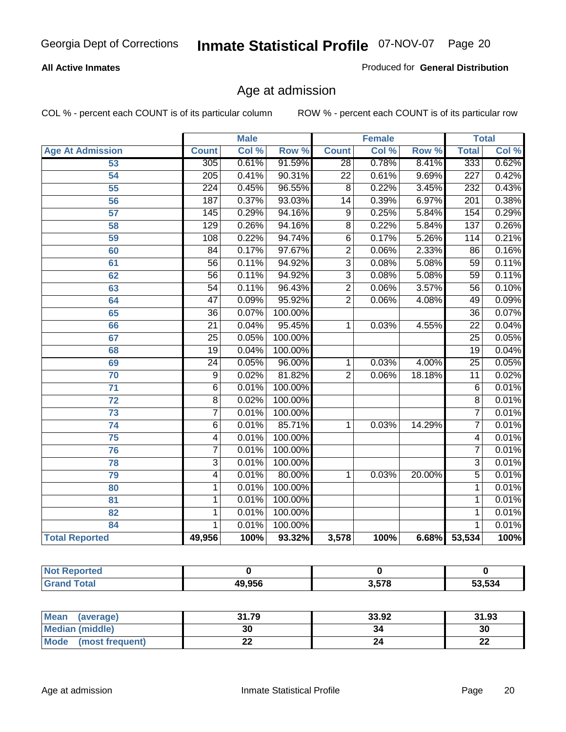Georgia Dept of Corrections **Inmate Statistical Profile** 07-NOV-07

**All Active Inmates**

Produced for **General Distribution**

## Age at admission

COL % - percent each COUNT is of its particular column     ROW % - percent each COUNT is of its particular row

| | Male | | | Female | | | Total | |
|---|---|---|---|---|---|---|---|---|
| **Age At Admission** | **Count** | **Col %** | **Row %** | **Count** | **Col %** | **Row %** | **Total** | **Col %** |
| 53 | 305 | 0.61% | 91.59% | 28 | 0.78% | 8.41% | 333 | 0.62% |
| 54 | 205 | 0.41% | 90.31% | 22 | 0.61% | 9.69% | 227 | 0.42% |
| 55 | 224 | 0.45% | 96.55% | 8 | 0.22% | 3.45% | 232 | 0.43% |
| 56 | 187 | 0.37% | 93.03% | 14 | 0.39% | 6.97% | 201 | 0.38% |
| 57 | 145 | 0.29% | 94.16% | 9 | 0.25% | 5.84% | 154 | 0.29% |
| 58 | 129 | 0.26% | 94.16% | 8 | 0.22% | 5.84% | 137 | 0.26% |
| 59 | 108 | 0.22% | 94.74% | 6 | 0.17% | 5.26% | 114 | 0.21% |
| 60 | 84 | 0.17% | 97.67% | 2 | 0.06% | 2.33% | 86 | 0.16% |
| 61 | 56 | 0.11% | 94.92% | 3 | 0.08% | 5.08% | 59 | 0.11% |
| 62 | 56 | 0.11% | 94.92% | 3 | 0.08% | 5.08% | 59 | 0.11% |
| 63 | 54 | 0.11% | 96.43% | 2 | 0.06% | 3.57% | 56 | 0.10% |
| 64 | 47 | 0.09% | 95.92% | 2 | 0.06% | 4.08% | 49 | 0.09% |
| 65 | 36 | 0.07% | 100.00% | | | | 36 | 0.07% |
| 66 | 21 | 0.04% | 95.45% | 1 | 0.03% | 4.55% | 22 | 0.04% |
| 67 | 25 | 0.05% | 100.00% | | | | 25 | 0.05% |
| 68 | 19 | 0.04% | 100.00% | | | | 19 | 0.04% |
| 69 | 24 | 0.05% | 96.00% | 1 | 0.03% | 4.00% | 25 | 0.05% |
| 70 | 9 | 0.02% | 81.82% | 2 | 0.06% | 18.18% | 11 | 0.02% |
| 71 | 6 | 0.01% | 100.00% | | | | 6 | 0.01% |
| 72 | 8 | 0.02% | 100.00% | | | | 8 | 0.01% |
| 73 | 7 | 0.01% | 100.00% | | | | 7 | 0.01% |
| 74 | 6 | 0.01% | 85.71% | 1 | 0.03% | 14.29% | 7 | 0.01% |
| 75 | 4 | 0.01% | 100.00% | | | | 4 | 0.01% |
| 76 | 7 | 0.01% | 100.00% | | | | 7 | 0.01% |
| 78 | 3 | 0.01% | 100.00% | | | | 3 | 0.01% |
| 79 | 4 | 0.01% | 80.00% | 1 | 0.03% | 20.00% | 5 | 0.01% |
| 80 | 1 | 0.01% | 100.00% | | | | 1 | 0.01% |
| 81 | 1 | 0.01% | 100.00% | | | | 1 | 0.01% |
| 82 | 1 | 0.01% | 100.00% | | | | 1 | 0.01% |
| 84 | 1 | 0.01% | 100.00% | | | | 1 | 0.01% |
| **Total Reported** | **49,956** | **100%** | **93.32%** | **3,578** | **100%** | **6.68%** | **53,534** | **100%** |

| | Male | Female | Total |
|---|---|---|---|
| **Not Reported** | **0** | **0** | **0** |
| **Grand Total** | **49,956** | **3,578** | **53,534** |

| | Male | Female | Total |
|---|---|---|---|
| **Mean (average)** | **31.79** | **33.92** | **31.93** |
| **Median (middle)** | **30** | **34** | **30** |
| **Mode (most frequent)** | **22** | **24** | **22** |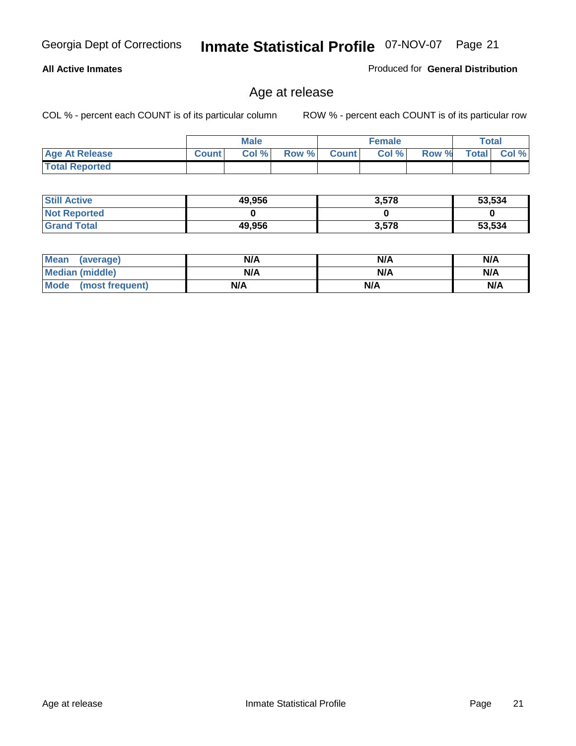Georgia Dept of Corrections **Inmate Statistical Profile** 07-NOV-07

**All Active Inmates**

Produced for **General Distribution**

## Age at release

COL % - percent each COUNT is of its particular column ROW % - percent each COUNT is of its particular row

| | Male | | | Female | | | Total | |
|---|---|---|---|---|---|---|---|---|
| **Age At Release** | **Count** | **Col %** | **Row %** | **Count** | **Col %** | **Row %** | **Total** | **Col %** |
| **Total Reported** | | | | | | | | |

| | Male | Female | Total |
|---|---|---|---|
| **Still Active** | **49,956** | **3,578** | **53,534** |
| **Not Reported** | **0** | **0** | **0** |
| **Grand Total** | **49,956** | **3,578** | **53,534** |

| | Male | Female | Total |
|---|---|---|---|
| **Mean (average)** | **N/A** | **N/A** | **N/A** |
| **Median (middle)** | **N/A** | **N/A** | **N/A** |
| **Mode (most frequent)** | **N/A** | **N/A** | **N/A** |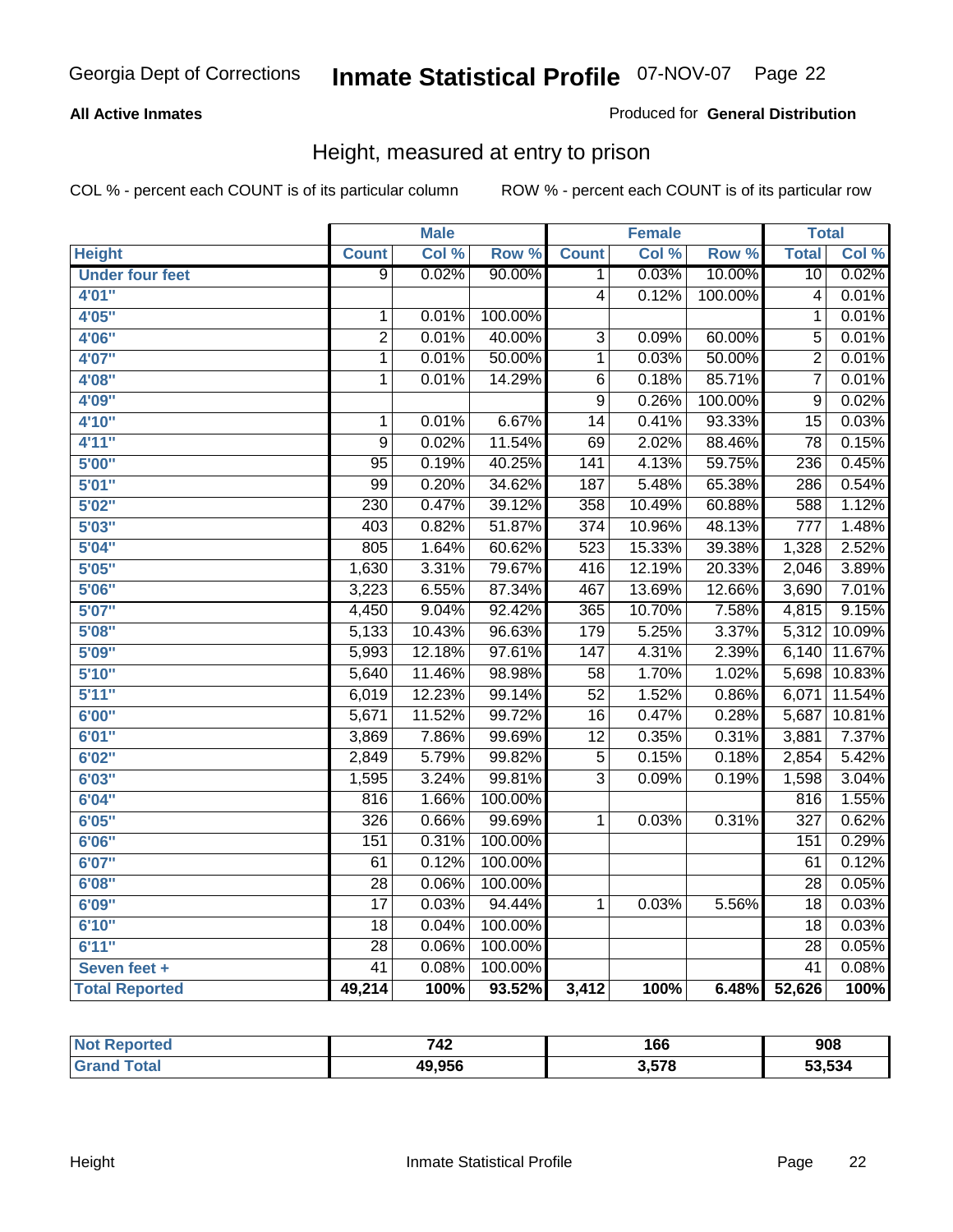Georgia Dept of Corrections **Inmate Statistical Profile** 07-NOV-07 Page 22

**All Active Inmates** Produced for **General Distribution**

## Height, measured at entry to prison

COL % - percent each COUNT is of its particular column ROW % - percent each COUNT is of its particular row

| | Male | | | Female | | | Total | |
|---|---|---|---|---|---|---|---|---|
| **Height** | **Count** | **Col %** | **Row %** | **Count** | **Col %** | **Row %** | **Total** | **Col %** |
| **Under four feet** | 9 | 0.02% | 90.00% | 1 | 0.03% | 10.00% | 10 | 0.02% |
| **4'01"** | | | | 4 | 0.12% | 100.00% | 4 | 0.01% |
| **4'05"** | 1 | 0.01% | 100.00% | | | | 1 | 0.01% |
| **4'06"** | 2 | 0.01% | 40.00% | 3 | 0.09% | 60.00% | 5 | 0.01% |
| **4'07"** | 1 | 0.01% | 50.00% | 1 | 0.03% | 50.00% | 2 | 0.01% |
| **4'08"** | 1 | 0.01% | 14.29% | 6 | 0.18% | 85.71% | 7 | 0.01% |
| **4'09"** | | | | 9 | 0.26% | 100.00% | 9 | 0.02% |
| **4'10"** | 1 | 0.01% | 6.67% | 14 | 0.41% | 93.33% | 15 | 0.03% |
| **4'11"** | 9 | 0.02% | 11.54% | 69 | 2.02% | 88.46% | 78 | 0.15% |
| **5'00"** | 95 | 0.19% | 40.25% | 141 | 4.13% | 59.75% | 236 | 0.45% |
| **5'01"** | 99 | 0.20% | 34.62% | 187 | 5.48% | 65.38% | 286 | 0.54% |
| **5'02"** | 230 | 0.47% | 39.12% | 358 | 10.49% | 60.88% | 588 | 1.12% |
| **5'03"** | 403 | 0.82% | 51.87% | 374 | 10.96% | 48.13% | 777 | 1.48% |
| **5'04"** | 805 | 1.64% | 60.62% | 523 | 15.33% | 39.38% | 1,328 | 2.52% |
| **5'05"** | 1,630 | 3.31% | 79.67% | 416 | 12.19% | 20.33% | 2,046 | 3.89% |
| **5'06"** | 3,223 | 6.55% | 87.34% | 467 | 13.69% | 12.66% | 3,690 | 7.01% |
| **5'07"** | 4,450 | 9.04% | 92.42% | 365 | 10.70% | 7.58% | 4,815 | 9.15% |
| **5'08"** | 5,133 | 10.43% | 96.63% | 179 | 5.25% | 3.37% | 5,312 | 10.09% |
| **5'09"** | 5,993 | 12.18% | 97.61% | 147 | 4.31% | 2.39% | 6,140 | 11.67% |
| **5'10"** | 5,640 | 11.46% | 98.98% | 58 | 1.70% | 1.02% | 5,698 | 10.83% |
| **5'11"** | 6,019 | 12.23% | 99.14% | 52 | 1.52% | 0.86% | 6,071 | 11.54% |
| **6'00"** | 5,671 | 11.52% | 99.72% | 16 | 0.47% | 0.28% | 5,687 | 10.81% |
| **6'01"** | 3,869 | 7.86% | 99.69% | 12 | 0.35% | 0.31% | 3,881 | 7.37% |
| **6'02"** | 2,849 | 5.79% | 99.82% | 5 | 0.15% | 0.18% | 2,854 | 5.42% |
| **6'03"** | 1,595 | 3.24% | 99.81% | 3 | 0.09% | 0.19% | 1,598 | 3.04% |
| **6'04"** | 816 | 1.66% | 100.00% | | | | 816 | 1.55% |
| **6'05"** | 326 | 0.66% | 99.69% | 1 | 0.03% | 0.31% | 327 | 0.62% |
| **6'06"** | 151 | 0.31% | 100.00% | | | | 151 | 0.29% |
| **6'07"** | 61 | 0.12% | 100.00% | | | | 61 | 0.12% |
| **6'08"** | 28 | 0.06% | 100.00% | | | | 28 | 0.05% |
| **6'09"** | 17 | 0.03% | 94.44% | 1 | 0.03% | 5.56% | 18 | 0.03% |
| **6'10"** | 18 | 0.04% | 100.00% | | | | 18 | 0.03% |
| **6'11"** | 28 | 0.06% | 100.00% | | | | 28 | 0.05% |
| **Seven feet +** | 41 | 0.08% | 100.00% | | | | 41 | 0.08% |
| **Total Reported** | **49,214** | **100%** | **93.52%** | **3,412** | **100%** | **6.48%** | **52,626** | **100%** |

| | Male | Female | Total |
|---|---|---|---|
| **Not Reported** | **742** | **166** | **908** |
| **Grand Total** | **49,956** | **3,578** | **53,534** |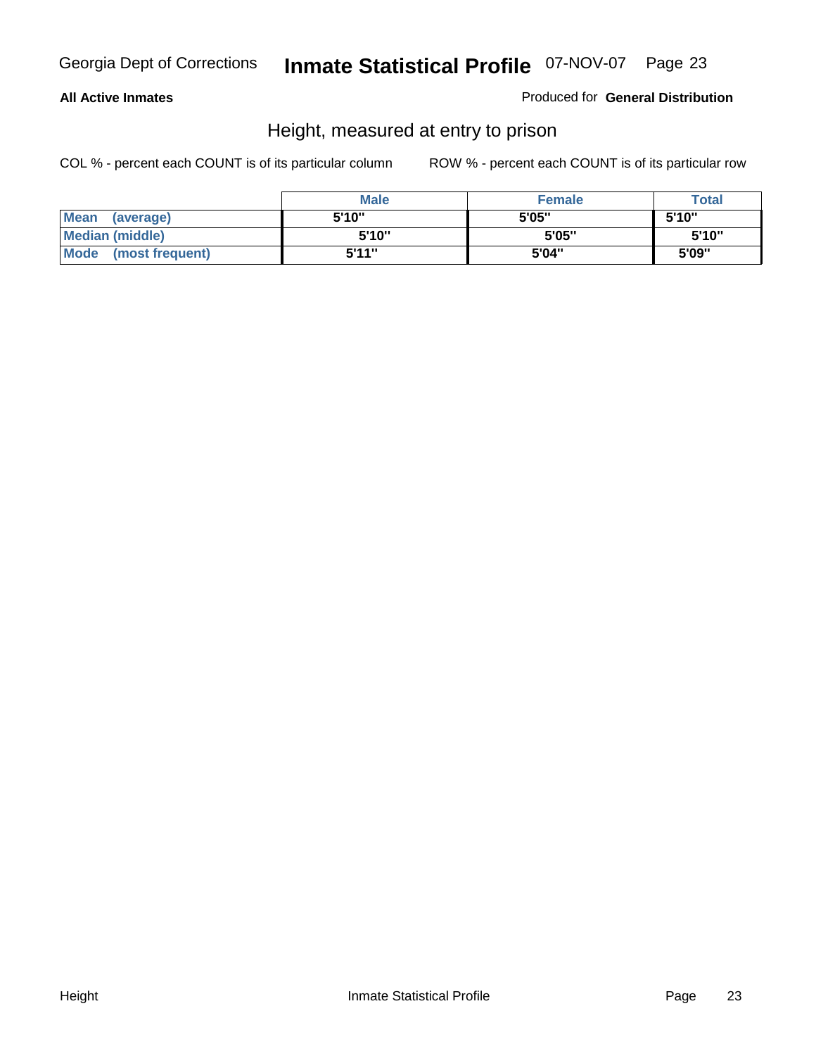**All Active Inmates**

Produced for **General Distribution**

## Height, measured at entry to prison

COL % - percent each COUNT is of its particular column

ROW % - percent each COUNT is of its particular row

| | Male | Female | Total |
|---|---|---|---|
| **Mean (average)** | 5'10" | 5'05" | 5'10" |
| **Median (middle)** | 5'10" | 5'05" | 5'10" |
| **Mode (most frequent)** | 5'11" | 5'04" | 5'09" |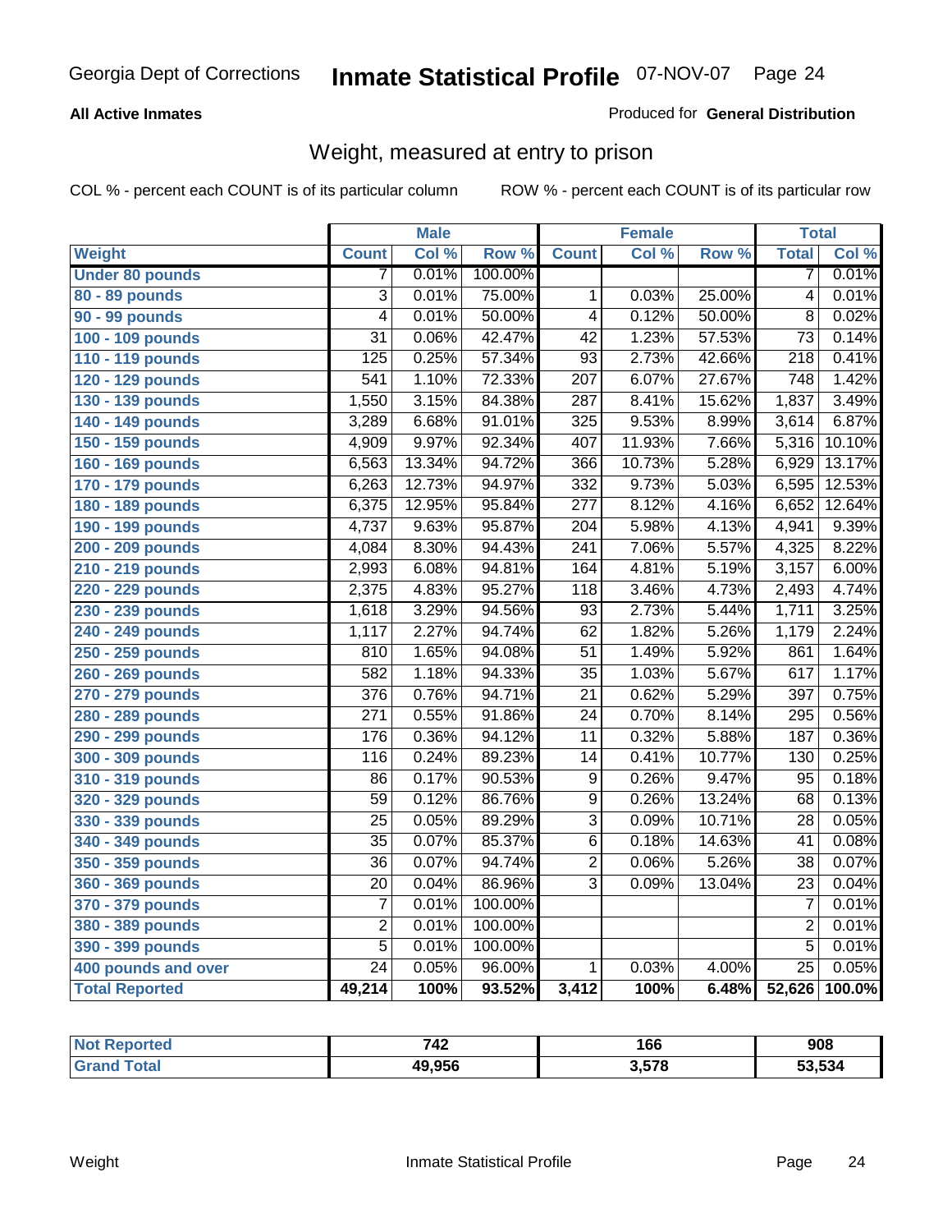Georgia Dept of Corrections **Inmate Statistical Profile** 07-NOV-07

**All Active Inmates**

Produced for **General Distribution**

## Weight, measured at entry to prison

COL % - percent each COUNT is of its particular column    ROW % - percent each COUNT is of its particular row

| | Male | | | Female | | | Total | |
|---|---|---|---|---|---|---|---|---|
| **Weight** | **Count** | **Col %** | **Row %** | **Count** | **Col %** | **Row %** | **Total** | **Col %** |
| **Under 80 pounds** | 7 | 0.01% | 100.00% | | | | 7 | 0.01% |
| **80 - 89 pounds** | 3 | 0.01% | 75.00% | 1 | 0.03% | 25.00% | 4 | 0.01% |
| **90 - 99 pounds** | 4 | 0.01% | 50.00% | 4 | 0.12% | 50.00% | 8 | 0.02% |
| **100 - 109 pounds** | 31 | 0.06% | 42.47% | 42 | 1.23% | 57.53% | 73 | 0.14% |
| **110 - 119 pounds** | 125 | 0.25% | 57.34% | 93 | 2.73% | 42.66% | 218 | 0.41% |
| **120 - 129 pounds** | 541 | 1.10% | 72.33% | 207 | 6.07% | 27.67% | 748 | 1.42% |
| **130 - 139 pounds** | 1,550 | 3.15% | 84.38% | 287 | 8.41% | 15.62% | 1,837 | 3.49% |
| **140 - 149 pounds** | 3,289 | 6.68% | 91.01% | 325 | 9.53% | 8.99% | 3,614 | 6.87% |
| **150 - 159 pounds** | 4,909 | 9.97% | 92.34% | 407 | 11.93% | 7.66% | 5,316 | 10.10% |
| **160 - 169 pounds** | 6,563 | 13.34% | 94.72% | 366 | 10.73% | 5.28% | 6,929 | 13.17% |
| **170 - 179 pounds** | 6,263 | 12.73% | 94.97% | 332 | 9.73% | 5.03% | 6,595 | 12.53% |
| **180 - 189 pounds** | 6,375 | 12.95% | 95.84% | 277 | 8.12% | 4.16% | 6,652 | 12.64% |
| **190 - 199 pounds** | 4,737 | 9.63% | 95.87% | 204 | 5.98% | 4.13% | 4,941 | 9.39% |
| **200 - 209 pounds** | 4,084 | 8.30% | 94.43% | 241 | 7.06% | 5.57% | 4,325 | 8.22% |
| **210 - 219 pounds** | 2,993 | 6.08% | 94.81% | 164 | 4.81% | 5.19% | 3,157 | 6.00% |
| **220 - 229 pounds** | 2,375 | 4.83% | 95.27% | 118 | 3.46% | 4.73% | 2,493 | 4.74% |
| **230 - 239 pounds** | 1,618 | 3.29% | 94.56% | 93 | 2.73% | 5.44% | 1,711 | 3.25% |
| **240 - 249 pounds** | 1,117 | 2.27% | 94.74% | 62 | 1.82% | 5.26% | 1,179 | 2.24% |
| **250 - 259 pounds** | 810 | 1.65% | 94.08% | 51 | 1.49% | 5.92% | 861 | 1.64% |
| **260 - 269 pounds** | 582 | 1.18% | 94.33% | 35 | 1.03% | 5.67% | 617 | 1.17% |
| **270 - 279 pounds** | 376 | 0.76% | 94.71% | 21 | 0.62% | 5.29% | 397 | 0.75% |
| **280 - 289 pounds** | 271 | 0.55% | 91.86% | 24 | 0.70% | 8.14% | 295 | 0.56% |
| **290 - 299 pounds** | 176 | 0.36% | 94.12% | 11 | 0.32% | 5.88% | 187 | 0.36% |
| **300 - 309 pounds** | 116 | 0.24% | 89.23% | 14 | 0.41% | 10.77% | 130 | 0.25% |
| **310 - 319 pounds** | 86 | 0.17% | 90.53% | 9 | 0.26% | 9.47% | 95 | 0.18% |
| **320 - 329 pounds** | 59 | 0.12% | 86.76% | 9 | 0.26% | 13.24% | 68 | 0.13% |
| **330 - 339 pounds** | 25 | 0.05% | 89.29% | 3 | 0.09% | 10.71% | 28 | 0.05% |
| **340 - 349 pounds** | 35 | 0.07% | 85.37% | 6 | 0.18% | 14.63% | 41 | 0.08% |
| **350 - 359 pounds** | 36 | 0.07% | 94.74% | 2 | 0.06% | 5.26% | 38 | 0.07% |
| **360 - 369 pounds** | 20 | 0.04% | 86.96% | 3 | 0.09% | 13.04% | 23 | 0.04% |
| **370 - 379 pounds** | 7 | 0.01% | 100.00% | | | | 7 | 0.01% |
| **380 - 389 pounds** | 2 | 0.01% | 100.00% | | | | 2 | 0.01% |
| **390 - 399 pounds** | 5 | 0.01% | 100.00% | | | | 5 | 0.01% |
| **400 pounds and over** | 24 | 0.05% | 96.00% | 1 | 0.03% | 4.00% | 25 | 0.05% |
| **Total Reported** | **49,214** | **100%** | **93.52%** | **3,412** | **100%** | **6.48%** | **52,626** | **100.0%** |

| | Male | Female | Total |
|---|---|---|---|
| **Not Reported** | **742** | **166** | **908** |
| **Grand Total** | **49,956** | **3,578** | **53,534** |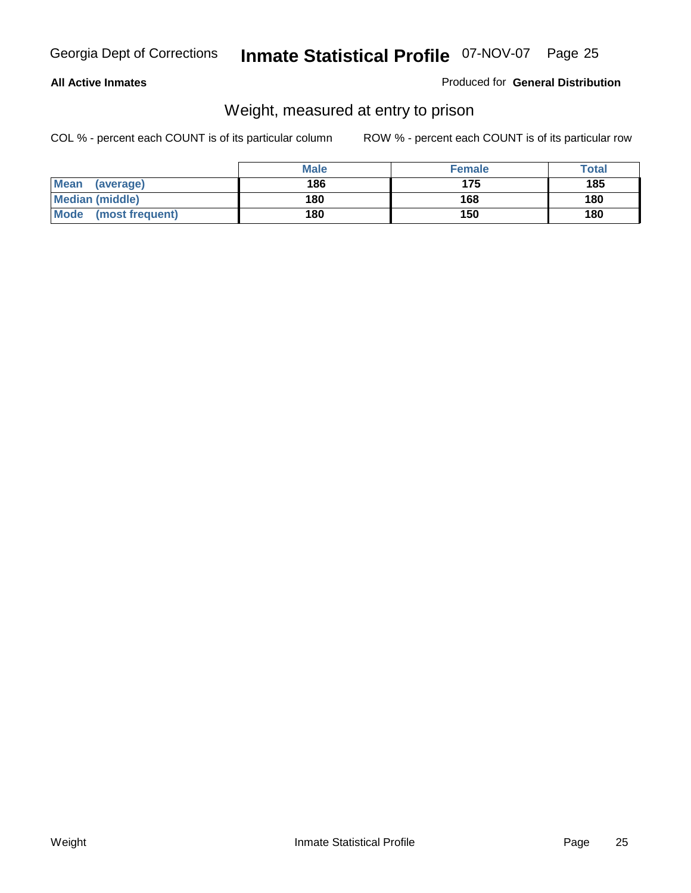**All Active Inmates**

Produced for **General Distribution**

## Weight, measured at entry to prison

COL % - percent each COUNT is of its particular column

ROW % - percent each COUNT is of its particular row

| | Male | Female | Total |
|---|---|---|---|
| **Mean (average)** | **186** | **175** | **185** |
| **Median (middle)** | **180** | **168** | **180** |
| **Mode (most frequent)** | **180** | **150** | **180** |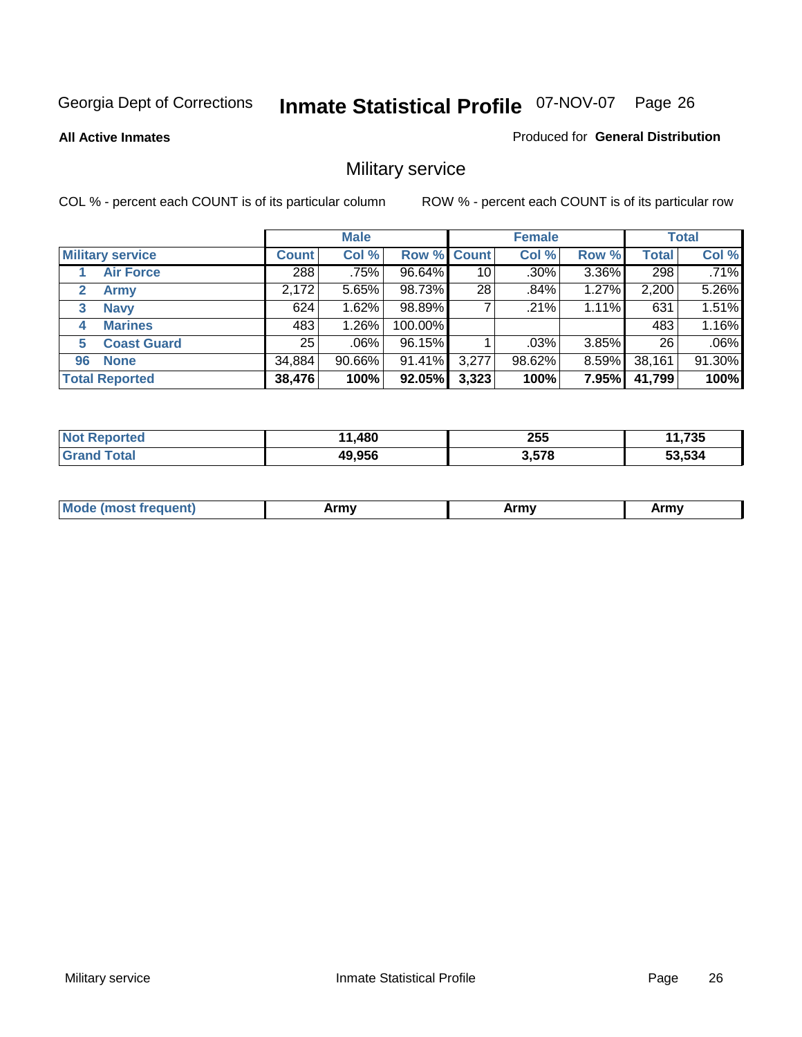Georgia Dept of Corrections **Inmate Statistical Profile** 07-NOV-07

**All Active Inmates**

Produced for **General Distribution**

## Military service

COL % - percent each COUNT is of its particular column

ROW % - percent each COUNT is of its particular row

| Military service | Male | | | Female | | | Total | |
|---|---|---|---|---|---|---|---|---|
| | Count | Col % | Row % | Count | Col % | Row % | Total | Col % |
| 1 Air Force | 288 | .75% | 96.64% | 10 | .30% | 3.36% | 298 | .71% |
| 2 Army | 2,172 | 5.65% | 98.73% | 28 | .84% | 1.27% | 2,200 | 5.26% |
| 3 Navy | 624 | 1.62% | 98.89% | 7 | .21% | 1.11% | 631 | 1.51% |
| 4 Marines | 483 | 1.26% | 100.00% | | | | 483 | 1.16% |
| 5 Coast Guard | 25 | .06% | 96.15% | 1 | .03% | 3.85% | 26 | .06% |
| 96 None | 34,884 | 90.66% | 91.41% | 3,277 | 98.62% | 8.59% | 38,161 | 91.30% |
| **Total Reported** | **38,476** | **100%** | **92.05%** | **3,323** | **100%** | **7.95%** | **41,799** | **100%** |

| | Male | Female | Total |
|---|---|---|---|
| Not Reported | 11,480 | 255 | 11,735 |
| Grand Total | 49,956 | 3,578 | 53,534 |

| | Male | Female | Total |
|---|---|---|---|
| Mode (most frequent) | Army | Army | Army |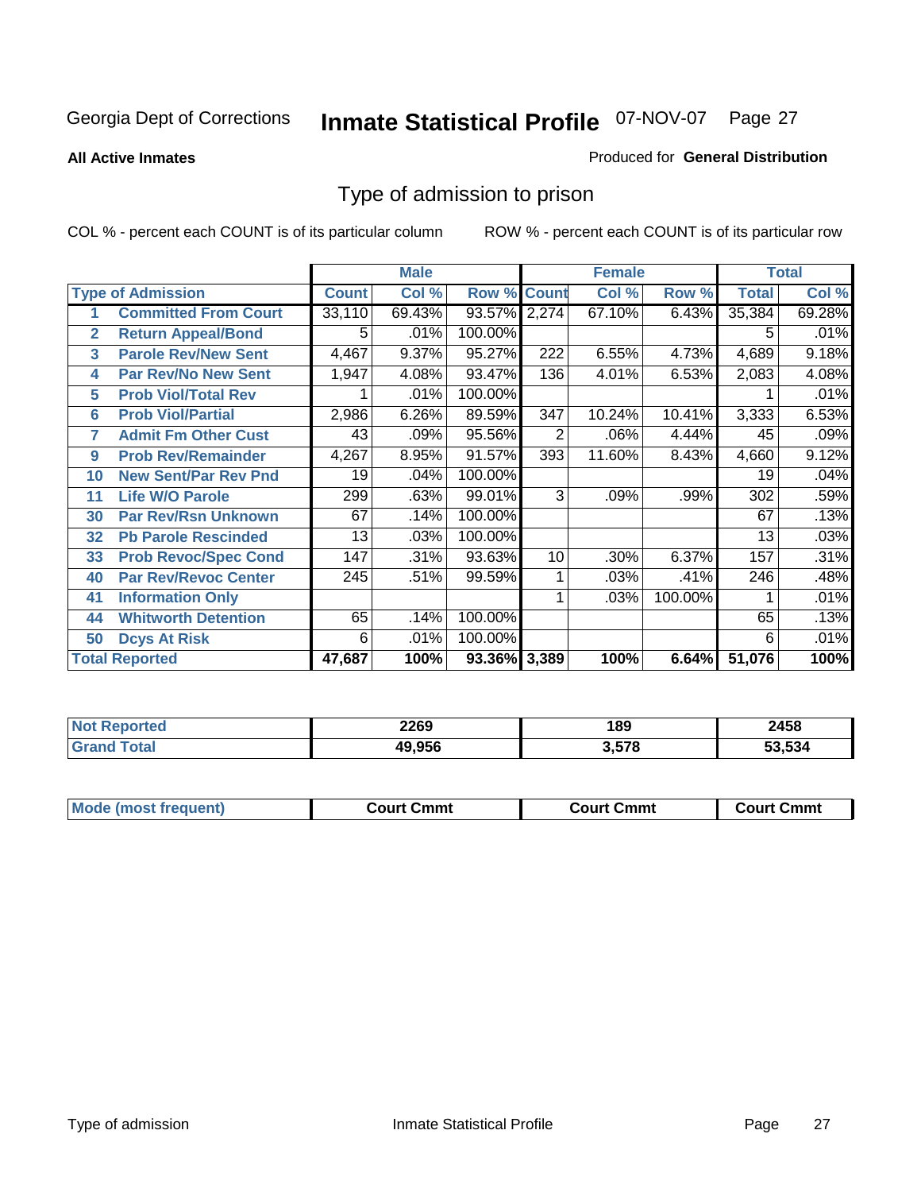Georgia Dept of Corrections **Inmate Statistical Profile** 07-NOV-07

**All Active Inmates**

Produced for **General Distribution**

## Type of admission to prison

COL % - percent each COUNT is of its particular column

ROW % - percent each COUNT is of its particular row

| | | Male | | | Female | | | Total | |
|---|---|---|---|---|---|---|---|---|---|
| | **Type of Admission** | **Count** | **Col %** | **Row %** | **Count** | **Col %** | **Row %** | **Total** | **Col %** |
| 1 | **Committed From Court** | 33,110 | 69.43% | 93.57% | 2,274 | 67.10% | 6.43% | 35,384 | 69.28% |
| 2 | **Return Appeal/Bond** | 5 | .01% | 100.00% | | | | 5 | .01% |
| 3 | **Parole Rev/New Sent** | 4,467 | 9.37% | 95.27% | 222 | 6.55% | 4.73% | 4,689 | 9.18% |
| 4 | **Par Rev/No New Sent** | 1,947 | 4.08% | 93.47% | 136 | 4.01% | 6.53% | 2,083 | 4.08% |
| 5 | **Prob Viol/Total Rev** | 1 | .01% | 100.00% | | | | 1 | .01% |
| 6 | **Prob Viol/Partial** | 2,986 | 6.26% | 89.59% | 347 | 10.24% | 10.41% | 3,333 | 6.53% |
| 7 | **Admit Fm Other Cust** | 43 | .09% | 95.56% | 2 | .06% | 4.44% | 45 | .09% |
| 9 | **Prob Rev/Remainder** | 4,267 | 8.95% | 91.57% | 393 | 11.60% | 8.43% | 4,660 | 9.12% |
| 10 | **New Sent/Par Rev Pnd** | 19 | .04% | 100.00% | | | | 19 | .04% |
| 11 | **Life W/O Parole** | 299 | .63% | 99.01% | 3 | .09% | .99% | 302 | .59% |
| 30 | **Par Rev/Rsn Unknown** | 67 | .14% | 100.00% | | | | 67 | .13% |
| 32 | **Pb Parole Rescinded** | 13 | .03% | 100.00% | | | | 13 | .03% |
| 33 | **Prob Revoc/Spec Cond** | 147 | .31% | 93.63% | 10 | .30% | 6.37% | 157 | .31% |
| 40 | **Par Rev/Revoc Center** | 245 | .51% | 99.59% | 1 | .03% | .41% | 246 | .48% |
| 41 | **Information Only** | | | | 1 | .03% | 100.00% | 1 | .01% |
| 44 | **Whitworth Detention** | 65 | .14% | 100.00% | | | | 65 | .13% |
| 50 | **Dcys At Risk** | 6 | .01% | 100.00% | | | | 6 | .01% |
| **Total Reported** | | **47,687** | **100%** | **93.36%** | **3,389** | **100%** | **6.64%** | **51,076** | **100%** |

| | Male | Female | Total |
|---|---|---|---|
| **Not Reported** | **2269** | **189** | **2458** |
| **Grand Total** | **49,956** | **3,578** | **53,534** |

| | Male | Female | Total |
|---|---|---|---|
| **Mode (most frequent)** | **Court Cmmt** | **Court Cmmt** | **Court Cmmt** |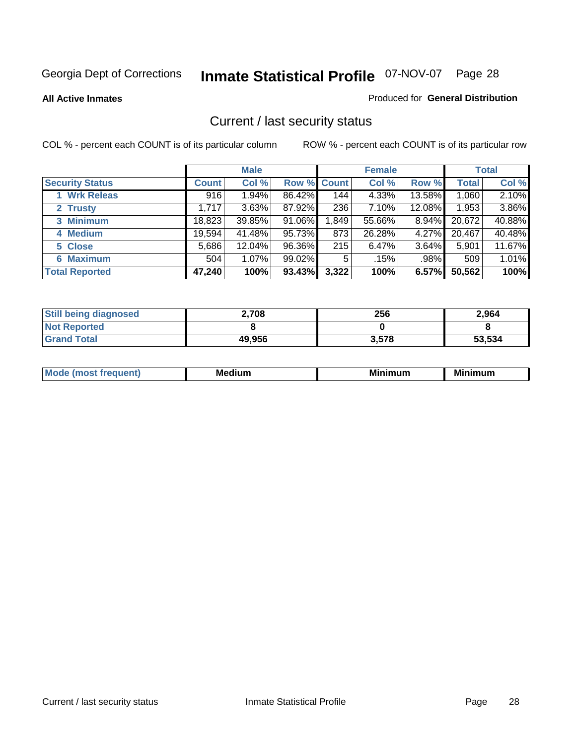Georgia Dept of Corrections

# Inmate Statistical Profile

07-NOV-07

**All Active Inmates**

Produced for **General Distribution**

## Current / last security status

COL % - percent each COUNT is of its particular column

ROW % - percent each COUNT is of its particular row

| | Male | | | Female | | | Total | |
|---|---|---|---|---|---|---|---|---|
| **Security Status** | **Count** | **Col %** | **Row %** | **Count** | **Col %** | **Row %** | **Total** | **Col %** |
| **1 Wrk Releas** | 916 | 1.94% | 86.42% | 144 | 4.33% | 13.58% | 1,060 | 2.10% |
| **2 Trusty** | 1,717 | 3.63% | 87.92% | 236 | 7.10% | 12.08% | 1,953 | 3.86% |
| **3 Minimum** | 18,823 | 39.85% | 91.06% | 1,849 | 55.66% | 8.94% | 20,672 | 40.88% |
| **4 Medium** | 19,594 | 41.48% | 95.73% | 873 | 26.28% | 4.27% | 20,467 | 40.48% |
| **5 Close** | 5,686 | 12.04% | 96.36% | 215 | 6.47% | 3.64% | 5,901 | 11.67% |
| **6 Maximum** | 504 | 1.07% | 99.02% | 5 | .15% | .98% | 509 | 1.01% |
| **Total Reported** | **47,240** | **100%** | **93.43%** | **3,322** | **100%** | **6.57%** | **50,562** | **100%** |

| | Male | Female | Total |
|---|---|---|---|
| **Still being diagnosed** | **2,708** | **256** | **2,964** |
| **Not Reported** | **8** | **0** | **8** |
| **Grand Total** | **49,956** | **3,578** | **53,534** |

| | Male | Female | Total |
|---|---|---|---|
| **Mode (most frequent)** | **Medium** | **Minimum** | **Minimum** |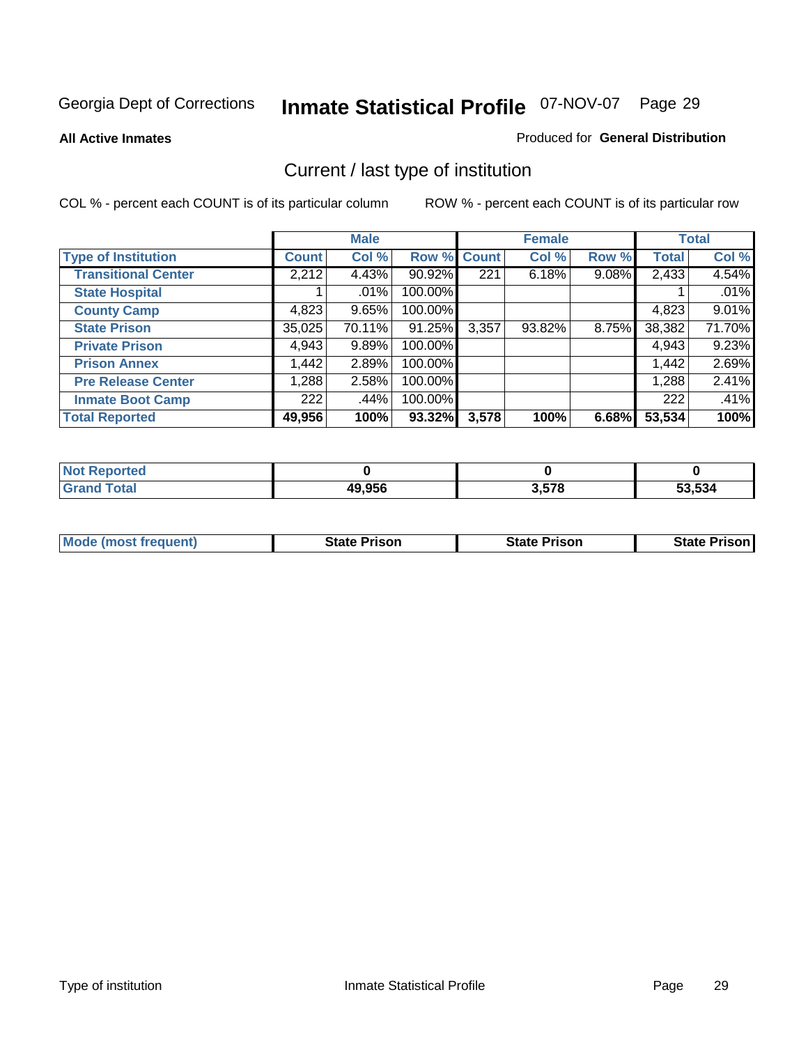Georgia Dept of Corrections **Inmate Statistical Profile** 07-NOV-07

**All Active Inmates**

Produced for **General Distribution**

## Current / last type of institution

COL % - percent each COUNT is of its particular column

ROW % - percent each COUNT is of its particular row

| | Male | | | Female | | | Total | |
|---|---|---|---|---|---|---|---|---|
| **Type of Institution** | **Count** | **Col %** | **Row %** | **Count** | **Col %** | **Row %** | **Total** | **Col %** |
| **Transitional Center** | 2,212 | 4.43% | 90.92% | 221 | 6.18% | 9.08% | 2,433 | 4.54% |
| **State Hospital** | 1 | .01% | 100.00% | | | | 1 | .01% |
| **County Camp** | 4,823 | 9.65% | 100.00% | | | | 4,823 | 9.01% |
| **State Prison** | 35,025 | 70.11% | 91.25% | 3,357 | 93.82% | 8.75% | 38,382 | 71.70% |
| **Private Prison** | 4,943 | 9.89% | 100.00% | | | | 4,943 | 9.23% |
| **Prison Annex** | 1,442 | 2.89% | 100.00% | | | | 1,442 | 2.69% |
| **Pre Release Center** | 1,288 | 2.58% | 100.00% | | | | 1,288 | 2.41% |
| **Inmate Boot Camp** | 222 | .44% | 100.00% | | | | 222 | .41% |
| **Total Reported** | **49,956** | **100%** | **93.32%** | **3,578** | **100%** | **6.68%** | **53,534** | **100%** |

| | Male | Female | Total |
|---|---|---|---|
| **Not Reported** | **0** | **0** | **0** |
| **Grand Total** | **49,956** | **3,578** | **53,534** |

| | Male | Female | Total |
|---|---|---|---|
| **Mode (most frequent)** | **State Prison** | **State Prison** | **State Prison** |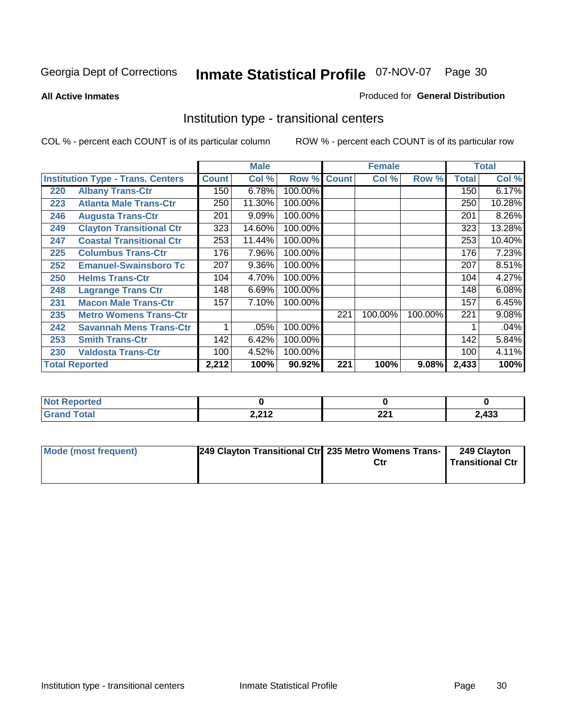Georgia Dept of Corrections **Inmate Statistical Profile** 07-NOV-07

**All Active Inmates**

Produced for **General Distribution**

## Institution type - transitional centers

COL % - percent each COUNT is of its particular column

ROW % - percent each COUNT is of its particular row

| Institution Type - Trans. Centers | | Male | | | Female | | | Total | |
|---|---|---|---|---|---|---|---|---|---|
| | | Count | Col % | Row % | Count | Col % | Row % | Total | Col % |
| 220 | Albany Trans-Ctr | 150 | 6.78% | 100.00% | | | | 150 | 6.17% |
| 223 | Atlanta Male Trans-Ctr | 250 | 11.30% | 100.00% | | | | 250 | 10.28% |
| 246 | Augusta Trans-Ctr | 201 | 9.09% | 100.00% | | | | 201 | 8.26% |
| 249 | Clayton Transitional Ctr | 323 | 14.60% | 100.00% | | | | 323 | 13.28% |
| 247 | Coastal Transitional Ctr | 253 | 11.44% | 100.00% | | | | 253 | 10.40% |
| 225 | Columbus Trans-Ctr | 176 | 7.96% | 100.00% | | | | 176 | 7.23% |
| 252 | Emanuel-Swainsboro Tc | 207 | 9.36% | 100.00% | | | | 207 | 8.51% |
| 250 | Helms Trans-Ctr | 104 | 4.70% | 100.00% | | | | 104 | 4.27% |
| 248 | Lagrange Trans Ctr | 148 | 6.69% | 100.00% | | | | 148 | 6.08% |
| 231 | Macon Male Trans-Ctr | 157 | 7.10% | 100.00% | | | | 157 | 6.45% |
| 235 | Metro Womens Trans-Ctr | | | | 221 | 100.00% | 100.00% | 221 | 9.08% |
| 242 | Savannah Mens Trans-Ctr | 1 | .05% | 100.00% | | | | 1 | .04% |
| 253 | Smith Trans-Ctr | 142 | 6.42% | 100.00% | | | | 142 | 5.84% |
| 230 | Valdosta Trans-Ctr | 100 | 4.52% | 100.00% | | | | 100 | 4.11% |
| **Total Reported** | | **2,212** | **100%** | **90.92%** | **221** | **100%** | **9.08%** | **2,433** | **100%** |

| | Male | Female | Total |
|---|---|---|---|
| Not Reported | 0 | 0 | 0 |
| Grand Total | 2,212 | 221 | 2,433 |

| | Male | Female | Total |
|---|---|---|---|
| Mode (most frequent) | 249 Clayton Transitional Ctr | 235 Metro Womens Trans-Ctr | 249 Clayton Transitional Ctr |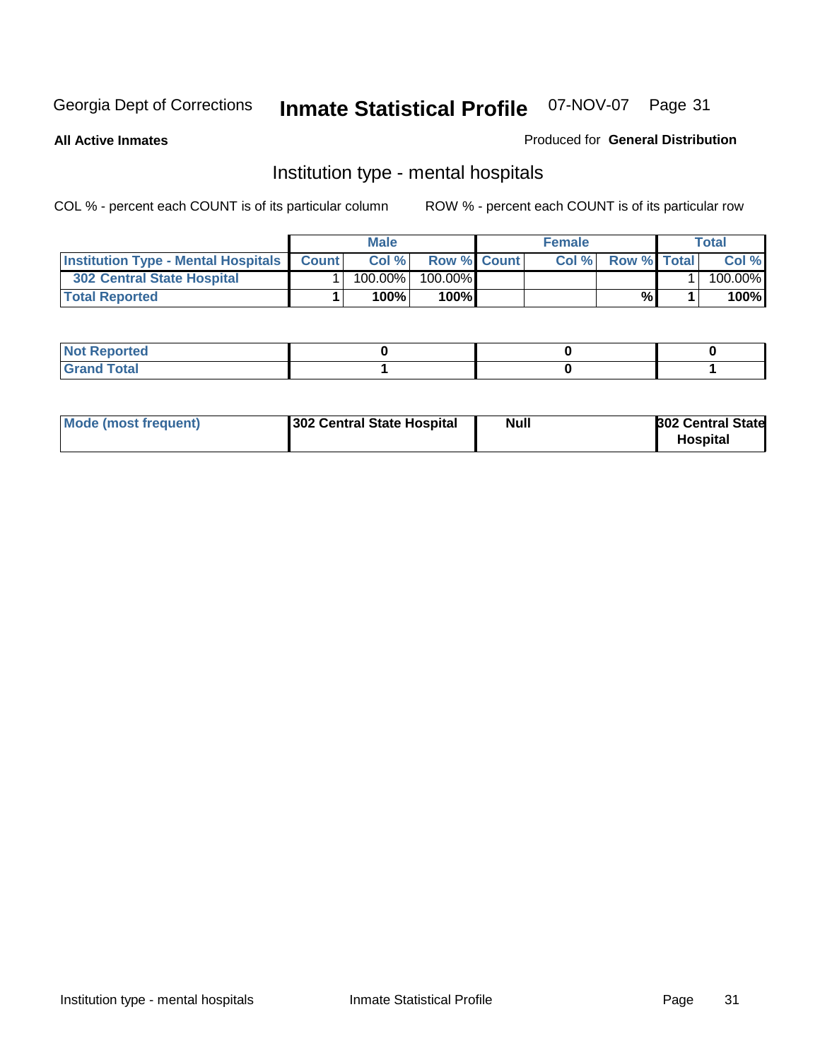Georgia Dept of Corrections **Inmate Statistical Profile** 07-NOV-07 Page 31

**All Active Inmates**

Produced for **General Distribution**

## Institution type - mental hospitals

COL % - percent each COUNT is of its particular column ROW % - percent each COUNT is of its particular row

| | Male | | | Female | | | Total | |
|---|---|---|---|---|---|---|---|---|
| Institution Type - Mental Hospitals | Count | Col % | Row % | Count | Col % | Row % | Total | Col % |
| 302 Central State Hospital | 1 | 100.00% | 100.00% | | | | 1 | 100.00% |
| **Total Reported** | **1** | **100%** | **100%** | | | **%** | **1** | **100%** |

| | Male | Female | Total |
|---|---|---|---|
| Not Reported | 0 | 0 | 0 |
| Grand Total | 1 | 0 | 1 |

| | Male | Female | Total |
|---|---|---|---|
| Mode (most frequent) | 302 Central State Hospital | Null | 302 Central State Hospital |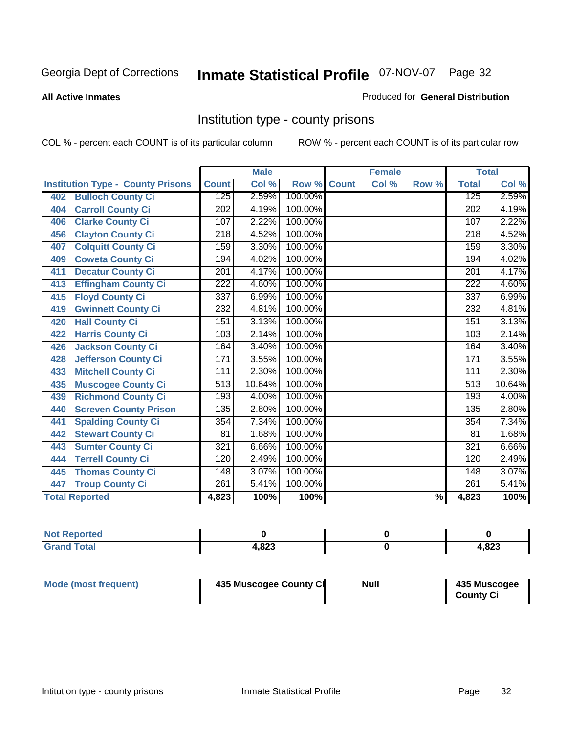Georgia Dept of Corrections

# Inmate Statistical Profile 07-NOV-07 Page 32

**All Active Inmates**

Produced for **General Distribution**

## Institution type - county prisons

COL % - percent each COUNT is of its particular column

ROW % - percent each COUNT is of its particular row

| Institution Type - County Prisons | Male | | | Female | | | Total | |
|---|---|---|---|---|---|---|---|---|
| | Count | Col % | Row % | Count | Col % | Row % | Total | Col % |
| 402 Bulloch County Ci | 125 | 2.59% | 100.00% | | | | 125 | 2.59% |
| 404 Carroll County Ci | 202 | 4.19% | 100.00% | | | | 202 | 4.19% |
| 406 Clarke County Ci | 107 | 2.22% | 100.00% | | | | 107 | 2.22% |
| 456 Clayton County Ci | 218 | 4.52% | 100.00% | | | | 218 | 4.52% |
| 407 Colquitt County Ci | 159 | 3.30% | 100.00% | | | | 159 | 3.30% |
| 409 Coweta County Ci | 194 | 4.02% | 100.00% | | | | 194 | 4.02% |
| 411 Decatur County Ci | 201 | 4.17% | 100.00% | | | | 201 | 4.17% |
| 413 Effingham County Ci | 222 | 4.60% | 100.00% | | | | 222 | 4.60% |
| 415 Floyd County Ci | 337 | 6.99% | 100.00% | | | | 337 | 6.99% |
| 419 Gwinnett County Ci | 232 | 4.81% | 100.00% | | | | 232 | 4.81% |
| 420 Hall County Ci | 151 | 3.13% | 100.00% | | | | 151 | 3.13% |
| 422 Harris County Ci | 103 | 2.14% | 100.00% | | | | 103 | 2.14% |
| 426 Jackson County Ci | 164 | 3.40% | 100.00% | | | | 164 | 3.40% |
| 428 Jefferson County Ci | 171 | 3.55% | 100.00% | | | | 171 | 3.55% |
| 433 Mitchell County Ci | 111 | 2.30% | 100.00% | | | | 111 | 2.30% |
| 435 Muscogee County Ci | 513 | 10.64% | 100.00% | | | | 513 | 10.64% |
| 439 Richmond County Ci | 193 | 4.00% | 100.00% | | | | 193 | 4.00% |
| 440 Screven County Prison | 135 | 2.80% | 100.00% | | | | 135 | 2.80% |
| 441 Spalding County Ci | 354 | 7.34% | 100.00% | | | | 354 | 7.34% |
| 442 Stewart County Ci | 81 | 1.68% | 100.00% | | | | 81 | 1.68% |
| 443 Sumter County Ci | 321 | 6.66% | 100.00% | | | | 321 | 6.66% |
| 444 Terrell County Ci | 120 | 2.49% | 100.00% | | | | 120 | 2.49% |
| 445 Thomas County Ci | 148 | 3.07% | 100.00% | | | | 148 | 3.07% |
| 447 Troup County Ci | 261 | 5.41% | 100.00% | | | | 261 | 5.41% |
| **Total Reported** | **4,823** | **100%** | **100%** | | | **%** | **4,823** | **100%** |

| | Male | Female | Total |
|---|---|---|---|
| Not Reported | 0 | 0 | 0 |
| Grand Total | 4,823 | 0 | 4,823 |

| | Male | Female | Total |
|---|---|---|---|
| Mode (most frequent) | 435 Muscogee County Ci | Null | 435 Muscogee County Ci |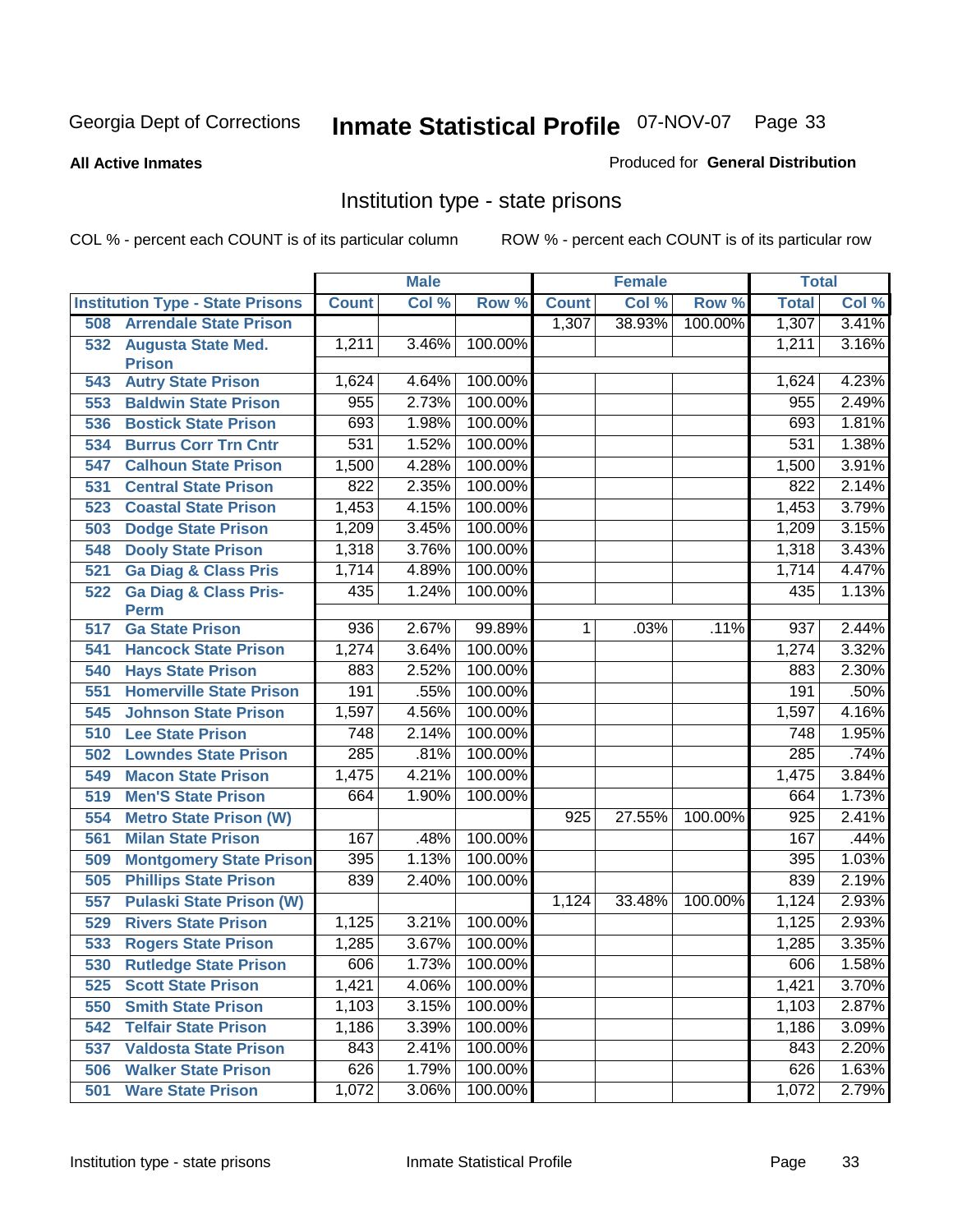Georgia Dept of Corrections

# Inmate Statistical Profile

07-NOV-07

**All Active Inmates**

Produced for **General Distribution**

## Institution type - state prisons

COL % - percent each COUNT is of its particular column

ROW % - percent each COUNT is of its particular row

| | | Male | | | Female | | | Total | |
|---|---|---|---|---|---|---|---|---|---|
| **Institution Type - State Prisons** | | **Count** | **Col %** | **Row %** | **Count** | **Col %** | **Row %** | **Total** | **Col %** |
| 508 | Arrendale State Prison | | | | 1,307 | 38.93% | 100.00% | 1,307 | 3.41% |
| 532 | Augusta State Med. Prison | 1,211 | 3.46% | 100.00% | | | | 1,211 | 3.16% |
| 543 | Autry State Prison | 1,624 | 4.64% | 100.00% | | | | 1,624 | 4.23% |
| 553 | Baldwin State Prison | 955 | 2.73% | 100.00% | | | | 955 | 2.49% |
| 536 | Bostick State Prison | 693 | 1.98% | 100.00% | | | | 693 | 1.81% |
| 534 | Burrus Corr Trn Cntr | 531 | 1.52% | 100.00% | | | | 531 | 1.38% |
| 547 | Calhoun State Prison | 1,500 | 4.28% | 100.00% | | | | 1,500 | 3.91% |
| 531 | Central State Prison | 822 | 2.35% | 100.00% | | | | 822 | 2.14% |
| 523 | Coastal State Prison | 1,453 | 4.15% | 100.00% | | | | 1,453 | 3.79% |
| 503 | Dodge State Prison | 1,209 | 3.45% | 100.00% | | | | 1,209 | 3.15% |
| 548 | Dooly State Prison | 1,318 | 3.76% | 100.00% | | | | 1,318 | 3.43% |
| 521 | Ga Diag & Class Pris | 1,714 | 4.89% | 100.00% | | | | 1,714 | 4.47% |
| 522 | Ga Diag & Class Pris-Perm | 435 | 1.24% | 100.00% | | | | 435 | 1.13% |
| 517 | Ga State Prison | 936 | 2.67% | 99.89% | 1 | .03% | .11% | 937 | 2.44% |
| 541 | Hancock State Prison | 1,274 | 3.64% | 100.00% | | | | 1,274 | 3.32% |
| 540 | Hays State Prison | 883 | 2.52% | 100.00% | | | | 883 | 2.30% |
| 551 | Homerville State Prison | 191 | .55% | 100.00% | | | | 191 | .50% |
| 545 | Johnson State Prison | 1,597 | 4.56% | 100.00% | | | | 1,597 | 4.16% |
| 510 | Lee State Prison | 748 | 2.14% | 100.00% | | | | 748 | 1.95% |
| 502 | Lowndes State Prison | 285 | .81% | 100.00% | | | | 285 | .74% |
| 549 | Macon State Prison | 1,475 | 4.21% | 100.00% | | | | 1,475 | 3.84% |
| 519 | Men'S State Prison | 664 | 1.90% | 100.00% | | | | 664 | 1.73% |
| 554 | Metro State Prison (W) | | | | 925 | 27.55% | 100.00% | 925 | 2.41% |
| 561 | Milan State Prison | 167 | .48% | 100.00% | | | | 167 | .44% |
| 509 | Montgomery State Prison | 395 | 1.13% | 100.00% | | | | 395 | 1.03% |
| 505 | Phillips State Prison | 839 | 2.40% | 100.00% | | | | 839 | 2.19% |
| 557 | Pulaski State Prison (W) | | | | 1,124 | 33.48% | 100.00% | 1,124 | 2.93% |
| 529 | Rivers State Prison | 1,125 | 3.21% | 100.00% | | | | 1,125 | 2.93% |
| 533 | Rogers State Prison | 1,285 | 3.67% | 100.00% | | | | 1,285 | 3.35% |
| 530 | Rutledge State Prison | 606 | 1.73% | 100.00% | | | | 606 | 1.58% |
| 525 | Scott State Prison | 1,421 | 4.06% | 100.00% | | | | 1,421 | 3.70% |
| 550 | Smith State Prison | 1,103 | 3.15% | 100.00% | | | | 1,103 | 2.87% |
| 542 | Telfair State Prison | 1,186 | 3.39% | 100.00% | | | | 1,186 | 3.09% |
| 537 | Valdosta State Prison | 843 | 2.41% | 100.00% | | | | 843 | 2.20% |
| 506 | Walker State Prison | 626 | 1.79% | 100.00% | | | | 626 | 1.63% |
| 501 | Ware State Prison | 1,072 | 3.06% | 100.00% | | | | 1,072 | 2.79% |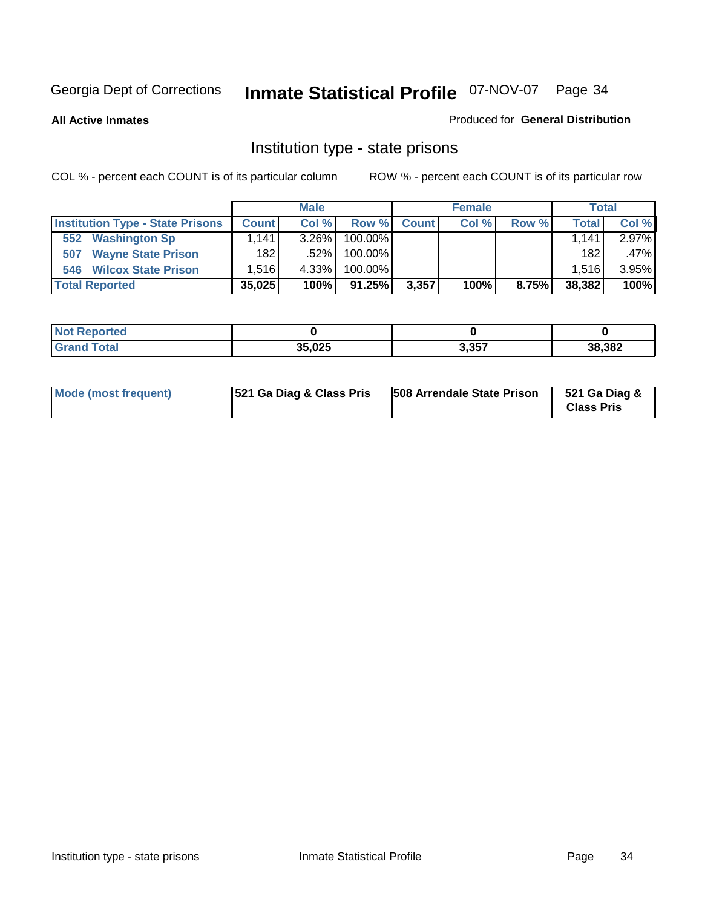Georgia Dept of Corrections **Inmate Statistical Profile** 07-NOV-07

**All Active Inmates**

Produced for **General Distribution**

## Institution type - state prisons

COL % - percent each COUNT is of its particular column

ROW % - percent each COUNT is of its particular row

| | Male | | | Female | | | Total | |
|---|---|---|---|---|---|---|---|---|
| **Institution Type - State Prisons** | **Count** | **Col %** | **Row %** | **Count** | **Col %** | **Row %** | **Total** | **Col %** |
| 552 Washington Sp | 1,141 | 3.26% | 100.00% | | | | 1,141 | 2.97% |
| 507 Wayne State Prison | 182 | .52% | 100.00% | | | | 182 | .47% |
| 546 Wilcox State Prison | 1,516 | 4.33% | 100.00% | | | | 1,516 | 3.95% |
| **Total Reported** | **35,025** | **100%** | **91.25%** | **3,357** | **100%** | **8.75%** | **38,382** | **100%** |

| | Male | Female | Total |
|---|---|---|---|
| **Not Reported** | **0** | **0** | **0** |
| **Grand Total** | **35,025** | **3,357** | **38,382** |

| | Male | Female | Total |
|---|---|---|---|
| **Mode (most frequent)** | **521 Ga Diag & Class Pris** | **508 Arrendale State Prison** | **521 Ga Diag & Class Pris** |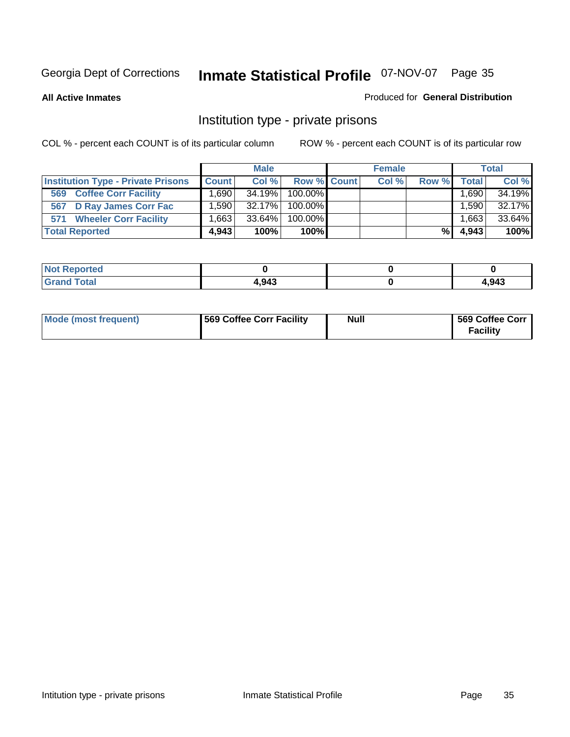Georgia Dept of Corrections **Inmate Statistical Profile** 07-NOV-07

**All Active Inmates**

Produced for **General Distribution**

## Institution type - private prisons

COL % - percent each COUNT is of its particular column

ROW % - percent each COUNT is of its particular row

| | Male | | | Female | | | Total | |
|---|---|---|---|---|---|---|---|---|
| **Institution Type - Private Prisons** | **Count** | **Col %** | **Row %** | **Count** | **Col %** | **Row %** | **Total** | **Col %** |
| **569 Coffee Corr Facility** | 1,690 | 34.19% | 100.00% | | | | 1,690 | 34.19% |
| **567 D Ray James Corr Fac** | 1,590 | 32.17% | 100.00% | | | | 1,590 | 32.17% |
| **571 Wheeler Corr Facility** | 1,663 | 33.64% | 100.00% | | | | 1,663 | 33.64% |
| **Total Reported** | **4,943** | **100%** | **100%** | | | **%** | **4,943** | **100%** |

| | Male | Female | Total |
|---|---|---|---|
| **Not Reported** | **0** | **0** | **0** |
| **Grand Total** | **4,943** | **0** | **4,943** |

| | Male | Female | Total |
|---|---|---|---|
| **Mode (most frequent)** | **569 Coffee Corr Facility** | **Null** | **569 Coffee Corr Facility** |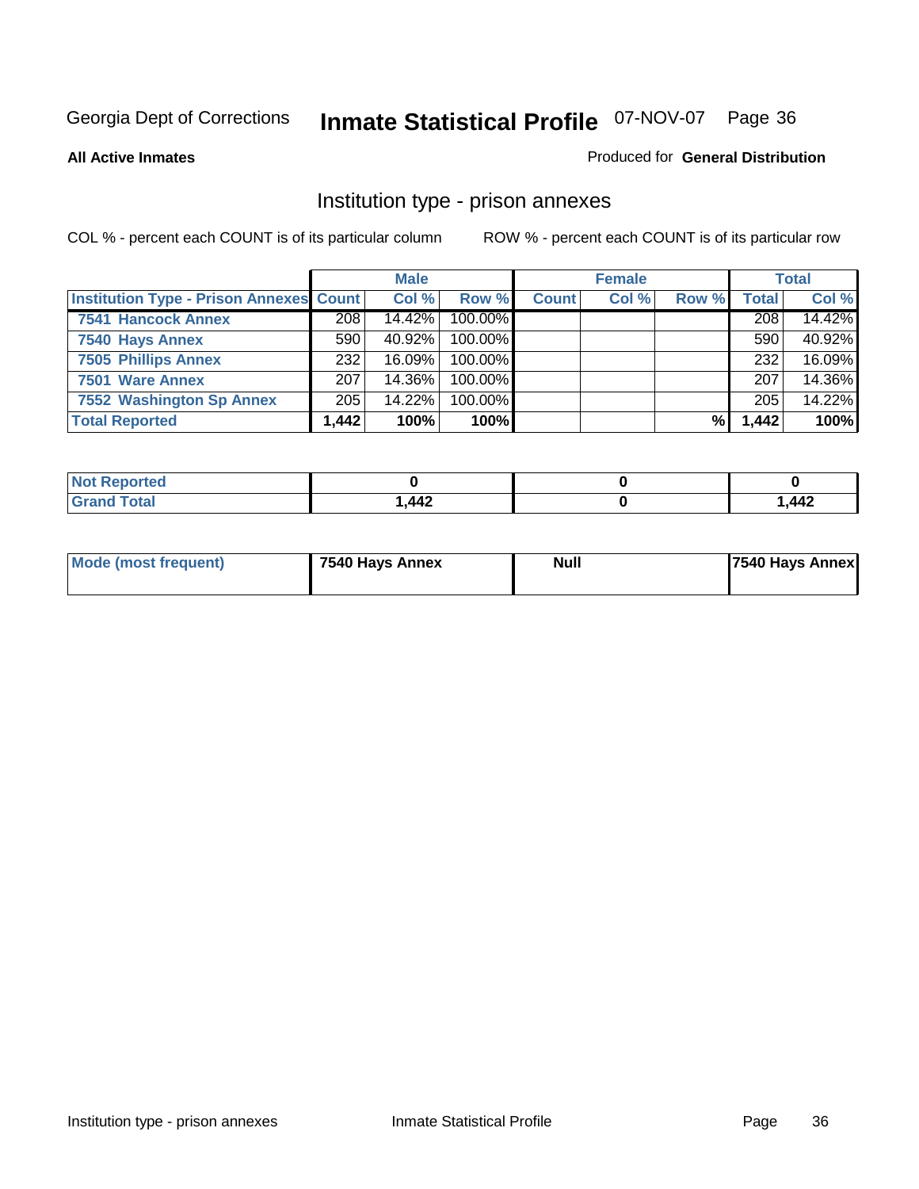Georgia Dept of Corrections **Inmate Statistical Profile** 07-NOV-07

**All Active Inmates**

Produced for **General Distribution**

## Institution type - prison annexes

COL % - percent each COUNT is of its particular column

ROW % - percent each COUNT is of its particular row

| | Male | | | Female | | | Total | |
|---|---|---|---|---|---|---|---|---|
| **Institution Type - Prison Annexes** | **Count** | **Col %** | **Row %** | **Count** | **Col %** | **Row %** | **Total** | **Col %** |
| 7541 Hancock Annex | 208 | 14.42% | 100.00% | | | | 208 | 14.42% |
| 7540 Hays Annex | 590 | 40.92% | 100.00% | | | | 590 | 40.92% |
| 7505 Phillips Annex | 232 | 16.09% | 100.00% | | | | 232 | 16.09% |
| 7501 Ware Annex | 207 | 14.36% | 100.00% | | | | 207 | 14.36% |
| 7552 Washington Sp Annex | 205 | 14.22% | 100.00% | | | | 205 | 14.22% |
| **Total Reported** | **1,442** | **100%** | **100%** | | | **%** | **1,442** | **100%** |

| | Male | Female | Total |
|---|---|---|---|
| **Not Reported** | **0** | **0** | **0** |
| **Grand Total** | **1,442** | **0** | **1,442** |

| | Male | Female | Total |
|---|---|---|---|
| **Mode (most frequent)** | **7540 Hays Annex** | **Null** | **7540 Hays Annex** |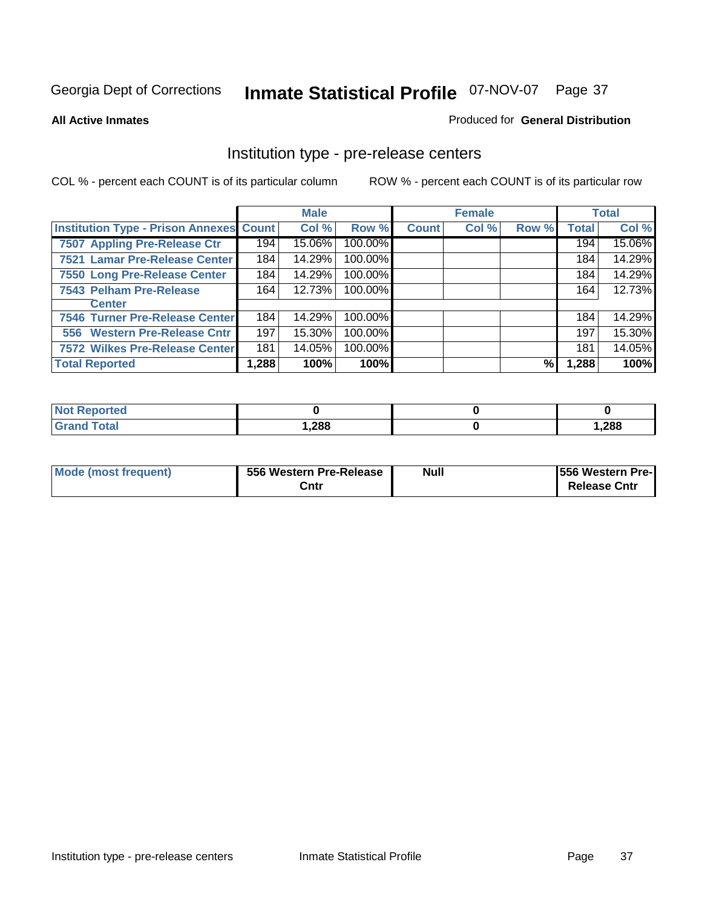Georgia Dept of Corrections **Inmate Statistical Profile** 07-NOV-07

**All Active Inmates**

Produced for **General Distribution**

## Institution type - pre-release centers

COL % - percent each COUNT is of its particular column ROW % - percent each COUNT is of its particular row

| | Male | | | Female | | | Total | |
|---|---|---|---|---|---|---|---|---|
| **Institution Type - Prison Annexes** | **Count** | **Col %** | **Row %** | **Count** | **Col %** | **Row %** | **Total** | **Col %** |
| 7507 Appling Pre-Release Ctr | 194 | 15.06% | 100.00% | | | | 194 | 15.06% |
| 7521 Lamar Pre-Release Center | 184 | 14.29% | 100.00% | | | | 184 | 14.29% |
| 7550 Long Pre-Release Center | 184 | 14.29% | 100.00% | | | | 184 | 14.29% |
| 7543 Pelham Pre-Release Center | 164 | 12.73% | 100.00% | | | | 164 | 12.73% |
| 7546 Turner Pre-Release Center | 184 | 14.29% | 100.00% | | | | 184 | 14.29% |
| 556 Western Pre-Release Cntr | 197 | 15.30% | 100.00% | | | | 197 | 15.30% |
| 7572 Wilkes Pre-Release Center | 181 | 14.05% | 100.00% | | | | 181 | 14.05% |
| **Total Reported** | **1,288** | **100%** | **100%** | | | **%** | **1,288** | **100%** |

| | Male | Female | Total |
|---|---|---|---|
| **Not Reported** | **0** | **0** | **0** |
| **Grand Total** | **1,288** | **0** | **1,288** |

| | Male | Female | Total |
|---|---|---|---|
| **Mode (most frequent)** | **556 Western Pre-Release Cntr** | **Null** | **556 Western Pre-Release Cntr** |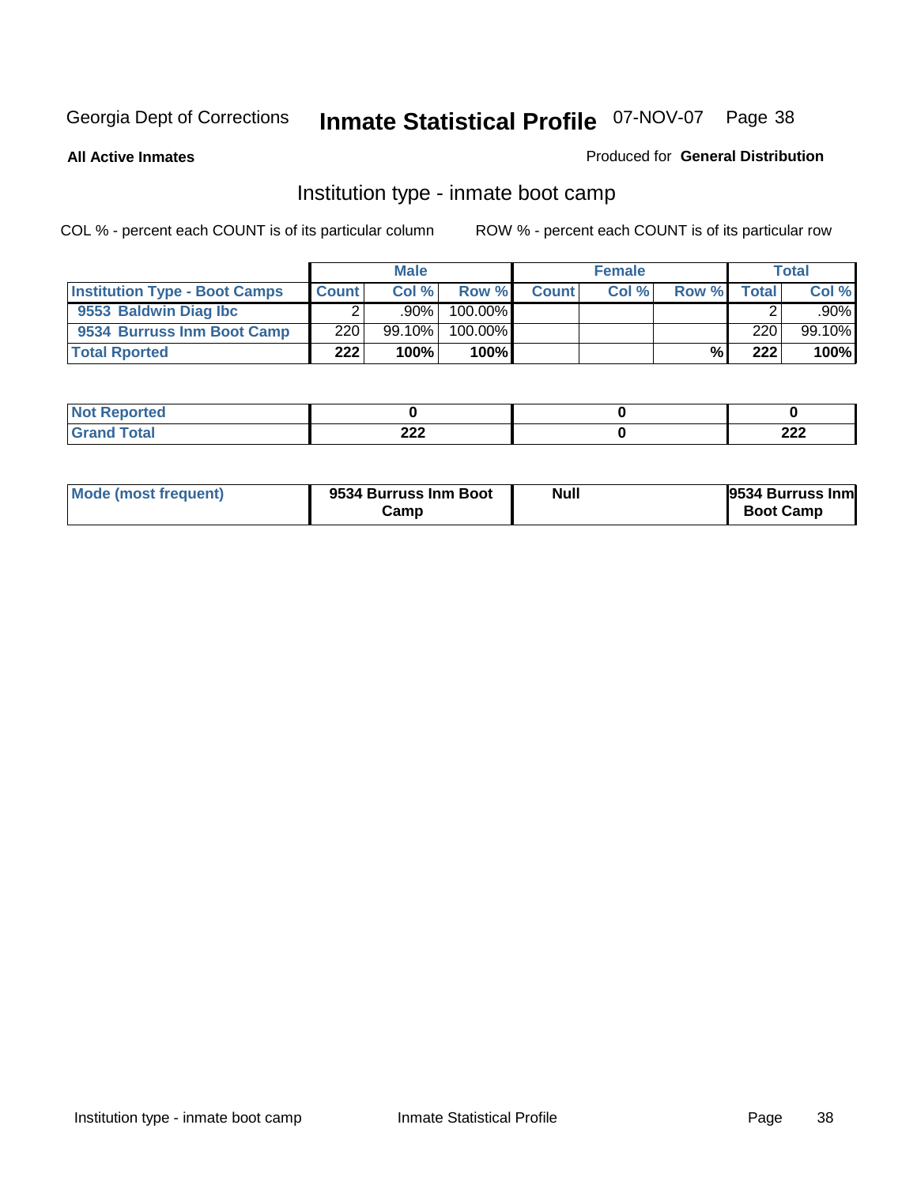Georgia Dept of Corrections **Inmate Statistical Profile** 07-NOV-07

**All Active Inmates**

Produced for **General Distribution**

## Institution type - inmate boot camp

COL % - percent each COUNT is of its particular column    ROW % - percent each COUNT is of its particular row

| | Male | | | Female | | | Total | |
|---|---|---|---|---|---|---|---|---|
| **Institution Type - Boot Camps** | **Count** | **Col %** | **Row %** | **Count** | **Col %** | **Row %** | **Total** | **Col %** |
| **9553 Baldwin Diag Ibc** | 2 | .90% | 100.00% | | | | 2 | .90% |
| **9534 Burruss Inm Boot Camp** | 220 | 99.10% | 100.00% | | | | 220 | 99.10% |
| **Total Rported** | **222** | **100%** | **100%** | | | **%** | **222** | **100%** |

| | Male | Female | Total |
|---|---|---|---|
| **Not Reported** | **0** | **0** | **0** |
| **Grand Total** | **222** | **0** | **222** |

| | Male | Female | Total |
|---|---|---|---|
| **Mode (most frequent)** | **9534 Burruss Inm Boot Camp** | **Null** | **9534 Burruss Inm Boot Camp** |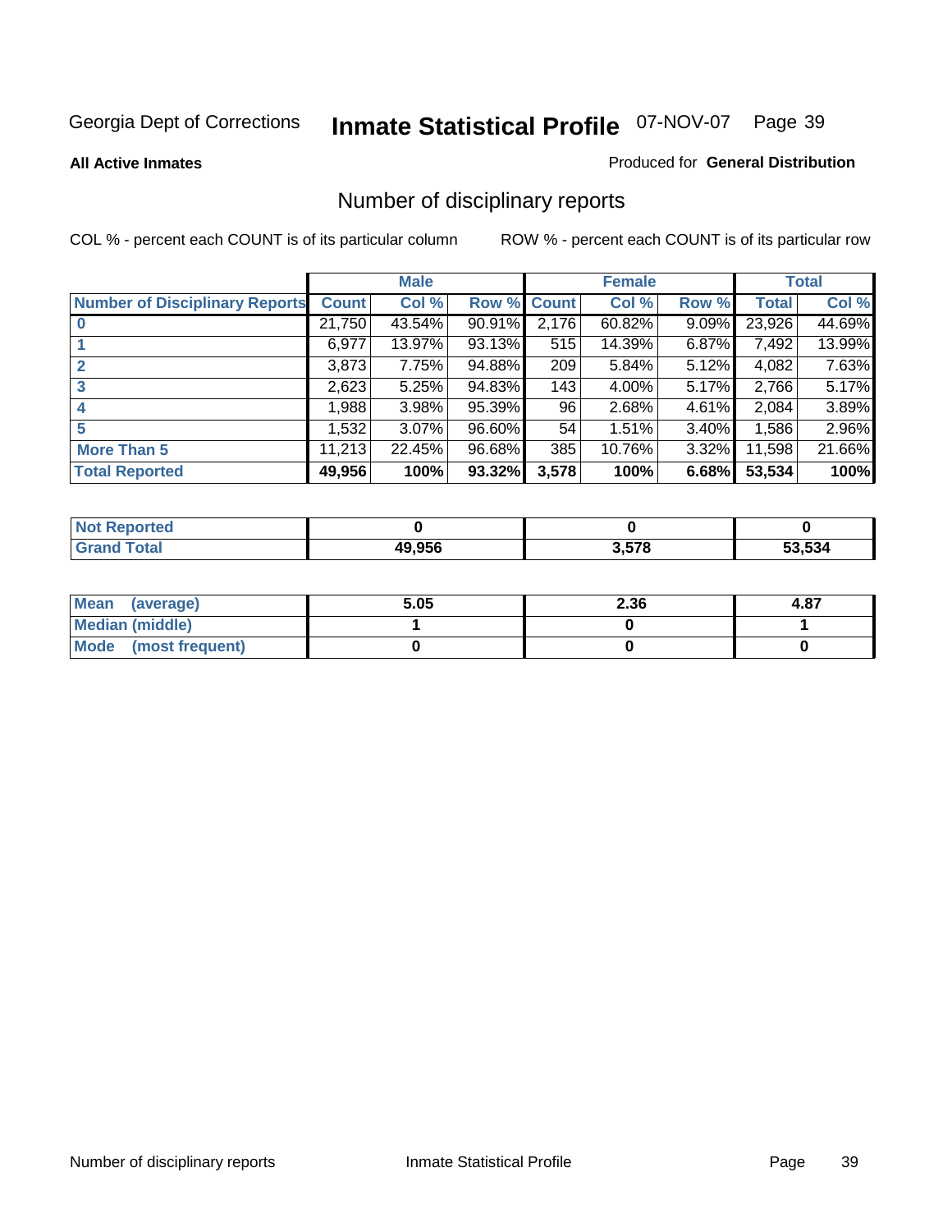Georgia Dept of Corrections **Inmate Statistical Profile** 07-NOV-07

**All Active Inmates**

Produced for **General Distribution**

## Number of disciplinary reports

COL % - percent each COUNT is of its particular column

ROW % - percent each COUNT is of its particular row

| | Male | | | Female | | | Total | |
|---|---|---|---|---|---|---|---|---|
| **Number of Disciplinary Reports** | **Count** | **Col %** | **Row %** | **Count** | **Col %** | **Row %** | **Total** | **Col %** |
| **0** | 21,750 | 43.54% | 90.91% | 2,176 | 60.82% | 9.09% | 23,926 | 44.69% |
| **1** | 6,977 | 13.97% | 93.13% | 515 | 14.39% | 6.87% | 7,492 | 13.99% |
| **2** | 3,873 | 7.75% | 94.88% | 209 | 5.84% | 5.12% | 4,082 | 7.63% |
| **3** | 2,623 | 5.25% | 94.83% | 143 | 4.00% | 5.17% | 2,766 | 5.17% |
| **4** | 1,988 | 3.98% | 95.39% | 96 | 2.68% | 4.61% | 2,084 | 3.89% |
| **5** | 1,532 | 3.07% | 96.60% | 54 | 1.51% | 3.40% | 1,586 | 2.96% |
| **More Than 5** | 11,213 | 22.45% | 96.68% | 385 | 10.76% | 3.32% | 11,598 | 21.66% |
| **Total Reported** | **49,956** | **100%** | **93.32%** | **3,578** | **100%** | **6.68%** | **53,534** | **100%** |

| | Male | Female | Total |
|---|---|---|---|
| **Not Reported** | **0** | **0** | **0** |
| **Grand Total** | **49,956** | **3,578** | **53,534** |

| | Male | Female | Total |
|---|---|---|---|
| **Mean (average)** | **5.05** | **2.36** | **4.87** |
| **Median (middle)** | **1** | **0** | **1** |
| **Mode (most frequent)** | **0** | **0** | **0** |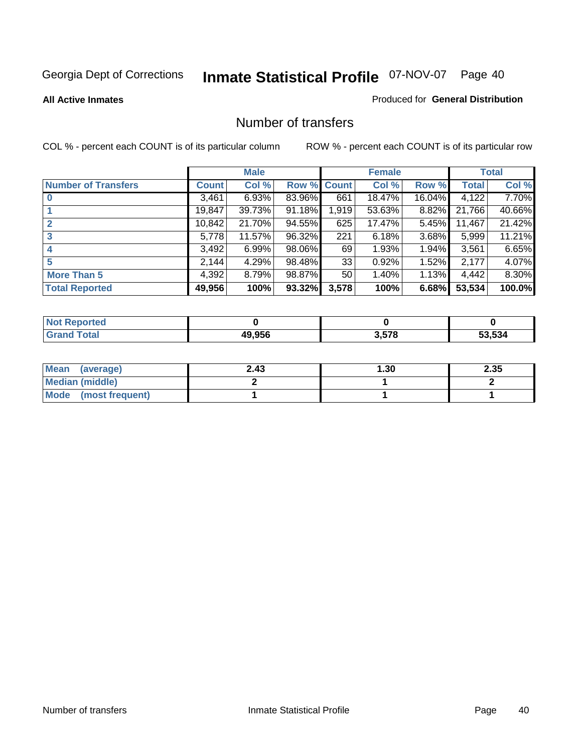Georgia Dept of Corrections **Inmate Statistical Profile** 07-NOV-07

**All Active Inmates**

Produced for **General Distribution**

## Number of transfers

COL % - percent each COUNT is of its particular column

ROW % - percent each COUNT is of its particular row

| | Male | | | Female | | | Total | |
|---|---|---|---|---|---|---|---|---|
| **Number of Transfers** | **Count** | **Col %** | **Row %** | **Count** | **Col %** | **Row %** | **Total** | **Col %** |
| **0** | 3,461 | 6.93% | 83.96% | 661 | 18.47% | 16.04% | 4,122 | 7.70% |
| **1** | 19,847 | 39.73% | 91.18% | 1,919 | 53.63% | 8.82% | 21,766 | 40.66% |
| **2** | 10,842 | 21.70% | 94.55% | 625 | 17.47% | 5.45% | 11,467 | 21.42% |
| **3** | 5,778 | 11.57% | 96.32% | 221 | 6.18% | 3.68% | 5,999 | 11.21% |
| **4** | 3,492 | 6.99% | 98.06% | 69 | 1.93% | 1.94% | 3,561 | 6.65% |
| **5** | 2,144 | 4.29% | 98.48% | 33 | 0.92% | 1.52% | 2,177 | 4.07% |
| **More Than 5** | 4,392 | 8.79% | 98.87% | 50 | 1.40% | 1.13% | 4,442 | 8.30% |
| **Total Reported** | **49,956** | **100%** | **93.32%** | **3,578** | **100%** | **6.68%** | **53,534** | **100.0%** |

| | Male | Female | Total |
|---|---|---|---|
| **Not Reported** | **0** | **0** | **0** |
| **Grand Total** | **49,956** | **3,578** | **53,534** |

| | Male | Female | Total |
|---|---|---|---|
| **Mean (average)** | **2.43** | **1.30** | **2.35** |
| **Median (middle)** | **2** | **1** | **2** |
| **Mode (most frequent)** | **1** | **1** | **1** |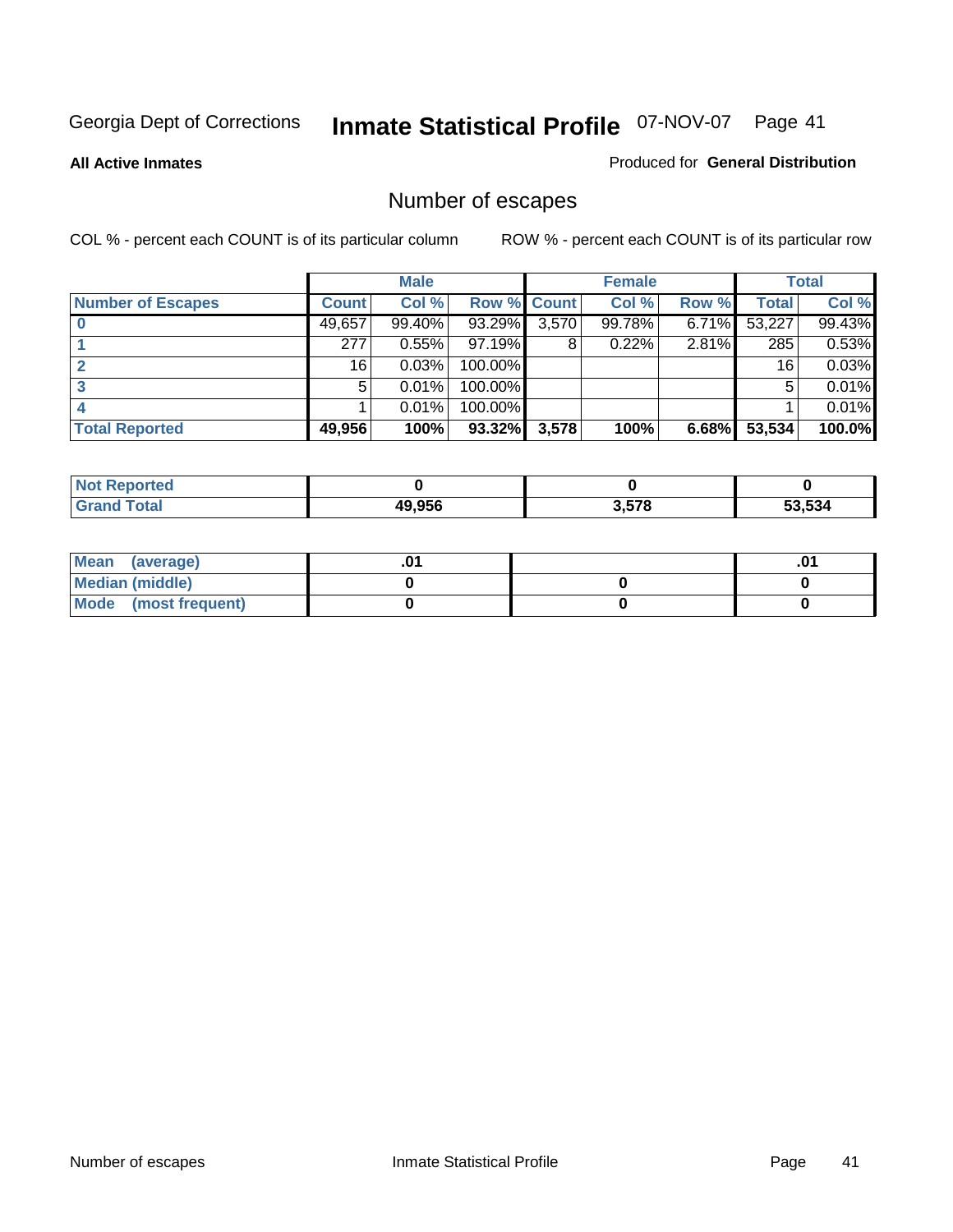Georgia Dept of Corrections **Inmate Statistical Profile** 07-NOV-07

**All Active Inmates**

Produced for **General Distribution**

## Number of escapes

COL % - percent each COUNT is of its particular column

ROW % - percent each COUNT is of its particular row

| | Male | | | Female | | | Total | |
|---|---|---|---|---|---|---|---|---|
| **Number of Escapes** | **Count** | **Col %** | **Row %** | **Count** | **Col %** | **Row %** | **Total** | **Col %** |
| **0** | 49,657 | 99.40% | 93.29% | 3,570 | 99.78% | 6.71% | 53,227 | 99.43% |
| **1** | 277 | 0.55% | 97.19% | 8 | 0.22% | 2.81% | 285 | 0.53% |
| **2** | 16 | 0.03% | 100.00% | | | | 16 | 0.03% |
| **3** | 5 | 0.01% | 100.00% | | | | 5 | 0.01% |
| **4** | 1 | 0.01% | 100.00% | | | | 1 | 0.01% |
| **Total Reported** | **49,956** | **100%** | **93.32%** | **3,578** | **100%** | **6.68%** | **53,534** | **100.0%** |

| | Male | Female | Total |
|---|---|---|---|
| **Not Reported** | **0** | **0** | **0** |
| **Grand Total** | **49,956** | **3,578** | **53,534** |

| | Male | Female | Total |
|---|---|---|---|
| **Mean (average)** | **.01** | | **.01** |
| **Median (middle)** | **0** | **0** | **0** |
| **Mode (most frequent)** | **0** | **0** | **0** |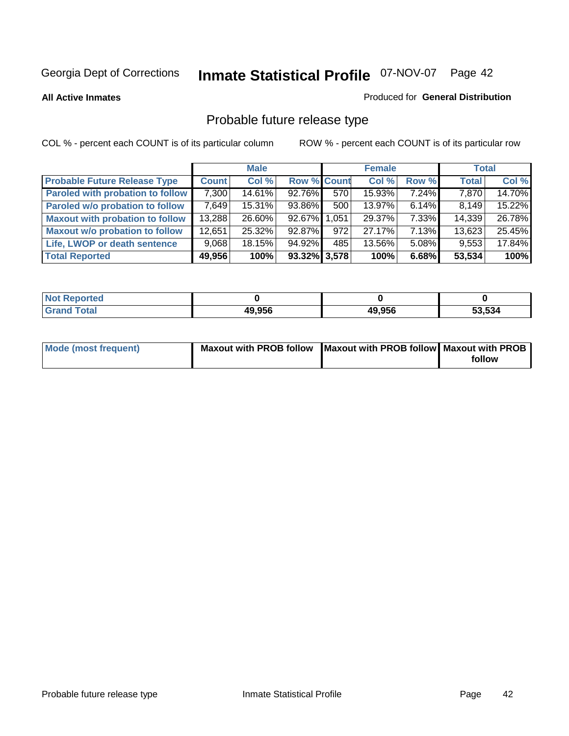Georgia Dept of Corrections **Inmate Statistical Profile** 07-NOV-07

**All Active Inmates**

Produced for **General Distribution**

## Probable future release type

COL % - percent each COUNT is of its particular column

ROW % - percent each COUNT is of its particular row

| | Male | | | Female | | | Total | |
|---|---|---|---|---|---|---|---|---|
| **Probable Future Release Type** | **Count** | **Col %** | **Row %** | **Count** | **Col %** | **Row %** | **Total** | **Col %** |
| **Paroled with probation to follow** | 7,300 | 14.61% | 92.76% | 570 | 15.93% | 7.24% | 7,870 | 14.70% |
| **Paroled w/o probation to follow** | 7,649 | 15.31% | 93.86% | 500 | 13.97% | 6.14% | 8,149 | 15.22% |
| **Maxout with probation to follow** | 13,288 | 26.60% | 92.67% | 1,051 | 29.37% | 7.33% | 14,339 | 26.78% |
| **Maxout w/o probation to follow** | 12,651 | 25.32% | 92.87% | 972 | 27.17% | 7.13% | 13,623 | 25.45% |
| **Life, LWOP or death sentence** | 9,068 | 18.15% | 94.92% | 485 | 13.56% | 5.08% | 9,553 | 17.84% |
| **Total Reported** | **49,956** | **100%** | **93.32%** | **3,578** | **100%** | **6.68%** | **53,534** | **100%** |

| | Male | Female | Total |
|---|---|---|---|
| **Not Reported** | **0** | **0** | **0** |
| **Grand Total** | **49,956** | **49,956** | **53,534** |

| | Male | Female | Total |
|---|---|---|---|
| **Mode (most frequent)** | **Maxout with PROB follow** | **Maxout with PROB follow** | **Maxout with PROB follow** |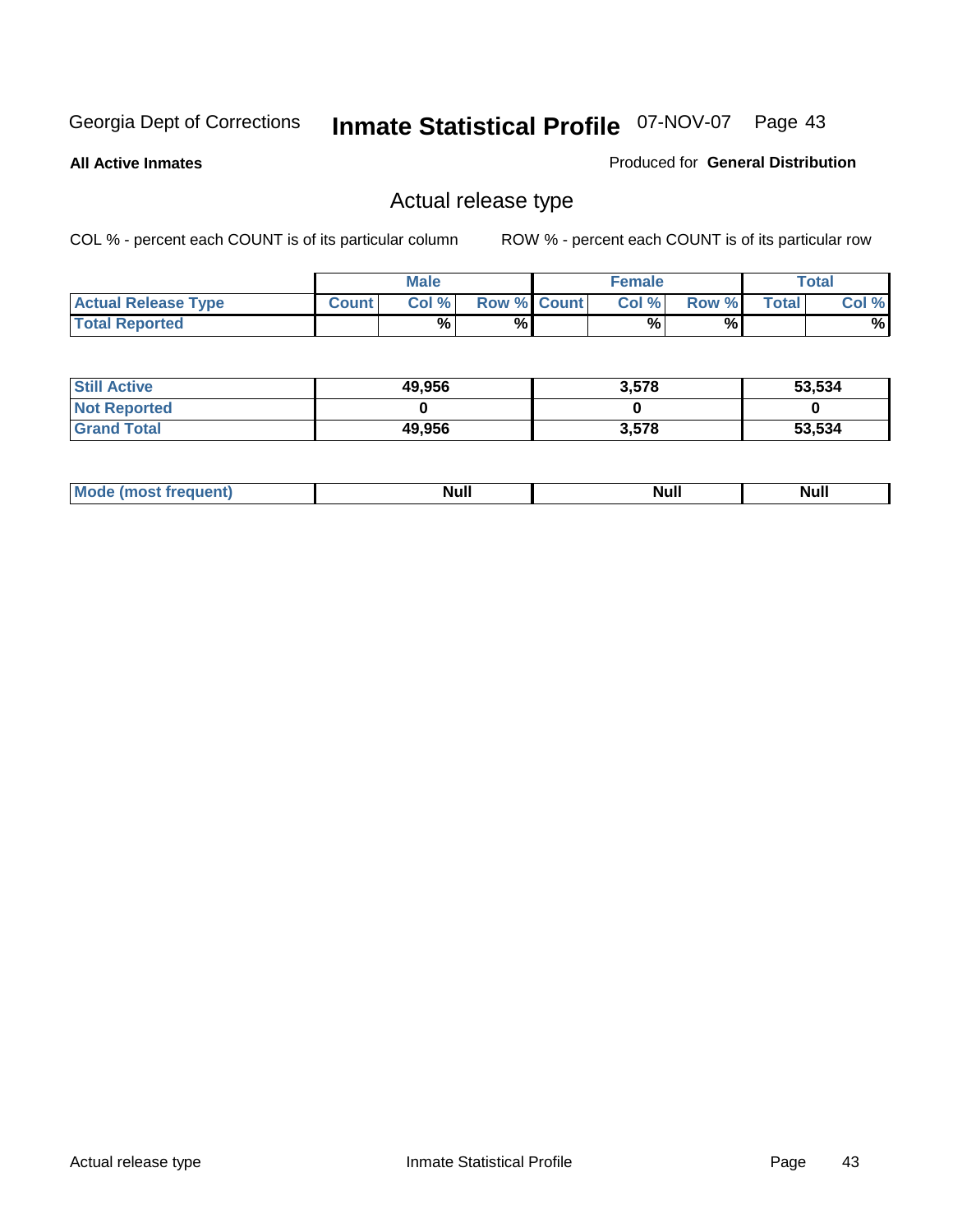Georgia Dept of Corrections **Inmate Statistical Profile** 07-NOV-07

**All Active Inmates**

Produced for **General Distribution**

## Actual release type

COL % - percent each COUNT is of its particular column

ROW % - percent each COUNT is of its particular row

| | Male | | | Female | | | Total | |
|---|---|---|---|---|---|---|---|---|
| **Actual Release Type** | **Count** | **Col %** | **Row %** | **Count** | **Col %** | **Row %** | **Total** | **Col %** |
| **Total Reported** | | % | % | | % | % | | % |

| | Male | Female | Total |
|---|---|---|---|
| **Still Active** | 49,956 | 3,578 | 53,534 |
| **Not Reported** | 0 | 0 | 0 |
| **Grand Total** | 49,956 | 3,578 | 53,534 |

| | Male | Female | Total |
|---|---|---|---|
| **Mode (most frequent)** | Null | Null | Null |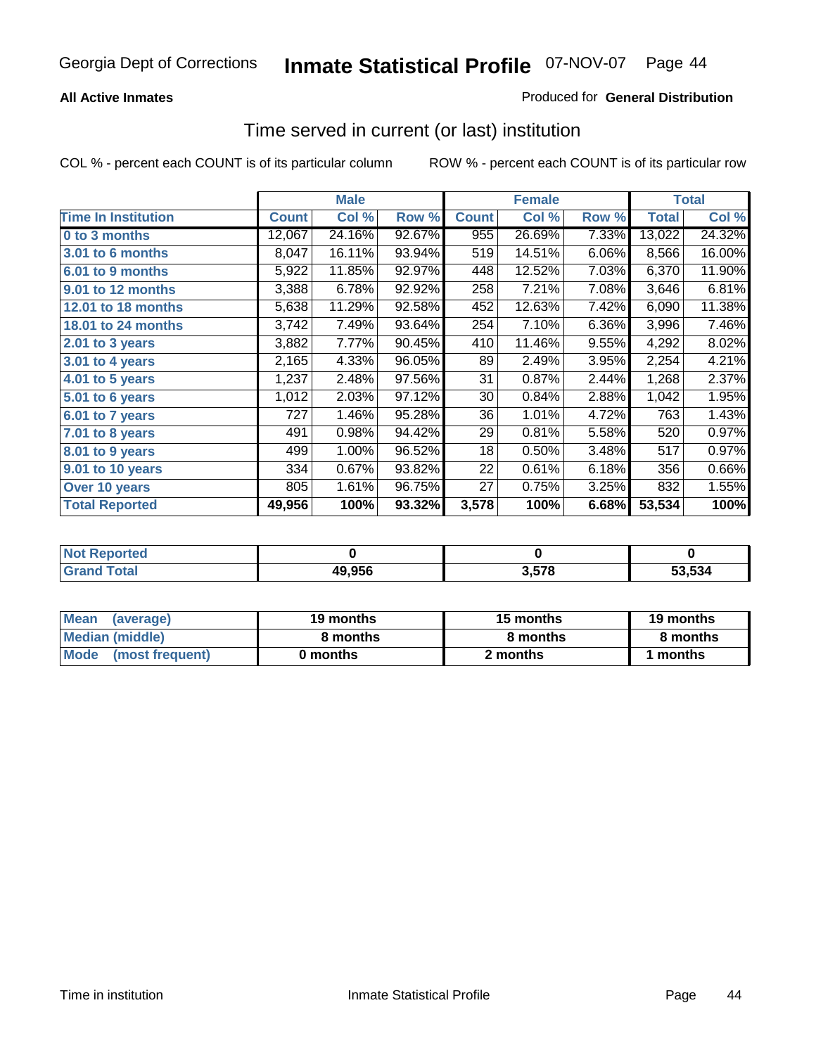Georgia Dept of Corrections **Inmate Statistical Profile** 07-NOV-07

**All Active Inmates**

Produced for **General Distribution**

## Time served in current (or last) institution

COL % - percent each COUNT is of its particular column

ROW % - percent each COUNT is of its particular row

| | Male | | | Female | | | Total | |
|---|---|---|---|---|---|---|---|---|
| **Time In Institution** | **Count** | **Col %** | **Row %** | **Count** | **Col %** | **Row %** | **Total** | **Col %** |
| **0 to 3 months** | 12,067 | 24.16% | 92.67% | 955 | 26.69% | 7.33% | 13,022 | 24.32% |
| **3.01 to 6 months** | 8,047 | 16.11% | 93.94% | 519 | 14.51% | 6.06% | 8,566 | 16.00% |
| **6.01 to 9 months** | 5,922 | 11.85% | 92.97% | 448 | 12.52% | 7.03% | 6,370 | 11.90% |
| **9.01 to 12 months** | 3,388 | 6.78% | 92.92% | 258 | 7.21% | 7.08% | 3,646 | 6.81% |
| **12.01 to 18 months** | 5,638 | 11.29% | 92.58% | 452 | 12.63% | 7.42% | 6,090 | 11.38% |
| **18.01 to 24 months** | 3,742 | 7.49% | 93.64% | 254 | 7.10% | 6.36% | 3,996 | 7.46% |
| **2.01 to 3 years** | 3,882 | 7.77% | 90.45% | 410 | 11.46% | 9.55% | 4,292 | 8.02% |
| **3.01 to 4 years** | 2,165 | 4.33% | 96.05% | 89 | 2.49% | 3.95% | 2,254 | 4.21% |
| **4.01 to 5 years** | 1,237 | 2.48% | 97.56% | 31 | 0.87% | 2.44% | 1,268 | 2.37% |
| **5.01 to 6 years** | 1,012 | 2.03% | 97.12% | 30 | 0.84% | 2.88% | 1,042 | 1.95% |
| **6.01 to 7 years** | 727 | 1.46% | 95.28% | 36 | 1.01% | 4.72% | 763 | 1.43% |
| **7.01 to 8 years** | 491 | 0.98% | 94.42% | 29 | 0.81% | 5.58% | 520 | 0.97% |
| **8.01 to 9 years** | 499 | 1.00% | 96.52% | 18 | 0.50% | 3.48% | 517 | 0.97% |
| **9.01 to 10 years** | 334 | 0.67% | 93.82% | 22 | 0.61% | 6.18% | 356 | 0.66% |
| **Over 10 years** | 805 | 1.61% | 96.75% | 27 | 0.75% | 3.25% | 832 | 1.55% |
| **Total Reported** | **49,956** | **100%** | **93.32%** | **3,578** | **100%** | **6.68%** | **53,534** | **100%** |

| | Male | Female | Total |
|---|---|---|---|
| **Not Reported** | **0** | **0** | **0** |
| **Grand Total** | **49,956** | **3,578** | **53,534** |

| | Male | Female | Total |
|---|---|---|---|
| **Mean (average)** | **19 months** | **15 months** | **19 months** |
| **Median (middle)** | **8 months** | **8 months** | **8 months** |
| **Mode (most frequent)** | **0 months** | **2 months** | **1 months** |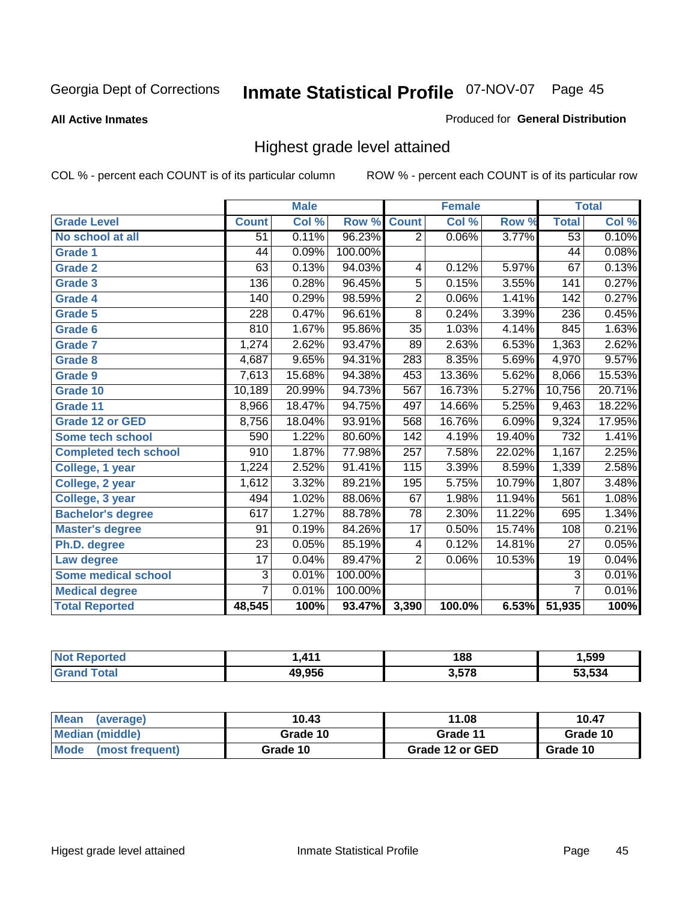Georgia Dept of Corrections **Inmate Statistical Profile** 07-NOV-07

**All Active Inmates**

Produced for **General Distribution**

## Highest grade level attained

COL % - percent each COUNT is of its particular column

ROW % - percent each COUNT is of its particular row

| | Male | | | Female | | | Total | |
|---|---|---|---|---|---|---|---|---|
| **Grade Level** | **Count** | **Col %** | **Row %** | **Count** | **Col %** | **Row %** | **Total** | **Col %** |
| No school at all | 51 | 0.11% | 96.23% | 2 | 0.06% | 3.77% | 53 | 0.10% |
| Grade 1 | 44 | 0.09% | 100.00% | | | | 44 | 0.08% |
| Grade 2 | 63 | 0.13% | 94.03% | 4 | 0.12% | 5.97% | 67 | 0.13% |
| Grade 3 | 136 | 0.28% | 96.45% | 5 | 0.15% | 3.55% | 141 | 0.27% |
| Grade 4 | 140 | 0.29% | 98.59% | 2 | 0.06% | 1.41% | 142 | 0.27% |
| Grade 5 | 228 | 0.47% | 96.61% | 8 | 0.24% | 3.39% | 236 | 0.45% |
| Grade 6 | 810 | 1.67% | 95.86% | 35 | 1.03% | 4.14% | 845 | 1.63% |
| Grade 7 | 1,274 | 2.62% | 93.47% | 89 | 2.63% | 6.53% | 1,363 | 2.62% |
| Grade 8 | 4,687 | 9.65% | 94.31% | 283 | 8.35% | 5.69% | 4,970 | 9.57% |
| Grade 9 | 7,613 | 15.68% | 94.38% | 453 | 13.36% | 5.62% | 8,066 | 15.53% |
| Grade 10 | 10,189 | 20.99% | 94.73% | 567 | 16.73% | 5.27% | 10,756 | 20.71% |
| Grade 11 | 8,966 | 18.47% | 94.75% | 497 | 14.66% | 5.25% | 9,463 | 18.22% |
| Grade 12 or GED | 8,756 | 18.04% | 93.91% | 568 | 16.76% | 6.09% | 9,324 | 17.95% |
| Some tech school | 590 | 1.22% | 80.60% | 142 | 4.19% | 19.40% | 732 | 1.41% |
| Completed tech school | 910 | 1.87% | 77.98% | 257 | 7.58% | 22.02% | 1,167 | 2.25% |
| College, 1 year | 1,224 | 2.52% | 91.41% | 115 | 3.39% | 8.59% | 1,339 | 2.58% |
| College, 2 year | 1,612 | 3.32% | 89.21% | 195 | 5.75% | 10.79% | 1,807 | 3.48% |
| College, 3 year | 494 | 1.02% | 88.06% | 67 | 1.98% | 11.94% | 561 | 1.08% |
| Bachelor's degree | 617 | 1.27% | 88.78% | 78 | 2.30% | 11.22% | 695 | 1.34% |
| Master's degree | 91 | 0.19% | 84.26% | 17 | 0.50% | 15.74% | 108 | 0.21% |
| Ph.D. degree | 23 | 0.05% | 85.19% | 4 | 0.12% | 14.81% | 27 | 0.05% |
| Law degree | 17 | 0.04% | 89.47% | 2 | 0.06% | 10.53% | 19 | 0.04% |
| Some medical school | 3 | 0.01% | 100.00% | | | | 3 | 0.01% |
| Medical degree | 7 | 0.01% | 100.00% | | | | 7 | 0.01% |
| **Total Reported** | **48,545** | **100%** | **93.47%** | **3,390** | **100.0%** | **6.53%** | **51,935** | **100%** |

| | Male | Female | Total |
|---|---|---|---|
| Not Reported | **1,411** | **188** | **1,599** |
| Grand Total | **49,956** | **3,578** | **53,534** |

| | Male | Female | Total |
|---|---|---|---|
| Mean (average) | **10.43** | **11.08** | **10.47** |
| Median (middle) | **Grade 10** | **Grade 11** | **Grade 10** |
| Mode (most frequent) | **Grade 10** | **Grade 12 or GED** | **Grade 10** |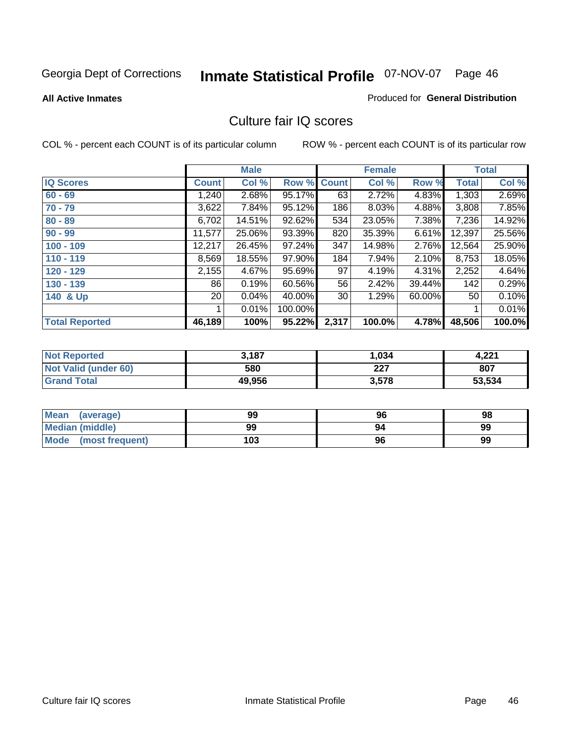Georgia Dept of Corrections **Inmate Statistical Profile** 07-NOV-07 Page 46

**All Active Inmates**

Produced for **General Distribution**

## Culture fair IQ scores

COL % - percent each COUNT is of its particular column

ROW % - percent each COUNT is of its particular row

| | Male | | | Female | | | Total | |
|---|---|---|---|---|---|---|---|---|
| **IQ Scores** | **Count** | **Col %** | **Row %** | **Count** | **Col %** | **Row %** | **Total** | **Col %** |
| **60 - 69** | 1,240 | 2.68% | 95.17% | 63 | 2.72% | 4.83% | 1,303 | 2.69% |
| **70 - 79** | 3,622 | 7.84% | 95.12% | 186 | 8.03% | 4.88% | 3,808 | 7.85% |
| **80 - 89** | 6,702 | 14.51% | 92.62% | 534 | 23.05% | 7.38% | 7,236 | 14.92% |
| **90 - 99** | 11,577 | 25.06% | 93.39% | 820 | 35.39% | 6.61% | 12,397 | 25.56% |
| **100 - 109** | 12,217 | 26.45% | 97.24% | 347 | 14.98% | 2.76% | 12,564 | 25.90% |
| **110 - 119** | 8,569 | 18.55% | 97.90% | 184 | 7.94% | 2.10% | 8,753 | 18.05% |
| **120 - 129** | 2,155 | 4.67% | 95.69% | 97 | 4.19% | 4.31% | 2,252 | 4.64% |
| **130 - 139** | 86 | 0.19% | 60.56% | 56 | 2.42% | 39.44% | 142 | 0.29% |
| **140 & Up** | 20 | 0.04% | 40.00% | 30 | 1.29% | 60.00% | 50 | 0.10% |
| | 1 | 0.01% | 100.00% | | | | 1 | 0.01% |
| **Total Reported** | **46,189** | **100%** | **95.22%** | **2,317** | **100.0%** | **4.78%** | **48,506** | **100.0%** |

| | Male | Female | Total |
|---|---|---|---|
| **Not Reported** | **3,187** | **1,034** | **4,221** |
| **Not Valid (under 60)** | **580** | **227** | **807** |
| **Grand Total** | **49,956** | **3,578** | **53,534** |

| | Male | Female | Total |
|---|---|---|---|
| **Mean (average)** | **99** | **96** | **98** |
| **Median (middle)** | **99** | **94** | **99** |
| **Mode (most frequent)** | **103** | **96** | **99** |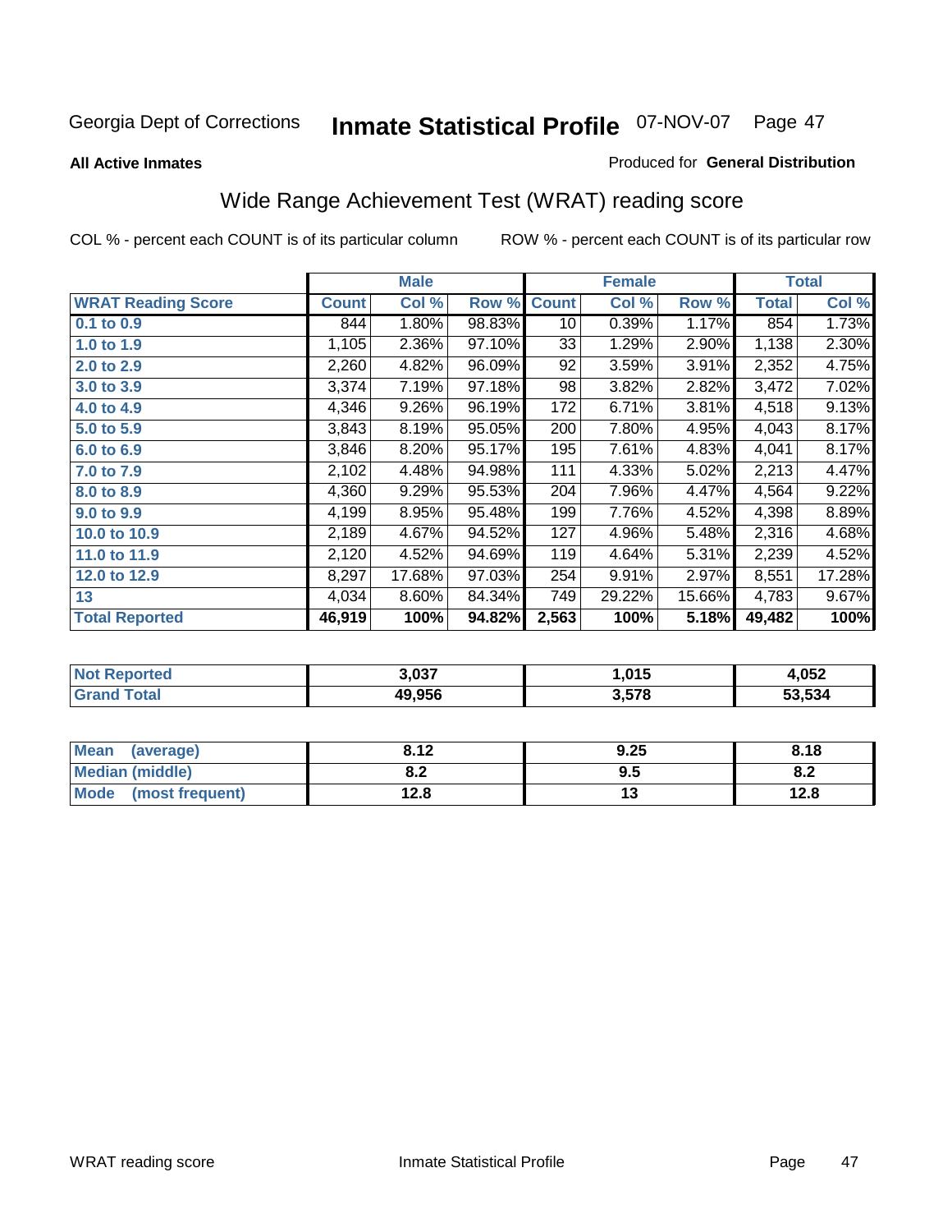**All Active Inmates**

Produced for **General Distribution**

## Wide Range Achievement Test (WRAT) reading score

COL % - percent each COUNT is of its particular column

ROW % - percent each COUNT is of its particular row

| | Male | | | Female | | | Total | |
|---|---|---|---|---|---|---|---|---|
| **WRAT Reading Score** | **Count** | **Col %** | **Row %** | **Count** | **Col %** | **Row %** | **Total** | **Col %** |
| **0.1 to 0.9** | 844 | 1.80% | 98.83% | 10 | 0.39% | 1.17% | 854 | 1.73% |
| **1.0 to 1.9** | 1,105 | 2.36% | 97.10% | 33 | 1.29% | 2.90% | 1,138 | 2.30% |
| **2.0 to 2.9** | 2,260 | 4.82% | 96.09% | 92 | 3.59% | 3.91% | 2,352 | 4.75% |
| **3.0 to 3.9** | 3,374 | 7.19% | 97.18% | 98 | 3.82% | 2.82% | 3,472 | 7.02% |
| **4.0 to 4.9** | 4,346 | 9.26% | 96.19% | 172 | 6.71% | 3.81% | 4,518 | 9.13% |
| **5.0 to 5.9** | 3,843 | 8.19% | 95.05% | 200 | 7.80% | 4.95% | 4,043 | 8.17% |
| **6.0 to 6.9** | 3,846 | 8.20% | 95.17% | 195 | 7.61% | 4.83% | 4,041 | 8.17% |
| **7.0 to 7.9** | 2,102 | 4.48% | 94.98% | 111 | 4.33% | 5.02% | 2,213 | 4.47% |
| **8.0 to 8.9** | 4,360 | 9.29% | 95.53% | 204 | 7.96% | 4.47% | 4,564 | 9.22% |
| **9.0 to 9.9** | 4,199 | 8.95% | 95.48% | 199 | 7.76% | 4.52% | 4,398 | 8.89% |
| **10.0 to 10.9** | 2,189 | 4.67% | 94.52% | 127 | 4.96% | 5.48% | 2,316 | 4.68% |
| **11.0 to 11.9** | 2,120 | 4.52% | 94.69% | 119 | 4.64% | 5.31% | 2,239 | 4.52% |
| **12.0 to 12.9** | 8,297 | 17.68% | 97.03% | 254 | 9.91% | 2.97% | 8,551 | 17.28% |
| **13** | 4,034 | 8.60% | 84.34% | 749 | 29.22% | 15.66% | 4,783 | 9.67% |
| **Total Reported** | **46,919** | **100%** | **94.82%** | **2,563** | **100%** | **5.18%** | **49,482** | **100%** |

| | Male | Female | Total |
|---|---|---|---|
| **Not Reported** | **3,037** | **1,015** | **4,052** |
| **Grand Total** | **49,956** | **3,578** | **53,534** |

| | Male | Female | Total |
|---|---|---|---|
| **Mean (average)** | **8.12** | **9.25** | **8.18** |
| **Median (middle)** | **8.2** | **9.5** | **8.2** |
| **Mode (most frequent)** | **12.8** | **13** | **12.8** |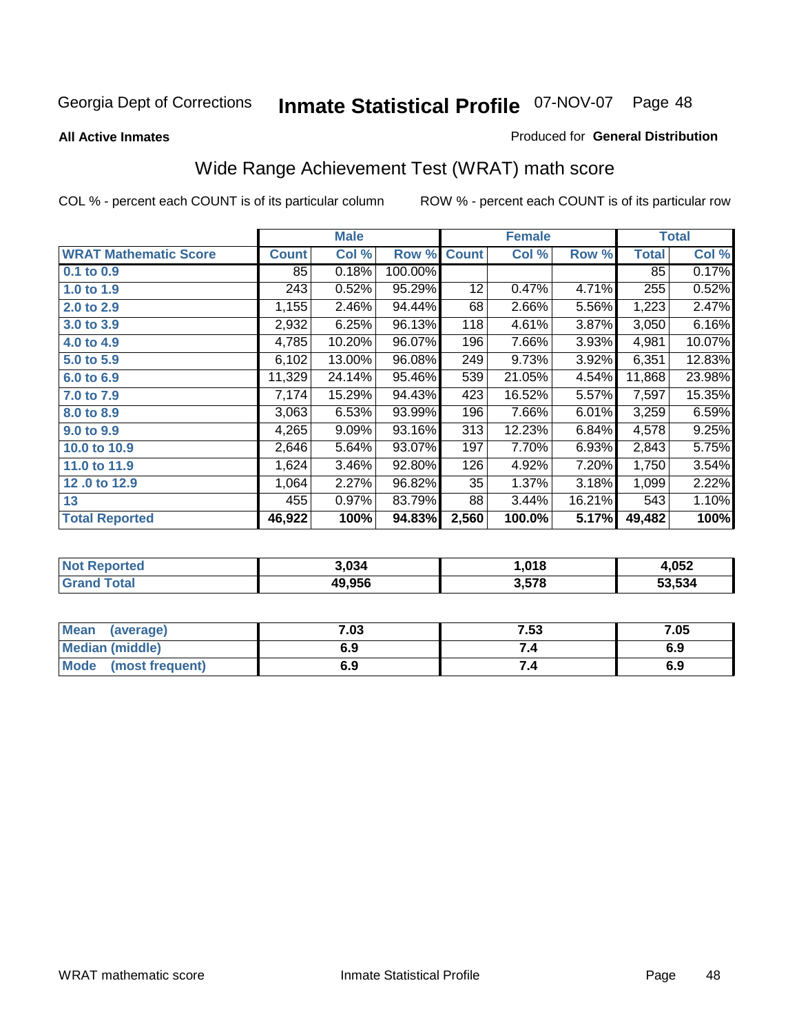Georgia Dept of Corrections **Inmate Statistical Profile** 07-NOV-07

**All Active Inmates**

Produced for **General Distribution**

## Wide Range Achievement Test (WRAT) math score

COL % - percent each COUNT is of its particular column

ROW % - percent each COUNT is of its particular row

| | Male | | | Female | | | Total | |
|---|---|---|---|---|---|---|---|---|
| **WRAT Mathematic Score** | **Count** | **Col %** | **Row %** | **Count** | **Col %** | **Row %** | **Total** | **Col %** |
| 0.1 to 0.9 | 85 | 0.18% | 100.00% | | | | 85 | 0.17% |
| 1.0 to 1.9 | 243 | 0.52% | 95.29% | 12 | 0.47% | 4.71% | 255 | 0.52% |
| 2.0 to 2.9 | 1,155 | 2.46% | 94.44% | 68 | 2.66% | 5.56% | 1,223 | 2.47% |
| 3.0 to 3.9 | 2,932 | 6.25% | 96.13% | 118 | 4.61% | 3.87% | 3,050 | 6.16% |
| 4.0 to 4.9 | 4,785 | 10.20% | 96.07% | 196 | 7.66% | 3.93% | 4,981 | 10.07% |
| 5.0 to 5.9 | 6,102 | 13.00% | 96.08% | 249 | 9.73% | 3.92% | 6,351 | 12.83% |
| 6.0 to 6.9 | 11,329 | 24.14% | 95.46% | 539 | 21.05% | 4.54% | 11,868 | 23.98% |
| 7.0 to 7.9 | 7,174 | 15.29% | 94.43% | 423 | 16.52% | 5.57% | 7,597 | 15.35% |
| 8.0 to 8.9 | 3,063 | 6.53% | 93.99% | 196 | 7.66% | 6.01% | 3,259 | 6.59% |
| 9.0 to 9.9 | 4,265 | 9.09% | 93.16% | 313 | 12.23% | 6.84% | 4,578 | 9.25% |
| 10.0 to 10.9 | 2,646 | 5.64% | 93.07% | 197 | 7.70% | 6.93% | 2,843 | 5.75% |
| 11.0 to 11.9 | 1,624 | 3.46% | 92.80% | 126 | 4.92% | 7.20% | 1,750 | 3.54% |
| 12 .0 to 12.9 | 1,064 | 2.27% | 96.82% | 35 | 1.37% | 3.18% | 1,099 | 2.22% |
| 13 | 455 | 0.97% | 83.79% | 88 | 3.44% | 16.21% | 543 | 1.10% |
| **Total Reported** | **46,922** | **100%** | **94.83%** | **2,560** | **100.0%** | **5.17%** | **49,482** | **100%** |

| | Male | Female | Total |
|---|---|---|---|
| **Not Reported** | **3,034** | **1,018** | **4,052** |
| **Grand Total** | **49,956** | **3,578** | **53,534** |

| | Male | Female | Total |
|---|---|---|---|
| **Mean (average)** | **7.03** | **7.53** | **7.05** |
| **Median (middle)** | **6.9** | **7.4** | **6.9** |
| **Mode (most frequent)** | **6.9** | **7.4** | **6.9** |

WRAT mathematic score Inmate Statistical Profile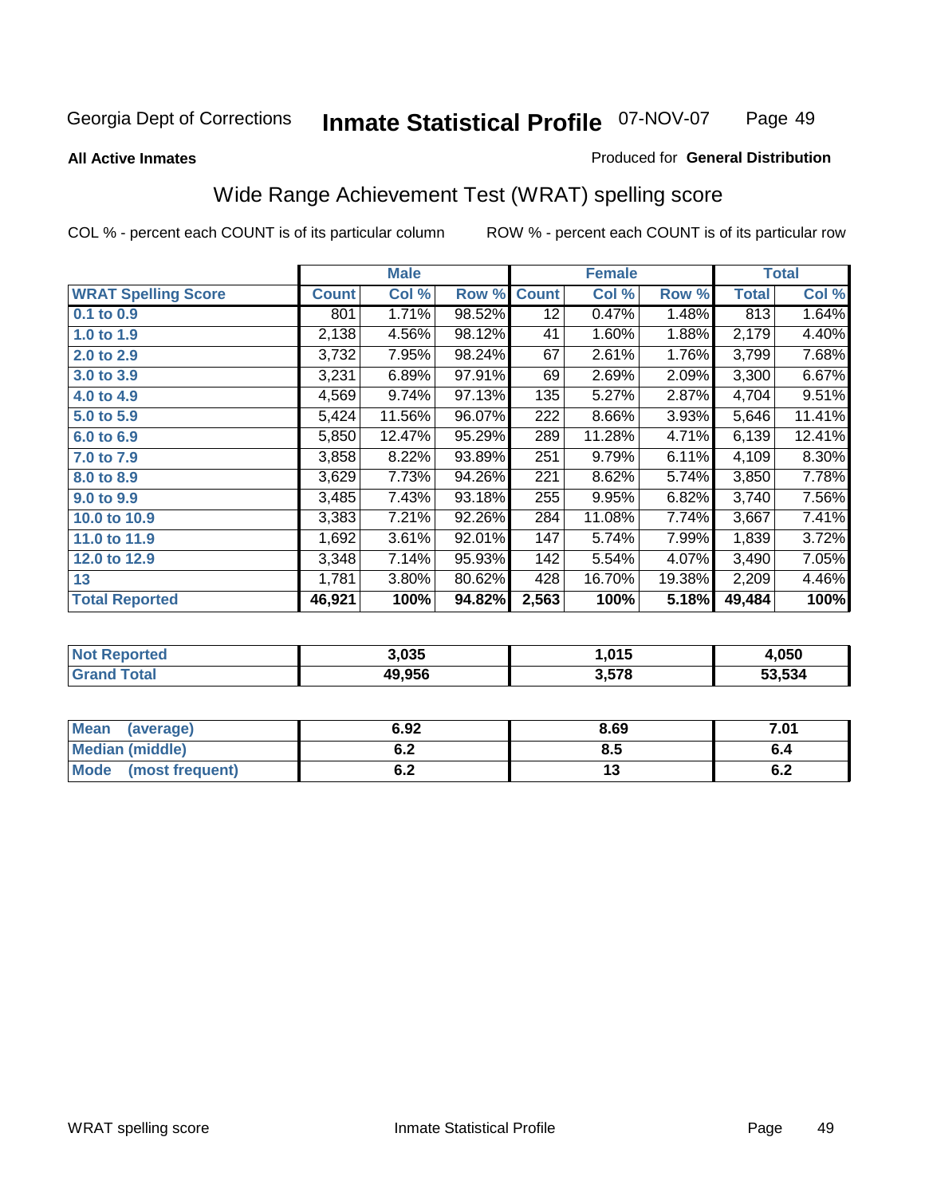Georgia Dept of Corrections **Inmate Statistical Profile** 07-NOV-07

**All Active Inmates**

Produced for **General Distribution**

## Wide Range Achievement Test (WRAT) spelling score

COL % - percent each COUNT is of its particular column

ROW % - percent each COUNT is of its particular row

| | Male | | | Female | | | Total | |
|---|---|---|---|---|---|---|---|---|
| **WRAT Spelling Score** | **Count** | **Col %** | **Row %** | **Count** | **Col %** | **Row %** | **Total** | **Col %** |
| 0.1 to 0.9 | 801 | 1.71% | 98.52% | 12 | 0.47% | 1.48% | 813 | 1.64% |
| 1.0 to 1.9 | 2,138 | 4.56% | 98.12% | 41 | 1.60% | 1.88% | 2,179 | 4.40% |
| 2.0 to 2.9 | 3,732 | 7.95% | 98.24% | 67 | 2.61% | 1.76% | 3,799 | 7.68% |
| 3.0 to 3.9 | 3,231 | 6.89% | 97.91% | 69 | 2.69% | 2.09% | 3,300 | 6.67% |
| 4.0 to 4.9 | 4,569 | 9.74% | 97.13% | 135 | 5.27% | 2.87% | 4,704 | 9.51% |
| 5.0 to 5.9 | 5,424 | 11.56% | 96.07% | 222 | 8.66% | 3.93% | 5,646 | 11.41% |
| 6.0 to 6.9 | 5,850 | 12.47% | 95.29% | 289 | 11.28% | 4.71% | 6,139 | 12.41% |
| 7.0 to 7.9 | 3,858 | 8.22% | 93.89% | 251 | 9.79% | 6.11% | 4,109 | 8.30% |
| 8.0 to 8.9 | 3,629 | 7.73% | 94.26% | 221 | 8.62% | 5.74% | 3,850 | 7.78% |
| 9.0 to 9.9 | 3,485 | 7.43% | 93.18% | 255 | 9.95% | 6.82% | 3,740 | 7.56% |
| 10.0 to 10.9 | 3,383 | 7.21% | 92.26% | 284 | 11.08% | 7.74% | 3,667 | 7.41% |
| 11.0 to 11.9 | 1,692 | 3.61% | 92.01% | 147 | 5.74% | 7.99% | 1,839 | 3.72% |
| 12.0 to 12.9 | 3,348 | 7.14% | 95.93% | 142 | 5.54% | 4.07% | 3,490 | 7.05% |
| 13 | 1,781 | 3.80% | 80.62% | 428 | 16.70% | 19.38% | 2,209 | 4.46% |
| **Total Reported** | **46,921** | **100%** | **94.82%** | **2,563** | **100%** | **5.18%** | **49,484** | **100%** |

| | Male | Female | Total |
|---|---|---|---|
| Not Reported | 3,035 | 1,015 | 4,050 |
| Grand Total | 49,956 | 3,578 | 53,534 |

| | Male | Female | Total |
|---|---|---|---|
| Mean (average) | 6.92 | 8.69 | 7.01 |
| Median (middle) | 6.2 | 8.5 | 6.4 |
| Mode (most frequent) | 6.2 | 13 | 6.2 |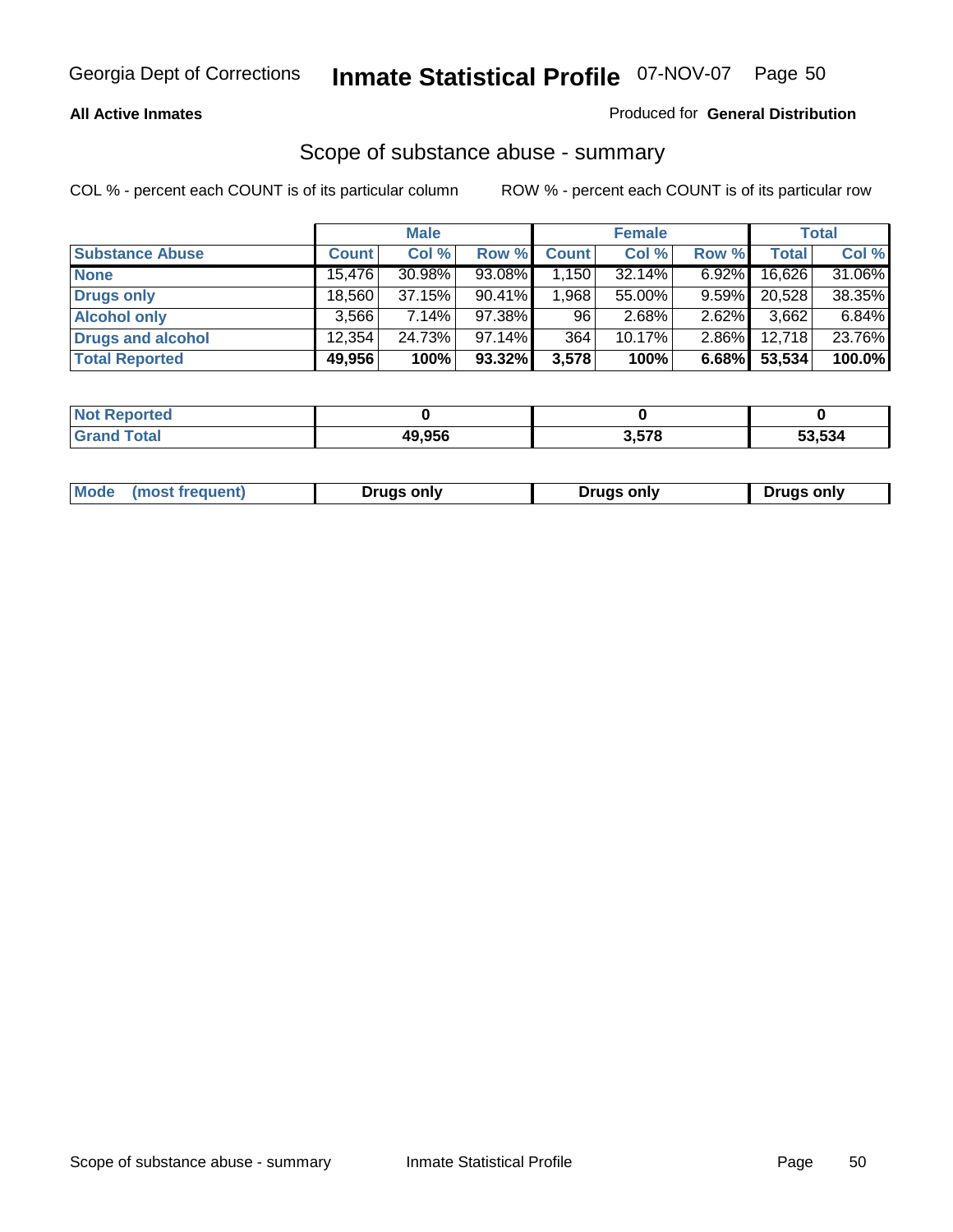Georgia Dept of Corrections **Inmate Statistical Profile** 07-NOV-07

**All Active Inmates**

Produced for **General Distribution**

## Scope of substance abuse - summary

COL % - percent each COUNT is of its particular column

ROW % - percent each COUNT is of its particular row

| | Male | | | Female | | | Total | |
|---|---|---|---|---|---|---|---|---|
| **Substance Abuse** | **Count** | **Col %** | **Row %** | **Count** | **Col %** | **Row %** | **Total** | **Col %** |
| **None** | 15,476 | 30.98% | 93.08% | 1,150 | 32.14% | 6.92% | 16,626 | 31.06% |
| **Drugs only** | 18,560 | 37.15% | 90.41% | 1,968 | 55.00% | 9.59% | 20,528 | 38.35% |
| **Alcohol only** | 3,566 | 7.14% | 97.38% | 96 | 2.68% | 2.62% | 3,662 | 6.84% |
| **Drugs and alcohol** | 12,354 | 24.73% | 97.14% | 364 | 10.17% | 2.86% | 12,718 | 23.76% |
| **Total Reported** | **49,956** | **100%** | **93.32%** | **3,578** | **100%** | **6.68%** | **53,534** | **100.0%** |

| | Male | Female | Total |
|---|---|---|---|
| **Not Reported** | **0** | **0** | **0** |
| **Grand Total** | **49,956** | **3,578** | **53,534** |

| | Male | Female | Total |
|---|---|---|---|
| **Mode (most frequent)** | **Drugs only** | **Drugs only** | **Drugs only** |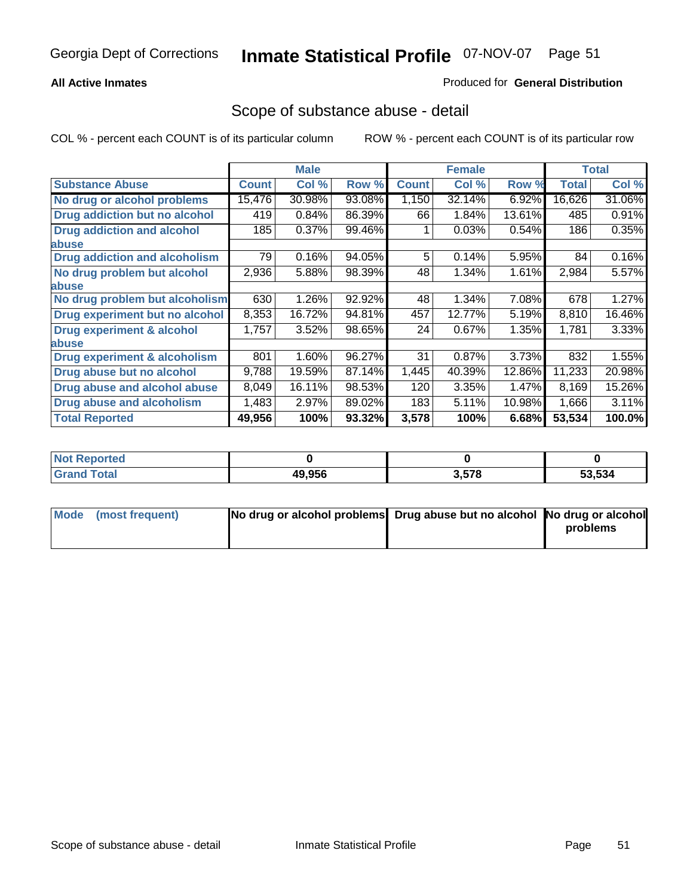Georgia Dept of Corrections **Inmate Statistical Profile** 07-NOV-07

**All Active Inmates**

Produced for **General Distribution**

## Scope of substance abuse - detail

COL % - percent each COUNT is of its particular column

ROW % - percent each COUNT is of its particular row

| | Male | | | Female | | | Total | |
|---|---|---|---|---|---|---|---|---|
| **Substance Abuse** | **Count** | **Col %** | **Row %** | **Count** | **Col %** | **Row %** | **Total** | **Col %** |
| **No drug or alcohol problems** | 15,476 | 30.98% | 93.08% | 1,150 | 32.14% | 6.92% | 16,626 | 31.06% |
| **Drug addiction but no alcohol** | 419 | 0.84% | 86.39% | 66 | 1.84% | 13.61% | 485 | 0.91% |
| **Drug addiction and alcohol abuse** | 185 | 0.37% | 99.46% | 1 | 0.03% | 0.54% | 186 | 0.35% |
| **Drug addiction and alcoholism** | 79 | 0.16% | 94.05% | 5 | 0.14% | 5.95% | 84 | 0.16% |
| **No drug problem but alcohol abuse** | 2,936 | 5.88% | 98.39% | 48 | 1.34% | 1.61% | 2,984 | 5.57% |
| **No drug problem but alcoholism** | 630 | 1.26% | 92.92% | 48 | 1.34% | 7.08% | 678 | 1.27% |
| **Drug experiment but no alcohol** | 8,353 | 16.72% | 94.81% | 457 | 12.77% | 5.19% | 8,810 | 16.46% |
| **Drug experiment & alcohol abuse** | 1,757 | 3.52% | 98.65% | 24 | 0.67% | 1.35% | 1,781 | 3.33% |
| **Drug experiment & alcoholism** | 801 | 1.60% | 96.27% | 31 | 0.87% | 3.73% | 832 | 1.55% |
| **Drug abuse but no alcohol** | 9,788 | 19.59% | 87.14% | 1,445 | 40.39% | 12.86% | 11,233 | 20.98% |
| **Drug abuse and alcohol abuse** | 8,049 | 16.11% | 98.53% | 120 | 3.35% | 1.47% | 8,169 | 15.26% |
| **Drug abuse and alcoholism** | 1,483 | 2.97% | 89.02% | 183 | 5.11% | 10.98% | 1,666 | 3.11% |
| **Total Reported** | **49,956** | **100%** | **93.32%** | **3,578** | **100%** | **6.68%** | **53,534** | **100.0%** |

| | Male | Female | Total |
|---|---|---|---|
| **Not Reported** | **0** | **0** | **0** |
| **Grand Total** | **49,956** | **3,578** | **53,534** |

| | Male | Female | Total |
|---|---|---|---|
| **Mode (most frequent)** | **No drug or alcohol problems** | **Drug abuse but no alcohol** | **No drug or alcohol problems** |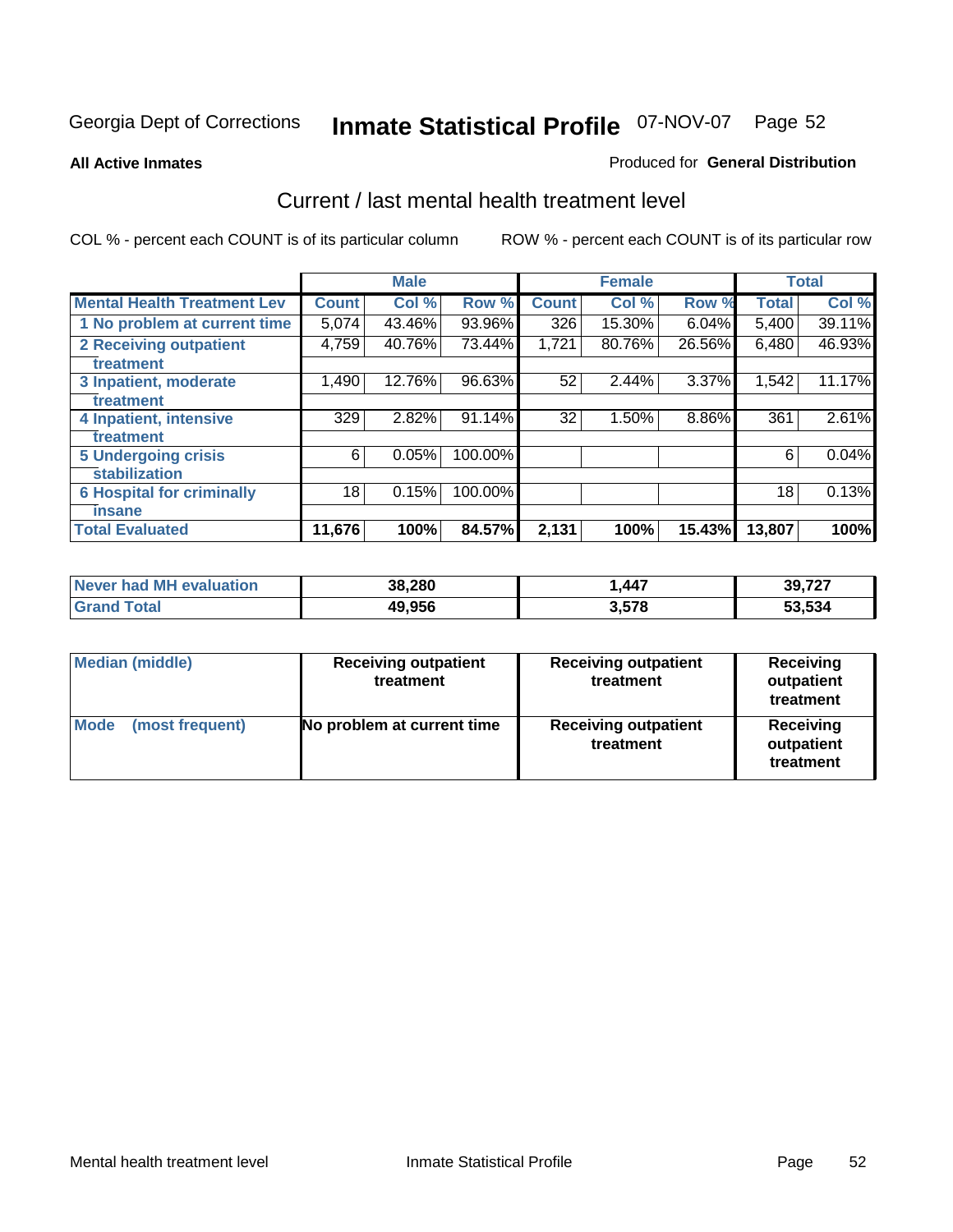Georgia Dept of Corrections **Inmate Statistical Profile** 07-NOV-07

**All Active Inmates**

Produced for **General Distribution**

## Current / last mental health treatment level

COL % - percent each COUNT is of its particular column

ROW % - percent each COUNT is of its particular row

| | Male | | | Female | | | Total | |
|---|---|---|---|---|---|---|---|---|
| **Mental Health Treatment Lev** | **Count** | **Col %** | **Row %** | **Count** | **Col %** | **Row %** | **Total** | **Col %** |
| 1 No problem at current time | 5,074 | 43.46% | 93.96% | 326 | 15.30% | 6.04% | 5,400 | 39.11% |
| 2 Receiving outpatient treatment | 4,759 | 40.76% | 73.44% | 1,721 | 80.76% | 26.56% | 6,480 | 46.93% |
| 3 Inpatient, moderate treatment | 1,490 | 12.76% | 96.63% | 52 | 2.44% | 3.37% | 1,542 | 11.17% |
| 4 Inpatient, intensive treatment | 329 | 2.82% | 91.14% | 32 | 1.50% | 8.86% | 361 | 2.61% |
| 5 Undergoing crisis stabilization | 6 | 0.05% | 100.00% | | | | 6 | 0.04% |
| 6 Hospital for criminally insane | 18 | 0.15% | 100.00% | | | | 18 | 0.13% |
| **Total Evaluated** | **11,676** | **100%** | **84.57%** | **2,131** | **100%** | **15.43%** | **13,807** | **100%** |

| | Male | Female | Total |
|---|---|---|---|
| **Never had MH evaluation** | **38,280** | **1,447** | **39,727** |
| **Grand Total** | **49,956** | **3,578** | **53,534** |

| | Male | Female | Total |
|---|---|---|---|
| **Median (middle)** | **Receiving outpatient treatment** | **Receiving outpatient treatment** | **Receiving outpatient treatment** |
| **Mode (most frequent)** | **No problem at current time** | **Receiving outpatient treatment** | **Receiving outpatient treatment** |

Mental health treatment level Inmate Statistical Profile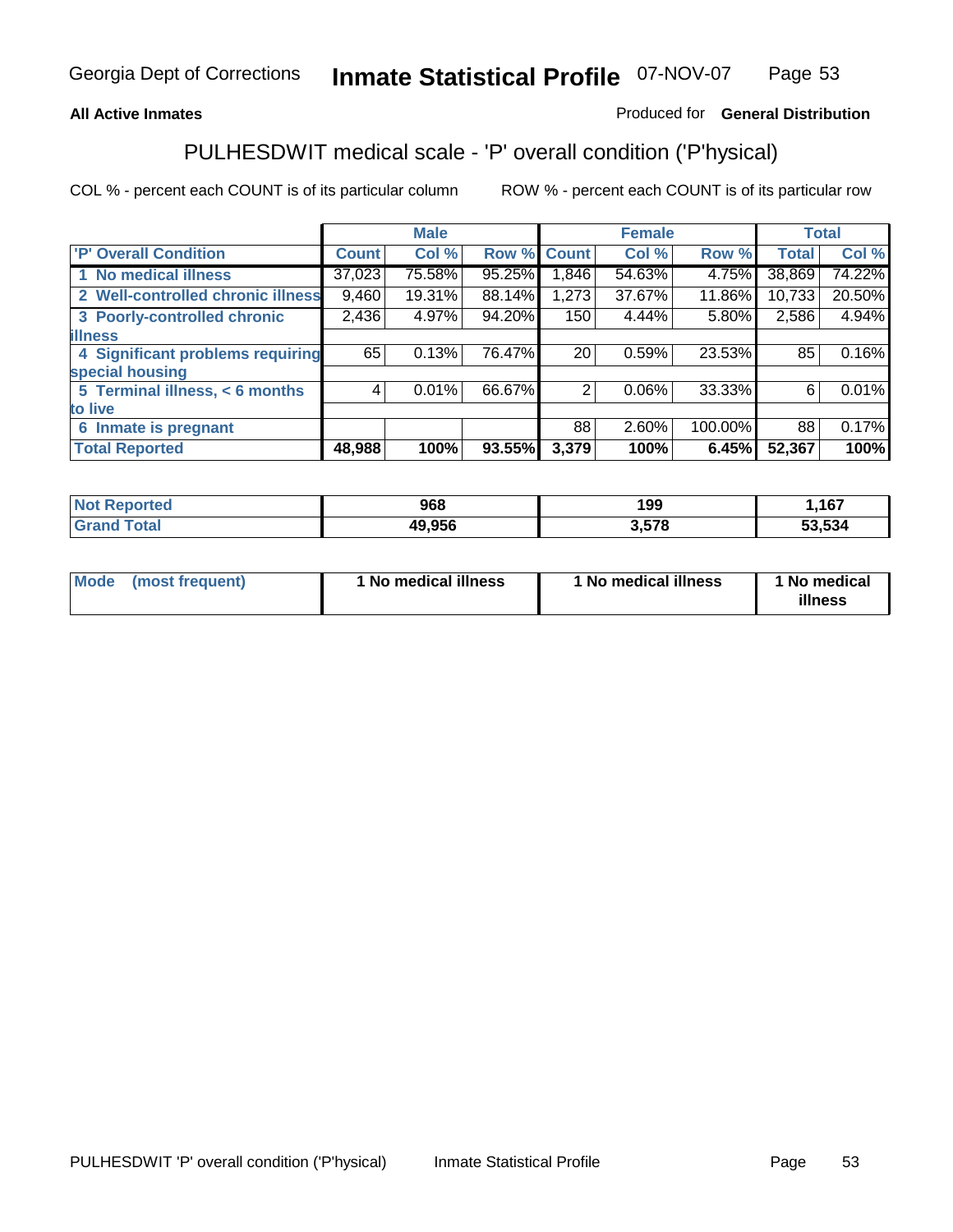**All Active Inmates**

Produced for **General Distribution**

## PULHESDWIT medical scale - 'P' overall condition ('P'hysical)

COL % - percent each COUNT is of its particular column

ROW % - percent each COUNT is of its particular row

| | Male | | | Female | | | Total | |
|---|---|---|---|---|---|---|---|---|
| 'P' Overall Condition | Count | Col % | Row % | Count | Col % | Row % | Total | Col % |
| 1 No medical illness | 37,023 | 75.58% | 95.25% | 1,846 | 54.63% | 4.75% | 38,869 | 74.22% |
| 2 Well-controlled chronic illness | 9,460 | 19.31% | 88.14% | 1,273 | 37.67% | 11.86% | 10,733 | 20.50% |
| 3 Poorly-controlled chronic illness | 2,436 | 4.97% | 94.20% | 150 | 4.44% | 5.80% | 2,586 | 4.94% |
| 4 Significant problems requiring special housing | 65 | 0.13% | 76.47% | 20 | 0.59% | 23.53% | 85 | 0.16% |
| 5 Terminal illness, < 6 months to live | 4 | 0.01% | 66.67% | 2 | 0.06% | 33.33% | 6 | 0.01% |
| 6 Inmate is pregnant | | | | 88 | 2.60% | 100.00% | 88 | 0.17% |
| **Total Reported** | **48,988** | **100%** | **93.55%** | **3,379** | **100%** | **6.45%** | **52,367** | **100%** |

| | Male | Female | Total |
|---|---|---|---|
| Not Reported | 968 | 199 | 1,167 |
| Grand Total | 49,956 | 3,578 | 53,534 |

| | Male | Female | Total |
|---|---|---|---|
| Mode (most frequent) | 1 No medical illness | 1 No medical illness | 1 No medical illness |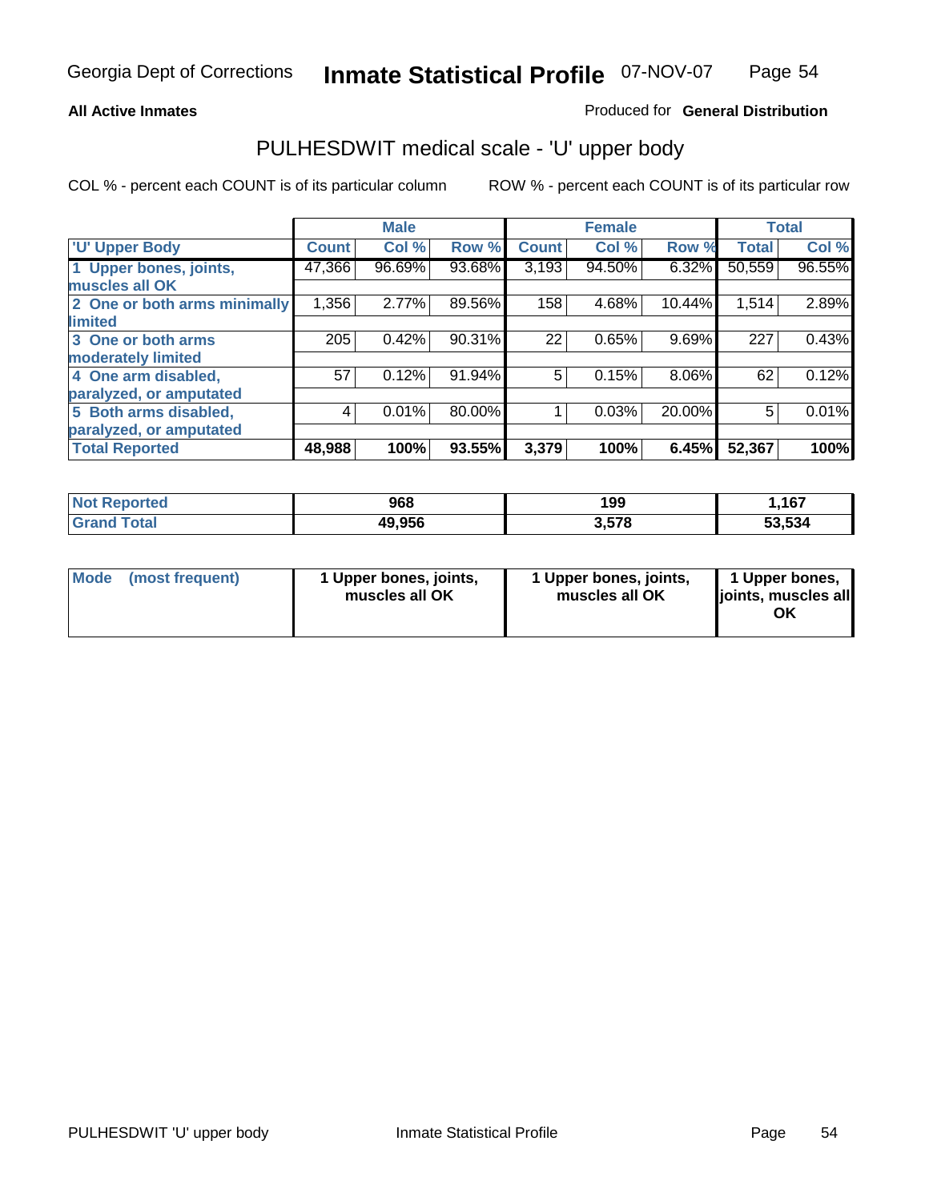**All Active Inmates** Produced for **General Distribution**

## PULHESDWIT medical scale - 'U' upper body

COL % - percent each COUNT is of its particular column ROW % - percent each COUNT is of its particular row

| | Male | | | Female | | | Total | |
|---|---|---|---|---|---|---|---|---|
| 'U' Upper Body | Count | Col % | Row % | Count | Col % | Row % | Total | Col % |
| 1 Upper bones, joints, muscles all OK | 47,366 | 96.69% | 93.68% | 3,193 | 94.50% | 6.32% | 50,559 | 96.55% |
| 2 One or both arms minimally limited | 1,356 | 2.77% | 89.56% | 158 | 4.68% | 10.44% | 1,514 | 2.89% |
| 3 One or both arms moderately limited | 205 | 0.42% | 90.31% | 22 | 0.65% | 9.69% | 227 | 0.43% |
| 4 One arm disabled, paralyzed, or amputated | 57 | 0.12% | 91.94% | 5 | 0.15% | 8.06% | 62 | 0.12% |
| 5 Both arms disabled, paralyzed, or amputated | 4 | 0.01% | 80.00% | 1 | 0.03% | 20.00% | 5 | 0.01% |
| **Total Reported** | **48,988** | **100%** | **93.55%** | **3,379** | **100%** | **6.45%** | **52,367** | **100%** |

| | Male | Female | Total |
|---|---|---|---|
| Not Reported | 968 | 199 | 1,167 |
| Grand Total | 49,956 | 3,578 | 53,534 |

| | Male | Female | Total |
|---|---|---|---|
| Mode (most frequent) | 1 Upper bones, joints, muscles all OK | 1 Upper bones, joints, muscles all OK | 1 Upper bones, joints, muscles all OK |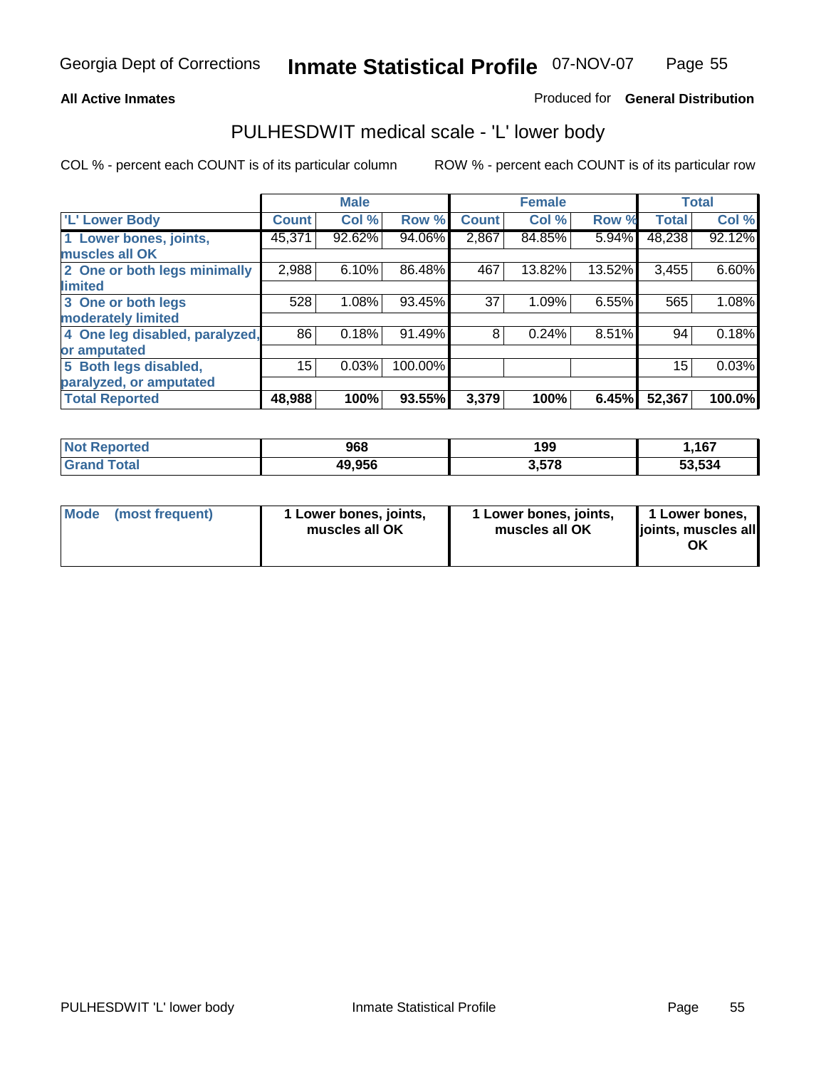Georgia Dept of Corrections **Inmate Statistical Profile** 07-NOV-07

**All Active Inmates**

Produced for **General Distribution**

## PULHESDWIT medical scale - 'L' lower body

COL % - percent each COUNT is of its particular column

ROW % - percent each COUNT is of its particular row

| | Male | | | Female | | | Total | |
|---|---|---|---|---|---|---|---|---|
| 'L' Lower Body | Count | Col % | Row % | Count | Col % | Row % | Total | Col % |
| 1 Lower bones, joints, muscles all OK | 45,371 | 92.62% | 94.06% | 2,867 | 84.85% | 5.94% | 48,238 | 92.12% |
| 2 One or both legs minimally limited | 2,988 | 6.10% | 86.48% | 467 | 13.82% | 13.52% | 3,455 | 6.60% |
| 3 One or both legs moderately limited | 528 | 1.08% | 93.45% | 37 | 1.09% | 6.55% | 565 | 1.08% |
| 4 One leg disabled, paralyzed, or amputated | 86 | 0.18% | 91.49% | 8 | 0.24% | 8.51% | 94 | 0.18% |
| 5 Both legs disabled, paralyzed, or amputated | 15 | 0.03% | 100.00% | | | | 15 | 0.03% |
| **Total Reported** | **48,988** | **100%** | **93.55%** | **3,379** | **100%** | **6.45%** | **52,367** | **100.0%** |

| | Male | Female | Total |
|---|---|---|---|
| **Not Reported** | **968** | **199** | **1,167** |
| **Grand Total** | **49,956** | **3,578** | **53,534** |

| | Male | Female | Total |
|---|---|---|---|
| **Mode (most frequent)** | **1 Lower bones, joints, muscles all OK** | **1 Lower bones, joints, muscles all OK** | **1 Lower bones, joints, muscles all OK** |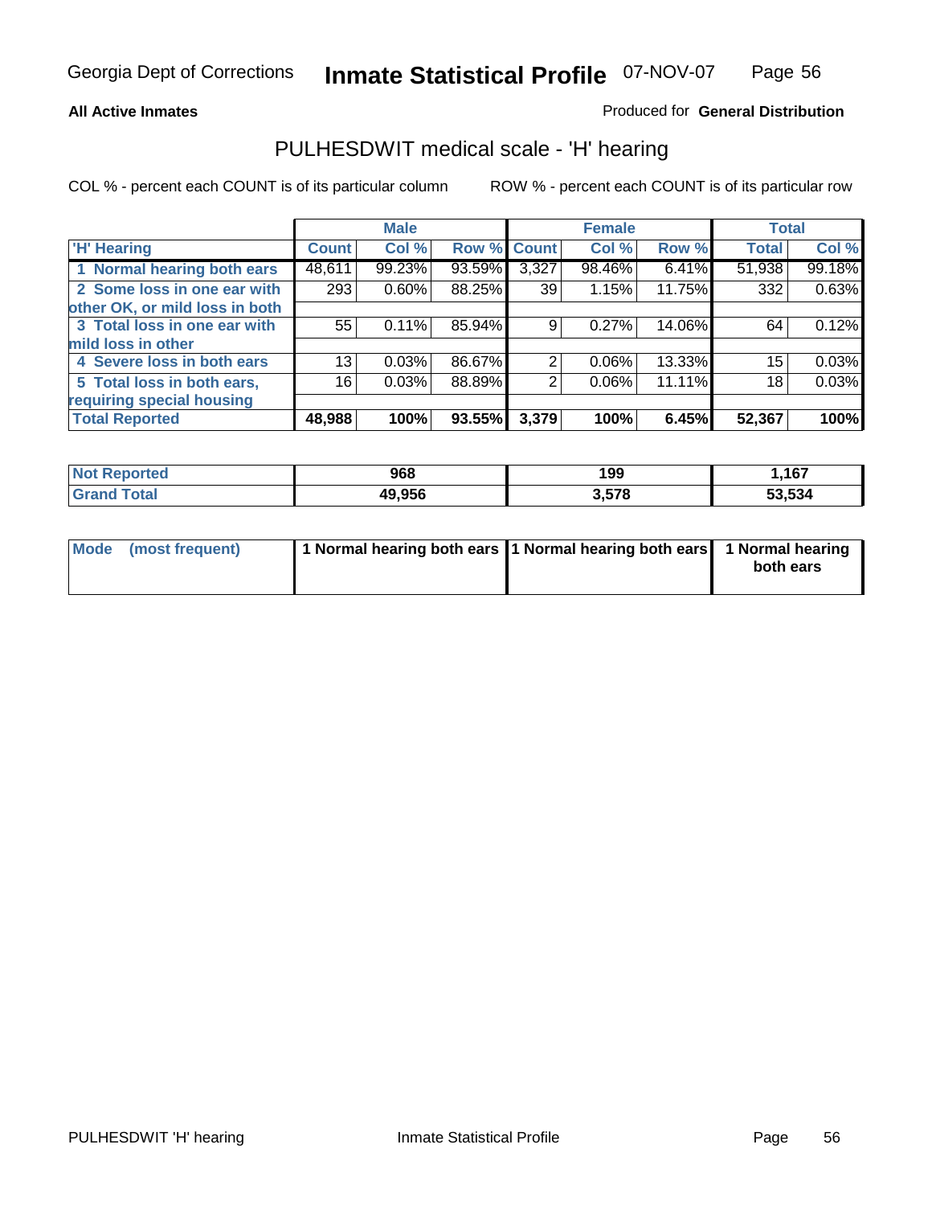**All Active Inmates**

Produced for **General Distribution**

## PULHESDWIT medical scale - 'H' hearing

COL % - percent each COUNT is of its particular column

ROW % - percent each COUNT is of its particular row

| | Male | | | Female | | | Total | |
|---|---|---|---|---|---|---|---|---|
| 'H' Hearing | Count | Col % | Row % | Count | Col % | Row % | Total | Col % |
| 1 Normal hearing both ears | 48,611 | 99.23% | 93.59% | 3,327 | 98.46% | 6.41% | 51,938 | 99.18% |
| 2 Some loss in one ear with other OK, or mild loss in both | 293 | 0.60% | 88.25% | 39 | 1.15% | 11.75% | 332 | 0.63% |
| 3 Total loss in one ear with mild loss in other | 55 | 0.11% | 85.94% | 9 | 0.27% | 14.06% | 64 | 0.12% |
| 4 Severe loss in both ears | 13 | 0.03% | 86.67% | 2 | 0.06% | 13.33% | 15 | 0.03% |
| 5 Total loss in both ears, requiring special housing | 16 | 0.03% | 88.89% | 2 | 0.06% | 11.11% | 18 | 0.03% |
| **Total Reported** | **48,988** | **100%** | **93.55%** | **3,379** | **100%** | **6.45%** | **52,367** | **100%** |

| | Male | Female | Total |
|---|---|---|---|
| Not Reported | 968 | 199 | 1,167 |
| Grand Total | 49,956 | 3,578 | 53,534 |

| | Male | Female | Total |
|---|---|---|---|
| Mode (most frequent) | 1 Normal hearing both ears | 1 Normal hearing both ears | 1 Normal hearing both ears |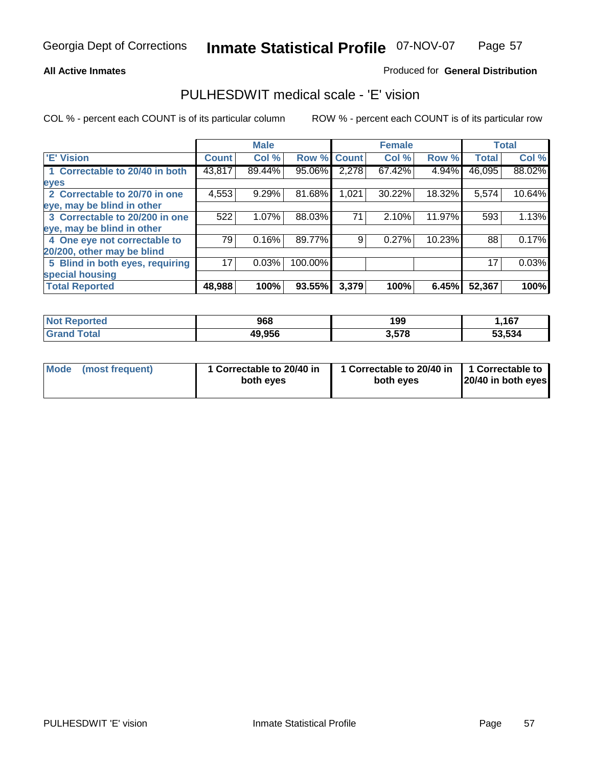Georgia Dept of Corrections **Inmate Statistical Profile** 07-NOV-07

**All Active Inmates**

Produced for **General Distribution**

## PULHESDWIT medical scale - 'E' vision

COL % - percent each COUNT is of its particular column ROW % - percent each COUNT is of its particular row

| | Male | | | Female | | | Total | |
|---|---|---|---|---|---|---|---|---|
| 'E' Vision | Count | Col % | Row % | Count | Col % | Row % | Total | Col % |
| 1 Correctable to 20/40 in both eyes | 43,817 | 89.44% | 95.06% | 2,278 | 67.42% | 4.94% | 46,095 | 88.02% |
| 2 Correctable to 20/70 in one eye, may be blind in other | 4,553 | 9.29% | 81.68% | 1,021 | 30.22% | 18.32% | 5,574 | 10.64% |
| 3 Correctable to 20/200 in one eye, may be blind in other | 522 | 1.07% | 88.03% | 71 | 2.10% | 11.97% | 593 | 1.13% |
| 4 One eye not correctable to 20/200, other may be blind | 79 | 0.16% | 89.77% | 9 | 0.27% | 10.23% | 88 | 0.17% |
| 5 Blind in both eyes, requiring special housing | 17 | 0.03% | 100.00% | | | | 17 | 0.03% |
| **Total Reported** | **48,988** | **100%** | **93.55%** | **3,379** | **100%** | **6.45%** | **52,367** | **100%** |

| | Male | Female | Total |
|---|---|---|---|
| **Not Reported** | **968** | **199** | **1,167** |
| **Grand Total** | **49,956** | **3,578** | **53,534** |

| | Male | Female | Total |
|---|---|---|---|
| **Mode (most frequent)** | **1 Correctable to 20/40 in both eyes** | **1 Correctable to 20/40 in both eyes** | **1 Correctable to 20/40 in both eyes** |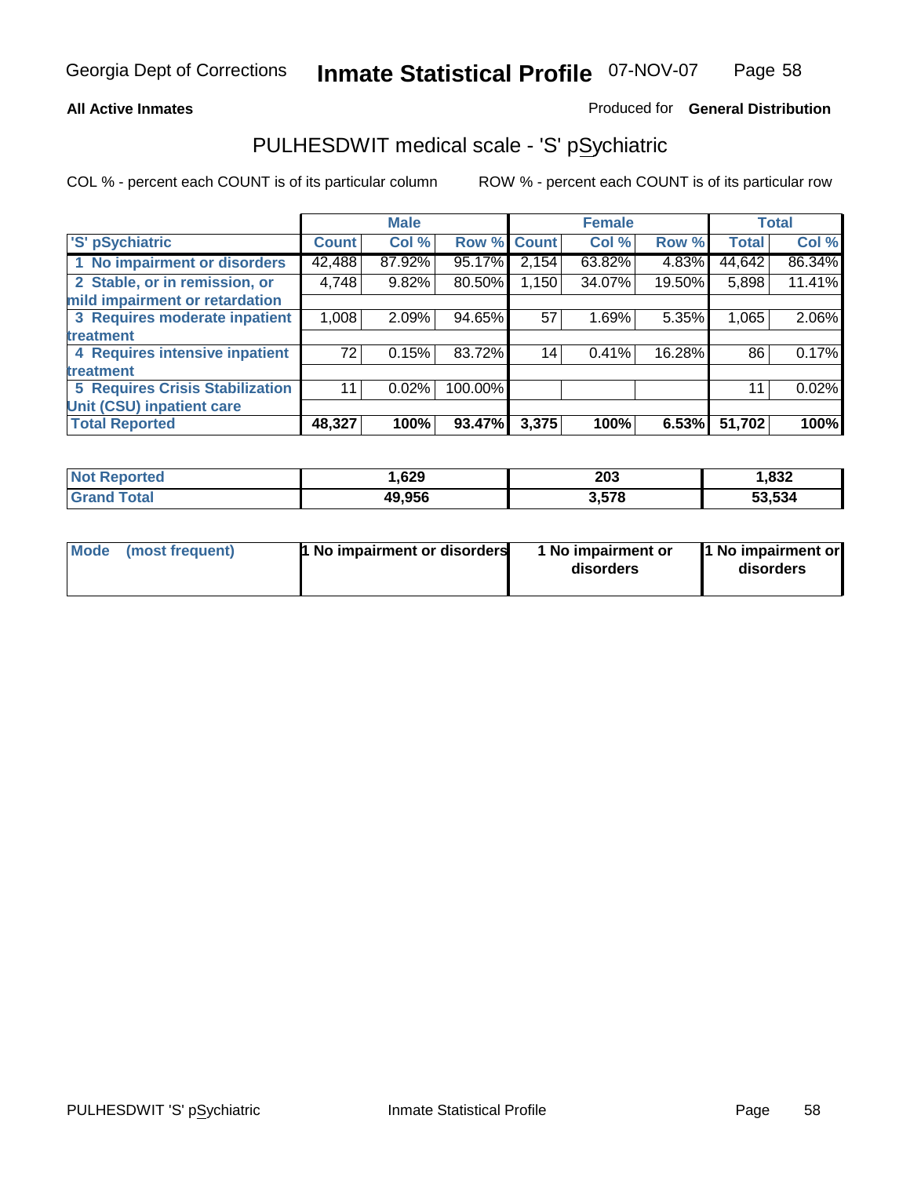Georgia Dept of Corrections **Inmate Statistical Profile** 07-NOV-07

**All Active Inmates**

Produced for **General Distribution**

## PULHESDWIT medical scale - 'S' pSychiatric

COL % - percent each COUNT is of its particular column

ROW % - percent each COUNT is of its particular row

| | Male | | | Female | | | Total | |
|---|---|---|---|---|---|---|---|---|
| 'S' pSychiatric | Count | Col % | Row % | Count | Col % | Row % | Total | Col % |
| 1 No impairment or disorders | 42,488 | 87.92% | 95.17% | 2,154 | 63.82% | 4.83% | 44,642 | 86.34% |
| 2 Stable, or in remission, or mild impairment or retardation | 4,748 | 9.82% | 80.50% | 1,150 | 34.07% | 19.50% | 5,898 | 11.41% |
| 3 Requires moderate inpatient treatment | 1,008 | 2.09% | 94.65% | 57 | 1.69% | 5.35% | 1,065 | 2.06% |
| 4 Requires intensive inpatient treatment | 72 | 0.15% | 83.72% | 14 | 0.41% | 16.28% | 86 | 0.17% |
| 5 Requires Crisis Stabilization Unit (CSU) inpatient care | 11 | 0.02% | 100.00% | | | | 11 | 0.02% |
| **Total Reported** | **48,327** | **100%** | **93.47%** | **3,375** | **100%** | **6.53%** | **51,702** | **100%** |

| | Male | Female | Total |
|---|---|---|---|
| Not Reported | 1,629 | 203 | 1,832 |
| Grand Total | 49,956 | 3,578 | 53,534 |

| | Male | Female | Total |
|---|---|---|---|
| Mode (most frequent) | 1 No impairment or disorders | 1 No impairment or disorders | 1 No impairment or disorders |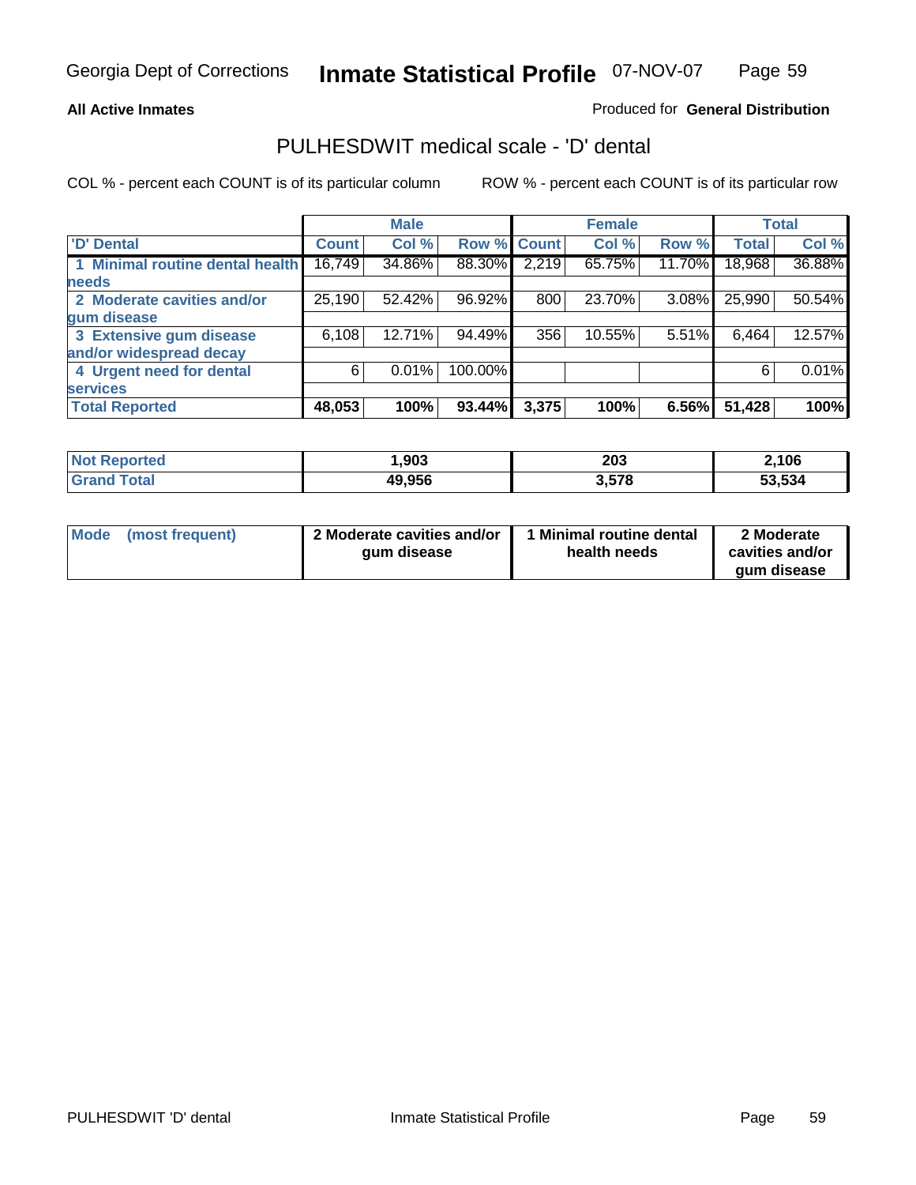**All Active Inmates**

Produced for **General Distribution**

## PULHESDWIT medical scale - 'D' dental

COL % - percent each COUNT is of its particular column

ROW % - percent each COUNT is of its particular row

| | Male | | | Female | | | Total | |
|---|---|---|---|---|---|---|---|---|
| 'D' Dental | Count | Col % | Row % | Count | Col % | Row % | Total | Col % |
| 1 Minimal routine dental health needs | 16,749 | 34.86% | 88.30% | 2,219 | 65.75% | 11.70% | 18,968 | 36.88% |
| 2 Moderate cavities and/or gum disease | 25,190 | 52.42% | 96.92% | 800 | 23.70% | 3.08% | 25,990 | 50.54% |
| 3 Extensive gum disease and/or widespread decay | 6,108 | 12.71% | 94.49% | 356 | 10.55% | 5.51% | 6,464 | 12.57% |
| 4 Urgent need for dental services | 6 | 0.01% | 100.00% | | | | 6 | 0.01% |
| **Total Reported** | **48,053** | **100%** | **93.44%** | **3,375** | **100%** | **6.56%** | **51,428** | **100%** |

| | Male | Female | Total |
|---|---|---|---|
| Not Reported | 1,903 | 203 | 2,106 |
| Grand Total | 49,956 | 3,578 | 53,534 |

| | Male | Female | Total |
|---|---|---|---|
| Mode (most frequent) | 2 Moderate cavities and/or gum disease | 1 Minimal routine dental health needs | 2 Moderate cavities and/or gum disease |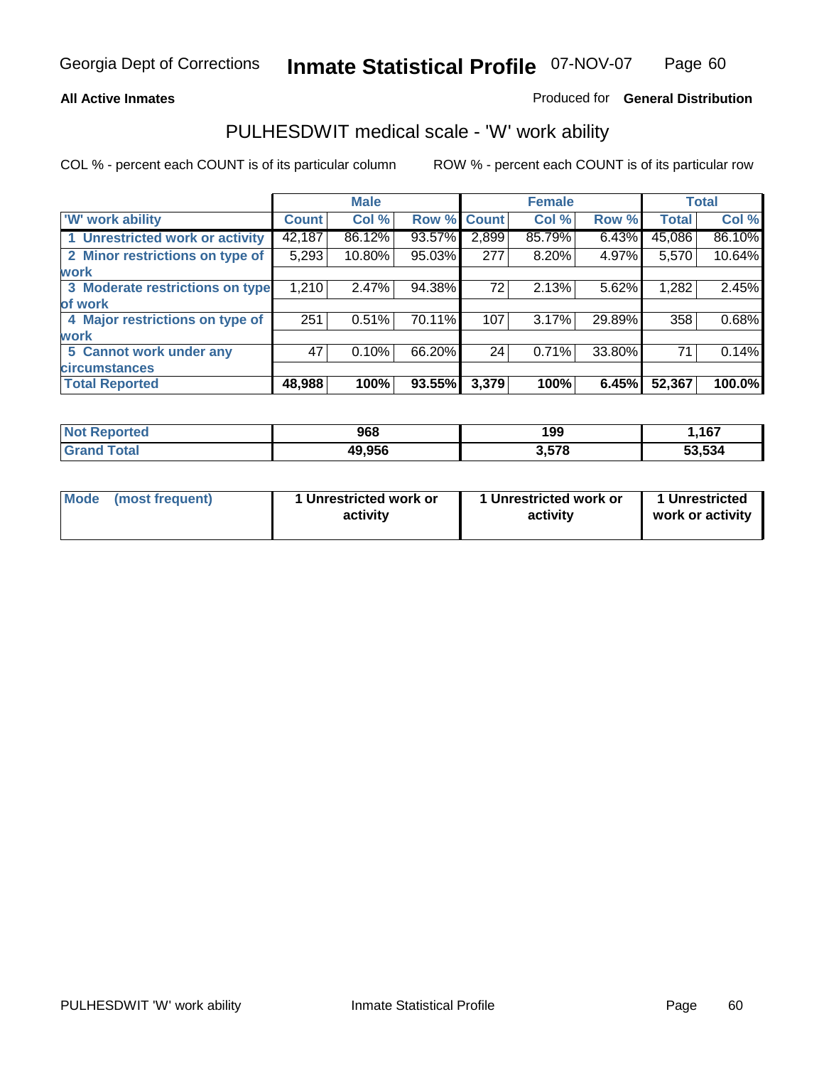**All Active Inmates**

Produced for **General Distribution**

## PULHESDWIT medical scale - 'W' work ability

COL % - percent each COUNT is of its particular column

ROW % - percent each COUNT is of its particular row

| | Male | | | Female | | | Total | |
|---|---|---|---|---|---|---|---|---|
| 'W' work ability | Count | Col % | Row % | Count | Col % | Row % | Total | Col % |
| 1 Unrestricted work or activity | 42,187 | 86.12% | 93.57% | 2,899 | 85.79% | 6.43% | 45,086 | 86.10% |
| 2 Minor restrictions on type of work | 5,293 | 10.80% | 95.03% | 277 | 8.20% | 4.97% | 5,570 | 10.64% |
| 3 Moderate restrictions on type of work | 1,210 | 2.47% | 94.38% | 72 | 2.13% | 5.62% | 1,282 | 2.45% |
| 4 Major restrictions on type of work | 251 | 0.51% | 70.11% | 107 | 3.17% | 29.89% | 358 | 0.68% |
| 5 Cannot work under any circumstances | 47 | 0.10% | 66.20% | 24 | 0.71% | 33.80% | 71 | 0.14% |
| **Total Reported** | **48,988** | **100%** | **93.55%** | **3,379** | **100%** | **6.45%** | **52,367** | **100.0%** |

| | Male | Female | Total |
|---|---|---|---|
| Not Reported | 968 | 199 | 1,167 |
| Grand Total | 49,956 | 3,578 | 53,534 |

| | Male | Female | Total |
|---|---|---|---|
| Mode (most frequent) | 1 Unrestricted work or activity | 1 Unrestricted work or activity | 1 Unrestricted work or activity |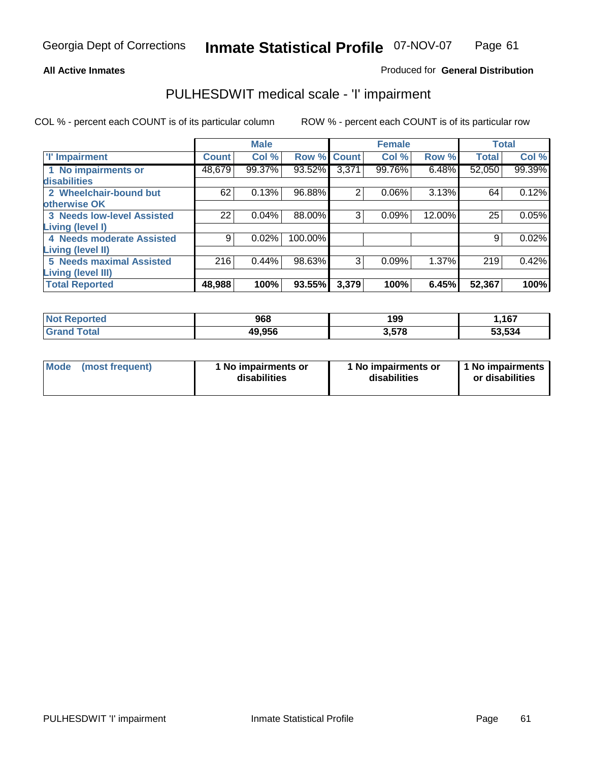Georgia Dept of Corrections **Inmate Statistical Profile** 07-NOV-07

**All Active Inmates**

Produced for **General Distribution**

## PULHESDWIT medical scale - 'I' impairment

COL % - percent each COUNT is of its particular column ROW % - percent each COUNT is of its particular row

| | Male | | | Female | | | Total | |
|---|---|---|---|---|---|---|---|---|
| 'I' Impairment | Count | Col % | Row % | Count | Col % | Row % | Total | Col % |
| 1 No impairments or disabilities | 48,679 | 99.37% | 93.52% | 3,371 | 99.76% | 6.48% | 52,050 | 99.39% |
| 2 Wheelchair-bound but otherwise OK | 62 | 0.13% | 96.88% | 2 | 0.06% | 3.13% | 64 | 0.12% |
| 3 Needs low-level Assisted Living (level I) | 22 | 0.04% | 88.00% | 3 | 0.09% | 12.00% | 25 | 0.05% |
| 4 Needs moderate Assisted Living (level II) | 9 | 0.02% | 100.00% | | | | 9 | 0.02% |
| 5 Needs maximal Assisted Living (level III) | 216 | 0.44% | 98.63% | 3 | 0.09% | 1.37% | 219 | 0.42% |
| **Total Reported** | **48,988** | **100%** | **93.55%** | **3,379** | **100%** | **6.45%** | **52,367** | **100%** |

| | Male | Female | Total |
|---|---|---|---|
| Not Reported | 968 | 199 | 1,167 |
| Grand Total | 49,956 | 3,578 | 53,534 |

| | Male | Female | Total |
|---|---|---|---|
| Mode (most frequent) | 1 No impairments or disabilities | 1 No impairments or disabilities | 1 No impairments or disabilities |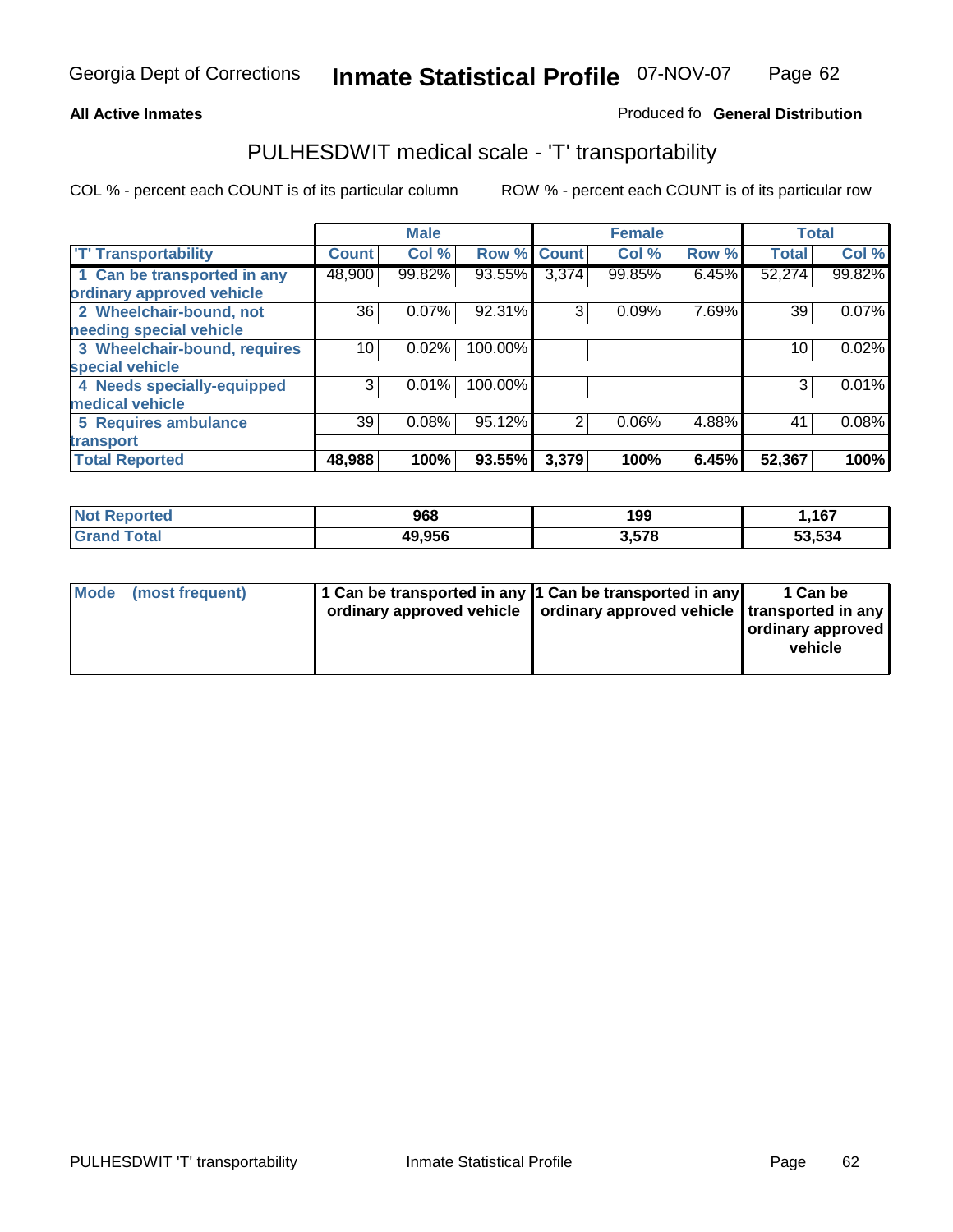Georgia Dept of Corrections **Inmate Statistical Profile** 07-NOV-07

**All Active Inmates**

Produced fo **General Distribution**

## PULHESDWIT medical scale - 'T' transportability

COL % - percent each COUNT is of its particular column

ROW % - percent each COUNT is of its particular row

| | Male | | | Female | | | Total | |
|---|---|---|---|---|---|---|---|---|
| 'T' Transportability | Count | Col % | Row % | Count | Col % | Row % | Total | Col % |
| 1 Can be transported in any ordinary approved vehicle | 48,900 | 99.82% | 93.55% | 3,374 | 99.85% | 6.45% | 52,274 | 99.82% |
| 2 Wheelchair-bound, not needing special vehicle | 36 | 0.07% | 92.31% | 3 | 0.09% | 7.69% | 39 | 0.07% |
| 3 Wheelchair-bound, requires special vehicle | 10 | 0.02% | 100.00% | | | | 10 | 0.02% |
| 4 Needs specially-equipped medical vehicle | 3 | 0.01% | 100.00% | | | | 3 | 0.01% |
| 5 Requires ambulance transport | 39 | 0.08% | 95.12% | 2 | 0.06% | 4.88% | 41 | 0.08% |
| **Total Reported** | **48,988** | **100%** | **93.55%** | **3,379** | **100%** | **6.45%** | **52,367** | **100%** |

| | Male | Female | Total |
|---|---|---|---|
| **Not Reported** | **968** | **199** | **1,167** |
| **Grand Total** | **49,956** | **3,578** | **53,534** |

| | Male | Female | Total |
|---|---|---|---|
| **Mode (most frequent)** | **1 Can be transported in any ordinary approved vehicle** | **1 Can be transported in any ordinary approved vehicle** | **1 Can be transported in any ordinary approved vehicle** |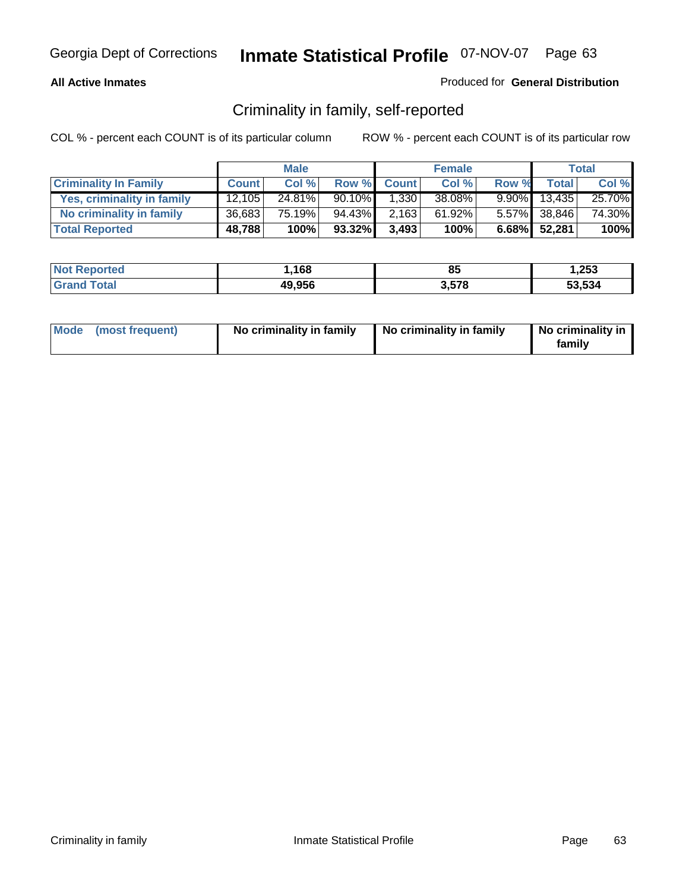**All Active Inmates**

Produced for **General Distribution**

## Criminality in family, self-reported

COL % - percent each COUNT is of its particular column

ROW % - percent each COUNT is of its particular row

| | Male | | | Female | | | Total | |
|---|---|---|---|---|---|---|---|---|
| **Criminality In Family** | **Count** | **Col %** | **Row %** | **Count** | **Col %** | **Row %** | **Total** | **Col %** |
| Yes, criminality in family | 12,105 | 24.81% | 90.10% | 1,330 | 38.08% | 9.90% | 13,435 | 25.70% |
| No criminality in family | 36,683 | 75.19% | 94.43% | 2,163 | 61.92% | 5.57% | 38,846 | 74.30% |
| **Total Reported** | **48,788** | **100%** | **93.32%** | **3,493** | **100%** | **6.68%** | **52,281** | **100%** |

| | Male | Female | Total |
|---|---|---|---|
| Not Reported | 1,168 | 85 | 1,253 |
| Grand Total | 49,956 | 3,578 | 53,534 |

| Mode (most frequent) | Male | Female | Total |
|---|---|---|---|
| | No criminality in family | No criminality in family | No criminality in family |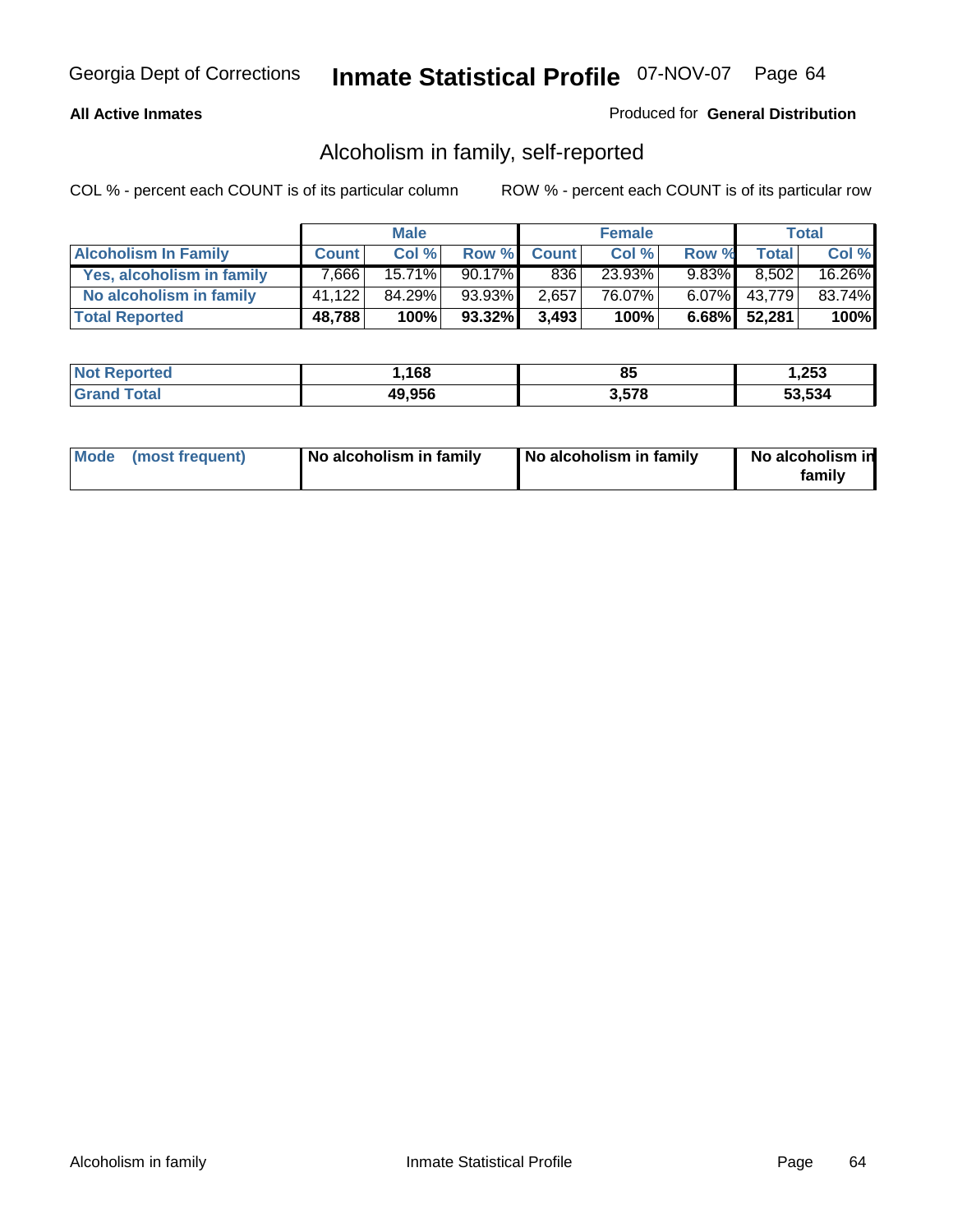Georgia Dept of Corrections **Inmate Statistical Profile** 07-NOV-07

**All Active Inmates**

Produced for **General Distribution**

## Alcoholism in family, self-reported

COL % - percent each COUNT is of its particular column    ROW % - percent each COUNT is of its particular row

| | Male | | | Female | | | Total | |
|---|---|---|---|---|---|---|---|---|
| **Alcoholism In Family** | **Count** | **Col %** | **Row %** | **Count** | **Col %** | **Row %** | **Total** | **Col %** |
| **Yes, alcoholism in family** | 7,666 | 15.71% | 90.17% | 836 | 23.93% | 9.83% | 8,502 | 16.26% |
| **No alcoholism in family** | 41,122 | 84.29% | 93.93% | 2,657 | 76.07% | 6.07% | 43,779 | 83.74% |
| **Total Reported** | **48,788** | **100%** | **93.32%** | **3,493** | **100%** | **6.68%** | **52,281** | **100%** |

| | Male | Female | Total |
|---|---|---|---|
| **Not Reported** | **1,168** | **85** | **1,253** |
| **Grand Total** | **49,956** | **3,578** | **53,534** |

| | Male | Female | Total |
|---|---|---|---|
| **Mode (most frequent)** | **No alcoholism in family** | **No alcoholism in family** | **No alcoholism in family** |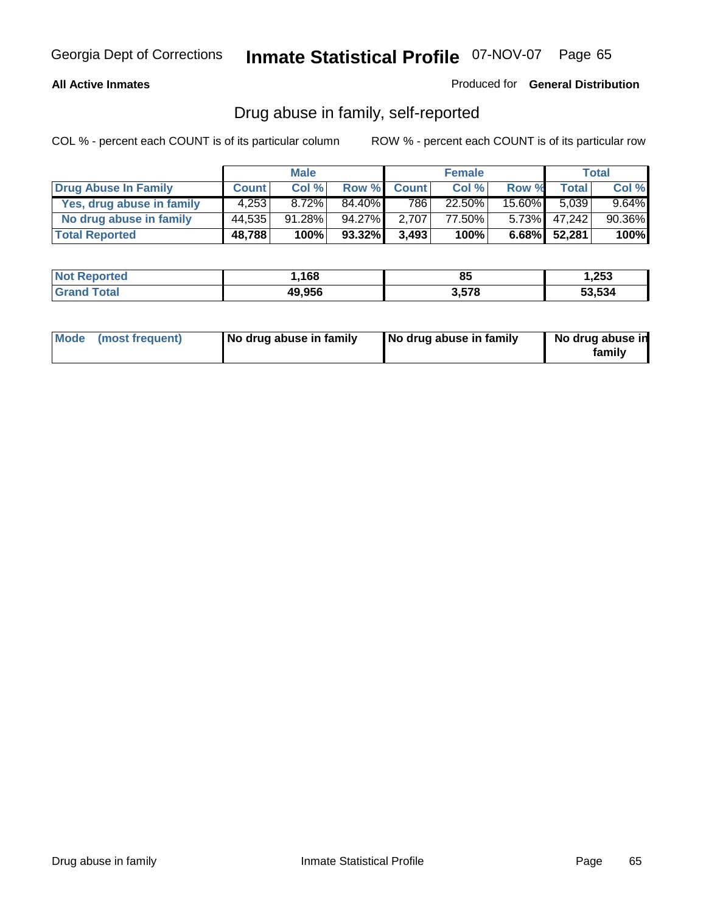Georgia Dept of Corrections **Inmate Statistical Profile** 07-NOV-07

**All Active Inmates**

Produced for **General Distribution**

## Drug abuse in family, self-reported

COL % - percent each COUNT is of its particular column     ROW % - percent each COUNT is of its particular row

| | Male | | | Female | | | Total | |
|---|---|---|---|---|---|---|---|---|
| **Drug Abuse In Family** | **Count** | **Col %** | **Row %** | **Count** | **Col %** | **Row %** | **Total** | **Col %** |
| Yes, drug abuse in family | 4,253 | 8.72% | 84.40% | 786 | 22.50% | 15.60% | 5,039 | 9.64% |
| No drug abuse in family | 44,535 | 91.28% | 94.27% | 2,707 | 77.50% | 5.73% | 47,242 | 90.36% |
| **Total Reported** | **48,788** | **100%** | **93.32%** | **3,493** | **100%** | **6.68%** | **52,281** | **100%** |

| | Male | Female | Total |
|---|---|---|---|
| **Not Reported** | **1,168** | **85** | **1,253** |
| **Grand Total** | **49,956** | **3,578** | **53,534** |

| | Male | Female | Total |
|---|---|---|---|
| **Mode (most frequent)** | **No drug abuse in family** | **No drug abuse in family** | **No drug abuse in family** |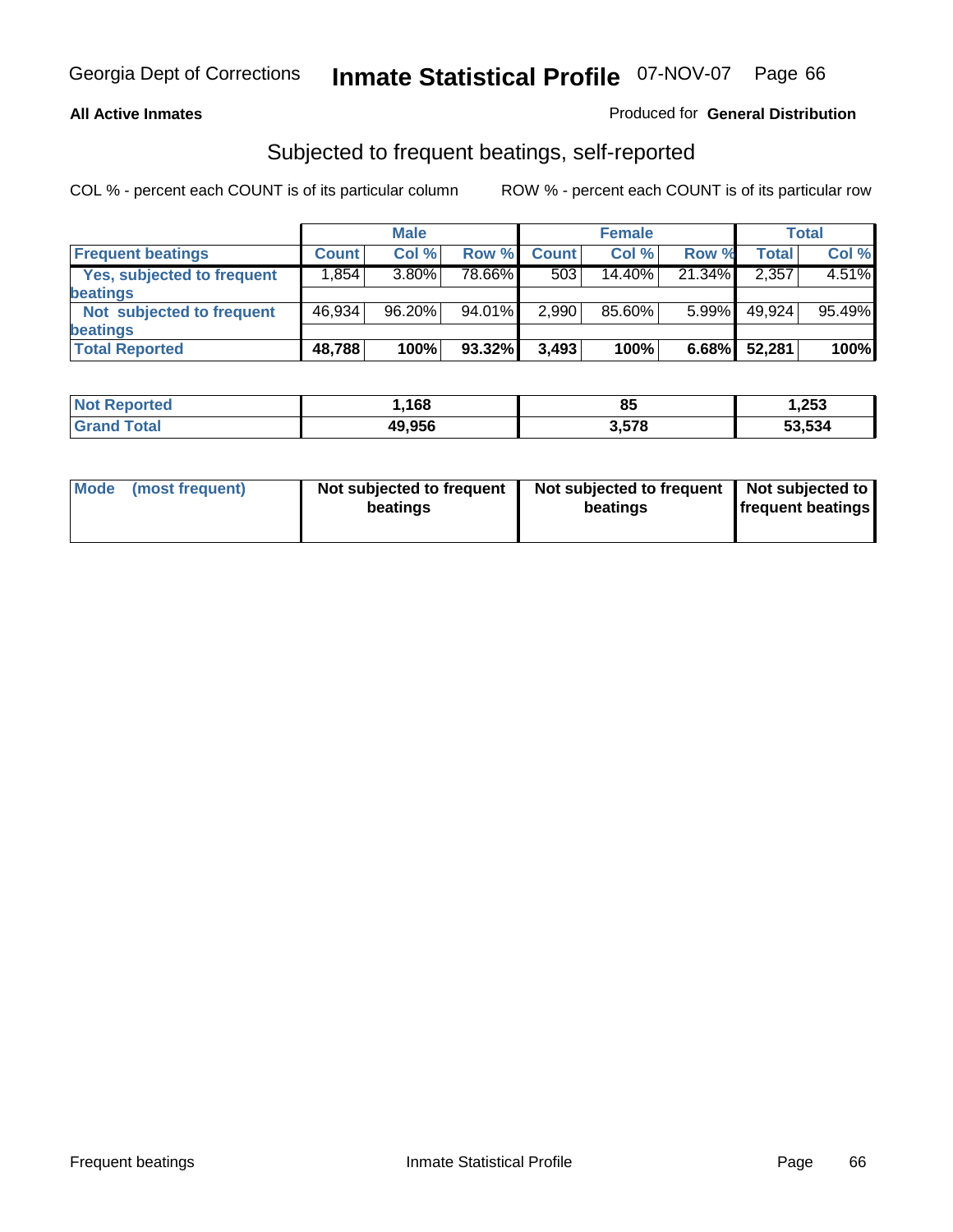**All Active Inmates** Produced for **General Distribution**

## Subjected to frequent beatings, self-reported

COL % - percent each COUNT is of its particular column ROW % - percent each COUNT is of its particular row

| | Male | | | Female | | | Total | |
|---|---|---|---|---|---|---|---|---|
| **Frequent beatings** | **Count** | **Col %** | **Row %** | **Count** | **Col %** | **Row %** | **Total** | **Col %** |
| Yes, subjected to frequent beatings | 1,854 | 3.80% | 78.66% | 503 | 14.40% | 21.34% | 2,357 | 4.51% |
| Not subjected to frequent beatings | 46,934 | 96.20% | 94.01% | 2,990 | 85.60% | 5.99% | 49,924 | 95.49% |
| **Total Reported** | **48,788** | **100%** | **93.32%** | **3,493** | **100%** | **6.68%** | **52,281** | **100%** |

| | Male | Female | Total |
|---|---|---|---|
| **Not Reported** | **1,168** | **85** | **1,253** |
| **Grand Total** | **49,956** | **3,578** | **53,534** |

| | Male | Female | Total |
|---|---|---|---|
| **Mode (most frequent)** | **Not subjected to frequent beatings** | **Not subjected to frequent beatings** | **Not subjected to frequent beatings** |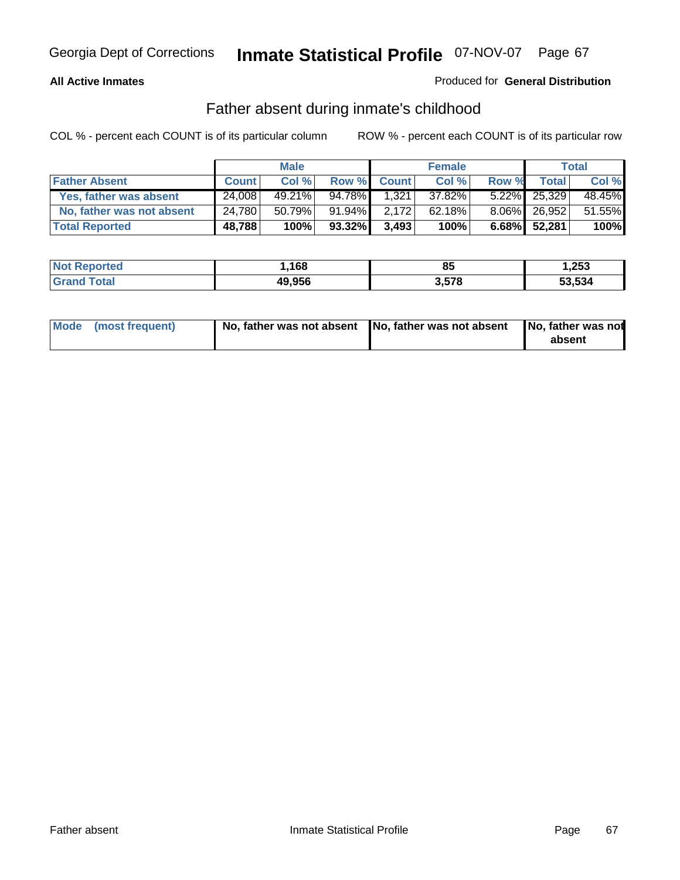**All Active Inmates** Produced for **General Distribution**

## Father absent during inmate's childhood

COL % - percent each COUNT is of its particular column ROW % - percent each COUNT is of its particular row

| | Male | | | Female | | | Total | |
|---|---|---|---|---|---|---|---|---|
| **Father Absent** | **Count** | **Col %** | **Row %** | **Count** | **Col %** | **Row %** | **Total** | **Col %** |
| Yes, father was absent | 24,008 | 49.21% | 94.78% | 1,321 | 37.82% | 5.22% | 25,329 | 48.45% |
| No, father was not absent | 24,780 | 50.79% | 91.94% | 2,172 | 62.18% | 8.06% | 26,952 | 51.55% |
| **Total Reported** | **48,788** | **100%** | **93.32%** | **3,493** | **100%** | **6.68%** | **52,281** | **100%** |

| | Male | Female | Total |
|---|---|---|---|
| **Not Reported** | 1,168 | 85 | 1,253 |
| **Grand Total** | 49,956 | 3,578 | 53,534 |

| | Male | Female | Total |
|---|---|---|---|
| **Mode (most frequent)** | No, father was not absent | No, father was not absent | No, father was not absent |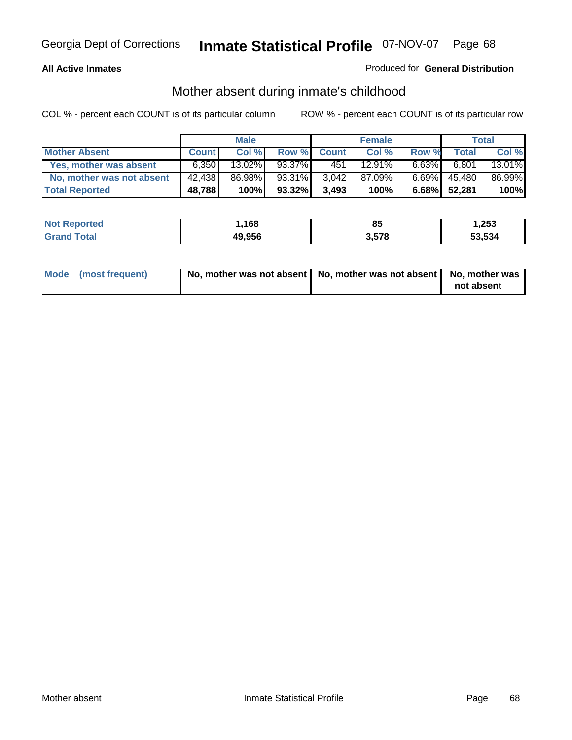Georgia Dept of Corrections **Inmate Statistical Profile** 07-NOV-07

**All Active Inmates**

Produced for **General Distribution**

## Mother absent during inmate's childhood

COL % - percent each COUNT is of its particular column

ROW % - percent each COUNT is of its particular row

| | Male | | | Female | | | Total | |
|---|---|---|---|---|---|---|---|---|
| **Mother Absent** | **Count** | **Col %** | **Row %** | **Count** | **Col %** | **Row %** | **Total** | **Col %** |
| **Yes, mother was absent** | 6,350 | 13.02% | 93.37% | 451 | 12.91% | 6.63% | 6,801 | 13.01% |
| **No, mother was not absent** | 42,438 | 86.98% | 93.31% | 3,042 | 87.09% | 6.69% | 45,480 | 86.99% |
| **Total Reported** | **48,788** | **100%** | **93.32%** | **3,493** | **100%** | **6.68%** | **52,281** | **100%** |

| | Male | Female | Total |
|---|---|---|---|
| **Not Reported** | **1,168** | **85** | **1,253** |
| **Grand Total** | **49,956** | **3,578** | **53,534** |

| | Male | Female | Total |
|---|---|---|---|
| **Mode (most frequent)** | **No, mother was not absent** | **No, mother was not absent** | **No, mother was not absent** |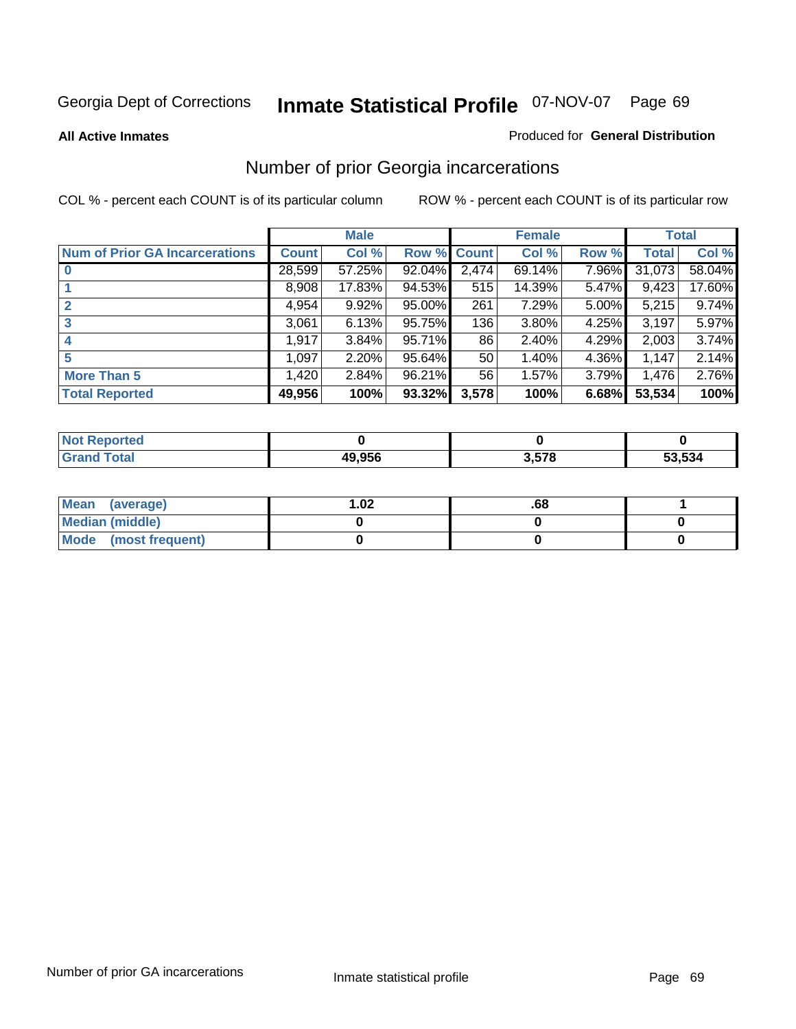Georgia Dept of Corrections **Inmate Statistical Profile** 07-NOV-07

**All Active Inmates**

Produced for **General Distribution**

## Number of prior Georgia incarcerations

COL % - percent each COUNT is of its particular column

ROW % - percent each COUNT is of its particular row

| | Male | | | Female | | | Total | |
|---|---|---|---|---|---|---|---|---|
| **Num of Prior GA Incarcerations** | **Count** | **Col %** | **Row %** | **Count** | **Col %** | **Row %** | **Total** | **Col %** |
| **0** | 28,599 | 57.25% | 92.04% | 2,474 | 69.14% | 7.96% | 31,073 | 58.04% |
| **1** | 8,908 | 17.83% | 94.53% | 515 | 14.39% | 5.47% | 9,423 | 17.60% |
| **2** | 4,954 | 9.92% | 95.00% | 261 | 7.29% | 5.00% | 5,215 | 9.74% |
| **3** | 3,061 | 6.13% | 95.75% | 136 | 3.80% | 4.25% | 3,197 | 5.97% |
| **4** | 1,917 | 3.84% | 95.71% | 86 | 2.40% | 4.29% | 2,003 | 3.74% |
| **5** | 1,097 | 2.20% | 95.64% | 50 | 1.40% | 4.36% | 1,147 | 2.14% |
| **More Than 5** | 1,420 | 2.84% | 96.21% | 56 | 1.57% | 3.79% | 1,476 | 2.76% |
| **Total Reported** | **49,956** | **100%** | **93.32%** | **3,578** | **100%** | **6.68%** | **53,534** | **100%** |

| | Male | Female | Total |
|---|---|---|---|
| **Not Reported** | **0** | **0** | **0** |
| **Grand Total** | **49,956** | **3,578** | **53,534** |

| | Male | Female | Total |
|---|---|---|---|
| **Mean (average)** | **1.02** | **.68** | **1** |
| **Median (middle)** | **0** | **0** | **0** |
| **Mode (most frequent)** | **0** | **0** | **0** |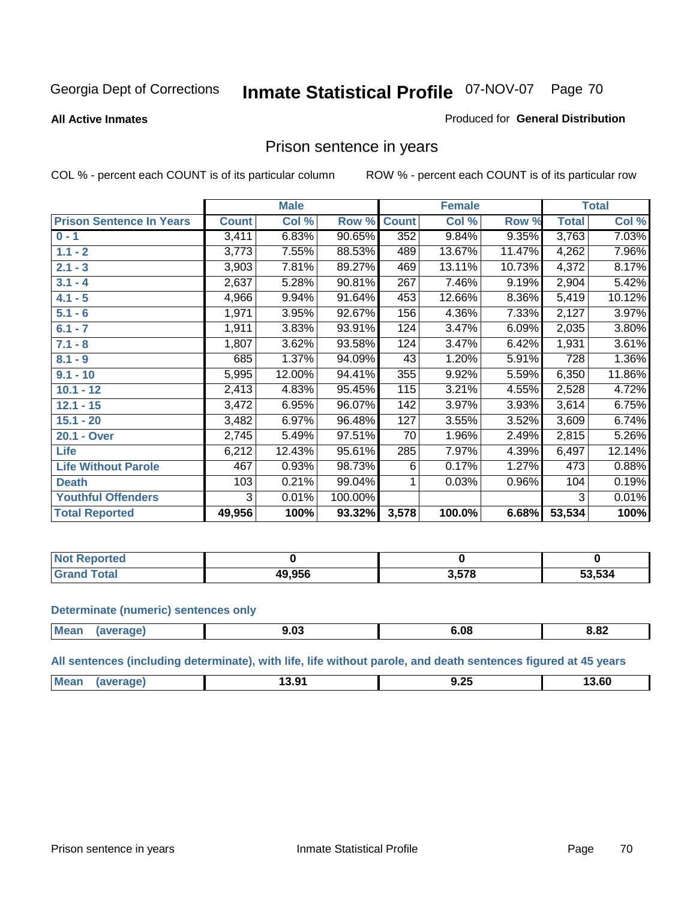Georgia Dept of Corrections **Inmate Statistical Profile** 07-NOV-07 Page 70

**All Active Inmates**

Produced for **General Distribution**

## Prison sentence in years

COL % - percent each COUNT is of its particular column

ROW % - percent each COUNT is of its particular row

| | Male | | | Female | | | Total | |
|---|---|---|---|---|---|---|---|---|
| **Prison Sentence In Years** | **Count** | **Col %** | **Row %** | **Count** | **Col %** | **Row %** | **Total** | **Col %** |
| **0 - 1** | 3,411 | 6.83% | 90.65% | 352 | 9.84% | 9.35% | 3,763 | 7.03% |
| **1.1 - 2** | 3,773 | 7.55% | 88.53% | 489 | 13.67% | 11.47% | 4,262 | 7.96% |
| **2.1 - 3** | 3,903 | 7.81% | 89.27% | 469 | 13.11% | 10.73% | 4,372 | 8.17% |
| **3.1 - 4** | 2,637 | 5.28% | 90.81% | 267 | 7.46% | 9.19% | 2,904 | 5.42% |
| **4.1 - 5** | 4,966 | 9.94% | 91.64% | 453 | 12.66% | 8.36% | 5,419 | 10.12% |
| **5.1 - 6** | 1,971 | 3.95% | 92.67% | 156 | 4.36% | 7.33% | 2,127 | 3.97% |
| **6.1 - 7** | 1,911 | 3.83% | 93.91% | 124 | 3.47% | 6.09% | 2,035 | 3.80% |
| **7.1 - 8** | 1,807 | 3.62% | 93.58% | 124 | 3.47% | 6.42% | 1,931 | 3.61% |
| **8.1 - 9** | 685 | 1.37% | 94.09% | 43 | 1.20% | 5.91% | 728 | 1.36% |
| **9.1 - 10** | 5,995 | 12.00% | 94.41% | 355 | 9.92% | 5.59% | 6,350 | 11.86% |
| **10.1 - 12** | 2,413 | 4.83% | 95.45% | 115 | 3.21% | 4.55% | 2,528 | 4.72% |
| **12.1 - 15** | 3,472 | 6.95% | 96.07% | 142 | 3.97% | 3.93% | 3,614 | 6.75% |
| **15.1 - 20** | 3,482 | 6.97% | 96.48% | 127 | 3.55% | 3.52% | 3,609 | 6.74% |
| **20.1 - Over** | 2,745 | 5.49% | 97.51% | 70 | 1.96% | 2.49% | 2,815 | 5.26% |
| **Life** | 6,212 | 12.43% | 95.61% | 285 | 7.97% | 4.39% | 6,497 | 12.14% |
| **Life Without Parole** | 467 | 0.93% | 98.73% | 6 | 0.17% | 1.27% | 473 | 0.88% |
| **Death** | 103 | 0.21% | 99.04% | 1 | 0.03% | 0.96% | 104 | 0.19% |
| **Youthful Offenders** | 3 | 0.01% | 100.00% | | | | 3 | 0.01% |
| **Total Reported** | **49,956** | **100%** | **93.32%** | **3,578** | **100.0%** | **6.68%** | **53,534** | **100%** |

| | Male | Female | Total |
|---|---|---|---|
| **Not Reported** | **0** | **0** | **0** |
| **Grand Total** | **49,956** | **3,578** | **53,534** |

### Determinate (numeric) sentences only

| | Male | Female | Total |
|---|---|---|---|
| **Mean (average)** | **9.03** | **6.08** | **8.82** |

### All sentences (including determinate), with life, life without parole, and death sentences figured at 45 years

| | Male | Female | Total |
|---|---|---|---|
| **Mean (average)** | **13.91** | **9.25** | **13.60** |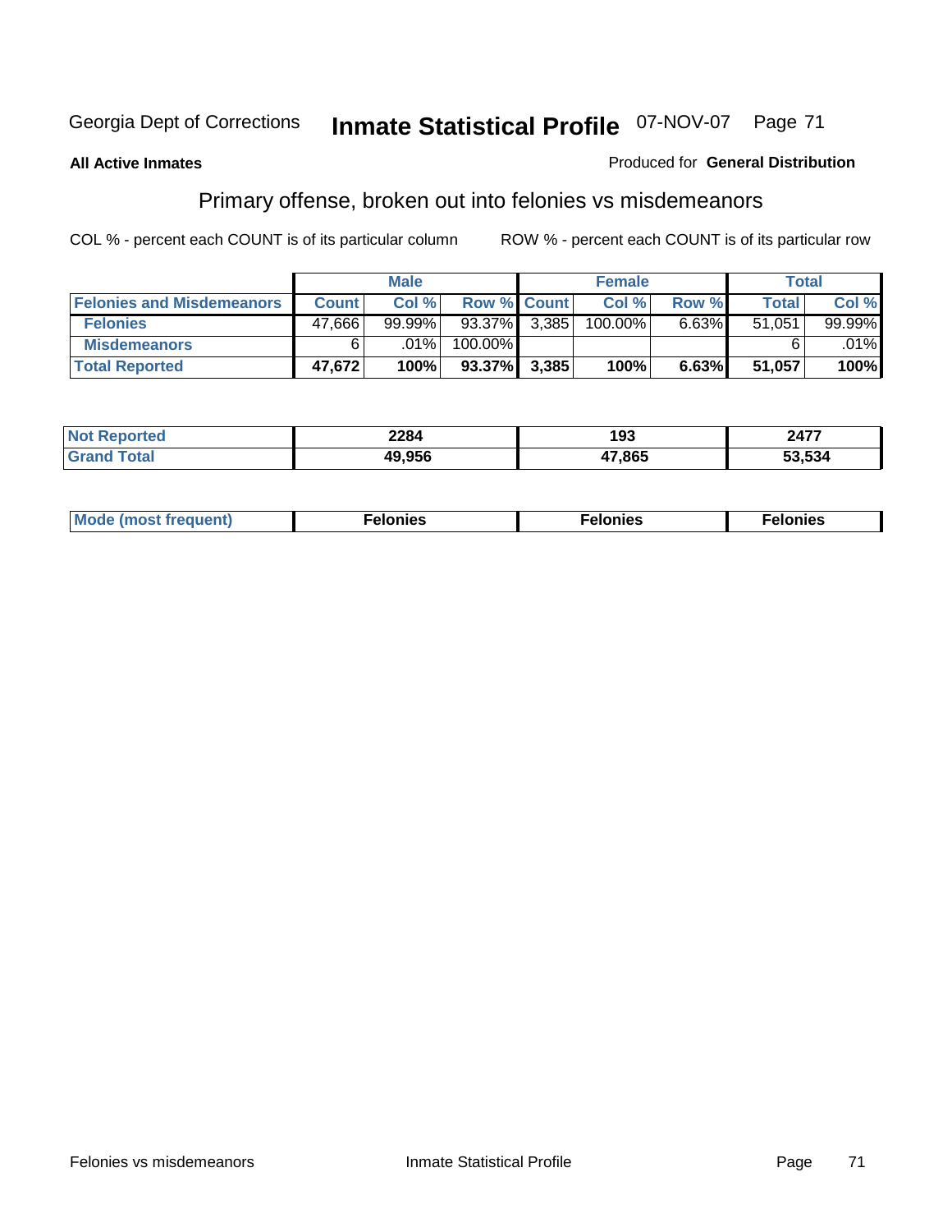Georgia Dept of Corrections **Inmate Statistical Profile** 07-NOV-07

**All Active Inmates**

Produced for **General Distribution**

## Primary offense, broken out into felonies vs misdemeanors

COL % - percent each COUNT is of its particular column

ROW % - percent each COUNT is of its particular row

| | Male | | | Female | | | Total | |
|---|---|---|---|---|---|---|---|---|
| **Felonies and Misdemeanors** | **Count** | **Col %** | **Row %** | **Count** | **Col %** | **Row %** | **Total** | **Col %** |
| **Felonies** | 47,666 | 99.99% | 93.37% | 3,385 | 100.00% | 6.63% | 51,051 | 99.99% |
| **Misdemeanors** | 6 | .01% | 100.00% | | | | 6 | .01% |
| **Total Reported** | **47,672** | **100%** | **93.37%** | **3,385** | **100%** | **6.63%** | **51,057** | **100%** |

| | Male | Female | Total |
|---|---|---|---|
| **Not Reported** | **2284** | **193** | **2477** |
| **Grand Total** | **49,956** | **47,865** | **53,534** |

| | Male | Female | Total |
|---|---|---|---|
| **Mode (most frequent)** | **Felonies** | **Felonies** | **Felonies** |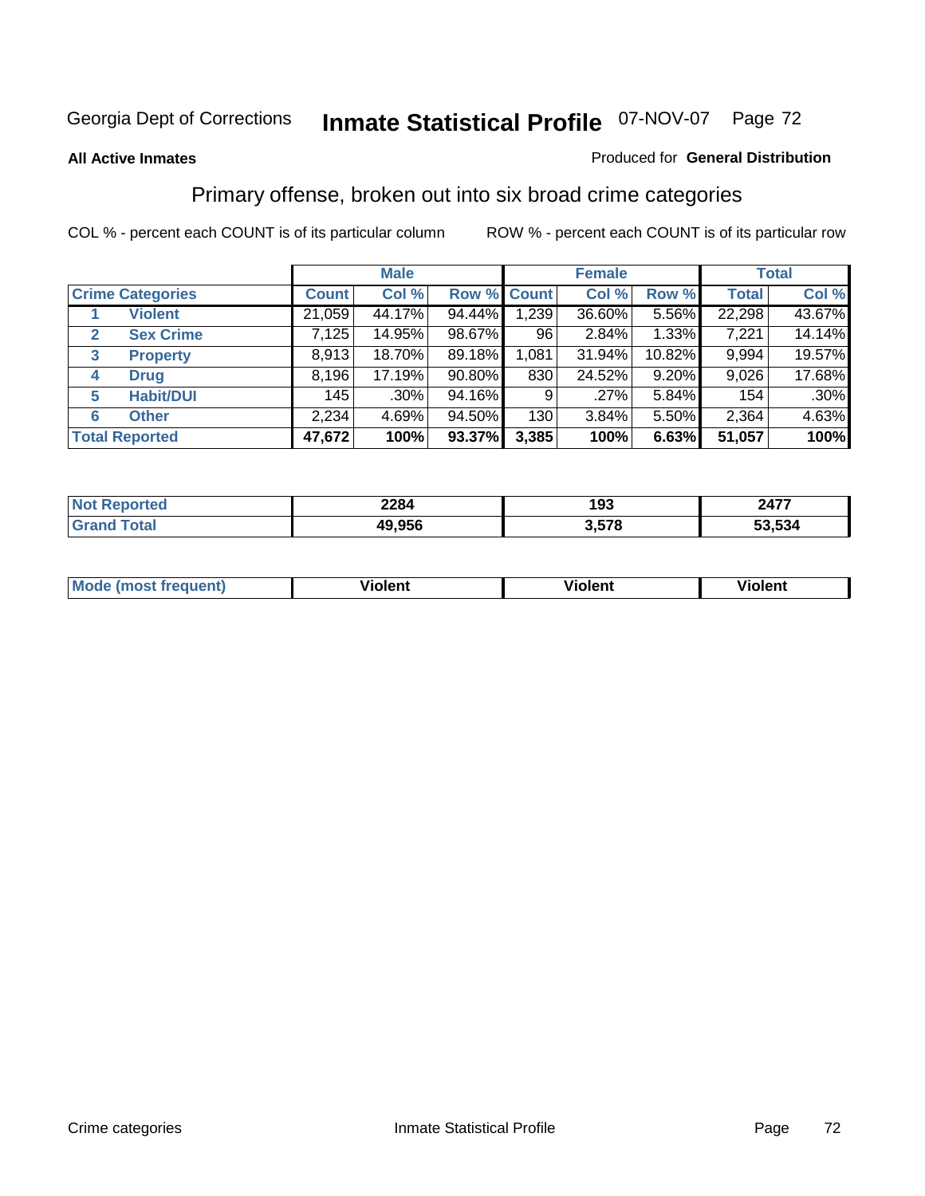Georgia Dept of Corrections **Inmate Statistical Profile** 07-NOV-07

**All Active Inmates**

Produced for **General Distribution**

## Primary offense, broken out into six broad crime categories

COL % - percent each COUNT is of its particular column

ROW % - percent each COUNT is of its particular row

| | | Male | | | Female | | | Total | |
|---|---|---|---|---|---|---|---|---|---|
| **Crime Categories** | | **Count** | **Col %** | **Row %** | **Count** | **Col %** | **Row %** | **Total** | **Col %** |
| 1 | **Violent** | 21,059 | 44.17% | 94.44% | 1,239 | 36.60% | 5.56% | 22,298 | 43.67% |
| 2 | **Sex Crime** | 7,125 | 14.95% | 98.67% | 96 | 2.84% | 1.33% | 7,221 | 14.14% |
| 3 | **Property** | 8,913 | 18.70% | 89.18% | 1,081 | 31.94% | 10.82% | 9,994 | 19.57% |
| 4 | **Drug** | 8,196 | 17.19% | 90.80% | 830 | 24.52% | 9.20% | 9,026 | 17.68% |
| 5 | **Habit/DUI** | 145 | .30% | 94.16% | 9 | .27% | 5.84% | 154 | .30% |
| 6 | **Other** | 2,234 | 4.69% | 94.50% | 130 | 3.84% | 5.50% | 2,364 | 4.63% |
| **Total Reported** | | **47,672** | **100%** | **93.37%** | **3,385** | **100%** | **6.63%** | **51,057** | **100%** |

| | Male | Female | Total |
|---|---|---|---|
| **Not Reported** | **2284** | **193** | **2477** |
| **Grand Total** | **49,956** | **3,578** | **53,534** |

| | Male | Female | Total |
|---|---|---|---|
| **Mode (most frequent)** | **Violent** | **Violent** | **Violent** |

Crime categories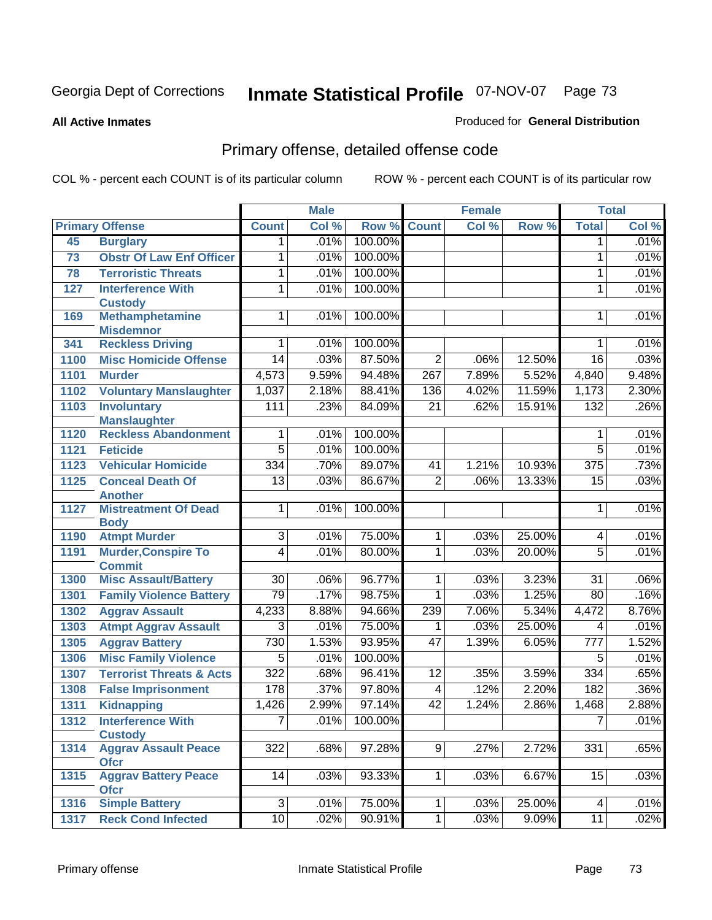Georgia Dept of Corrections **Inmate Statistical Profile** 07-NOV-07

**All Active Inmates** Produced for **General Distribution**

## Primary offense, detailed offense code

COL % - percent each COUNT is of its particular column  ROW % - percent each COUNT is of its particular row

| Primary Offense | | Male | | | Female | | | Total | |
|---|---|---|---|---|---|---|---|---|---|
| | | Count | Col % | Row % | Count | Col % | Row % | Total | Col % |
| 45 | Burglary | 1 | .01% | 100.00% | | | | 1 | .01% |
| 73 | Obstr Of Law Enf Officer | 1 | .01% | 100.00% | | | | 1 | .01% |
| 78 | Terroristic Threats | 1 | .01% | 100.00% | | | | 1 | .01% |
| 127 | Interference With Custody | 1 | .01% | 100.00% | | | | 1 | .01% |
| 169 | Methamphetamine Misdemnor | 1 | .01% | 100.00% | | | | 1 | .01% |
| 341 | Reckless Driving | 1 | .01% | 100.00% | | | | 1 | .01% |
| 1100 | Misc Homicide Offense | 14 | .03% | 87.50% | 2 | .06% | 12.50% | 16 | .03% |
| 1101 | Murder | 4,573 | 9.59% | 94.48% | 267 | 7.89% | 5.52% | 4,840 | 9.48% |
| 1102 | Voluntary Manslaughter | 1,037 | 2.18% | 88.41% | 136 | 4.02% | 11.59% | 1,173 | 2.30% |
| 1103 | Involuntary Manslaughter | 111 | .23% | 84.09% | 21 | .62% | 15.91% | 132 | .26% |
| 1120 | Reckless Abandonment | 1 | .01% | 100.00% | | | | 1 | .01% |
| 1121 | Feticide | 5 | .01% | 100.00% | | | | 5 | .01% |
| 1123 | Vehicular Homicide | 334 | .70% | 89.07% | 41 | 1.21% | 10.93% | 375 | .73% |
| 1125 | Conceal Death Of Another | 13 | .03% | 86.67% | 2 | .06% | 13.33% | 15 | .03% |
| 1127 | Mistreatment Of Dead Body | 1 | .01% | 100.00% | | | | 1 | .01% |
| 1190 | Atmpt Murder | 3 | .01% | 75.00% | 1 | .03% | 25.00% | 4 | .01% |
| 1191 | Murder,Conspire To Commit | 4 | .01% | 80.00% | 1 | .03% | 20.00% | 5 | .01% |
| 1300 | Misc Assault/Battery | 30 | .06% | 96.77% | 1 | .03% | 3.23% | 31 | .06% |
| 1301 | Family Violence Battery | 79 | .17% | 98.75% | 1 | .03% | 1.25% | 80 | .16% |
| 1302 | Aggrav Assault | 4,233 | 8.88% | 94.66% | 239 | 7.06% | 5.34% | 4,472 | 8.76% |
| 1303 | Atmpt Aggrav Assault | 3 | .01% | 75.00% | 1 | .03% | 25.00% | 4 | .01% |
| 1305 | Aggrav Battery | 730 | 1.53% | 93.95% | 47 | 1.39% | 6.05% | 777 | 1.52% |
| 1306 | Misc Family Violence | 5 | .01% | 100.00% | | | | 5 | .01% |
| 1307 | Terrorist Threats & Acts | 322 | .68% | 96.41% | 12 | .35% | 3.59% | 334 | .65% |
| 1308 | False Imprisonment | 178 | .37% | 97.80% | 4 | .12% | 2.20% | 182 | .36% |
| 1311 | Kidnapping | 1,426 | 2.99% | 97.14% | 42 | 1.24% | 2.86% | 1,468 | 2.88% |
| 1312 | Interference With Custody | 7 | .01% | 100.00% | | | | 7 | .01% |
| 1314 | Aggrav Assault Peace Ofcr | 322 | .68% | 97.28% | 9 | .27% | 2.72% | 331 | .65% |
| 1315 | Aggrav Battery Peace Ofcr | 14 | .03% | 93.33% | 1 | .03% | 6.67% | 15 | .03% |
| 1316 | Simple Battery | 3 | .01% | 75.00% | 1 | .03% | 25.00% | 4 | .01% |
| 1317 | Reck Cond Infected | 10 | .02% | 90.91% | 1 | .03% | 9.09% | 11 | .02% |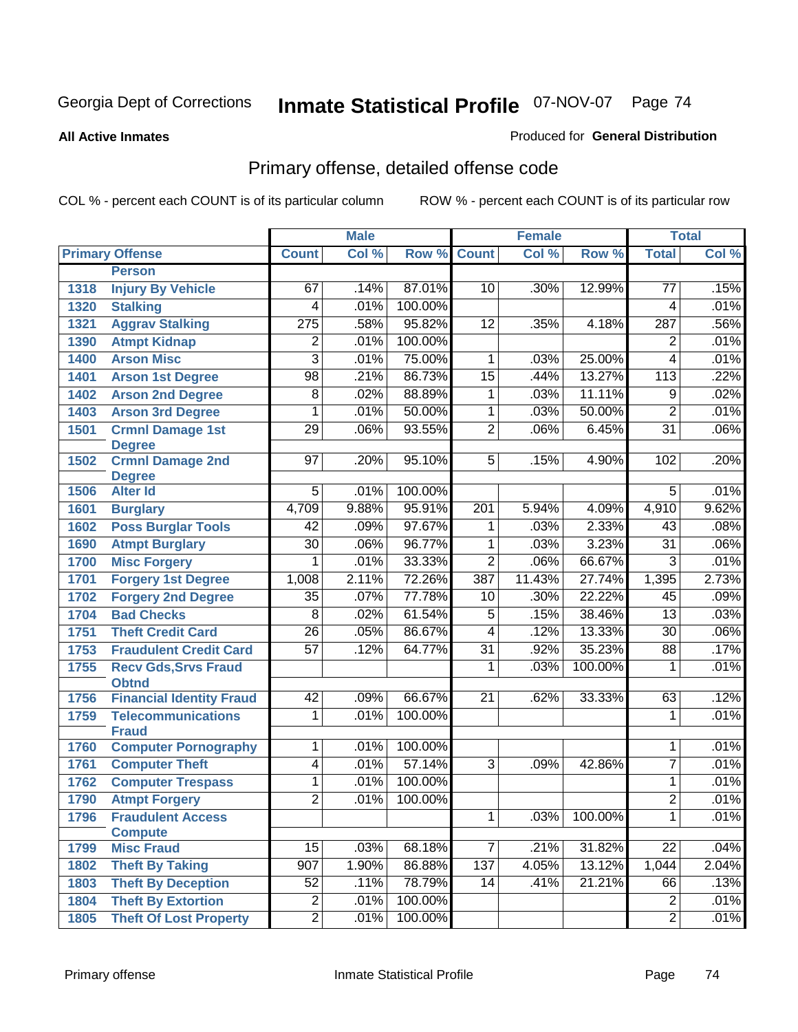Georgia Dept of Corrections

# Inmate Statistical Profile 07-NOV-07

**All Active Inmates**

Produced for **General Distribution**

## Primary offense, detailed offense code

COL % - percent each COUNT is of its particular column

ROW % - percent each COUNT is of its particular row

| Primary Offense | | Male | | | Female | | | Total | |
|---|---|---|---|---|---|---|---|---|---|
| | | Count | Col % | Row % | Count | Col % | Row % | Total | Col % |
| | **Person** | | | | | | | | |
| 1318 | Injury By Vehicle | 67 | .14% | 87.01% | 10 | .30% | 12.99% | 77 | .15% |
| 1320 | Stalking | 4 | .01% | 100.00% | | | | 4 | .01% |
| 1321 | Aggrav Stalking | 275 | .58% | 95.82% | 12 | .35% | 4.18% | 287 | .56% |
| 1390 | Atmpt Kidnap | 2 | .01% | 100.00% | | | | 2 | .01% |
| 1400 | Arson Misc | 3 | .01% | 75.00% | 1 | .03% | 25.00% | 4 | .01% |
| 1401 | Arson 1st Degree | 98 | .21% | 86.73% | 15 | .44% | 13.27% | 113 | .22% |
| 1402 | Arson 2nd Degree | 8 | .02% | 88.89% | 1 | .03% | 11.11% | 9 | .02% |
| 1403 | Arson 3rd Degree | 1 | .01% | 50.00% | 1 | .03% | 50.00% | 2 | .01% |
| 1501 | Crmnl Damage 1st Degree | 29 | .06% | 93.55% | 2 | .06% | 6.45% | 31 | .06% |
| 1502 | Crmnl Damage 2nd Degree | 97 | .20% | 95.10% | 5 | .15% | 4.90% | 102 | .20% |
| 1506 | Alter Id | 5 | .01% | 100.00% | | | | 5 | .01% |
| 1601 | Burglary | 4,709 | 9.88% | 95.91% | 201 | 5.94% | 4.09% | 4,910 | 9.62% |
| 1602 | Poss Burglar Tools | 42 | .09% | 97.67% | 1 | .03% | 2.33% | 43 | .08% |
| 1690 | Atmpt Burglary | 30 | .06% | 96.77% | 1 | .03% | 3.23% | 31 | .06% |
| 1700 | Misc Forgery | 1 | .01% | 33.33% | 2 | .06% | 66.67% | 3 | .01% |
| 1701 | Forgery 1st Degree | 1,008 | 2.11% | 72.26% | 387 | 11.43% | 27.74% | 1,395 | 2.73% |
| 1702 | Forgery 2nd Degree | 35 | .07% | 77.78% | 10 | .30% | 22.22% | 45 | .09% |
| 1704 | Bad Checks | 8 | .02% | 61.54% | 5 | .15% | 38.46% | 13 | .03% |
| 1751 | Theft Credit Card | 26 | .05% | 86.67% | 4 | .12% | 13.33% | 30 | .06% |
| 1753 | Fraudulent Credit Card | 57 | .12% | 64.77% | 31 | .92% | 35.23% | 88 | .17% |
| 1755 | Recv Gds,Srvs Fraud Obtnd | | | | 1 | .03% | 100.00% | 1 | .01% |
| 1756 | Financial Identity Fraud | 42 | .09% | 66.67% | 21 | .62% | 33.33% | 63 | .12% |
| 1759 | Telecommunications Fraud | 1 | .01% | 100.00% | | | | 1 | .01% |
| 1760 | Computer Pornography | 1 | .01% | 100.00% | | | | 1 | .01% |
| 1761 | Computer Theft | 4 | .01% | 57.14% | 3 | .09% | 42.86% | 7 | .01% |
| 1762 | Computer Trespass | 1 | .01% | 100.00% | | | | 1 | .01% |
| 1790 | Atmpt Forgery | 2 | .01% | 100.00% | | | | 2 | .01% |
| 1796 | Fraudulent Access Compute | | | | 1 | .03% | 100.00% | 1 | .01% |
| 1799 | Misc Fraud | 15 | .03% | 68.18% | 7 | .21% | 31.82% | 22 | .04% |
| 1802 | Theft By Taking | 907 | 1.90% | 86.88% | 137 | 4.05% | 13.12% | 1,044 | 2.04% |
| 1803 | Theft By Deception | 52 | .11% | 78.79% | 14 | .41% | 21.21% | 66 | .13% |
| 1804 | Theft By Extortion | 2 | .01% | 100.00% | | | | 2 | .01% |
| 1805 | Theft Of Lost Property | 2 | .01% | 100.00% | | | | 2 | .01% |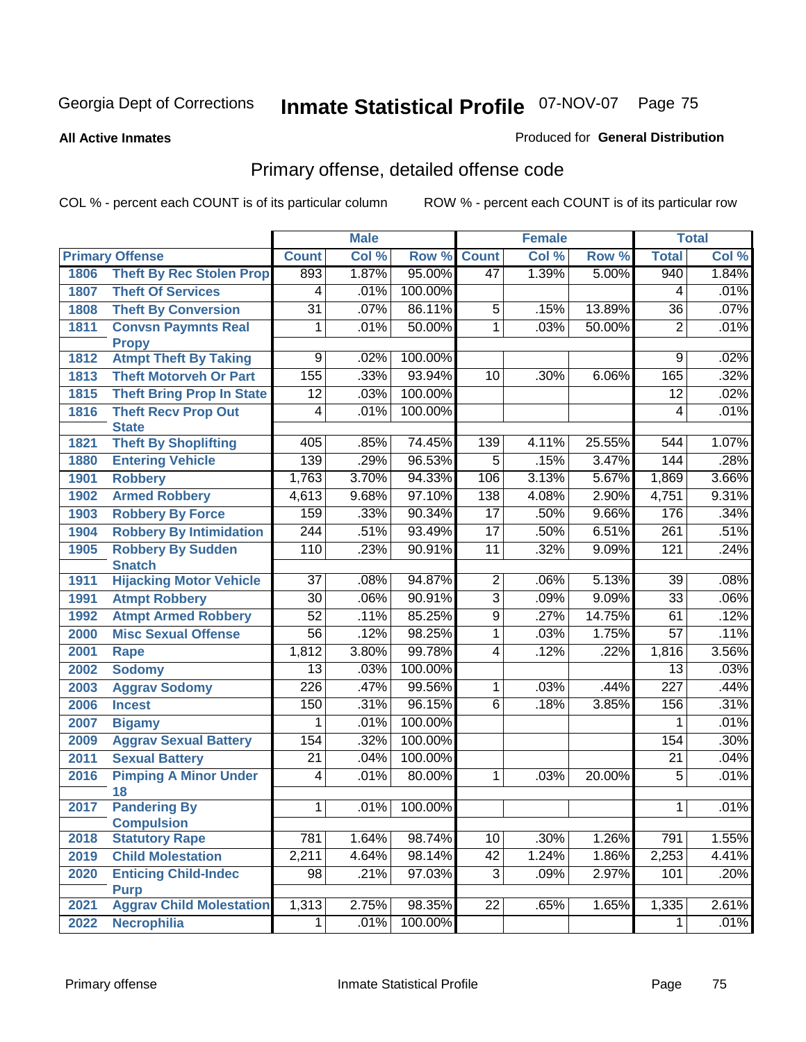# Inmate Statistical Profile

**All Active Inmates**

Produced for **General Distribution**

## Primary offense, detailed offense code

COL % - percent each COUNT is of its particular column

ROW % - percent each COUNT is of its particular row

| Primary Offense | | Male | | | Female | | | Total | |
|---|---|---|---|---|---|---|---|---|---|
| | | Count | Col % | Row % | Count | Col % | Row % | Total | Col % |
| 1806 | Theft By Rec Stolen Prop | 893 | 1.87% | 95.00% | 47 | 1.39% | 5.00% | 940 | 1.84% |
| 1807 | Theft Of Services | 4 | .01% | 100.00% | | | | 4 | .01% |
| 1808 | Theft By Conversion | 31 | .07% | 86.11% | 5 | .15% | 13.89% | 36 | .07% |
| 1811 | Convsn Paymnts Real Propy | 1 | .01% | 50.00% | 1 | .03% | 50.00% | 2 | .01% |
| 1812 | Atmpt Theft By Taking | 9 | .02% | 100.00% | | | | 9 | .02% |
| 1813 | Theft Motorveh Or Part | 155 | .33% | 93.94% | 10 | .30% | 6.06% | 165 | .32% |
| 1815 | Theft Bring Prop In State | 12 | .03% | 100.00% | | | | 12 | .02% |
| 1816 | Theft Recv Prop Out State | 4 | .01% | 100.00% | | | | 4 | .01% |
| 1821 | Theft By Shoplifting | 405 | .85% | 74.45% | 139 | 4.11% | 25.55% | 544 | 1.07% |
| 1880 | Entering Vehicle | 139 | .29% | 96.53% | 5 | .15% | 3.47% | 144 | .28% |
| 1901 | Robbery | 1,763 | 3.70% | 94.33% | 106 | 3.13% | 5.67% | 1,869 | 3.66% |
| 1902 | Armed Robbery | 4,613 | 9.68% | 97.10% | 138 | 4.08% | 2.90% | 4,751 | 9.31% |
| 1903 | Robbery By Force | 159 | .33% | 90.34% | 17 | .50% | 9.66% | 176 | .34% |
| 1904 | Robbery By Intimidation | 244 | .51% | 93.49% | 17 | .50% | 6.51% | 261 | .51% |
| 1905 | Robbery By Sudden Snatch | 110 | .23% | 90.91% | 11 | .32% | 9.09% | 121 | .24% |
| 1911 | Hijacking Motor Vehicle | 37 | .08% | 94.87% | 2 | .06% | 5.13% | 39 | .08% |
| 1991 | Atmpt Robbery | 30 | .06% | 90.91% | 3 | .09% | 9.09% | 33 | .06% |
| 1992 | Atmpt Armed Robbery | 52 | .11% | 85.25% | 9 | .27% | 14.75% | 61 | .12% |
| 2000 | Misc Sexual Offense | 56 | .12% | 98.25% | 1 | .03% | 1.75% | 57 | .11% |
| 2001 | Rape | 1,812 | 3.80% | 99.78% | 4 | .12% | .22% | 1,816 | 3.56% |
| 2002 | Sodomy | 13 | .03% | 100.00% | | | | 13 | .03% |
| 2003 | Aggrav Sodomy | 226 | .47% | 99.56% | 1 | .03% | .44% | 227 | .44% |
| 2006 | Incest | 150 | .31% | 96.15% | 6 | .18% | 3.85% | 156 | .31% |
| 2007 | Bigamy | 1 | .01% | 100.00% | | | | 1 | .01% |
| 2009 | Aggrav Sexual Battery | 154 | .32% | 100.00% | | | | 154 | .30% |
| 2011 | Sexual Battery | 21 | .04% | 100.00% | | | | 21 | .04% |
| 2016 | Pimping A Minor Under 18 | 4 | .01% | 80.00% | 1 | .03% | 20.00% | 5 | .01% |
| 2017 | Pandering By Compulsion | 1 | .01% | 100.00% | | | | 1 | .01% |
| 2018 | Statutory Rape | 781 | 1.64% | 98.74% | 10 | .30% | 1.26% | 791 | 1.55% |
| 2019 | Child Molestation | 2,211 | 4.64% | 98.14% | 42 | 1.24% | 1.86% | 2,253 | 4.41% |
| 2020 | Enticing Child-Indec Purp | 98 | .21% | 97.03% | 3 | .09% | 2.97% | 101 | .20% |
| 2021 | Aggrav Child Molestation | 1,313 | 2.75% | 98.35% | 22 | .65% | 1.65% | 1,335 | 2.61% |
| 2022 | Necrophilia | 1 | .01% | 100.00% | | | | 1 | .01% |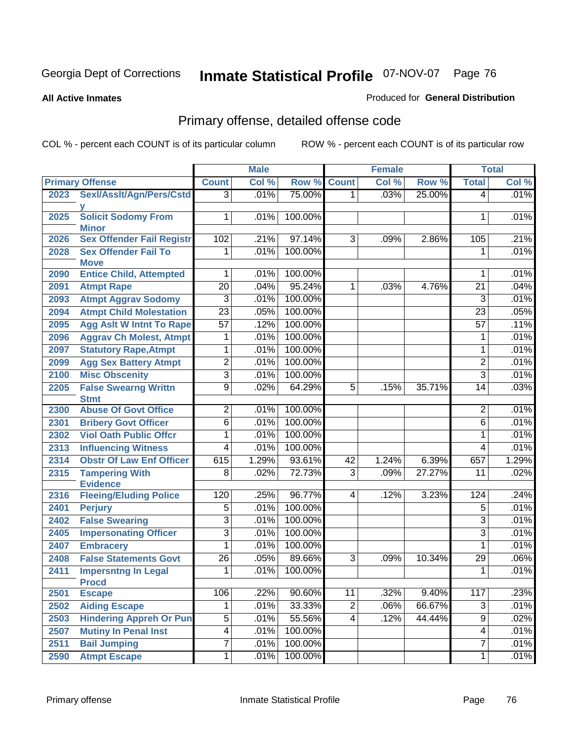# Inmate Statistical Profile

Georgia Dept of Corrections — 07-NOV-07

**All Active Inmates**

Produced for **General Distribution**

## Primary offense, detailed offense code

COL % - percent each COUNT is of its particular column

ROW % - percent each COUNT is of its particular row

| Primary Offense | | Male | | | Female | | | Total | |
|---|---|---|---|---|---|---|---|---|---|
| | | Count | Col % | Row % | Count | Col % | Row % | Total | Col % |
| 2023 | Sexl/Asslt/Agn/Pers/Cstdy | 3 | .01% | 75.00% | 1 | .03% | 25.00% | 4 | .01% |
| 2025 | Solicit Sodomy From Minor | 1 | .01% | 100.00% | | | | 1 | .01% |
| 2026 | Sex Offender Fail Registr | 102 | .21% | 97.14% | 3 | .09% | 2.86% | 105 | .21% |
| 2028 | Sex Offender Fail To Move | 1 | .01% | 100.00% | | | | 1 | .01% |
| 2090 | Entice Child, Attempted | 1 | .01% | 100.00% | | | | 1 | .01% |
| 2091 | Atmpt Rape | 20 | .04% | 95.24% | 1 | .03% | 4.76% | 21 | .04% |
| 2093 | Atmpt Aggrav Sodomy | 3 | .01% | 100.00% | | | | 3 | .01% |
| 2094 | Atmpt Child Molestation | 23 | .05% | 100.00% | | | | 23 | .05% |
| 2095 | Agg Aslt W Intnt To Rape | 57 | .12% | 100.00% | | | | 57 | .11% |
| 2096 | Aggrav Ch Molest, Atmpt | 1 | .01% | 100.00% | | | | 1 | .01% |
| 2097 | Statutory Rape,Atmpt | 1 | .01% | 100.00% | | | | 1 | .01% |
| 2099 | Agg Sex Battery Atmpt | 2 | .01% | 100.00% | | | | 2 | .01% |
| 2100 | Misc Obscenity | 3 | .01% | 100.00% | | | | 3 | .01% |
| 2205 | False Swearng Writtn Stmt | 9 | .02% | 64.29% | 5 | .15% | 35.71% | 14 | .03% |
| 2300 | Abuse Of Govt Office | 2 | .01% | 100.00% | | | | 2 | .01% |
| 2301 | Bribery Govt Officer | 6 | .01% | 100.00% | | | | 6 | .01% |
| 2302 | Viol Oath Public Offcr | 1 | .01% | 100.00% | | | | 1 | .01% |
| 2313 | Influencing Witness | 4 | .01% | 100.00% | | | | 4 | .01% |
| 2314 | Obstr Of Law Enf Officer | 615 | 1.29% | 93.61% | 42 | 1.24% | 6.39% | 657 | 1.29% |
| 2315 | Tampering With Evidence | 8 | .02% | 72.73% | 3 | .09% | 27.27% | 11 | .02% |
| 2316 | Fleeing/Eluding Police | 120 | .25% | 96.77% | 4 | .12% | 3.23% | 124 | .24% |
| 2401 | Perjury | 5 | .01% | 100.00% | | | | 5 | .01% |
| 2402 | False Swearing | 3 | .01% | 100.00% | | | | 3 | .01% |
| 2405 | Impersonating Officer | 3 | .01% | 100.00% | | | | 3 | .01% |
| 2407 | Embracery | 1 | .01% | 100.00% | | | | 1 | .01% |
| 2408 | False Statements Govt | 26 | .05% | 89.66% | 3 | .09% | 10.34% | 29 | .06% |
| 2411 | Impersntng In Legal Procd | 1 | .01% | 100.00% | | | | 1 | .01% |
| 2501 | Escape | 106 | .22% | 90.60% | 11 | .32% | 9.40% | 117 | .23% |
| 2502 | Aiding Escape | 1 | .01% | 33.33% | 2 | .06% | 66.67% | 3 | .01% |
| 2503 | Hindering Appreh Or Pun | 5 | .01% | 55.56% | 4 | .12% | 44.44% | 9 | .02% |
| 2507 | Mutiny In Penal Inst | 4 | .01% | 100.00% | | | | 4 | .01% |
| 2511 | Bail Jumping | 7 | .01% | 100.00% | | | | 7 | .01% |
| 2590 | Atmpt Escape | 1 | .01% | 100.00% | | | | 1 | .01% |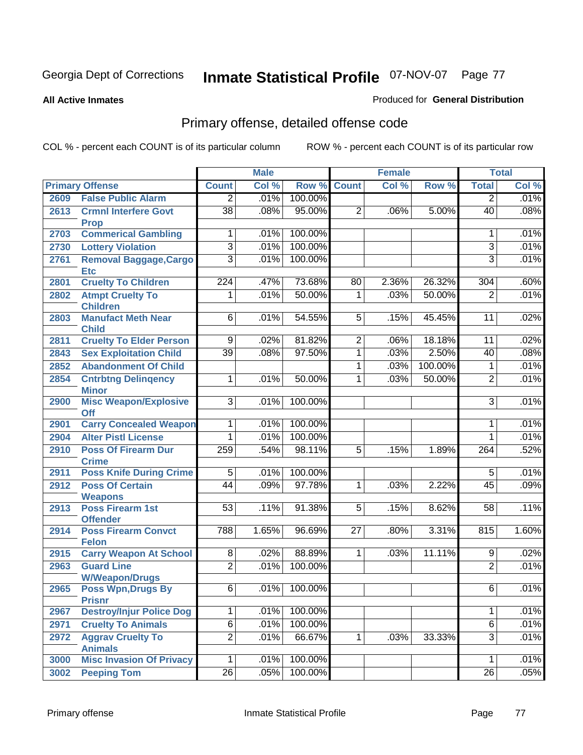Georgia Dept of Corrections **Inmate Statistical Profile** 07-NOV-07

**All Active Inmates**

Produced for **General Distribution**

## Primary offense, detailed offense code

COL % - percent each COUNT is of its particular column ROW % - percent each COUNT is of its particular row

| Primary Offense | | Male | | | Female | | | Total | |
|---|---|---|---|---|---|---|---|---|---|
| | | Count | Col % | Row % | Count | Col % | Row % | Total | Col % |
| 2609 | False Public Alarm | 2 | .01% | 100.00% | | | | 2 | .01% |
| 2613 | Crmnl Interfere Govt Prop | 38 | .08% | 95.00% | 2 | .06% | 5.00% | 40 | .08% |
| 2703 | Commerical Gambling | 1 | .01% | 100.00% | | | | 1 | .01% |
| 2730 | Lottery Violation | 3 | .01% | 100.00% | | | | 3 | .01% |
| 2761 | Removal Baggage,Cargo Etc | 3 | .01% | 100.00% | | | | 3 | .01% |
| 2801 | Cruelty To Children | 224 | .47% | 73.68% | 80 | 2.36% | 26.32% | 304 | .60% |
| 2802 | Atmpt Cruelty To Children | 1 | .01% | 50.00% | 1 | .03% | 50.00% | 2 | .01% |
| 2803 | Manufact Meth Near Child | 6 | .01% | 54.55% | 5 | .15% | 45.45% | 11 | .02% |
| 2811 | Cruelty To Elder Person | 9 | .02% | 81.82% | 2 | .06% | 18.18% | 11 | .02% |
| 2843 | Sex Exploitation Child | 39 | .08% | 97.50% | 1 | .03% | 2.50% | 40 | .08% |
| 2852 | Abandonment Of Child | | | | 1 | .03% | 100.00% | 1 | .01% |
| 2854 | Cntrbtng Delinqency Minor | 1 | .01% | 50.00% | 1 | .03% | 50.00% | 2 | .01% |
| 2900 | Misc Weapon/Explosive Off | 3 | .01% | 100.00% | | | | 3 | .01% |
| 2901 | Carry Concealed Weapon | 1 | .01% | 100.00% | | | | 1 | .01% |
| 2904 | Alter Pistl License | 1 | .01% | 100.00% | | | | 1 | .01% |
| 2910 | Poss Of Firearm Dur Crime | 259 | .54% | 98.11% | 5 | .15% | 1.89% | 264 | .52% |
| 2911 | Poss Knife During Crime | 5 | .01% | 100.00% | | | | 5 | .01% |
| 2912 | Poss Of Certain Weapons | 44 | .09% | 97.78% | 1 | .03% | 2.22% | 45 | .09% |
| 2913 | Poss Firearm 1st Offender | 53 | .11% | 91.38% | 5 | .15% | 8.62% | 58 | .11% |
| 2914 | Poss Firearm Convct Felon | 788 | 1.65% | 96.69% | 27 | .80% | 3.31% | 815 | 1.60% |
| 2915 | Carry Weapon At School | 8 | .02% | 88.89% | 1 | .03% | 11.11% | 9 | .02% |
| 2963 | Guard Line W/Weapon/Drugs | 2 | .01% | 100.00% | | | | 2 | .01% |
| 2965 | Poss Wpn,Drugs By Prisnr | 6 | .01% | 100.00% | | | | 6 | .01% |
| 2967 | Destroy/Injur Police Dog | 1 | .01% | 100.00% | | | | 1 | .01% |
| 2971 | Cruelty To Animals | 6 | .01% | 100.00% | | | | 6 | .01% |
| 2972 | Aggrav Cruelty To Animals | 2 | .01% | 66.67% | 1 | .03% | 33.33% | 3 | .01% |
| 3000 | Misc Invasion Of Privacy | 1 | .01% | 100.00% | | | | 1 | .01% |
| 3002 | Peeping Tom | 26 | .05% | 100.00% | | | | 26 | .05% |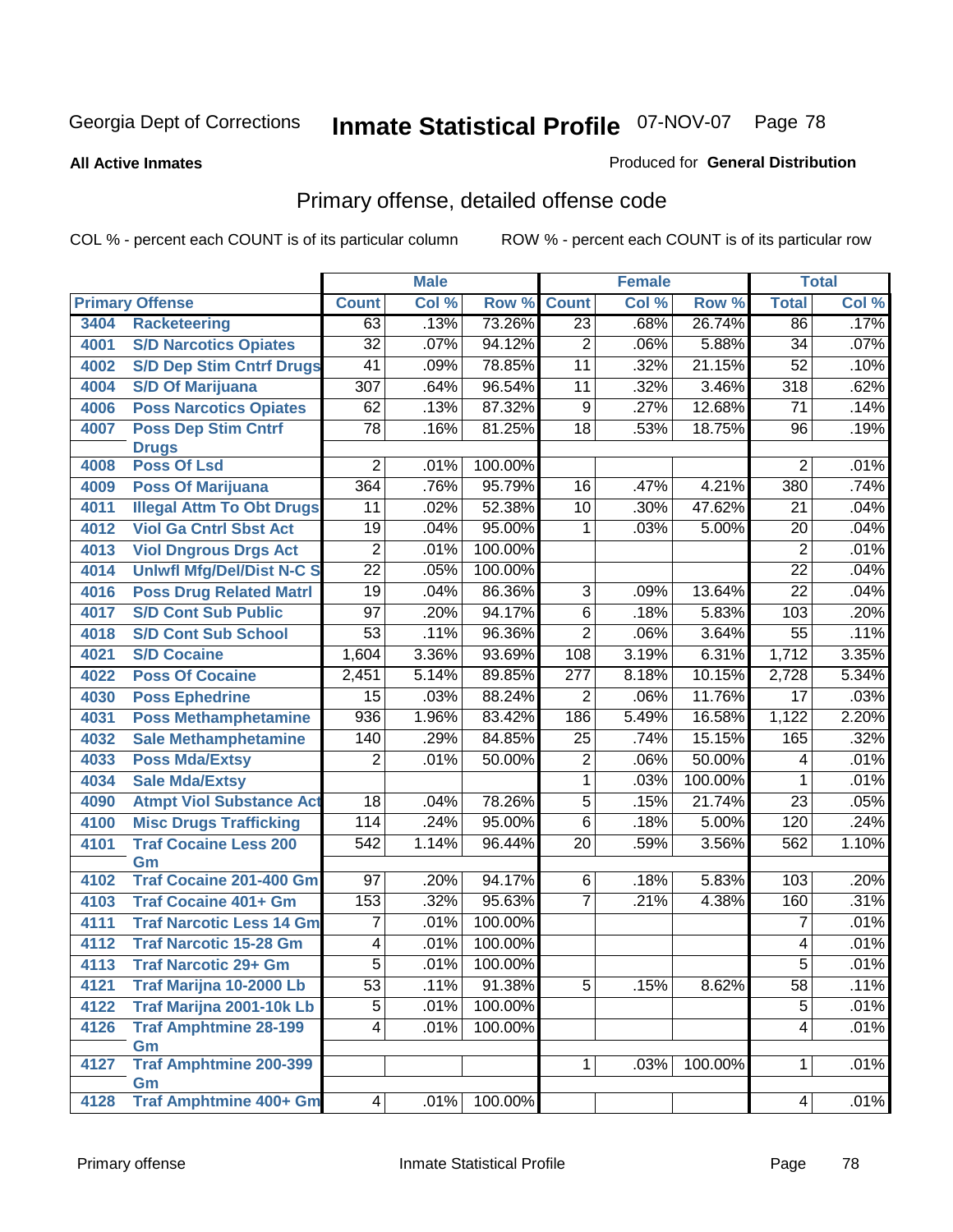Georgia Dept of Corrections

# Inmate Statistical Profile

07-NOV-07

**All Active Inmates**

Produced for **General Distribution**

## Primary offense, detailed offense code

COL % - percent each COUNT is of its particular column

ROW % - percent each COUNT is of its particular row

| Primary Offense | | Male | | | Female | | | Total | |
|---|---|---|---|---|---|---|---|---|---|
| | | Count | Col % | Row % | Count | Col % | Row % | Total | Col % |
| 3404 | Racketeering | 63 | .13% | 73.26% | 23 | .68% | 26.74% | 86 | .17% |
| 4001 | S/D Narcotics Opiates | 32 | .07% | 94.12% | 2 | .06% | 5.88% | 34 | .07% |
| 4002 | S/D Dep Stim Cntrf Drugs | 41 | .09% | 78.85% | 11 | .32% | 21.15% | 52 | .10% |
| 4004 | S/D Of Marijuana | 307 | .64% | 96.54% | 11 | .32% | 3.46% | 318 | .62% |
| 4006 | Poss Narcotics Opiates | 62 | .13% | 87.32% | 9 | .27% | 12.68% | 71 | .14% |
| 4007 | Poss Dep Stim Cntrf Drugs | 78 | .16% | 81.25% | 18 | .53% | 18.75% | 96 | .19% |
| 4008 | Poss Of Lsd | 2 | .01% | 100.00% | | | | 2 | .01% |
| 4009 | Poss Of Marijuana | 364 | .76% | 95.79% | 16 | .47% | 4.21% | 380 | .74% |
| 4011 | Illegal Attm To Obt Drugs | 11 | .02% | 52.38% | 10 | .30% | 47.62% | 21 | .04% |
| 4012 | Viol Ga Cntrl Sbst Act | 19 | .04% | 95.00% | 1 | .03% | 5.00% | 20 | .04% |
| 4013 | Viol Dngrous Drgs Act | 2 | .01% | 100.00% | | | | 2 | .01% |
| 4014 | Unlwfl Mfg/Del/Dist N-C S | 22 | .05% | 100.00% | | | | 22 | .04% |
| 4016 | Poss Drug Related Matrl | 19 | .04% | 86.36% | 3 | .09% | 13.64% | 22 | .04% |
| 4017 | S/D Cont Sub Public | 97 | .20% | 94.17% | 6 | .18% | 5.83% | 103 | .20% |
| 4018 | S/D Cont Sub School | 53 | .11% | 96.36% | 2 | .06% | 3.64% | 55 | .11% |
| 4021 | S/D Cocaine | 1,604 | 3.36% | 93.69% | 108 | 3.19% | 6.31% | 1,712 | 3.35% |
| 4022 | Poss Of Cocaine | 2,451 | 5.14% | 89.85% | 277 | 8.18% | 10.15% | 2,728 | 5.34% |
| 4030 | Poss Ephedrine | 15 | .03% | 88.24% | 2 | .06% | 11.76% | 17 | .03% |
| 4031 | Poss Methamphetamine | 936 | 1.96% | 83.42% | 186 | 5.49% | 16.58% | 1,122 | 2.20% |
| 4032 | Sale Methamphetamine | 140 | .29% | 84.85% | 25 | .74% | 15.15% | 165 | .32% |
| 4033 | Poss Mda/Extsy | 2 | .01% | 50.00% | 2 | .06% | 50.00% | 4 | .01% |
| 4034 | Sale Mda/Extsy | | | | 1 | .03% | 100.00% | 1 | .01% |
| 4090 | Atmpt Viol Substance Act | 18 | .04% | 78.26% | 5 | .15% | 21.74% | 23 | .05% |
| 4100 | Misc Drugs Trafficking | 114 | .24% | 95.00% | 6 | .18% | 5.00% | 120 | .24% |
| 4101 | Traf Cocaine Less 200 Gm | 542 | 1.14% | 96.44% | 20 | .59% | 3.56% | 562 | 1.10% |
| 4102 | Traf Cocaine 201-400 Gm | 97 | .20% | 94.17% | 6 | .18% | 5.83% | 103 | .20% |
| 4103 | Traf Cocaine 401+ Gm | 153 | .32% | 95.63% | 7 | .21% | 4.38% | 160 | .31% |
| 4111 | Traf Narcotic Less 14 Gm | 7 | .01% | 100.00% | | | | 7 | .01% |
| 4112 | Traf Narcotic 15-28 Gm | 4 | .01% | 100.00% | | | | 4 | .01% |
| 4113 | Traf Narcotic 29+ Gm | 5 | .01% | 100.00% | | | | 5 | .01% |
| 4121 | Traf Marijna 10-2000 Lb | 53 | .11% | 91.38% | 5 | .15% | 8.62% | 58 | .11% |
| 4122 | Traf Marijna 2001-10k Lb | 5 | .01% | 100.00% | | | | 5 | .01% |
| 4126 | Traf Amphtmine 28-199 Gm | 4 | .01% | 100.00% | | | | 4 | .01% |
| 4127 | Traf Amphtmine 200-399 Gm | | | | 1 | .03% | 100.00% | 1 | .01% |
| 4128 | Traf Amphtmine 400+ Gm | 4 | .01% | 100.00% | | | | 4 | .01% |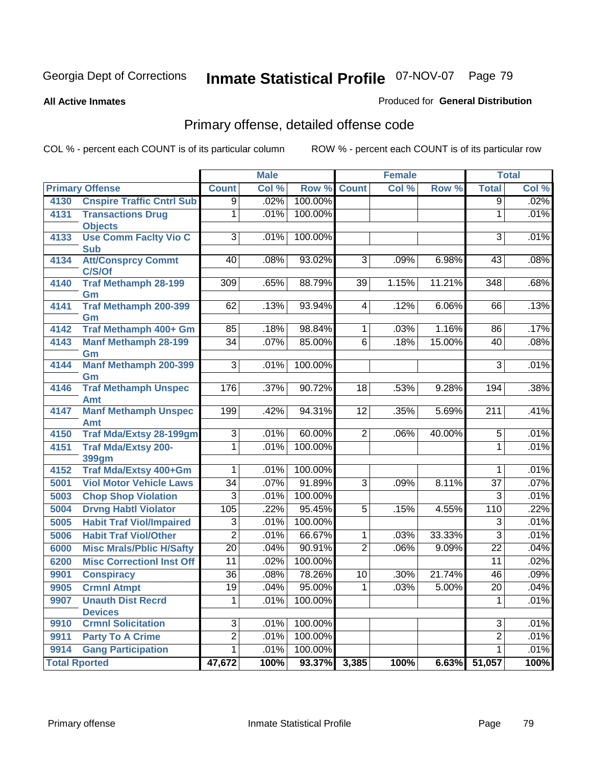Georgia Dept of Corrections **Inmate Statistical Profile** 07-NOV-07

**All Active Inmates**

Produced for **General Distribution**

## Primary offense, detailed offense code

COL % - percent each COUNT is of its particular column    ROW % - percent each COUNT is of its particular row

| Primary Offense | | Male | | | Female | | | Total | |
|---|---|---|---|---|---|---|---|---|---|
| | | Count | Col % | Row % | Count | Col % | Row % | Total | Col % |
| 4130 | Cnspire Traffic Cntrl Sub | 9 | .02% | 100.00% | | | | 9 | .02% |
| 4131 | Transactions Drug Objects | 1 | .01% | 100.00% | | | | 1 | .01% |
| 4133 | Use Comm Faclty Vio C Sub | 3 | .01% | 100.00% | | | | 3 | .01% |
| 4134 | Att/Consprcy Commt C/S/Of | 40 | .08% | 93.02% | 3 | .09% | 6.98% | 43 | .08% |
| 4140 | Traf Methamph 28-199 Gm | 309 | .65% | 88.79% | 39 | 1.15% | 11.21% | 348 | .68% |
| 4141 | Traf Methamph 200-399 Gm | 62 | .13% | 93.94% | 4 | .12% | 6.06% | 66 | .13% |
| 4142 | Traf Methamph 400+ Gm | 85 | .18% | 98.84% | 1 | .03% | 1.16% | 86 | .17% |
| 4143 | Manf Methamph 28-199 Gm | 34 | .07% | 85.00% | 6 | .18% | 15.00% | 40 | .08% |
| 4144 | Manf Methamph 200-399 Gm | 3 | .01% | 100.00% | | | | 3 | .01% |
| 4146 | Traf Methamph Unspec Amt | 176 | .37% | 90.72% | 18 | .53% | 9.28% | 194 | .38% |
| 4147 | Manf Methamph Unspec Amt | 199 | .42% | 94.31% | 12 | .35% | 5.69% | 211 | .41% |
| 4150 | Traf Mda/Extsy 28-199gm | 3 | .01% | 60.00% | 2 | .06% | 40.00% | 5 | .01% |
| 4151 | Traf Mda/Extsy 200-399gm | 1 | .01% | 100.00% | | | | 1 | .01% |
| 4152 | Traf Mda/Extsy 400+Gm | 1 | .01% | 100.00% | | | | 1 | .01% |
| 5001 | Viol Motor Vehicle Laws | 34 | .07% | 91.89% | 3 | .09% | 8.11% | 37 | .07% |
| 5003 | Chop Shop Violation | 3 | .01% | 100.00% | | | | 3 | .01% |
| 5004 | Drvng Habtl Violator | 105 | .22% | 95.45% | 5 | .15% | 4.55% | 110 | .22% |
| 5005 | Habit Traf Viol/Impaired | 3 | .01% | 100.00% | | | | 3 | .01% |
| 5006 | Habit Traf Viol/Other | 2 | .01% | 66.67% | 1 | .03% | 33.33% | 3 | .01% |
| 6000 | Misc Mrals/Pblic H/Safty | 20 | .04% | 90.91% | 2 | .06% | 9.09% | 22 | .04% |
| 6200 | Misc Correctionl Inst Off | 11 | .02% | 100.00% | | | | 11 | .02% |
| 9901 | Conspiracy | 36 | .08% | 78.26% | 10 | .30% | 21.74% | 46 | .09% |
| 9905 | Crmnl Atmpt | 19 | .04% | 95.00% | 1 | .03% | 5.00% | 20 | .04% |
| 9907 | Unauth Dist Recrd Devices | 1 | .01% | 100.00% | | | | 1 | .01% |
| 9910 | Crmnl Solicitation | 3 | .01% | 100.00% | | | | 3 | .01% |
| 9911 | Party To A Crime | 2 | .01% | 100.00% | | | | 2 | .01% |
| 9914 | Gang Participation | 1 | .01% | 100.00% | | | | 1 | .01% |
| Total Rported | | 47,672 | 100% | 93.37% | 3,385 | 100% | 6.63% | 51,057 | 100% |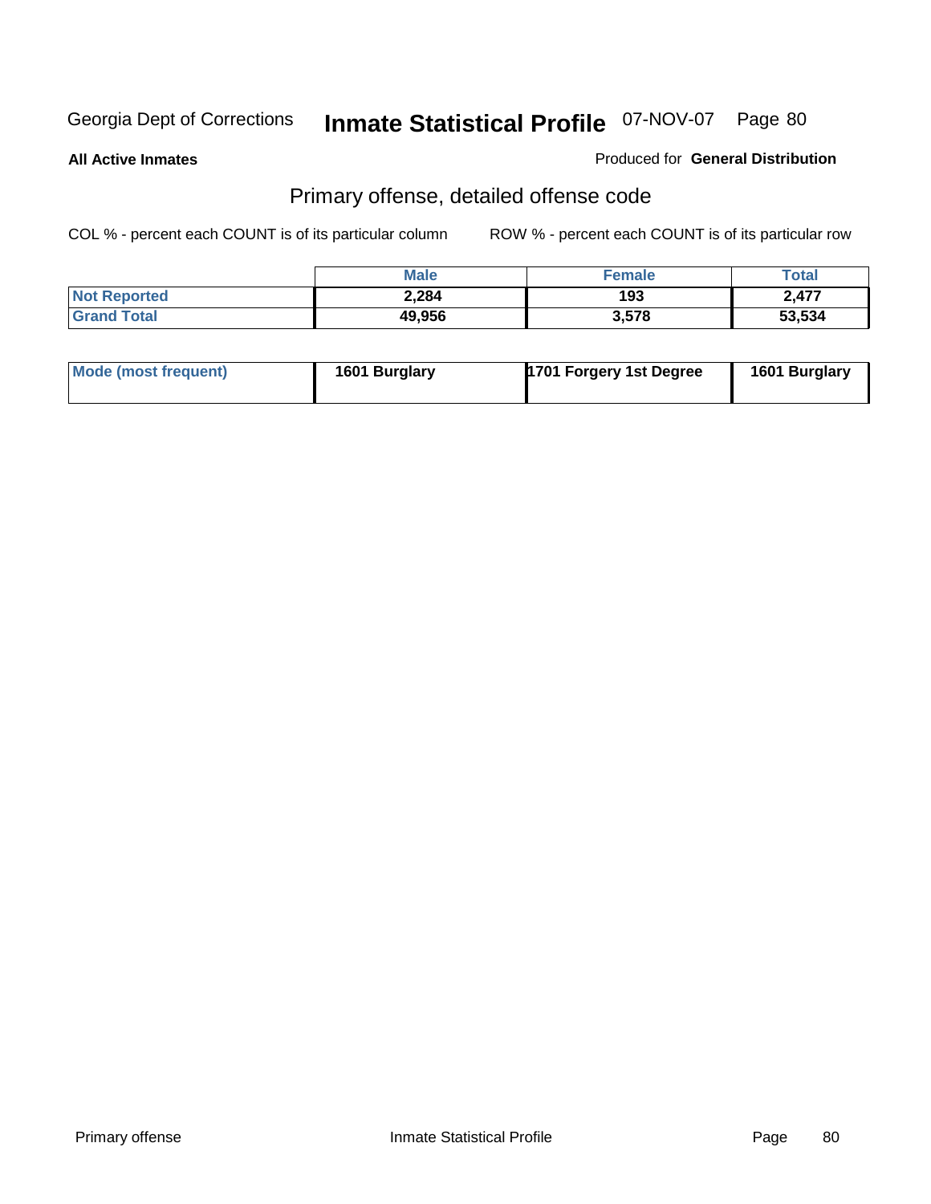Georgia Dept of Corrections **Inmate Statistical Profile** 07-NOV-07

**All Active Inmates**

Produced for **General Distribution**

## Primary offense, detailed offense code

COL % - percent each COUNT is of its particular column

ROW % - percent each COUNT is of its particular row

| | Male | Female | Total |
|---|---|---|---|
| Not Reported | 2,284 | 193 | 2,477 |
| Grand Total | 49,956 | 3,578 | 53,534 |

| Mode (most frequent) | 1601 Burglary | 1701 Forgery 1st Degree | 1601 Burglary |
|---|---|---|---|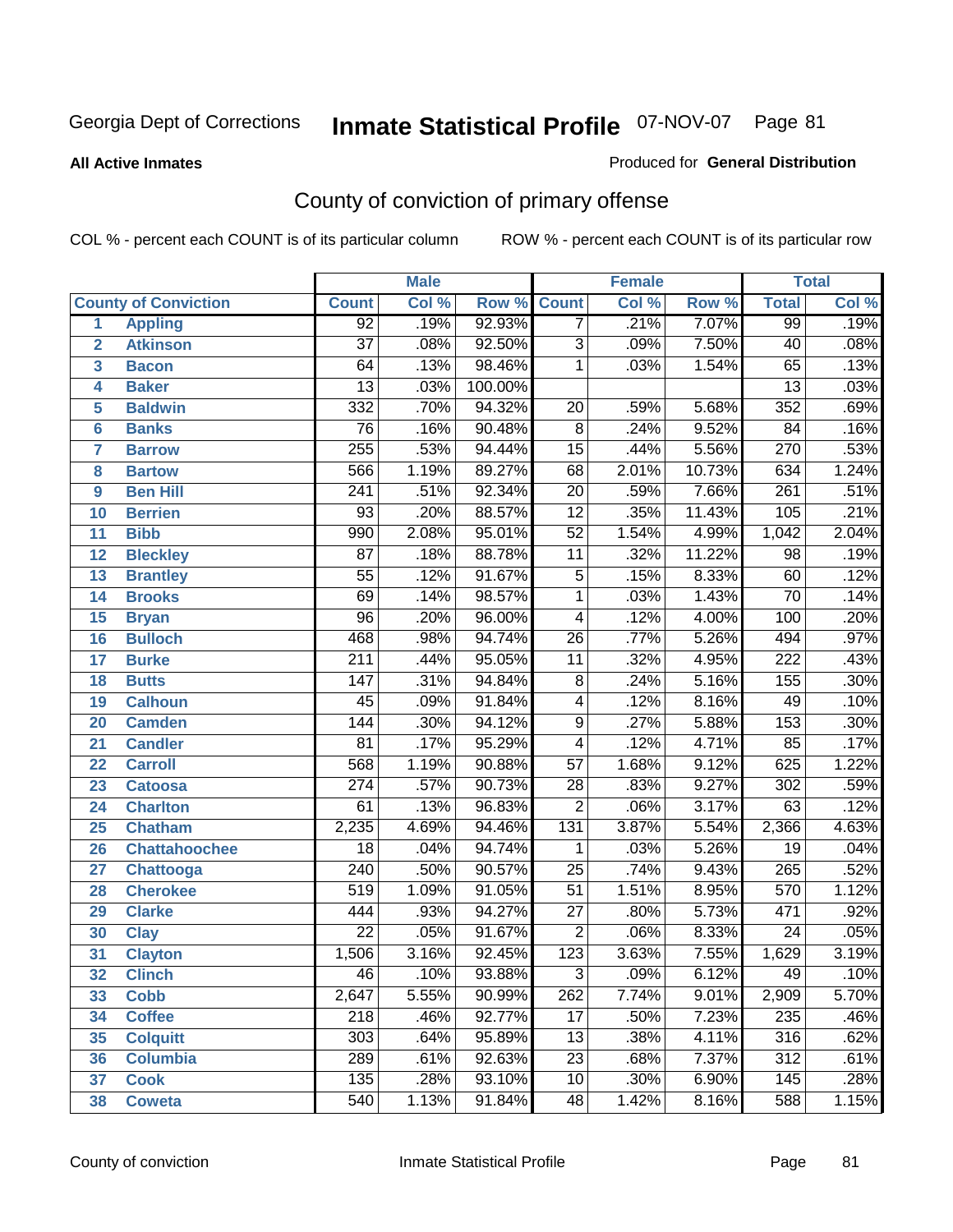Georgia Dept of Corrections

# Inmate Statistical Profile 07-NOV-07

**All Active Inmates**

Produced for **General Distribution**

## County of conviction of primary offense

COL % - percent each COUNT is of its particular column

ROW % - percent each COUNT is of its particular row

| | | Male | | | Female | | | Total | |
|---|---|---|---|---|---|---|---|---|---|
| **County of Conviction** | | **Count** | **Col %** | **Row %** | **Count** | **Col %** | **Row %** | **Total** | **Col %** |
| 1 | Appling | 92 | .19% | 92.93% | 7 | .21% | 7.07% | 99 | .19% |
| 2 | Atkinson | 37 | .08% | 92.50% | 3 | .09% | 7.50% | 40 | .08% |
| 3 | Bacon | 64 | .13% | 98.46% | 1 | .03% | 1.54% | 65 | .13% |
| 4 | Baker | 13 | .03% | 100.00% | | | | 13 | .03% |
| 5 | Baldwin | 332 | .70% | 94.32% | 20 | .59% | 5.68% | 352 | .69% |
| 6 | Banks | 76 | .16% | 90.48% | 8 | .24% | 9.52% | 84 | .16% |
| 7 | Barrow | 255 | .53% | 94.44% | 15 | .44% | 5.56% | 270 | .53% |
| 8 | Bartow | 566 | 1.19% | 89.27% | 68 | 2.01% | 10.73% | 634 | 1.24% |
| 9 | Ben Hill | 241 | .51% | 92.34% | 20 | .59% | 7.66% | 261 | .51% |
| 10 | Berrien | 93 | .20% | 88.57% | 12 | .35% | 11.43% | 105 | .21% |
| 11 | Bibb | 990 | 2.08% | 95.01% | 52 | 1.54% | 4.99% | 1,042 | 2.04% |
| 12 | Bleckley | 87 | .18% | 88.78% | 11 | .32% | 11.22% | 98 | .19% |
| 13 | Brantley | 55 | .12% | 91.67% | 5 | .15% | 8.33% | 60 | .12% |
| 14 | Brooks | 69 | .14% | 98.57% | 1 | .03% | 1.43% | 70 | .14% |
| 15 | Bryan | 96 | .20% | 96.00% | 4 | .12% | 4.00% | 100 | .20% |
| 16 | Bulloch | 468 | .98% | 94.74% | 26 | .77% | 5.26% | 494 | .97% |
| 17 | Burke | 211 | .44% | 95.05% | 11 | .32% | 4.95% | 222 | .43% |
| 18 | Butts | 147 | .31% | 94.84% | 8 | .24% | 5.16% | 155 | .30% |
| 19 | Calhoun | 45 | .09% | 91.84% | 4 | .12% | 8.16% | 49 | .10% |
| 20 | Camden | 144 | .30% | 94.12% | 9 | .27% | 5.88% | 153 | .30% |
| 21 | Candler | 81 | .17% | 95.29% | 4 | .12% | 4.71% | 85 | .17% |
| 22 | Carroll | 568 | 1.19% | 90.88% | 57 | 1.68% | 9.12% | 625 | 1.22% |
| 23 | Catoosa | 274 | .57% | 90.73% | 28 | .83% | 9.27% | 302 | .59% |
| 24 | Charlton | 61 | .13% | 96.83% | 2 | .06% | 3.17% | 63 | .12% |
| 25 | Chatham | 2,235 | 4.69% | 94.46% | 131 | 3.87% | 5.54% | 2,366 | 4.63% |
| 26 | Chattahoochee | 18 | .04% | 94.74% | 1 | .03% | 5.26% | 19 | .04% |
| 27 | Chattooga | 240 | .50% | 90.57% | 25 | .74% | 9.43% | 265 | .52% |
| 28 | Cherokee | 519 | 1.09% | 91.05% | 51 | 1.51% | 8.95% | 570 | 1.12% |
| 29 | Clarke | 444 | .93% | 94.27% | 27 | .80% | 5.73% | 471 | .92% |
| 30 | Clay | 22 | .05% | 91.67% | 2 | .06% | 8.33% | 24 | .05% |
| 31 | Clayton | 1,506 | 3.16% | 92.45% | 123 | 3.63% | 7.55% | 1,629 | 3.19% |
| 32 | Clinch | 46 | .10% | 93.88% | 3 | .09% | 6.12% | 49 | .10% |
| 33 | Cobb | 2,647 | 5.55% | 90.99% | 262 | 7.74% | 9.01% | 2,909 | 5.70% |
| 34 | Coffee | 218 | .46% | 92.77% | 17 | .50% | 7.23% | 235 | .46% |
| 35 | Colquitt | 303 | .64% | 95.89% | 13 | .38% | 4.11% | 316 | .62% |
| 36 | Columbia | 289 | .61% | 92.63% | 23 | .68% | 7.37% | 312 | .61% |
| 37 | Cook | 135 | .28% | 93.10% | 10 | .30% | 6.90% | 145 | .28% |
| 38 | Coweta | 540 | 1.13% | 91.84% | 48 | 1.42% | 8.16% | 588 | 1.15% |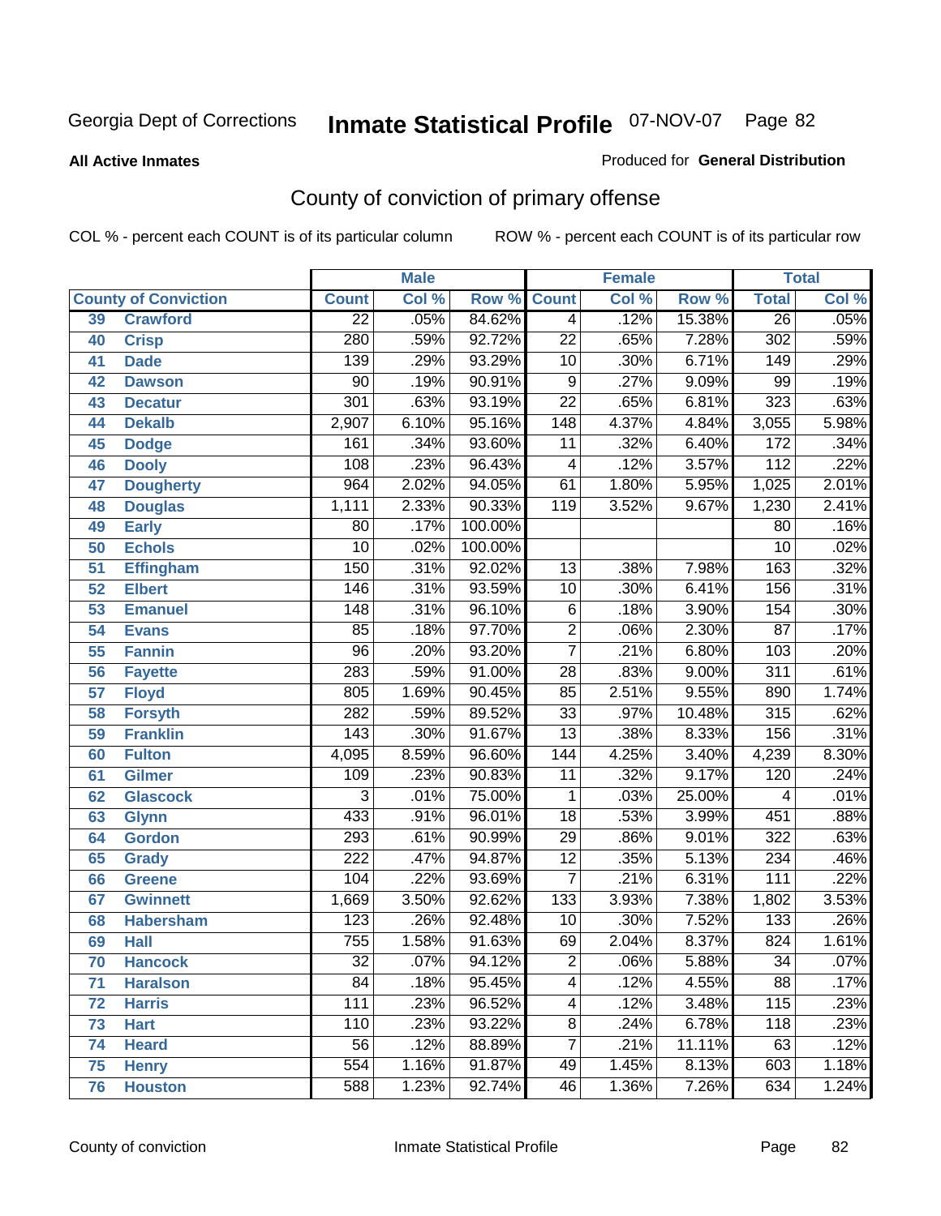Georgia Dept of Corrections **Inmate Statistical Profile** 07-NOV-07

**All Active Inmates**

Produced for **General Distribution**

## County of conviction of primary offense

COL % - percent each COUNT is of its particular column

ROW % - percent each COUNT is of its particular row

| County of Conviction | | Male | | | Female | | | Total | |
|---|---|---|---|---|---|---|---|---|---|
| | | Count | Col % | Row % | Count | Col % | Row % | Total | Col % |
| 39 | Crawford | 22 | .05% | 84.62% | 4 | .12% | 15.38% | 26 | .05% |
| 40 | Crisp | 280 | .59% | 92.72% | 22 | .65% | 7.28% | 302 | .59% |
| 41 | Dade | 139 | .29% | 93.29% | 10 | .30% | 6.71% | 149 | .29% |
| 42 | Dawson | 90 | .19% | 90.91% | 9 | .27% | 9.09% | 99 | .19% |
| 43 | Decatur | 301 | .63% | 93.19% | 22 | .65% | 6.81% | 323 | .63% |
| 44 | Dekalb | 2,907 | 6.10% | 95.16% | 148 | 4.37% | 4.84% | 3,055 | 5.98% |
| 45 | Dodge | 161 | .34% | 93.60% | 11 | .32% | 6.40% | 172 | .34% |
| 46 | Dooly | 108 | .23% | 96.43% | 4 | .12% | 3.57% | 112 | .22% |
| 47 | Dougherty | 964 | 2.02% | 94.05% | 61 | 1.80% | 5.95% | 1,025 | 2.01% |
| 48 | Douglas | 1,111 | 2.33% | 90.33% | 119 | 3.52% | 9.67% | 1,230 | 2.41% |
| 49 | Early | 80 | .17% | 100.00% | | | | 80 | .16% |
| 50 | Echols | 10 | .02% | 100.00% | | | | 10 | .02% |
| 51 | Effingham | 150 | .31% | 92.02% | 13 | .38% | 7.98% | 163 | .32% |
| 52 | Elbert | 146 | .31% | 93.59% | 10 | .30% | 6.41% | 156 | .31% |
| 53 | Emanuel | 148 | .31% | 96.10% | 6 | .18% | 3.90% | 154 | .30% |
| 54 | Evans | 85 | .18% | 97.70% | 2 | .06% | 2.30% | 87 | .17% |
| 55 | Fannin | 96 | .20% | 93.20% | 7 | .21% | 6.80% | 103 | .20% |
| 56 | Fayette | 283 | .59% | 91.00% | 28 | .83% | 9.00% | 311 | .61% |
| 57 | Floyd | 805 | 1.69% | 90.45% | 85 | 2.51% | 9.55% | 890 | 1.74% |
| 58 | Forsyth | 282 | .59% | 89.52% | 33 | .97% | 10.48% | 315 | .62% |
| 59 | Franklin | 143 | .30% | 91.67% | 13 | .38% | 8.33% | 156 | .31% |
| 60 | Fulton | 4,095 | 8.59% | 96.60% | 144 | 4.25% | 3.40% | 4,239 | 8.30% |
| 61 | Gilmer | 109 | .23% | 90.83% | 11 | .32% | 9.17% | 120 | .24% |
| 62 | Glascock | 3 | .01% | 75.00% | 1 | .03% | 25.00% | 4 | .01% |
| 63 | Glynn | 433 | .91% | 96.01% | 18 | .53% | 3.99% | 451 | .88% |
| 64 | Gordon | 293 | .61% | 90.99% | 29 | .86% | 9.01% | 322 | .63% |
| 65 | Grady | 222 | .47% | 94.87% | 12 | .35% | 5.13% | 234 | .46% |
| 66 | Greene | 104 | .22% | 93.69% | 7 | .21% | 6.31% | 111 | .22% |
| 67 | Gwinnett | 1,669 | 3.50% | 92.62% | 133 | 3.93% | 7.38% | 1,802 | 3.53% |
| 68 | Habersham | 123 | .26% | 92.48% | 10 | .30% | 7.52% | 133 | .26% |
| 69 | Hall | 755 | 1.58% | 91.63% | 69 | 2.04% | 8.37% | 824 | 1.61% |
| 70 | Hancock | 32 | .07% | 94.12% | 2 | .06% | 5.88% | 34 | .07% |
| 71 | Haralson | 84 | .18% | 95.45% | 4 | .12% | 4.55% | 88 | .17% |
| 72 | Harris | 111 | .23% | 96.52% | 4 | .12% | 3.48% | 115 | .23% |
| 73 | Hart | 110 | .23% | 93.22% | 8 | .24% | 6.78% | 118 | .23% |
| 74 | Heard | 56 | .12% | 88.89% | 7 | .21% | 11.11% | 63 | .12% |
| 75 | Henry | 554 | 1.16% | 91.87% | 49 | 1.45% | 8.13% | 603 | 1.18% |
| 76 | Houston | 588 | 1.23% | 92.74% | 46 | 1.36% | 7.26% | 634 | 1.24% |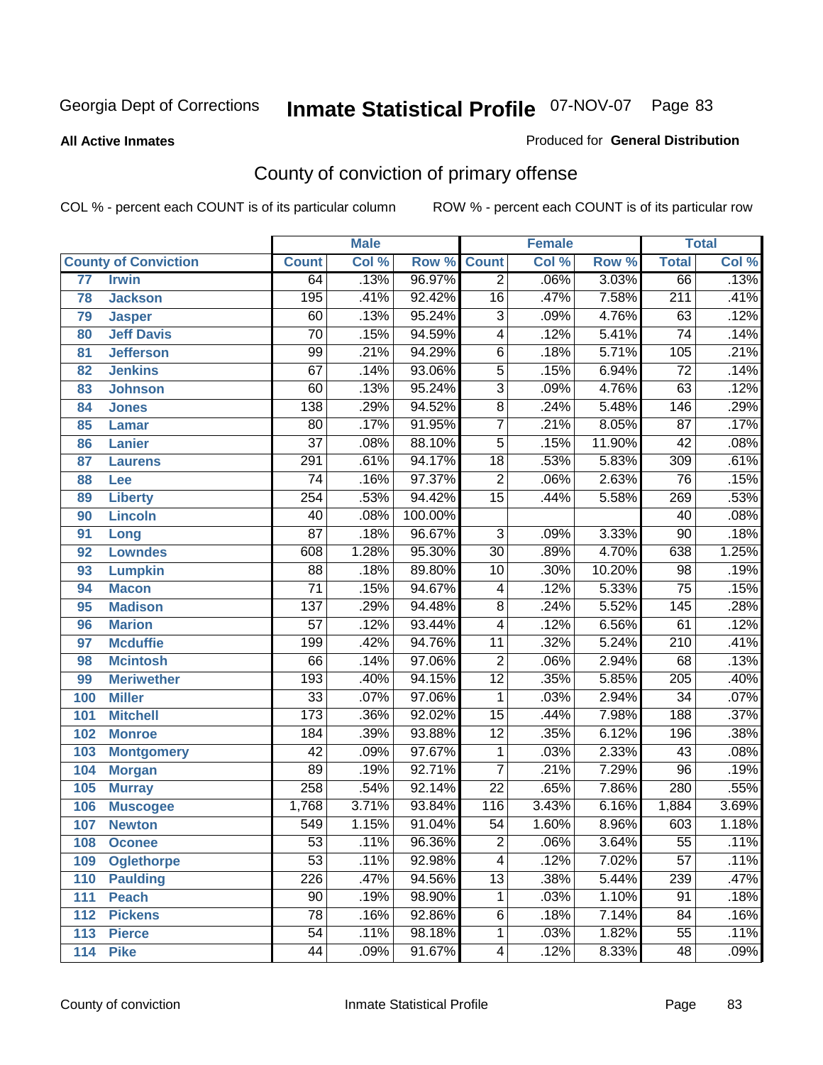Georgia Dept of Corrections

# Inmate Statistical Profile 07-NOV-07

**All Active Inmates**

Produced for **General Distribution**

## County of conviction of primary offense

COL % - percent each COUNT is of its particular column

ROW % - percent each COUNT is of its particular row

| | | Male | | | Female | | | Total | |
|---|---|---|---|---|---|---|---|---|---|
| **County of Conviction** | | **Count** | **Col %** | **Row %** | **Count** | **Col %** | **Row %** | **Total** | **Col %** |
| 77 | Irwin | 64 | .13% | 96.97% | 2 | .06% | 3.03% | 66 | .13% |
| 78 | Jackson | 195 | .41% | 92.42% | 16 | .47% | 7.58% | 211 | .41% |
| 79 | Jasper | 60 | .13% | 95.24% | 3 | .09% | 4.76% | 63 | .12% |
| 80 | Jeff Davis | 70 | .15% | 94.59% | 4 | .12% | 5.41% | 74 | .14% |
| 81 | Jefferson | 99 | .21% | 94.29% | 6 | .18% | 5.71% | 105 | .21% |
| 82 | Jenkins | 67 | .14% | 93.06% | 5 | .15% | 6.94% | 72 | .14% |
| 83 | Johnson | 60 | .13% | 95.24% | 3 | .09% | 4.76% | 63 | .12% |
| 84 | Jones | 138 | .29% | 94.52% | 8 | .24% | 5.48% | 146 | .29% |
| 85 | Lamar | 80 | .17% | 91.95% | 7 | .21% | 8.05% | 87 | .17% |
| 86 | Lanier | 37 | .08% | 88.10% | 5 | .15% | 11.90% | 42 | .08% |
| 87 | Laurens | 291 | .61% | 94.17% | 18 | .53% | 5.83% | 309 | .61% |
| 88 | Lee | 74 | .16% | 97.37% | 2 | .06% | 2.63% | 76 | .15% |
| 89 | Liberty | 254 | .53% | 94.42% | 15 | .44% | 5.58% | 269 | .53% |
| 90 | Lincoln | 40 | .08% | 100.00% | | | | 40 | .08% |
| 91 | Long | 87 | .18% | 96.67% | 3 | .09% | 3.33% | 90 | .18% |
| 92 | Lowndes | 608 | 1.28% | 95.30% | 30 | .89% | 4.70% | 638 | 1.25% |
| 93 | Lumpkin | 88 | .18% | 89.80% | 10 | .30% | 10.20% | 98 | .19% |
| 94 | Macon | 71 | .15% | 94.67% | 4 | .12% | 5.33% | 75 | .15% |
| 95 | Madison | 137 | .29% | 94.48% | 8 | .24% | 5.52% | 145 | .28% |
| 96 | Marion | 57 | .12% | 93.44% | 4 | .12% | 6.56% | 61 | .12% |
| 97 | Mcduffie | 199 | .42% | 94.76% | 11 | .32% | 5.24% | 210 | .41% |
| 98 | Mcintosh | 66 | .14% | 97.06% | 2 | .06% | 2.94% | 68 | .13% |
| 99 | Meriwether | 193 | .40% | 94.15% | 12 | .35% | 5.85% | 205 | .40% |
| 100 | Miller | 33 | .07% | 97.06% | 1 | .03% | 2.94% | 34 | .07% |
| 101 | Mitchell | 173 | .36% | 92.02% | 15 | .44% | 7.98% | 188 | .37% |
| 102 | Monroe | 184 | .39% | 93.88% | 12 | .35% | 6.12% | 196 | .38% |
| 103 | Montgomery | 42 | .09% | 97.67% | 1 | .03% | 2.33% | 43 | .08% |
| 104 | Morgan | 89 | .19% | 92.71% | 7 | .21% | 7.29% | 96 | .19% |
| 105 | Murray | 258 | .54% | 92.14% | 22 | .65% | 7.86% | 280 | .55% |
| 106 | Muscogee | 1,768 | 3.71% | 93.84% | 116 | 3.43% | 6.16% | 1,884 | 3.69% |
| 107 | Newton | 549 | 1.15% | 91.04% | 54 | 1.60% | 8.96% | 603 | 1.18% |
| 108 | Oconee | 53 | .11% | 96.36% | 2 | .06% | 3.64% | 55 | .11% |
| 109 | Oglethorpe | 53 | .11% | 92.98% | 4 | .12% | 7.02% | 57 | .11% |
| 110 | Paulding | 226 | .47% | 94.56% | 13 | .38% | 5.44% | 239 | .47% |
| 111 | Peach | 90 | .19% | 98.90% | 1 | .03% | 1.10% | 91 | .18% |
| 112 | Pickens | 78 | .16% | 92.86% | 6 | .18% | 7.14% | 84 | .16% |
| 113 | Pierce | 54 | .11% | 98.18% | 1 | .03% | 1.82% | 55 | .11% |
| 114 | Pike | 44 | .09% | 91.67% | 4 | .12% | 8.33% | 48 | .09% |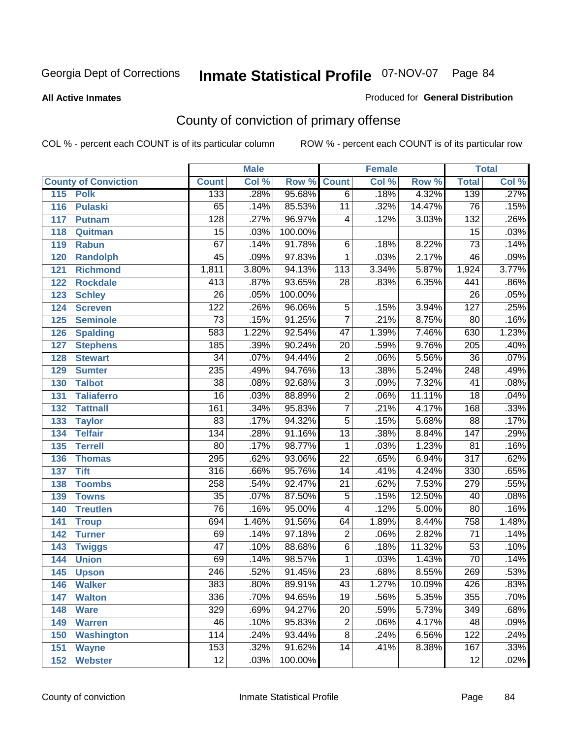Georgia Dept of Corrections **Inmate Statistical Profile** 07-NOV-07

**All Active Inmates**

Produced for **General Distribution**

## County of conviction of primary offense

COL % - percent each COUNT is of its particular column ROW % - percent each COUNT is of its particular row

| County of Conviction | Male | | | Female | | | Total | |
|---|---|---|---|---|---|---|---|---|
| | Count | Col % | Row % | Count | Col % | Row % | Total | Col % |
| 115 Polk | 133 | .28% | 95.68% | 6 | .18% | 4.32% | 139 | .27% |
| 116 Pulaski | 65 | .14% | 85.53% | 11 | .32% | 14.47% | 76 | .15% |
| 117 Putnam | 128 | .27% | 96.97% | 4 | .12% | 3.03% | 132 | .26% |
| 118 Quitman | 15 | .03% | 100.00% | | | | 15 | .03% |
| 119 Rabun | 67 | .14% | 91.78% | 6 | .18% | 8.22% | 73 | .14% |
| 120 Randolph | 45 | .09% | 97.83% | 1 | .03% | 2.17% | 46 | .09% |
| 121 Richmond | 1,811 | 3.80% | 94.13% | 113 | 3.34% | 5.87% | 1,924 | 3.77% |
| 122 Rockdale | 413 | .87% | 93.65% | 28 | .83% | 6.35% | 441 | .86% |
| 123 Schley | 26 | .05% | 100.00% | | | | 26 | .05% |
| 124 Screven | 122 | .26% | 96.06% | 5 | .15% | 3.94% | 127 | .25% |
| 125 Seminole | 73 | .15% | 91.25% | 7 | .21% | 8.75% | 80 | .16% |
| 126 Spalding | 583 | 1.22% | 92.54% | 47 | 1.39% | 7.46% | 630 | 1.23% |
| 127 Stephens | 185 | .39% | 90.24% | 20 | .59% | 9.76% | 205 | .40% |
| 128 Stewart | 34 | .07% | 94.44% | 2 | .06% | 5.56% | 36 | .07% |
| 129 Sumter | 235 | .49% | 94.76% | 13 | .38% | 5.24% | 248 | .49% |
| 130 Talbot | 38 | .08% | 92.68% | 3 | .09% | 7.32% | 41 | .08% |
| 131 Taliaferro | 16 | .03% | 88.89% | 2 | .06% | 11.11% | 18 | .04% |
| 132 Tattnall | 161 | .34% | 95.83% | 7 | .21% | 4.17% | 168 | .33% |
| 133 Taylor | 83 | .17% | 94.32% | 5 | .15% | 5.68% | 88 | .17% |
| 134 Telfair | 134 | .28% | 91.16% | 13 | .38% | 8.84% | 147 | .29% |
| 135 Terrell | 80 | .17% | 98.77% | 1 | .03% | 1.23% | 81 | .16% |
| 136 Thomas | 295 | .62% | 93.06% | 22 | .65% | 6.94% | 317 | .62% |
| 137 Tift | 316 | .66% | 95.76% | 14 | .41% | 4.24% | 330 | .65% |
| 138 Toombs | 258 | .54% | 92.47% | 21 | .62% | 7.53% | 279 | .55% |
| 139 Towns | 35 | .07% | 87.50% | 5 | .15% | 12.50% | 40 | .08% |
| 140 Treutlen | 76 | .16% | 95.00% | 4 | .12% | 5.00% | 80 | .16% |
| 141 Troup | 694 | 1.46% | 91.56% | 64 | 1.89% | 8.44% | 758 | 1.48% |
| 142 Turner | 69 | .14% | 97.18% | 2 | .06% | 2.82% | 71 | .14% |
| 143 Twiggs | 47 | .10% | 88.68% | 6 | .18% | 11.32% | 53 | .10% |
| 144 Union | 69 | .14% | 98.57% | 1 | .03% | 1.43% | 70 | .14% |
| 145 Upson | 246 | .52% | 91.45% | 23 | .68% | 8.55% | 269 | .53% |
| 146 Walker | 383 | .80% | 89.91% | 43 | 1.27% | 10.09% | 426 | .83% |
| 147 Walton | 336 | .70% | 94.65% | 19 | .56% | 5.35% | 355 | .70% |
| 148 Ware | 329 | .69% | 94.27% | 20 | .59% | 5.73% | 349 | .68% |
| 149 Warren | 46 | .10% | 95.83% | 2 | .06% | 4.17% | 48 | .09% |
| 150 Washington | 114 | .24% | 93.44% | 8 | .24% | 6.56% | 122 | .24% |
| 151 Wayne | 153 | .32% | 91.62% | 14 | .41% | 8.38% | 167 | .33% |
| 152 Webster | 12 | .03% | 100.00% | | | | 12 | .02% |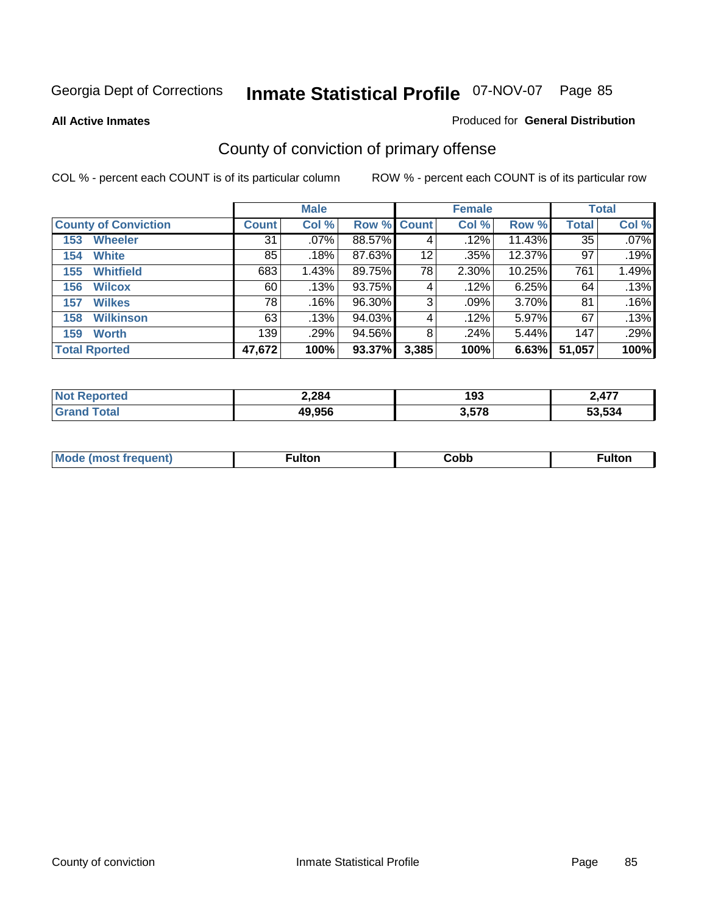Georgia Dept of Corrections **Inmate Statistical Profile** 07-NOV-07

**All Active Inmates**

Produced for **General Distribution**

## County of conviction of primary offense

COL % - percent each COUNT is of its particular column

ROW % - percent each COUNT is of its particular row

| | Male | | | Female | | | Total | |
|---|---|---|---|---|---|---|---|---|
| **County of Conviction** | **Count** | **Col %** | **Row %** | **Count** | **Col %** | **Row %** | **Total** | **Col %** |
| 153 Wheeler | 31 | .07% | 88.57% | 4 | .12% | 11.43% | 35 | .07% |
| 154 White | 85 | .18% | 87.63% | 12 | .35% | 12.37% | 97 | .19% |
| 155 Whitfield | 683 | 1.43% | 89.75% | 78 | 2.30% | 10.25% | 761 | 1.49% |
| 156 Wilcox | 60 | .13% | 93.75% | 4 | .12% | 6.25% | 64 | .13% |
| 157 Wilkes | 78 | .16% | 96.30% | 3 | .09% | 3.70% | 81 | .16% |
| 158 Wilkinson | 63 | .13% | 94.03% | 4 | .12% | 5.97% | 67 | .13% |
| 159 Worth | 139 | .29% | 94.56% | 8 | .24% | 5.44% | 147 | .29% |
| **Total Rported** | **47,672** | **100%** | **93.37%** | **3,385** | **100%** | **6.63%** | **51,057** | **100%** |

| | Male | Female | Total |
|---|---|---|---|
| **Not Reported** | **2,284** | **193** | **2,477** |
| **Grand Total** | **49,956** | **3,578** | **53,534** |

| | Male | Female | Total |
|---|---|---|---|
| **Mode (most frequent)** | **Fulton** | **Cobb** | **Fulton** |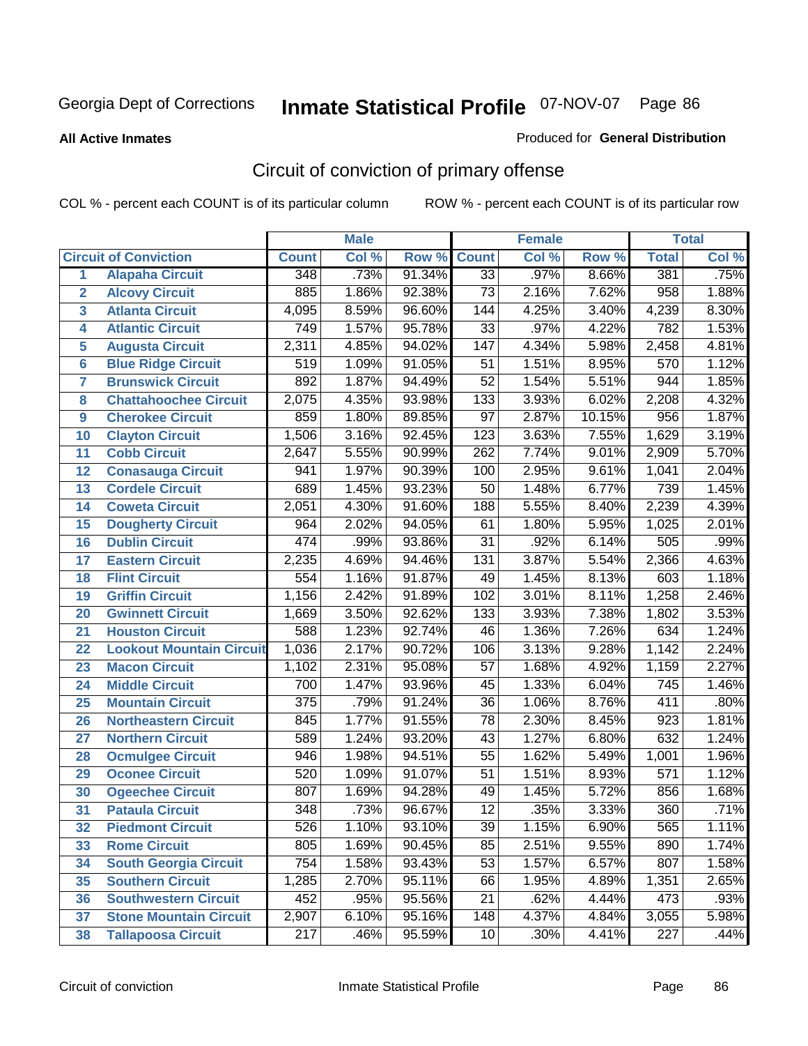Georgia Dept of Corrections

# Inmate Statistical Profile 07-NOV-07

**All Active Inmates**

Produced for **General Distribution**

## Circuit of conviction of primary offense

COL % - percent each COUNT is of its particular column

ROW % - percent each COUNT is of its particular row

| | | Male | | | Female | | | Total | |
|---|---|---|---|---|---|---|---|---|---|
| **Circuit of Conviction** | | **Count** | **Col %** | **Row %** | **Count** | **Col %** | **Row %** | **Total** | **Col %** |
| 1 | Alapaha Circuit | 348 | .73% | 91.34% | 33 | .97% | 8.66% | 381 | .75% |
| 2 | Alcovy Circuit | 885 | 1.86% | 92.38% | 73 | 2.16% | 7.62% | 958 | 1.88% |
| 3 | Atlanta Circuit | 4,095 | 8.59% | 96.60% | 144 | 4.25% | 3.40% | 4,239 | 8.30% |
| 4 | Atlantic Circuit | 749 | 1.57% | 95.78% | 33 | .97% | 4.22% | 782 | 1.53% |
| 5 | Augusta Circuit | 2,311 | 4.85% | 94.02% | 147 | 4.34% | 5.98% | 2,458 | 4.81% |
| 6 | Blue Ridge Circuit | 519 | 1.09% | 91.05% | 51 | 1.51% | 8.95% | 570 | 1.12% |
| 7 | Brunswick Circuit | 892 | 1.87% | 94.49% | 52 | 1.54% | 5.51% | 944 | 1.85% |
| 8 | Chattahoochee Circuit | 2,075 | 4.35% | 93.98% | 133 | 3.93% | 6.02% | 2,208 | 4.32% |
| 9 | Cherokee Circuit | 859 | 1.80% | 89.85% | 97 | 2.87% | 10.15% | 956 | 1.87% |
| 10 | Clayton Circuit | 1,506 | 3.16% | 92.45% | 123 | 3.63% | 7.55% | 1,629 | 3.19% |
| 11 | Cobb Circuit | 2,647 | 5.55% | 90.99% | 262 | 7.74% | 9.01% | 2,909 | 5.70% |
| 12 | Conasauga Circuit | 941 | 1.97% | 90.39% | 100 | 2.95% | 9.61% | 1,041 | 2.04% |
| 13 | Cordele Circuit | 689 | 1.45% | 93.23% | 50 | 1.48% | 6.77% | 739 | 1.45% |
| 14 | Coweta Circuit | 2,051 | 4.30% | 91.60% | 188 | 5.55% | 8.40% | 2,239 | 4.39% |
| 15 | Dougherty Circuit | 964 | 2.02% | 94.05% | 61 | 1.80% | 5.95% | 1,025 | 2.01% |
| 16 | Dublin Circuit | 474 | .99% | 93.86% | 31 | .92% | 6.14% | 505 | .99% |
| 17 | Eastern Circuit | 2,235 | 4.69% | 94.46% | 131 | 3.87% | 5.54% | 2,366 | 4.63% |
| 18 | Flint Circuit | 554 | 1.16% | 91.87% | 49 | 1.45% | 8.13% | 603 | 1.18% |
| 19 | Griffin Circuit | 1,156 | 2.42% | 91.89% | 102 | 3.01% | 8.11% | 1,258 | 2.46% |
| 20 | Gwinnett Circuit | 1,669 | 3.50% | 92.62% | 133 | 3.93% | 7.38% | 1,802 | 3.53% |
| 21 | Houston Circuit | 588 | 1.23% | 92.74% | 46 | 1.36% | 7.26% | 634 | 1.24% |
| 22 | Lookout Mountain Circuit | 1,036 | 2.17% | 90.72% | 106 | 3.13% | 9.28% | 1,142 | 2.24% |
| 23 | Macon Circuit | 1,102 | 2.31% | 95.08% | 57 | 1.68% | 4.92% | 1,159 | 2.27% |
| 24 | Middle Circuit | 700 | 1.47% | 93.96% | 45 | 1.33% | 6.04% | 745 | 1.46% |
| 25 | Mountain Circuit | 375 | .79% | 91.24% | 36 | 1.06% | 8.76% | 411 | .80% |
| 26 | Northeastern Circuit | 845 | 1.77% | 91.55% | 78 | 2.30% | 8.45% | 923 | 1.81% |
| 27 | Northern Circuit | 589 | 1.24% | 93.20% | 43 | 1.27% | 6.80% | 632 | 1.24% |
| 28 | Ocmulgee Circuit | 946 | 1.98% | 94.51% | 55 | 1.62% | 5.49% | 1,001 | 1.96% |
| 29 | Oconee Circuit | 520 | 1.09% | 91.07% | 51 | 1.51% | 8.93% | 571 | 1.12% |
| 30 | Ogeechee Circuit | 807 | 1.69% | 94.28% | 49 | 1.45% | 5.72% | 856 | 1.68% |
| 31 | Pataula Circuit | 348 | .73% | 96.67% | 12 | .35% | 3.33% | 360 | .71% |
| 32 | Piedmont Circuit | 526 | 1.10% | 93.10% | 39 | 1.15% | 6.90% | 565 | 1.11% |
| 33 | Rome Circuit | 805 | 1.69% | 90.45% | 85 | 2.51% | 9.55% | 890 | 1.74% |
| 34 | South Georgia Circuit | 754 | 1.58% | 93.43% | 53 | 1.57% | 6.57% | 807 | 1.58% |
| 35 | Southern Circuit | 1,285 | 2.70% | 95.11% | 66 | 1.95% | 4.89% | 1,351 | 2.65% |
| 36 | Southwestern Circuit | 452 | .95% | 95.56% | 21 | .62% | 4.44% | 473 | .93% |
| 37 | Stone Mountain Circuit | 2,907 | 6.10% | 95.16% | 148 | 4.37% | 4.84% | 3,055 | 5.98% |
| 38 | Tallapoosa Circuit | 217 | .46% | 95.59% | 10 | .30% | 4.41% | 227 | .44% |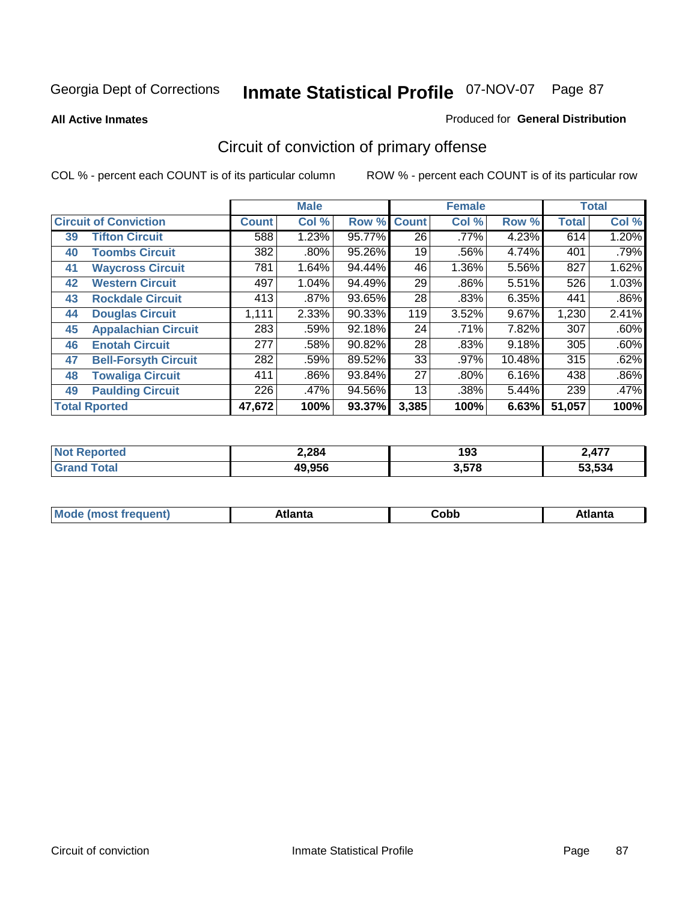Georgia Dept of Corrections

# Inmate Statistical Profile 07-NOV-07

**All Active Inmates**

Produced for **General Distribution**

## Circuit of conviction of primary offense

COL % - percent each COUNT is of its particular column

ROW % - percent each COUNT is of its particular row

| Circuit of Conviction | | Male | | | Female | | | Total | |
|---|---|---|---|---|---|---|---|---|---|
| | | Count | Col % | Row % | Count | Col % | Row % | Total | Col % |
| 39 | Tifton Circuit | 588 | 1.23% | 95.77% | 26 | .77% | 4.23% | 614 | 1.20% |
| 40 | Toombs Circuit | 382 | .80% | 95.26% | 19 | .56% | 4.74% | 401 | .79% |
| 41 | Waycross Circuit | 781 | 1.64% | 94.44% | 46 | 1.36% | 5.56% | 827 | 1.62% |
| 42 | Western Circuit | 497 | 1.04% | 94.49% | 29 | .86% | 5.51% | 526 | 1.03% |
| 43 | Rockdale Circuit | 413 | .87% | 93.65% | 28 | .83% | 6.35% | 441 | .86% |
| 44 | Douglas Circuit | 1,111 | 2.33% | 90.33% | 119 | 3.52% | 9.67% | 1,230 | 2.41% |
| 45 | Appalachian Circuit | 283 | .59% | 92.18% | 24 | .71% | 7.82% | 307 | .60% |
| 46 | Enotah Circuit | 277 | .58% | 90.82% | 28 | .83% | 9.18% | 305 | .60% |
| 47 | Bell-Forsyth Circuit | 282 | .59% | 89.52% | 33 | .97% | 10.48% | 315 | .62% |
| 48 | Towaliga Circuit | 411 | .86% | 93.84% | 27 | .80% | 6.16% | 438 | .86% |
| 49 | Paulding Circuit | 226 | .47% | 94.56% | 13 | .38% | 5.44% | 239 | .47% |
| **Total Rported** | | **47,672** | **100%** | **93.37%** | **3,385** | **100%** | **6.63%** | **51,057** | **100%** |

| | Male | Female | Total |
|---|---|---|---|
| Not Reported | 2,284 | 193 | 2,477 |
| Grand Total | 49,956 | 3,578 | 53,534 |

| | Male | Female | Total |
|---|---|---|---|
| Mode (most frequent) | Atlanta | Cobb | Atlanta |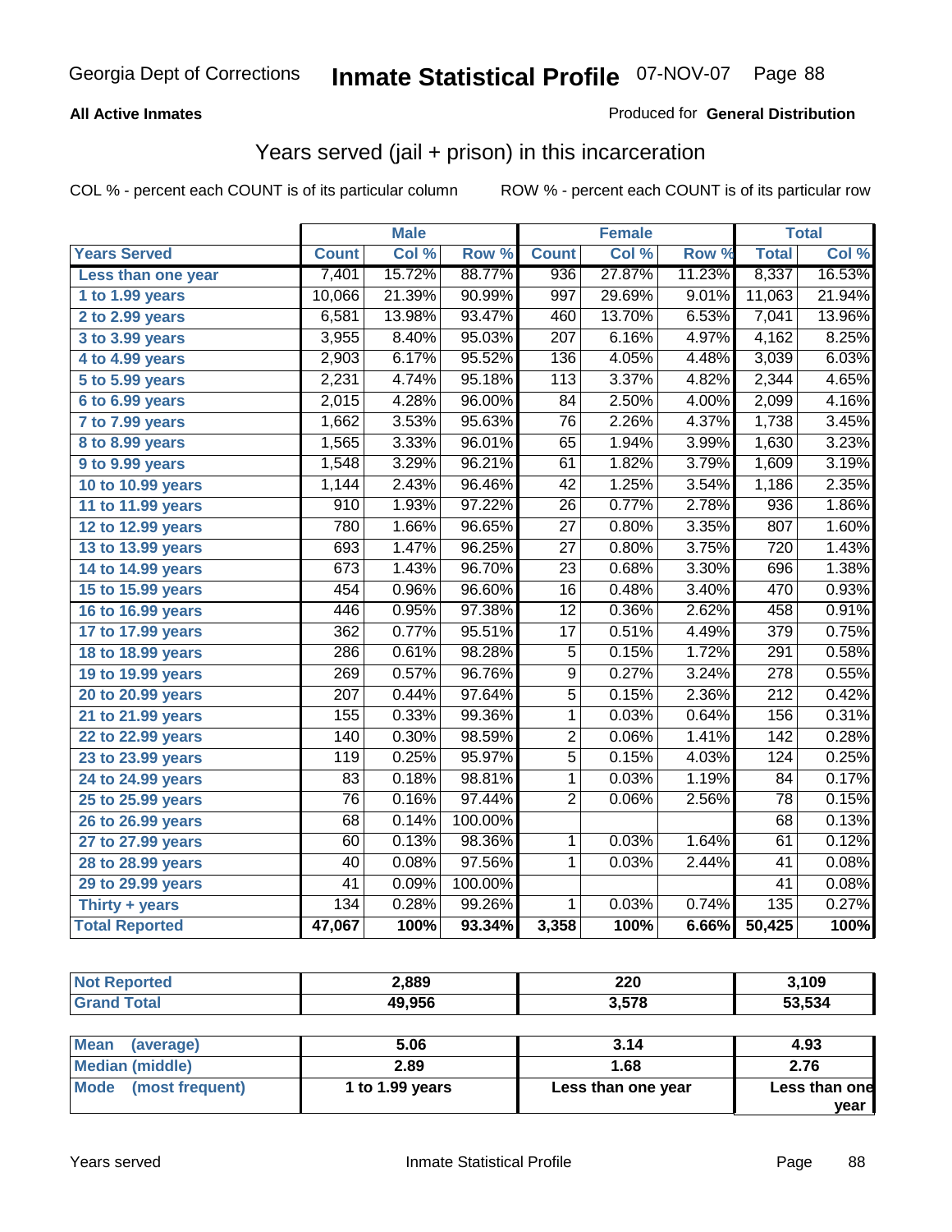Georgia Dept of Corrections **Inmate Statistical Profile** 07-NOV-07

**All Active Inmates**

Produced for **General Distribution**

## Years served (jail + prison) in this incarceration

COL % - percent each COUNT is of its particular column

ROW % - percent each COUNT is of its particular row

| | Male | | | Female | | | Total | |
|---|---|---|---|---|---|---|---|---|
| **Years Served** | **Count** | **Col %** | **Row %** | **Count** | **Col %** | **Row %** | **Total** | **Col %** |
| Less than one year | 7,401 | 15.72% | 88.77% | 936 | 27.87% | 11.23% | 8,337 | 16.53% |
| 1 to 1.99 years | 10,066 | 21.39% | 90.99% | 997 | 29.69% | 9.01% | 11,063 | 21.94% |
| 2 to 2.99 years | 6,581 | 13.98% | 93.47% | 460 | 13.70% | 6.53% | 7,041 | 13.96% |
| 3 to 3.99 years | 3,955 | 8.40% | 95.03% | 207 | 6.16% | 4.97% | 4,162 | 8.25% |
| 4 to 4.99 years | 2,903 | 6.17% | 95.52% | 136 | 4.05% | 4.48% | 3,039 | 6.03% |
| 5 to 5.99 years | 2,231 | 4.74% | 95.18% | 113 | 3.37% | 4.82% | 2,344 | 4.65% |
| 6 to 6.99 years | 2,015 | 4.28% | 96.00% | 84 | 2.50% | 4.00% | 2,099 | 4.16% |
| 7 to 7.99 years | 1,662 | 3.53% | 95.63% | 76 | 2.26% | 4.37% | 1,738 | 3.45% |
| 8 to 8.99 years | 1,565 | 3.33% | 96.01% | 65 | 1.94% | 3.99% | 1,630 | 3.23% |
| 9 to 9.99 years | 1,548 | 3.29% | 96.21% | 61 | 1.82% | 3.79% | 1,609 | 3.19% |
| 10 to 10.99 years | 1,144 | 2.43% | 96.46% | 42 | 1.25% | 3.54% | 1,186 | 2.35% |
| 11 to 11.99 years | 910 | 1.93% | 97.22% | 26 | 0.77% | 2.78% | 936 | 1.86% |
| 12 to 12.99 years | 780 | 1.66% | 96.65% | 27 | 0.80% | 3.35% | 807 | 1.60% |
| 13 to 13.99 years | 693 | 1.47% | 96.25% | 27 | 0.80% | 3.75% | 720 | 1.43% |
| 14 to 14.99 years | 673 | 1.43% | 96.70% | 23 | 0.68% | 3.30% | 696 | 1.38% |
| 15 to 15.99 years | 454 | 0.96% | 96.60% | 16 | 0.48% | 3.40% | 470 | 0.93% |
| 16 to 16.99 years | 446 | 0.95% | 97.38% | 12 | 0.36% | 2.62% | 458 | 0.91% |
| 17 to 17.99 years | 362 | 0.77% | 95.51% | 17 | 0.51% | 4.49% | 379 | 0.75% |
| 18 to 18.99 years | 286 | 0.61% | 98.28% | 5 | 0.15% | 1.72% | 291 | 0.58% |
| 19 to 19.99 years | 269 | 0.57% | 96.76% | 9 | 0.27% | 3.24% | 278 | 0.55% |
| 20 to 20.99 years | 207 | 0.44% | 97.64% | 5 | 0.15% | 2.36% | 212 | 0.42% |
| 21 to 21.99 years | 155 | 0.33% | 99.36% | 1 | 0.03% | 0.64% | 156 | 0.31% |
| 22 to 22.99 years | 140 | 0.30% | 98.59% | 2 | 0.06% | 1.41% | 142 | 0.28% |
| 23 to 23.99 years | 119 | 0.25% | 95.97% | 5 | 0.15% | 4.03% | 124 | 0.25% |
| 24 to 24.99 years | 83 | 0.18% | 98.81% | 1 | 0.03% | 1.19% | 84 | 0.17% |
| 25 to 25.99 years | 76 | 0.16% | 97.44% | 2 | 0.06% | 2.56% | 78 | 0.15% |
| 26 to 26.99 years | 68 | 0.14% | 100.00% | | | | 68 | 0.13% |
| 27 to 27.99 years | 60 | 0.13% | 98.36% | 1 | 0.03% | 1.64% | 61 | 0.12% |
| 28 to 28.99 years | 40 | 0.08% | 97.56% | 1 | 0.03% | 2.44% | 41 | 0.08% |
| 29 to 29.99 years | 41 | 0.09% | 100.00% | | | | 41 | 0.08% |
| Thirty + years | 134 | 0.28% | 99.26% | 1 | 0.03% | 0.74% | 135 | 0.27% |
| **Total Reported** | **47,067** | **100%** | **93.34%** | **3,358** | **100%** | **6.66%** | **50,425** | **100%** |

| | Male | Female | Total |
|---|---|---|---|
| Not Reported | 2,889 | 220 | 3,109 |
| Grand Total | 49,956 | 3,578 | 53,534 |

| | Male | Female | Total |
|---|---|---|---|
| Mean (average) | 5.06 | 3.14 | 4.93 |
| Median (middle) | 2.89 | 1.68 | 2.76 |
| Mode (most frequent) | 1 to 1.99 years | Less than one year | Less than one year |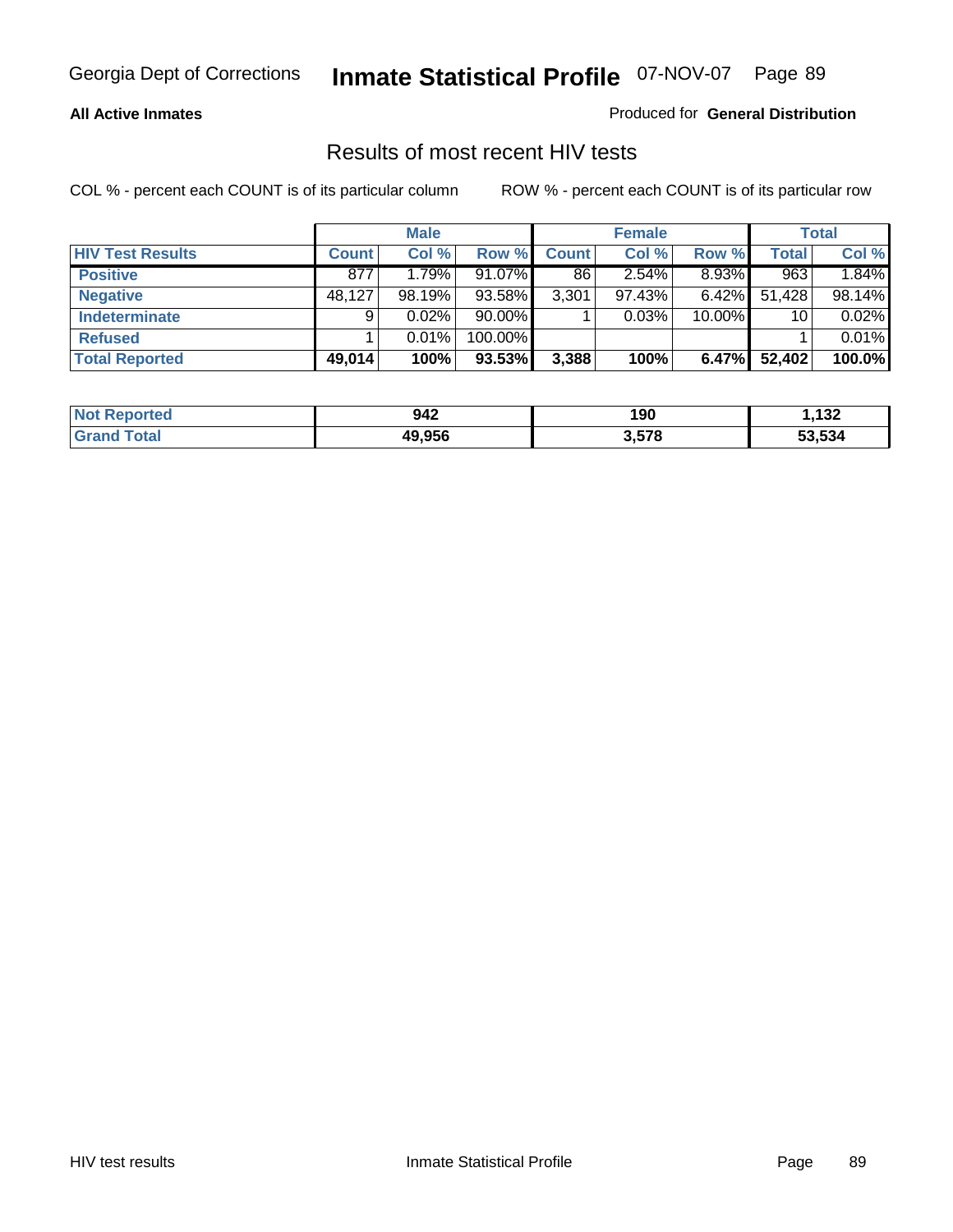**All Active Inmates**

Produced for **General Distribution**

## Results of most recent HIV tests

COL % - percent each COUNT is of its particular column

ROW % - percent each COUNT is of its particular row

| | Male | | | Female | | | Total | |
|---|---|---|---|---|---|---|---|---|
| **HIV Test Results** | **Count** | **Col %** | **Row %** | **Count** | **Col %** | **Row %** | **Total** | **Col %** |
| **Positive** | 877 | 1.79% | 91.07% | 86 | 2.54% | 8.93% | 963 | 1.84% |
| **Negative** | 48,127 | 98.19% | 93.58% | 3,301 | 97.43% | 6.42% | 51,428 | 98.14% |
| **Indeterminate** | 9 | 0.02% | 90.00% | 1 | 0.03% | 10.00% | 10 | 0.02% |
| **Refused** | 1 | 0.01% | 100.00% | | | | 1 | 0.01% |
| **Total Reported** | **49,014** | **100%** | **93.53%** | **3,388** | **100%** | **6.47%** | **52,402** | **100.0%** |

| | Male | Female | Total |
|---|---|---|---|
| **Not Reported** | **942** | **190** | **1,132** |
| **Grand Total** | **49,956** | **3,578** | **53,534** |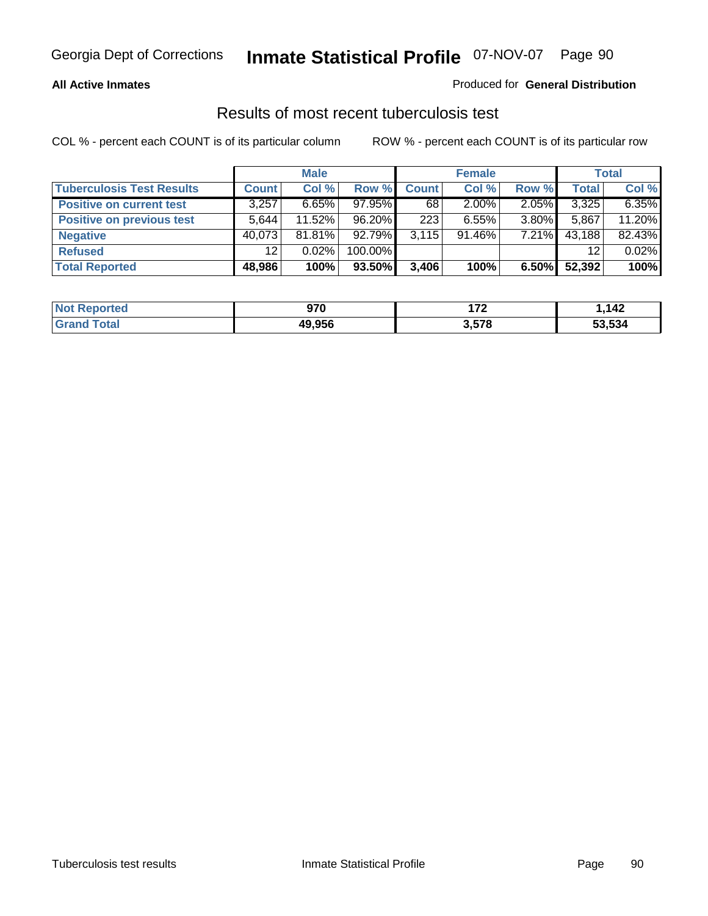**All Active Inmates**

Produced for **General Distribution**

## Results of most recent tuberculosis test

COL % - percent each COUNT is of its particular column

ROW % - percent each COUNT is of its particular row

| | Male | | | Female | | | Total | |
|---|---|---|---|---|---|---|---|---|
| **Tuberculosis Test Results** | **Count** | **Col %** | **Row %** | **Count** | **Col %** | **Row %** | **Total** | **Col %** |
| **Positive on current test** | 3,257 | 6.65% | 97.95% | 68 | 2.00% | 2.05% | 3,325 | 6.35% |
| **Positive on previous test** | 5,644 | 11.52% | 96.20% | 223 | 6.55% | 3.80% | 5,867 | 11.20% |
| **Negative** | 40,073 | 81.81% | 92.79% | 3,115 | 91.46% | 7.21% | 43,188 | 82.43% |
| **Refused** | 12 | 0.02% | 100.00% | | | | 12 | 0.02% |
| **Total Reported** | **48,986** | **100%** | **93.50%** | **3,406** | **100%** | **6.50%** | **52,392** | **100%** |

| | Male | Female | Total |
|---|---|---|---|
| **Not Reported** | **970** | **172** | **1,142** |
| **Grand Total** | **49,956** | **3,578** | **53,534** |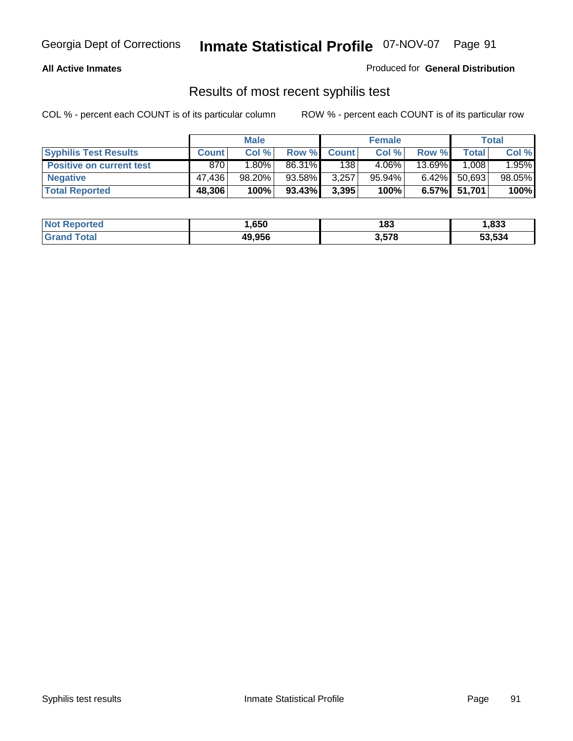Georgia Dept of Corrections **Inmate Statistical Profile** 07-NOV-07

**All Active Inmates**

Produced for **General Distribution**

## Results of most recent syphilis test

COL % - percent each COUNT is of its particular column    ROW % - percent each COUNT is of its particular row

| | Male | | | Female | | | Total | |
|---|---|---|---|---|---|---|---|---|
| **Syphilis Test Results** | **Count** | **Col %** | **Row %** | **Count** | **Col %** | **Row %** | **Total** | **Col %** |
| **Positive on current test** | 870 | 1.80% | 86.31% | 138 | 4.06% | 13.69% | 1,008 | 1.95% |
| **Negative** | 47,436 | 98.20% | 93.58% | 3,257 | 95.94% | 6.42% | 50,693 | 98.05% |
| **Total Reported** | **48,306** | **100%** | **93.43%** | **3,395** | **100%** | **6.57%** | **51,701** | **100%** |

| | Male | Female | Total |
|---|---|---|---|
| **Not Reported** | **1,650** | **183** | **1,833** |
| **Grand Total** | **49,956** | **3,578** | **53,534** |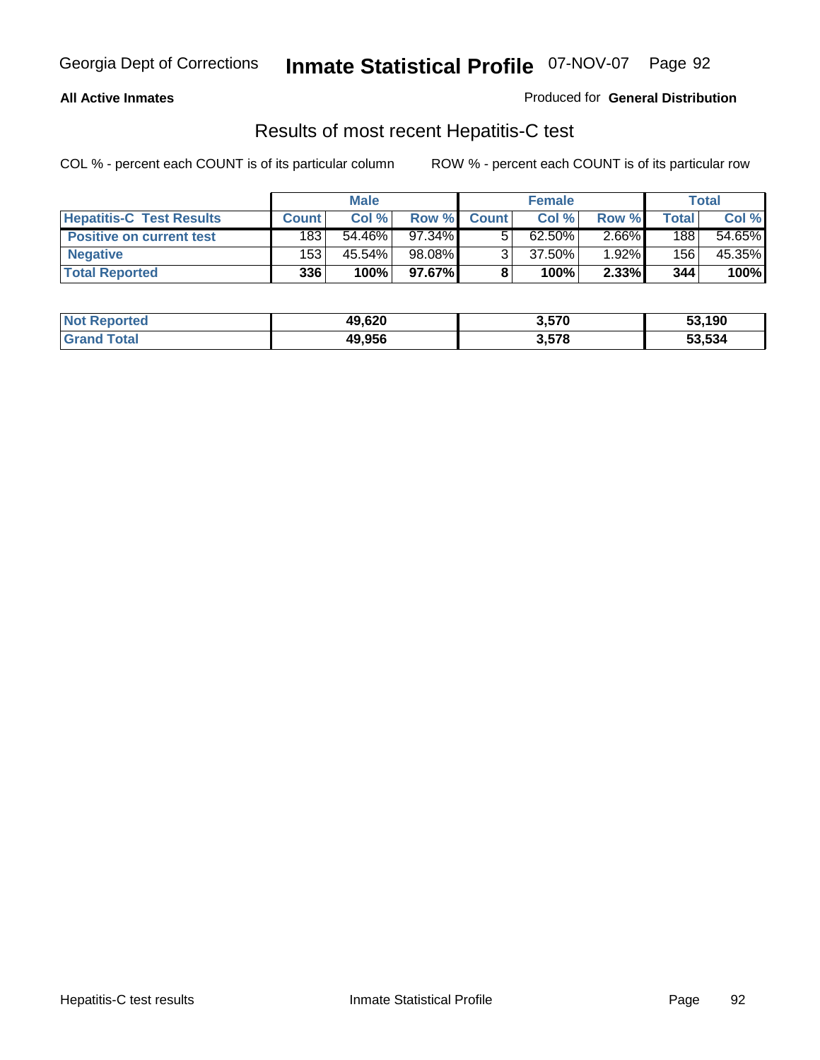Georgia Dept of Corrections **Inmate Statistical Profile** 07-NOV-07

**All Active Inmates**

Produced for **General Distribution**

## Results of most recent Hepatitis-C test

COL % - percent each COUNT is of its particular column ROW % - percent each COUNT is of its particular row

| | Male | | | Female | | | Total | |
|---|---|---|---|---|---|---|---|---|
| **Hepatitis-C Test Results** | **Count** | **Col %** | **Row %** | **Count** | **Col %** | **Row %** | **Total** | **Col %** |
| **Positive on current test** | 183 | 54.46% | 97.34% | 5 | 62.50% | 2.66% | 188 | 54.65% |
| **Negative** | 153 | 45.54% | 98.08% | 3 | 37.50% | 1.92% | 156 | 45.35% |
| **Total Reported** | **336** | **100%** | **97.67%** | **8** | **100%** | **2.33%** | **344** | **100%** |

| | Male | Female | Total |
|---|---|---|---|
| **Not Reported** | **49,620** | **3,570** | **53,190** |
| **Grand Total** | **49,956** | **3,578** | **53,534** |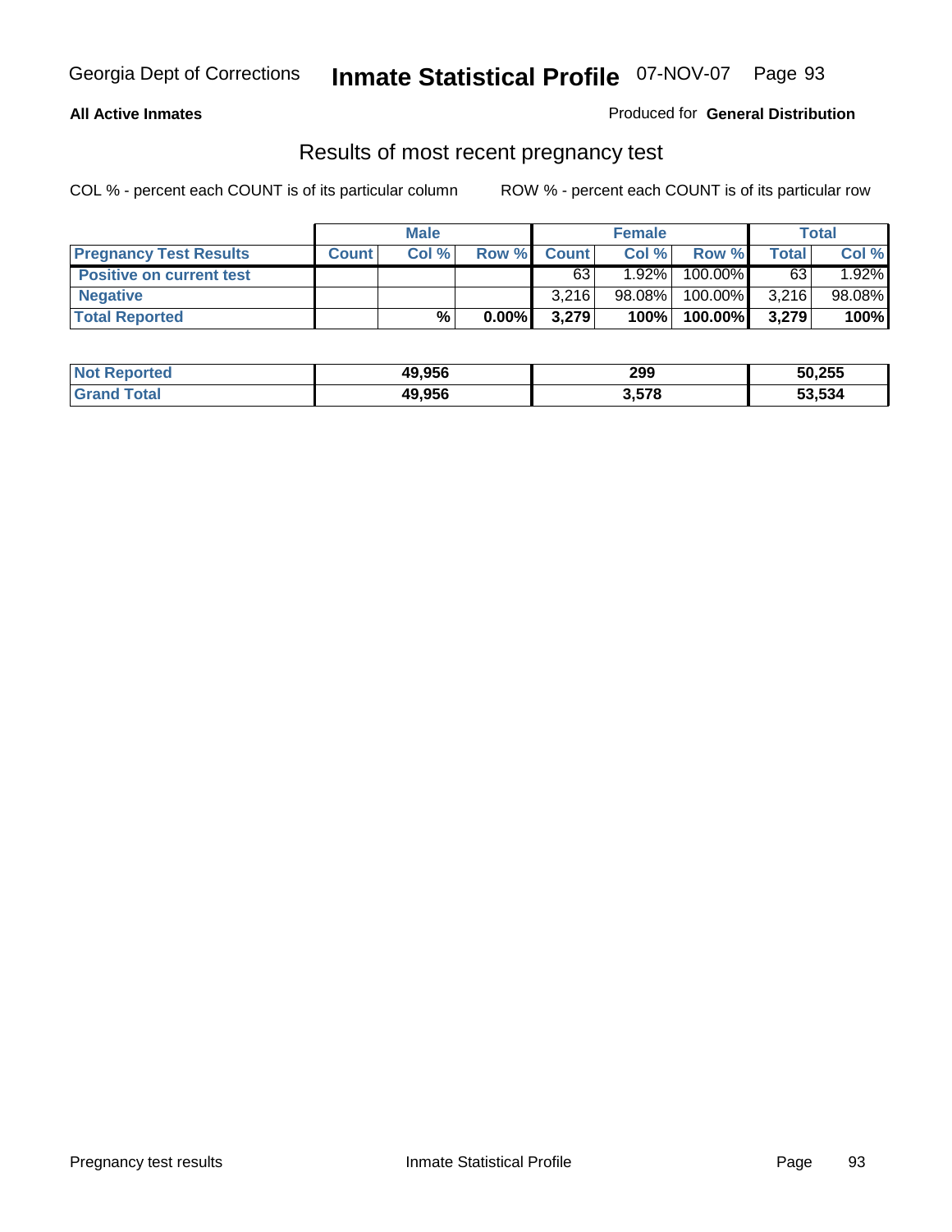Georgia Dept of Corrections **Inmate Statistical Profile** 07-NOV-07

**All Active Inmates**

Produced for **General Distribution**

## Results of most recent pregnancy test

COL % - percent each COUNT is of its particular column    ROW % - percent each COUNT is of its particular row

| | Male | | | Female | | | Total | |
|---|---|---|---|---|---|---|---|---|
| **Pregnancy Test Results** | **Count** | **Col %** | **Row %** | **Count** | **Col %** | **Row %** | **Total** | **Col %** |
| **Positive on current test** | | | | 63 | 1.92% | 100.00% | 63 | 1.92% |
| **Negative** | | | | 3,216 | 98.08% | 100.00% | 3,216 | 98.08% |
| **Total Reported** | | **%** | **0.00%** | **3,279** | **100%** | **100.00%** | **3,279** | **100%** |

| | Male | Female | Total |
|---|---|---|---|
| **Not Reported** | **49,956** | **299** | **50,255** |
| **Grand Total** | **49,956** | **3,578** | **53,534** |

Pregnancy test results    Inmate Statistical Profile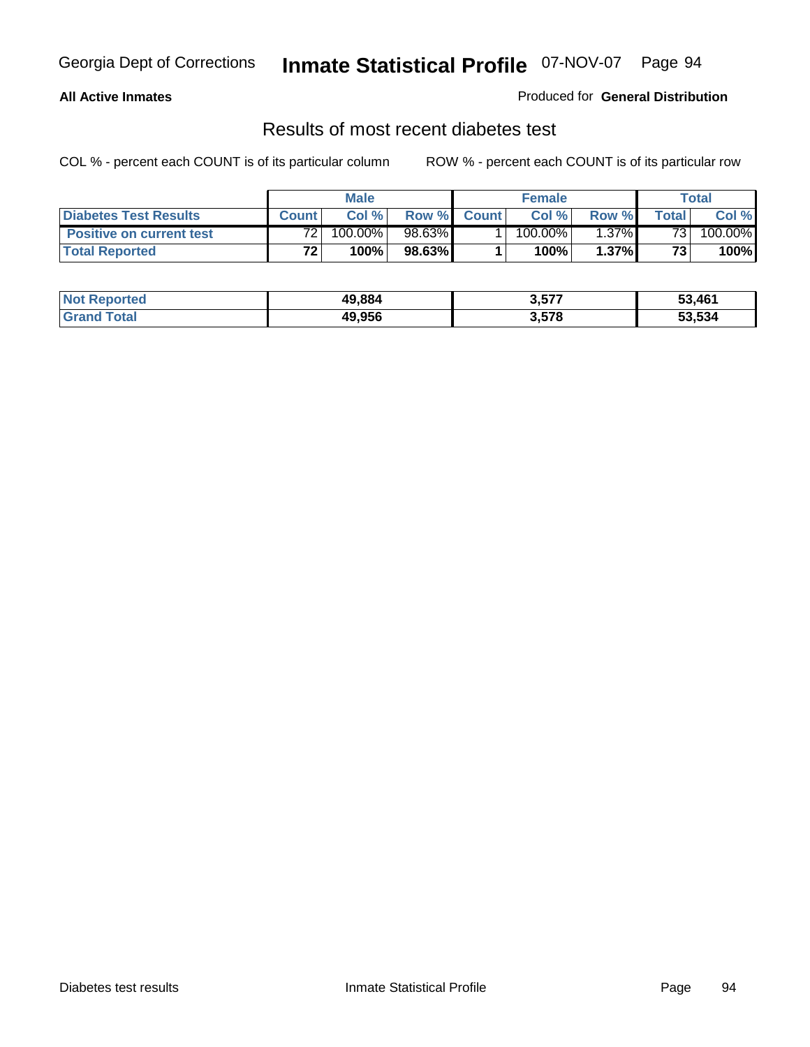**All Active Inmates** Produced for **General Distribution**

## Results of most recent diabetes test

COL % - percent each COUNT is of its particular column ROW % - percent each COUNT is of its particular row

| | Male | | | Female | | | Total | |
|---|---|---|---|---|---|---|---|---|
| **Diabetes Test Results** | **Count** | **Col %** | **Row %** | **Count** | **Col %** | **Row %** | **Total** | **Col %** |
| **Positive on current test** | 72 | 100.00% | 98.63% | 1 | 100.00% | 1.37% | 73 | 100.00% |
| **Total Reported** | **72** | **100%** | **98.63%** | **1** | **100%** | **1.37%** | **73** | **100%** |

| | Male | Female | Total |
|---|---|---|---|
| **Not Reported** | **49,884** | **3,577** | **53,461** |
| **Grand Total** | **49,956** | **3,578** | **53,534** |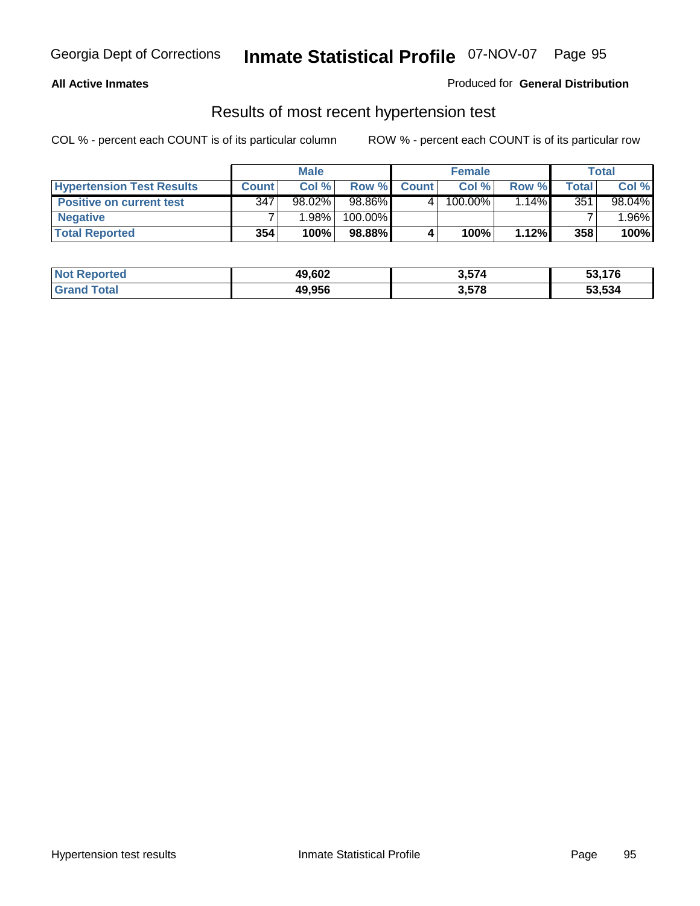**All Active Inmates**

Produced for **General Distribution**

## Results of most recent hypertension test

COL % - percent each COUNT is of its particular column

ROW % - percent each COUNT is of its particular row

| | Male | | | Female | | | Total | |
|---|---|---|---|---|---|---|---|---|
| **Hypertension Test Results** | **Count** | **Col %** | **Row %** | **Count** | **Col %** | **Row %** | **Total** | **Col %** |
| **Positive on current test** | 347 | 98.02% | 98.86% | 4 | 100.00% | 1.14% | 351 | 98.04% |
| **Negative** | 7 | 1.98% | 100.00% | | | | 7 | 1.96% |
| **Total Reported** | **354** | **100%** | **98.88%** | **4** | **100%** | **1.12%** | **358** | **100%** |

| | Male | Female | Total |
|---|---|---|---|
| **Not Reported** | **49,602** | **3,574** | **53,176** |
| **Grand Total** | **49,956** | **3,578** | **53,534** |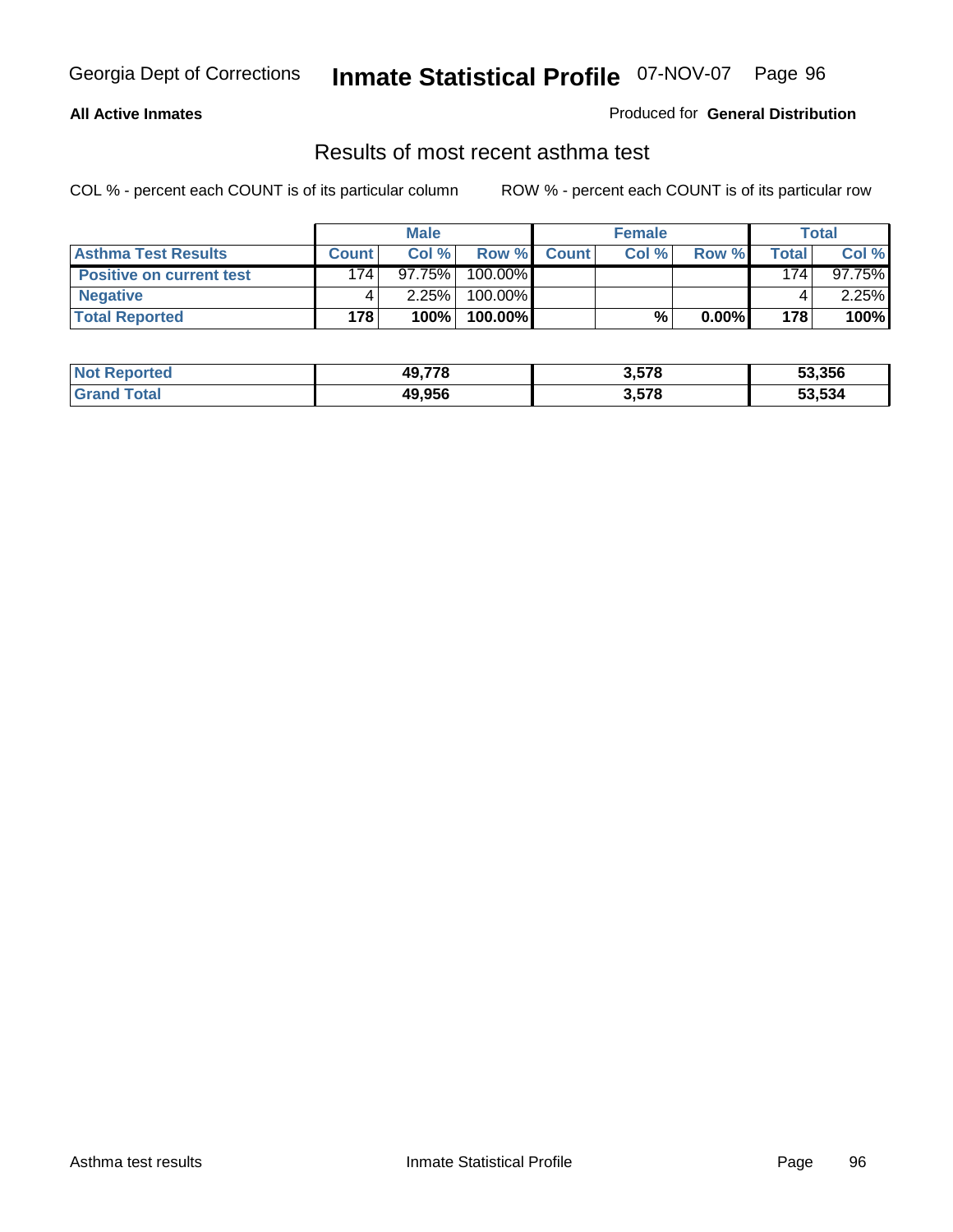Georgia Dept of Corrections **Inmate Statistical Profile** 07-NOV-07 Page 96

**All Active Inmates**

Produced for **General Distribution**

## Results of most recent asthma test

COL % - percent each COUNT is of its particular column ROW % - percent each COUNT is of its particular row

| | Male | | | Female | | | Total | |
|---|---|---|---|---|---|---|---|---|
| **Asthma Test Results** | **Count** | **Col %** | **Row %** | **Count** | **Col %** | **Row %** | **Total** | **Col %** |
| **Positive on current test** | 174 | 97.75% | 100.00% | | | | 174 | 97.75% |
| **Negative** | 4 | 2.25% | 100.00% | | | | 4 | 2.25% |
| **Total Reported** | **178** | **100%** | **100.00%** | | **%** | **0.00%** | **178** | **100%** |

| | Male | Female | Total |
|---|---|---|---|
| **Not Reported** | **49,778** | **3,578** | **53,356** |
| **Grand Total** | **49,956** | **3,578** | **53,534** |

Asthma test results Inmate Statistical Profile